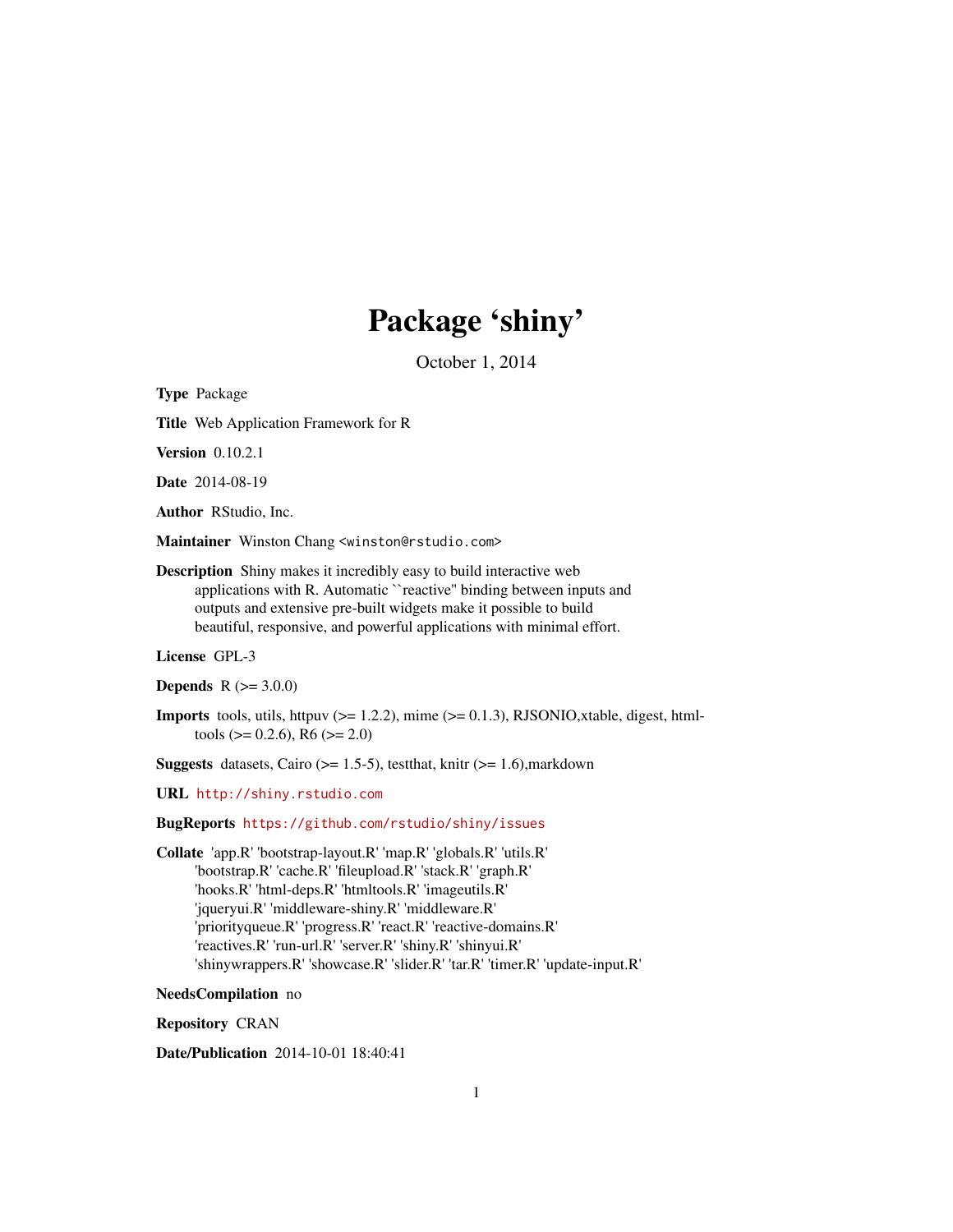# Package 'shiny'

October 1, 2014

**Type** Package

**Title** Web Application Framework for R

**Version** 0.10.2.1

**Date** 2014-08-19

**Author** RStudio, Inc.

**Maintainer** Winston Chang <winston@rstudio.com>

**Description** Shiny makes it incredibly easy to build interactive web applications with R. Automatic ``reactive'' binding between inputs and outputs and extensive pre-built widgets make it possible to build beautiful, responsive, and powerful applications with minimal effort.

**License** GPL-3

**Depends** R (>= 3.0.0)

**Imports** tools, utils, httpuv (>= 1.2.2), mime (>= 0.1.3), RJSONIO,xtable, digest, htmltools (>= 0.2.6), R6 (>= 2.0)

**Suggests** datasets, Cairo (>= 1.5-5), testthat, knitr (>= 1.6),markdown

**URL** http://shiny.rstudio.com

**BugReports** https://github.com/rstudio/shiny/issues

**Collate** 'app.R' 'bootstrap-layout.R' 'map.R' 'globals.R' 'utils.R' 'bootstrap.R' 'cache.R' 'fileupload.R' 'stack.R' 'graph.R' 'hooks.R' 'html-deps.R' 'htmltools.R' 'imageutils.R' 'jqueryui.R' 'middleware-shiny.R' 'middleware.R' 'priorityqueue.R' 'progress.R' 'react.R' 'reactive-domains.R' 'reactives.R' 'run-url.R' 'server.R' 'shiny.R' 'shinyui.R' 'shinywrappers.R' 'showcase.R' 'slider.R' 'tar.R' 'timer.R' 'update-input.R'

**NeedsCompilation** no

**Repository** CRAN

**Date/Publication** 2014-10-01 18:40:41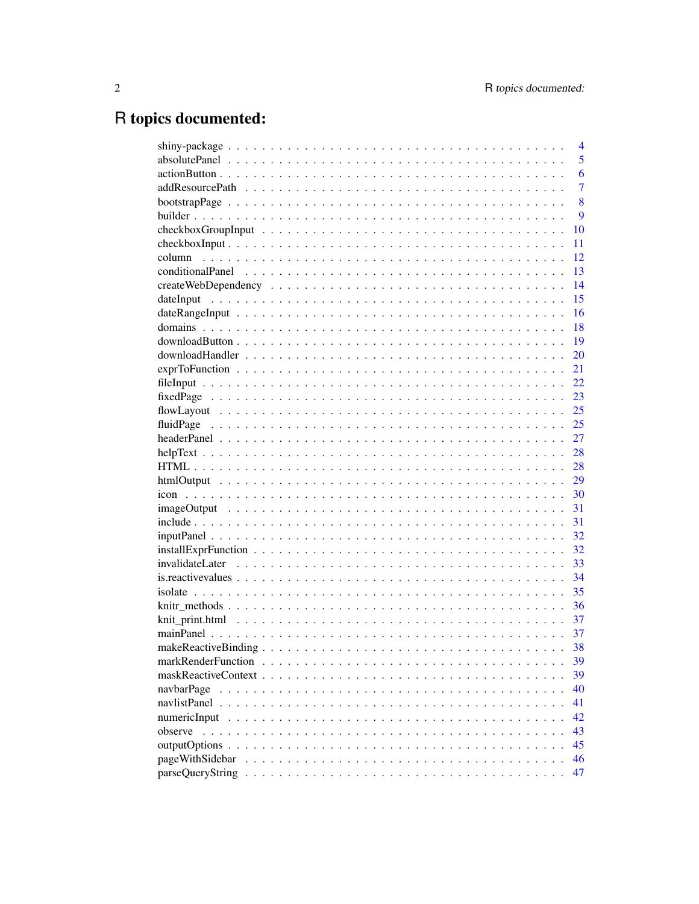# R topics documented:

| | |
|---|---|
| shiny-package | 4 |
| absolutePanel | 5 |
| actionButton | 6 |
| addResourcePath | 7 |
| bootstrapPage | 8 |
| builder | 9 |
| checkboxGroupInput | 10 |
| checkboxInput | 11 |
| column | 12 |
| conditionalPanel | 13 |
| createWebDependency | 14 |
| dateInput | 15 |
| dateRangeInput | 16 |
| domains | 18 |
| downloadButton | 19 |
| downloadHandler | 20 |
| exprToFunction | 21 |
| fileInput | 22 |
| fixedPage | 23 |
| flowLayout | 25 |
| fluidPage | 25 |
| headerPanel | 27 |
| helpText | 28 |
| HTML | 28 |
| htmlOutput | 29 |
| icon | 30 |
| imageOutput | 31 |
| include | 31 |
| inputPanel | 32 |
| installExprFunction | 32 |
| invalidateLater | 33 |
| is.reactivevalues | 34 |
| isolate | 35 |
| knitr_methods | 36 |
| knit_print.html | 37 |
| mainPanel | 37 |
| makeReactiveBinding | 38 |
| markRenderFunction | 39 |
| maskReactiveContext | 39 |
| navbarPage | 40 |
| navlistPanel | 41 |
| numericInput | 42 |
| observe | 43 |
| outputOptions | 45 |
| pageWithSidebar | 46 |
| parseQueryString | 47 |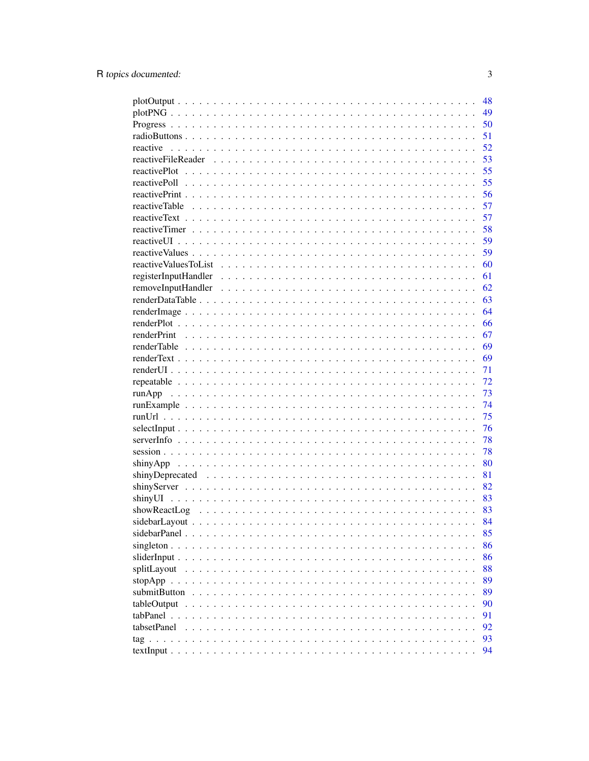plotOutput . . . . . . . . . . . . . . . . . . . . . . . . . . . . . . . . . . . . . . . 48
plotPNG . . . . . . . . . . . . . . . . . . . . . . . . . . . . . . . . . . . . . . . . 49
Progress . . . . . . . . . . . . . . . . . . . . . . . . . . . . . . . . . . . . . . . . 50
radioButtons . . . . . . . . . . . . . . . . . . . . . . . . . . . . . . . . . . . . . . 51
reactive . . . . . . . . . . . . . . . . . . . . . . . . . . . . . . . . . . . . . . . . 52
reactiveFileReader . . . . . . . . . . . . . . . . . . . . . . . . . . . . . . . . . . . 53
reactivePlot . . . . . . . . . . . . . . . . . . . . . . . . . . . . . . . . . . . . . . 55
reactivePoll . . . . . . . . . . . . . . . . . . . . . . . . . . . . . . . . . . . . . . 55
reactivePrint . . . . . . . . . . . . . . . . . . . . . . . . . . . . . . . . . . . . . . 56
reactiveTable . . . . . . . . . . . . . . . . . . . . . . . . . . . . . . . . . . . . . 57
reactiveText . . . . . . . . . . . . . . . . . . . . . . . . . . . . . . . . . . . . . . 57
reactiveTimer . . . . . . . . . . . . . . . . . . . . . . . . . . . . . . . . . . . . . 58
reactiveUI . . . . . . . . . . . . . . . . . . . . . . . . . . . . . . . . . . . . . . . 59
reactiveValues . . . . . . . . . . . . . . . . . . . . . . . . . . . . . . . . . . . . . 59
reactiveValuesToList . . . . . . . . . . . . . . . . . . . . . . . . . . . . . . . . . . 60
registerInputHandler . . . . . . . . . . . . . . . . . . . . . . . . . . . . . . . . . . 61
removeInputHandler . . . . . . . . . . . . . . . . . . . . . . . . . . . . . . . . . . 62
renderDataTable . . . . . . . . . . . . . . . . . . . . . . . . . . . . . . . . . . . . 63
renderImage . . . . . . . . . . . . . . . . . . . . . . . . . . . . . . . . . . . . . . 64
renderPlot . . . . . . . . . . . . . . . . . . . . . . . . . . . . . . . . . . . . . . . 66
renderPrint . . . . . . . . . . . . . . . . . . . . . . . . . . . . . . . . . . . . . . 67
renderTable . . . . . . . . . . . . . . . . . . . . . . . . . . . . . . . . . . . . . . 69
renderText . . . . . . . . . . . . . . . . . . . . . . . . . . . . . . . . . . . . . . . 69
renderUI . . . . . . . . . . . . . . . . . . . . . . . . . . . . . . . . . . . . . . . . 71
repeatable . . . . . . . . . . . . . . . . . . . . . . . . . . . . . . . . . . . . . . . 72
runApp . . . . . . . . . . . . . . . . . . . . . . . . . . . . . . . . . . . . . . . . . 73
runExample . . . . . . . . . . . . . . . . . . . . . . . . . . . . . . . . . . . . . . . 74
runUrl . . . . . . . . . . . . . . . . . . . . . . . . . . . . . . . . . . . . . . . . . 75
selectInput . . . . . . . . . . . . . . . . . . . . . . . . . . . . . . . . . . . . . . . 76
serverInfo . . . . . . . . . . . . . . . . . . . . . . . . . . . . . . . . . . . . . . . 78
session . . . . . . . . . . . . . . . . . . . . . . . . . . . . . . . . . . . . . . . . . 78
shinyApp . . . . . . . . . . . . . . . . . . . . . . . . . . . . . . . . . . . . . . . . 80
shinyDeprecated . . . . . . . . . . . . . . . . . . . . . . . . . . . . . . . . . . . . 81
shinyServer . . . . . . . . . . . . . . . . . . . . . . . . . . . . . . . . . . . . . . . 82
shinyUI . . . . . . . . . . . . . . . . . . . . . . . . . . . . . . . . . . . . . . . . . 83
showReactLog . . . . . . . . . . . . . . . . . . . . . . . . . . . . . . . . . . . . . 83
sidebarLayout . . . . . . . . . . . . . . . . . . . . . . . . . . . . . . . . . . . . . 84
sidebarPanel . . . . . . . . . . . . . . . . . . . . . . . . . . . . . . . . . . . . . . 85
singleton . . . . . . . . . . . . . . . . . . . . . . . . . . . . . . . . . . . . . . . . 86
sliderInput . . . . . . . . . . . . . . . . . . . . . . . . . . . . . . . . . . . . . . . 86
splitLayout . . . . . . . . . . . . . . . . . . . . . . . . . . . . . . . . . . . . . . . 88
stopApp . . . . . . . . . . . . . . . . . . . . . . . . . . . . . . . . . . . . . . . . . 89
submitButton . . . . . . . . . . . . . . . . . . . . . . . . . . . . . . . . . . . . . . 89
tableOutput . . . . . . . . . . . . . . . . . . . . . . . . . . . . . . . . . . . . . . . 90
tabPanel . . . . . . . . . . . . . . . . . . . . . . . . . . . . . . . . . . . . . . . . . 91
tabsetPanel . . . . . . . . . . . . . . . . . . . . . . . . . . . . . . . . . . . . . . . 92
tag . . . . . . . . . . . . . . . . . . . . . . . . . . . . . . . . . . . . . . . . . . . 93
textInput . . . . . . . . . . . . . . . . . . . . . . . . . . . . . . . . . . . . . . . . 94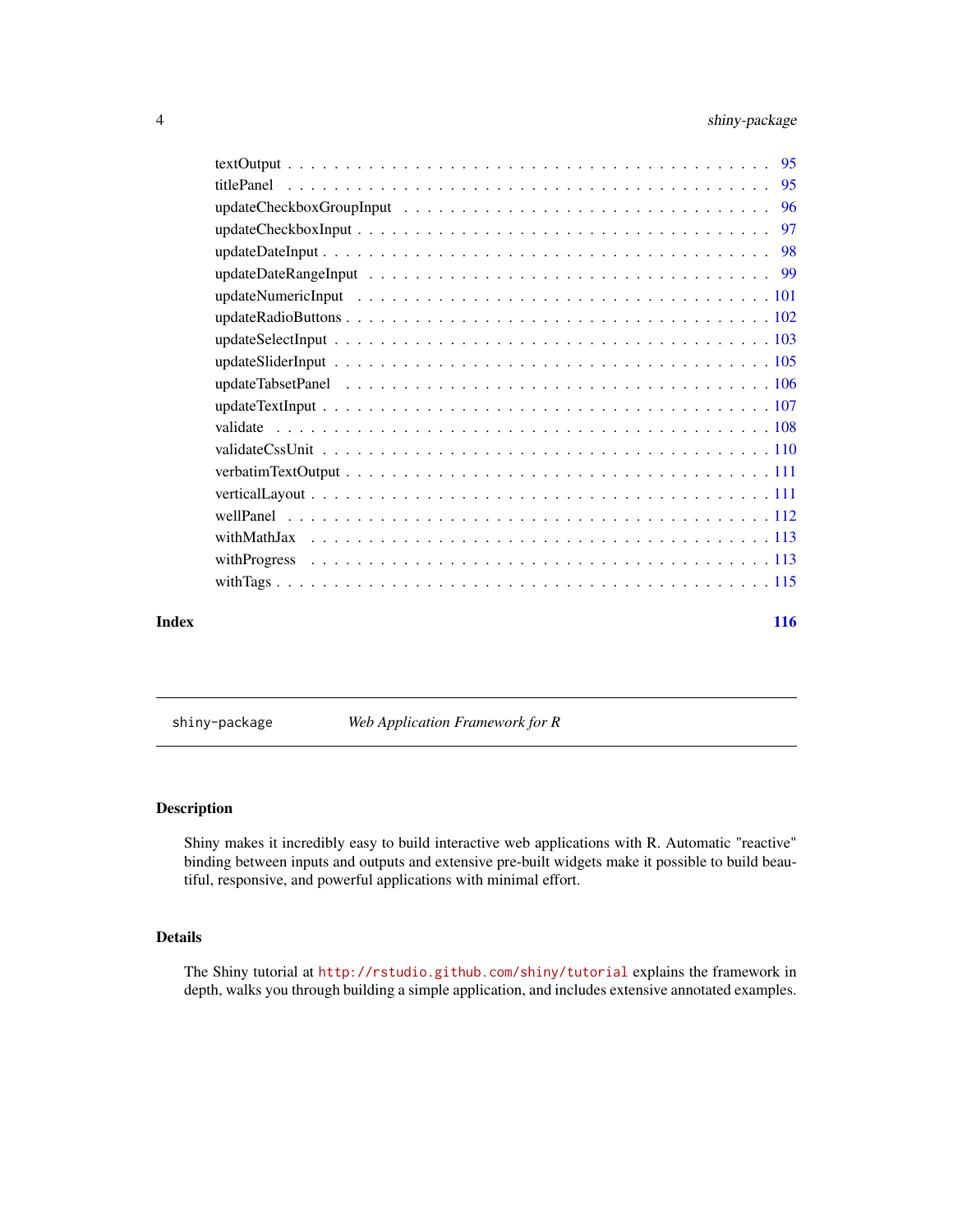| | |
|---|---|
| textOutput | 95 |
| titlePanel | 95 |
| updateCheckboxGroupInput | 96 |
| updateCheckboxInput | 97 |
| updateDateInput | 98 |
| updateDateRangeInput | 99 |
| updateNumericInput | 101 |
| updateRadioButtons | 102 |
| updateSelectInput | 103 |
| updateSliderInput | 105 |
| updateTabsetPanel | 106 |
| updateTextInput | 107 |
| validate | 108 |
| validateCssUnit | 110 |
| verbatimTextOutput | 111 |
| verticalLayout | 111 |
| wellPanel | 112 |
| withMathJax | 113 |
| withProgress | 113 |
| withTags | 115 |

**Index** **116**

---

`shiny-package` *Web Application Framework for R*

---

## Description

Shiny makes it incredibly easy to build interactive web applications with R. Automatic "reactive" binding between inputs and outputs and extensive pre-built widgets make it possible to build beautiful, responsive, and powerful applications with minimal effort.

## Details

The Shiny tutorial at `http://rstudio.github.com/shiny/tutorial` explains the framework in depth, walks you through building a simple application, and includes extensive annotated examples.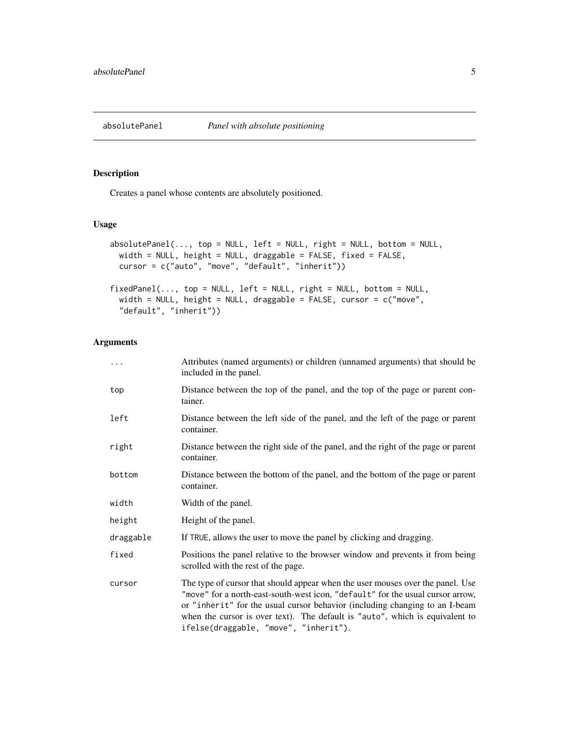# absolutePanel *Panel with absolute positioning*

## Description

Creates a panel whose contents are absolutely positioned.

## Usage

```
absolutePanel(..., top = NULL, left = NULL, right = NULL, bottom = NULL,
  width = NULL, height = NULL, draggable = FALSE, fixed = FALSE,
  cursor = c("auto", "move", "default", "inherit"))

fixedPanel(..., top = NULL, left = NULL, right = NULL, bottom = NULL,
  width = NULL, height = NULL, draggable = FALSE, cursor = c("move",
  "default", "inherit"))
```

## Arguments

| | |
|---|---|
| `...` | Attributes (named arguments) or children (unnamed arguments) that should be included in the panel. |
| `top` | Distance between the top of the panel, and the top of the page or parent container. |
| `left` | Distance between the left side of the panel, and the left of the page or parent container. |
| `right` | Distance between the right side of the panel, and the right of the page or parent container. |
| `bottom` | Distance between the bottom of the panel, and the bottom of the page or parent container. |
| `width` | Width of the panel. |
| `height` | Height of the panel. |
| `draggable` | If `TRUE`, allows the user to move the panel by clicking and dragging. |
| `fixed` | Positions the panel relative to the browser window and prevents it from being scrolled with the rest of the page. |
| `cursor` | The type of cursor that should appear when the user mouses over the panel. Use `"move"` for a north-east-south-west icon, `"default"` for the usual cursor arrow, or `"inherit"` for the usual cursor behavior (including changing to an I-beam when the cursor is over text). The default is `"auto"`, which is equivalent to `ifelse(draggable, "move", "inherit")`. |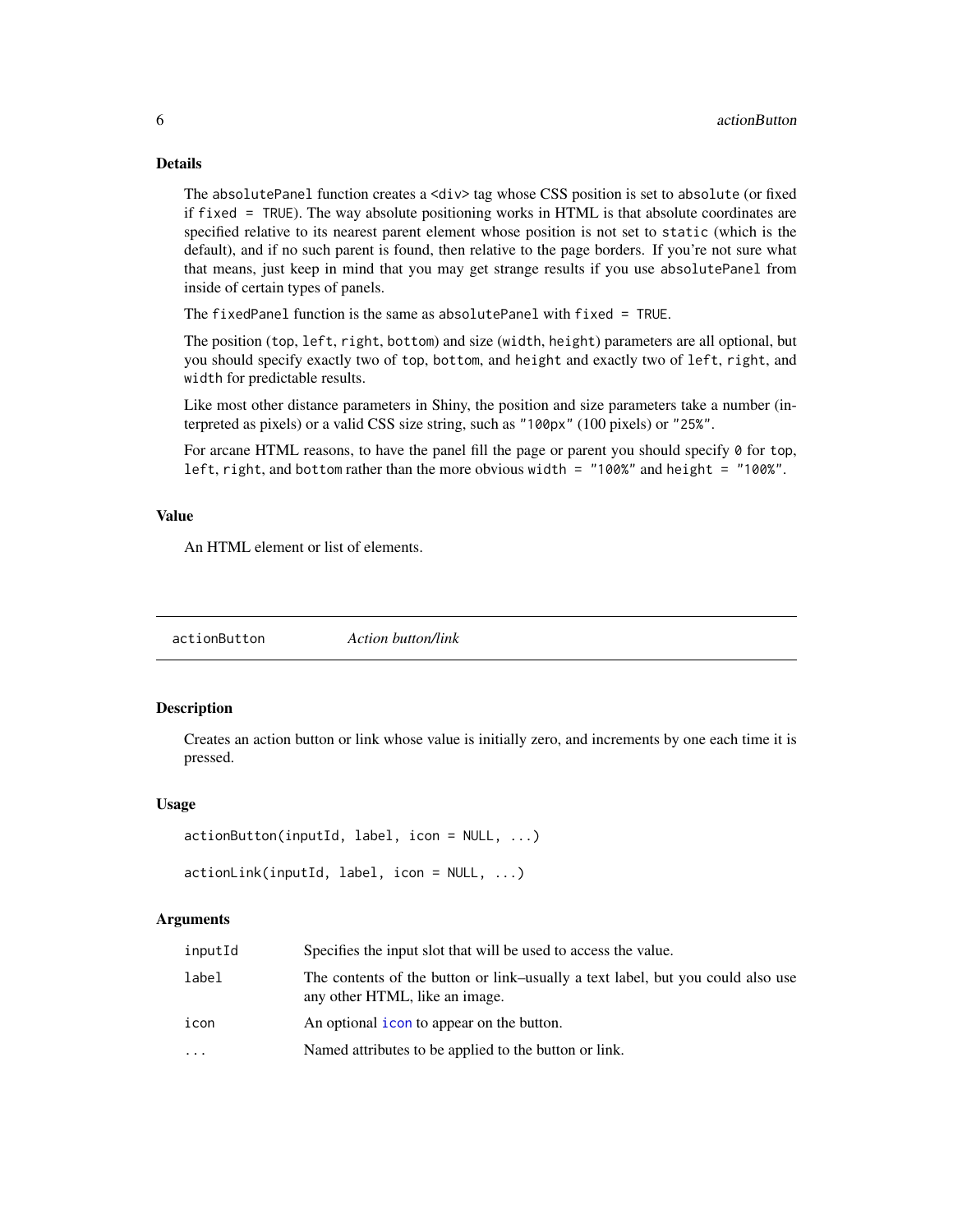### Details

The absolutePanel function creates a <div> tag whose CSS position is set to absolute (or fixed if fixed = TRUE). The way absolute positioning works in HTML is that absolute coordinates are specified relative to its nearest parent element whose position is not set to static (which is the default), and if no such parent is found, then relative to the page borders. If you're not sure what that means, just keep in mind that you may get strange results if you use absolutePanel from inside of certain types of panels.

The fixedPanel function is the same as absolutePanel with fixed = TRUE.

The position (top, left, right, bottom) and size (width, height) parameters are all optional, but you should specify exactly two of top, bottom, and height and exactly two of left, right, and width for predictable results.

Like most other distance parameters in Shiny, the position and size parameters take a number (interpreted as pixels) or a valid CSS size string, such as "100px" (100 pixels) or "25%".

For arcane HTML reasons, to have the panel fill the page or parent you should specify 0 for top, left, right, and bottom rather than the more obvious width = "100%" and height = "100%".

### Value

An HTML element or list of elements.

## actionButton    *Action button/link*

### Description

Creates an action button or link whose value is initially zero, and increments by one each time it is pressed.

### Usage

```
actionButton(inputId, label, icon = NULL, ...)

actionLink(inputId, label, icon = NULL, ...)
```

### Arguments

| | |
|---|---|
| inputId | Specifies the input slot that will be used to access the value. |
| label | The contents of the button or link–usually a text label, but you could also use any other HTML, like an image. |
| icon | An optional icon to appear on the button. |
| ... | Named attributes to be applied to the button or link. |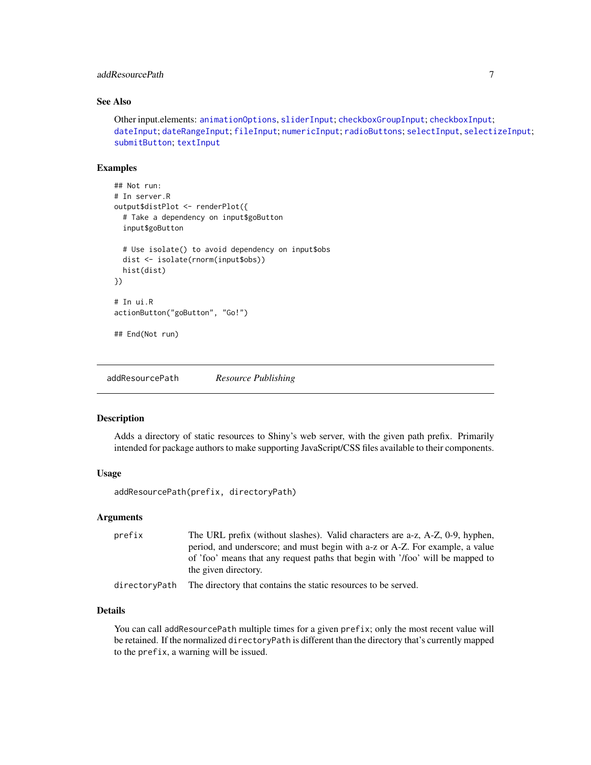### See Also

Other input.elements: animationOptions, sliderInput; checkboxGroupInput; checkboxInput; dateInput; dateRangeInput; fileInput; numericInput; radioButtons; selectInput, selectizeInput; submitButton; textInput

### Examples

```
## Not run:
# In server.R
output$distPlot <- renderPlot({
  # Take a dependency on input$goButton
  input$goButton

  # Use isolate() to avoid dependency on input$obs
  dist <- isolate(rnorm(input$obs))
  hist(dist)
})

# In ui.R
actionButton("goButton", "Go!")

## End(Not run)
```

---

## addResourcePath *Resource Publishing*

---

### Description

Adds a directory of static resources to Shiny's web server, with the given path prefix. Primarily intended for package authors to make supporting JavaScript/CSS files available to their components.

### Usage

```
addResourcePath(prefix, directoryPath)
```

### Arguments

| | |
|---|---|
| `prefix` | The URL prefix (without slashes). Valid characters are a-z, A-Z, 0-9, hyphen, period, and underscore; and must begin with a-z or A-Z. For example, a value of 'foo' means that any request paths that begin with '/foo' will be mapped to the given directory. |
| `directoryPath` | The directory that contains the static resources to be served. |

### Details

You can call `addResourcePath` multiple times for a given `prefix`; only the most recent value will be retained. If the normalized `directoryPath` is different than the directory that's currently mapped to the `prefix`, a warning will be issued.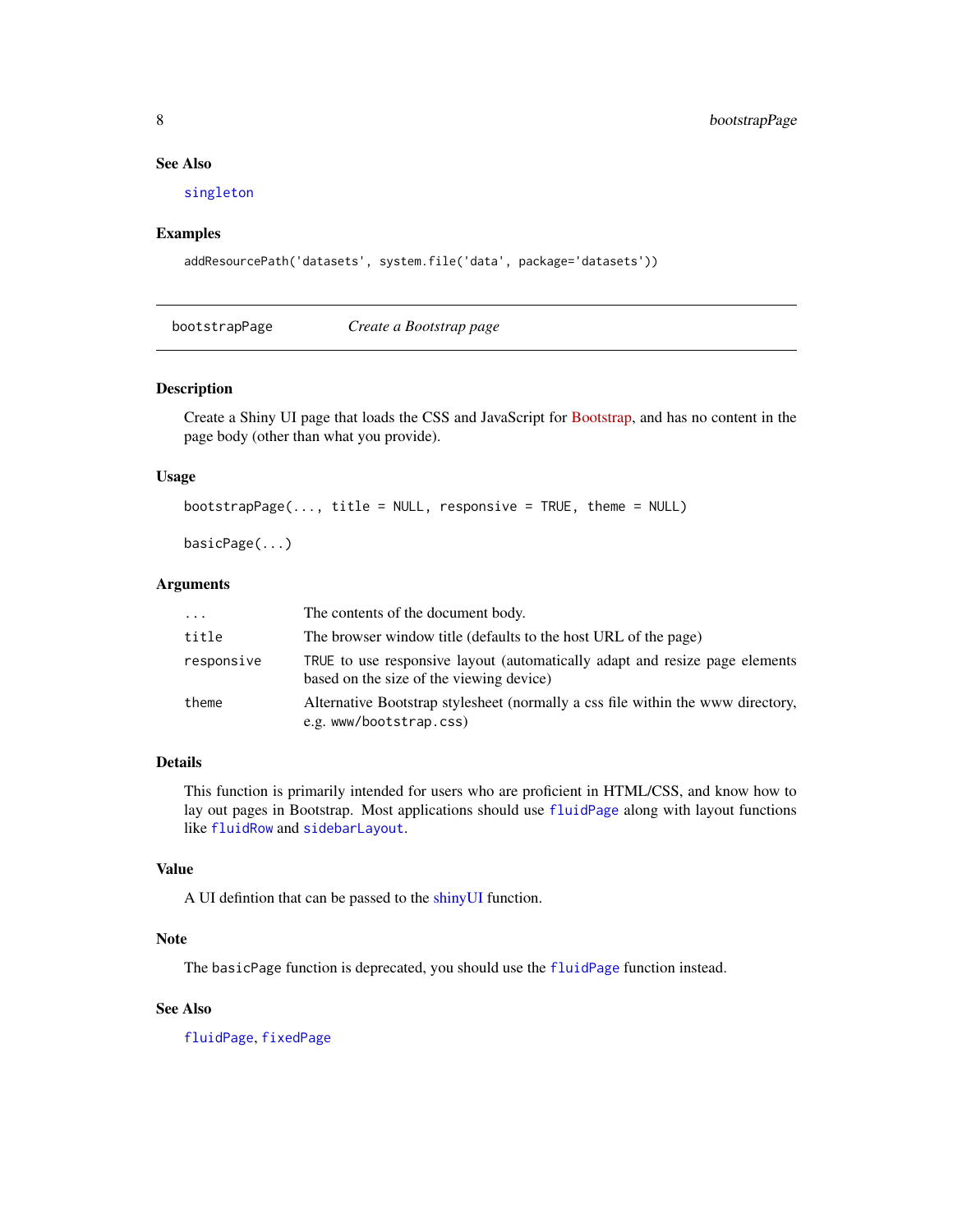### See Also

`singleton`

### Examples

```
addResourcePath('datasets', system.file('data', package='datasets'))
```

---

## bootstrapPage — *Create a Bootstrap page*

---

### Description

Create a Shiny UI page that loads the CSS and JavaScript for Bootstrap, and has no content in the page body (other than what you provide).

### Usage

```
bootstrapPage(..., title = NULL, responsive = TRUE, theme = NULL)

basicPage(...)
```

### Arguments

| | |
|---|---|
| `...` | The contents of the document body. |
| `title` | The browser window title (defaults to the host URL of the page) |
| `responsive` | `TRUE` to use responsive layout (automatically adapt and resize page elements based on the size of the viewing device) |
| `theme` | Alternative Bootstrap stylesheet (normally a css file within the www directory, e.g. `www/bootstrap.css`) |

### Details

This function is primarily intended for users who are proficient in HTML/CSS, and know how to lay out pages in Bootstrap. Most applications should use `fluidPage` along with layout functions like `fluidRow` and `sidebarLayout`.

### Value

A UI defintion that can be passed to the shinyUI function.

### Note

The `basicPage` function is deprecated, you should use the `fluidPage` function instead.

### See Also

`fluidPage`, `fixedPage`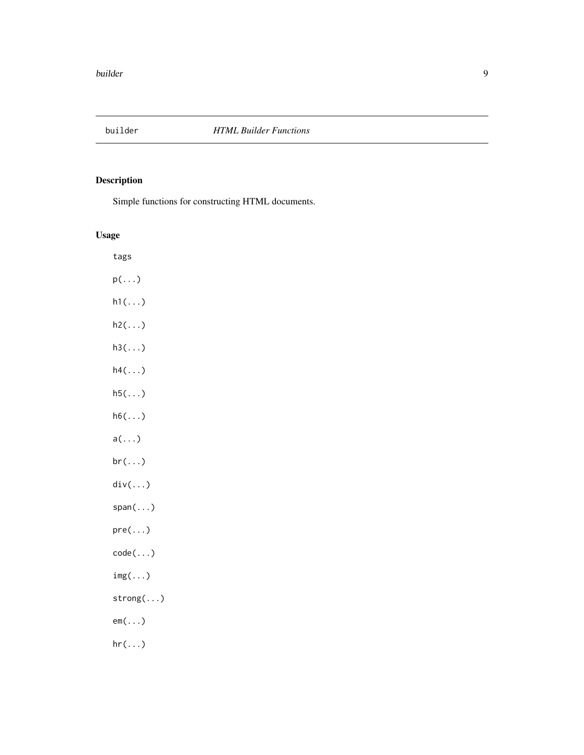builder *HTML Builder Functions*

## Description

Simple functions for constructing HTML documents.

## Usage

```
tags

p(...)

h1(...)

h2(...)

h3(...)

h4(...)

h5(...)

h6(...)

a(...)

br(...)

div(...)

span(...)

pre(...)

code(...)

img(...)

strong(...)

em(...)

hr(...)
```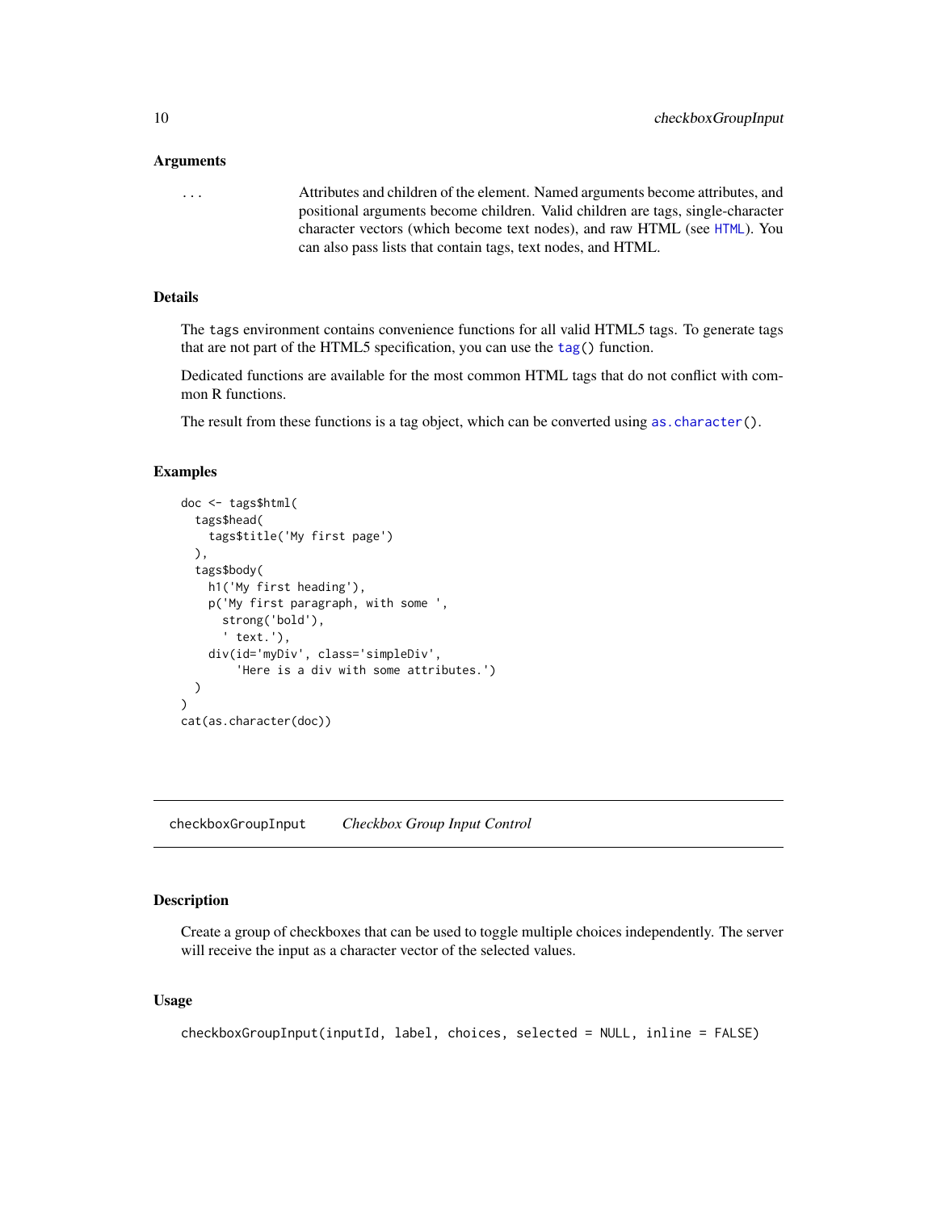### Arguments

`...` Attributes and children of the element. Named arguments become attributes, and positional arguments become children. Valid children are tags, single-character character vectors (which become text nodes), and raw HTML (see `HTML`). You can also pass lists that contain tags, text nodes, and HTML.

### Details

The `tags` environment contains convenience functions for all valid HTML5 tags. To generate tags that are not part of the HTML5 specification, you can use the `tag()` function.

Dedicated functions are available for the most common HTML tags that do not conflict with common R functions.

The result from these functions is a tag object, which can be converted using `as.character()`.

### Examples

```
doc <- tags$html(
  tags$head(
    tags$title('My first page')
  ),
  tags$body(
    h1('My first heading'),
    p('My first paragraph, with some ',
      strong('bold'),
      ' text.'),
    div(id='myDiv', class='simpleDiv',
        'Here is a div with some attributes.')
  )
)
cat(as.character(doc))
```

---

## `checkboxGroupInput` *Checkbox Group Input Control*

### Description

Create a group of checkboxes that can be used to toggle multiple choices independently. The server will receive the input as a character vector of the selected values.

### Usage

```
checkboxGroupInput(inputId, label, choices, selected = NULL, inline = FALSE)
```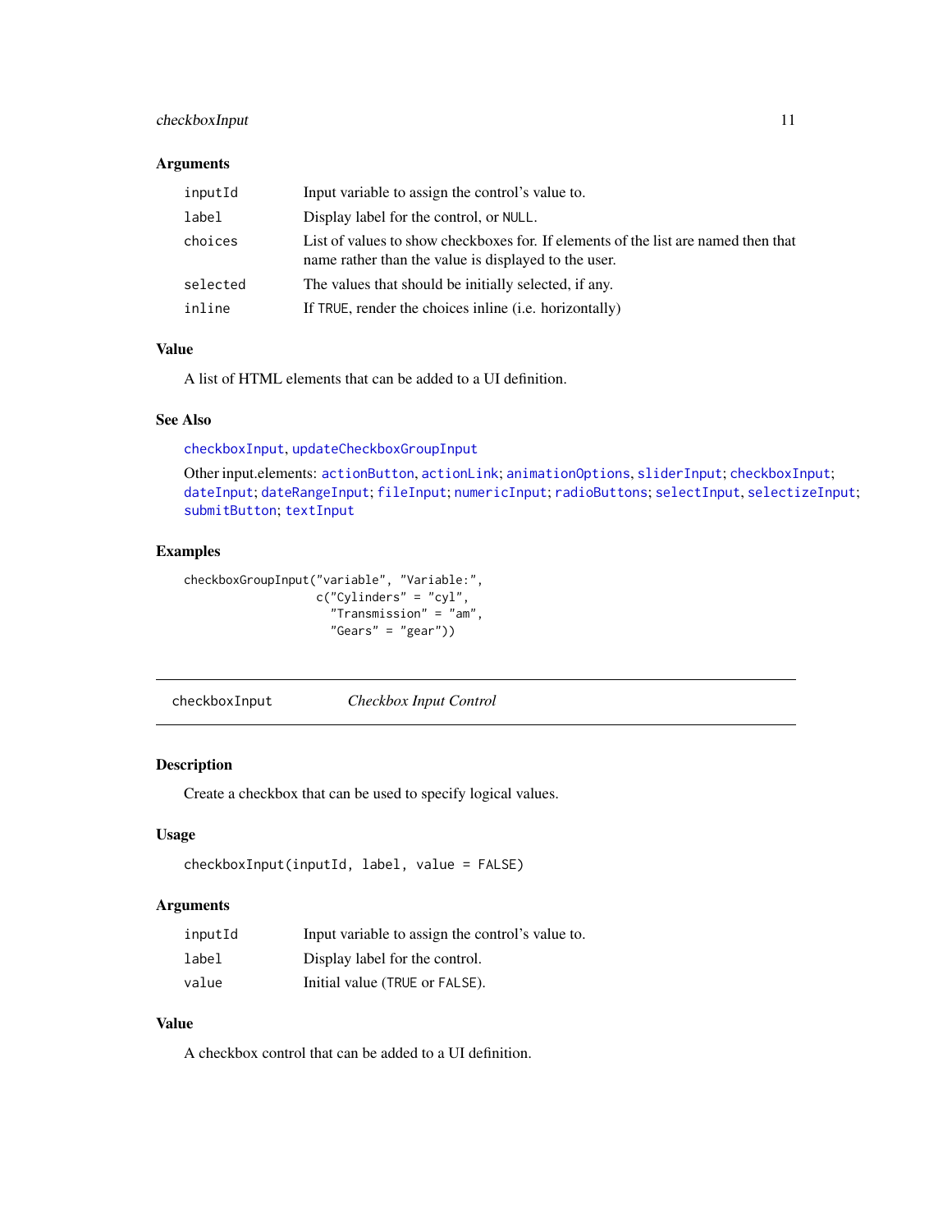### Arguments

| | |
|---|---|
| `inputId` | Input variable to assign the control's value to. |
| `label` | Display label for the control, or `NULL`. |
| `choices` | List of values to show checkboxes for. If elements of the list are named then that name rather than the value is displayed to the user. |
| `selected` | The values that should be initially selected, if any. |
| `inline` | If `TRUE`, render the choices inline (i.e. horizontally) |

### Value

A list of HTML elements that can be added to a UI definition.

### See Also

`checkboxInput`, `updateCheckboxGroupInput`

Other input.elements: `actionButton`, `actionLink`; `animationOptions`, `sliderInput`; `checkboxInput`; `dateInput`; `dateRangeInput`; `fileInput`; `numericInput`; `radioButtons`; `selectInput`, `selectizeInput`; `submitButton`; `textInput`

### Examples

```
checkboxGroupInput("variable", "Variable:",
                   c("Cylinders" = "cyl",
                     "Transmission" = "am",
                     "Gears" = "gear"))
```

---

## checkboxInput — *Checkbox Input Control*

---

### Description

Create a checkbox that can be used to specify logical values.

### Usage

```
checkboxInput(inputId, label, value = FALSE)
```

### Arguments

| | |
|---|---|
| `inputId` | Input variable to assign the control's value to. |
| `label` | Display label for the control. |
| `value` | Initial value (`TRUE` or `FALSE`). |

### Value

A checkbox control that can be added to a UI definition.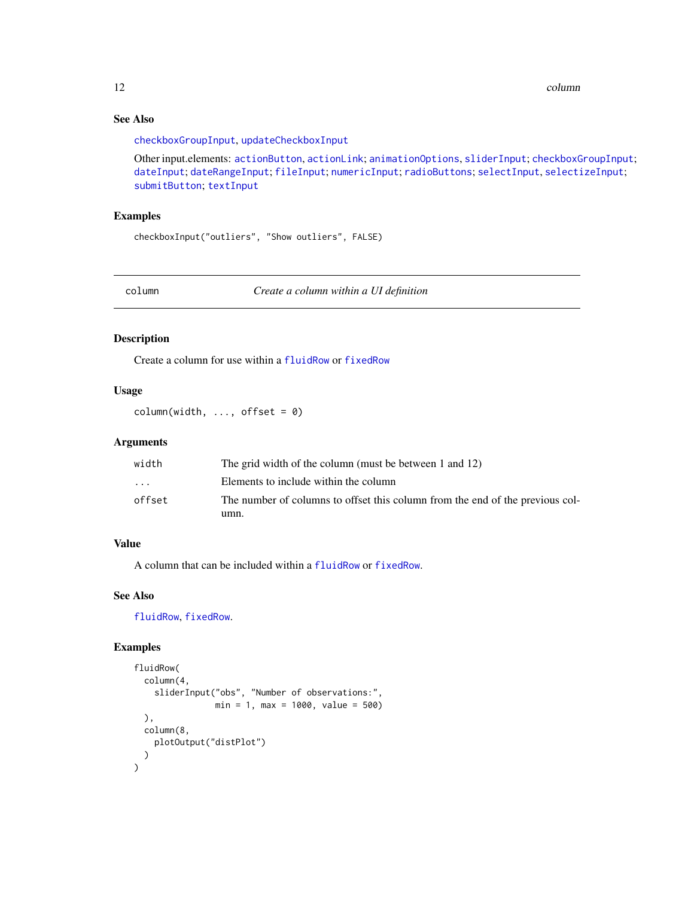### See Also

checkboxGroupInput, updateCheckboxInput

Other input.elements: actionButton, actionLink; animationOptions, sliderInput; checkboxGroupInput; dateInput; dateRangeInput; fileInput; numericInput; radioButtons; selectInput, selectizeInput; submitButton; textInput

### Examples

```
checkboxInput("outliers", "Show outliers", FALSE)
```

---

## column — *Create a column within a UI definition*

### Description

Create a column for use within a fluidRow or fixedRow

### Usage

```
column(width, ..., offset = 0)
```

### Arguments

| | |
|---|---|
| width | The grid width of the column (must be between 1 and 12) |
| ... | Elements to include within the column |
| offset | The number of columns to offset this column from the end of the previous column. |

### Value

A column that can be included within a fluidRow or fixedRow.

### See Also

fluidRow, fixedRow.

### Examples

```
fluidRow(
  column(4,
    sliderInput("obs", "Number of observations:",
                min = 1, max = 1000, value = 500)
  ),
  column(8,
    plotOutput("distPlot")
  )
)
```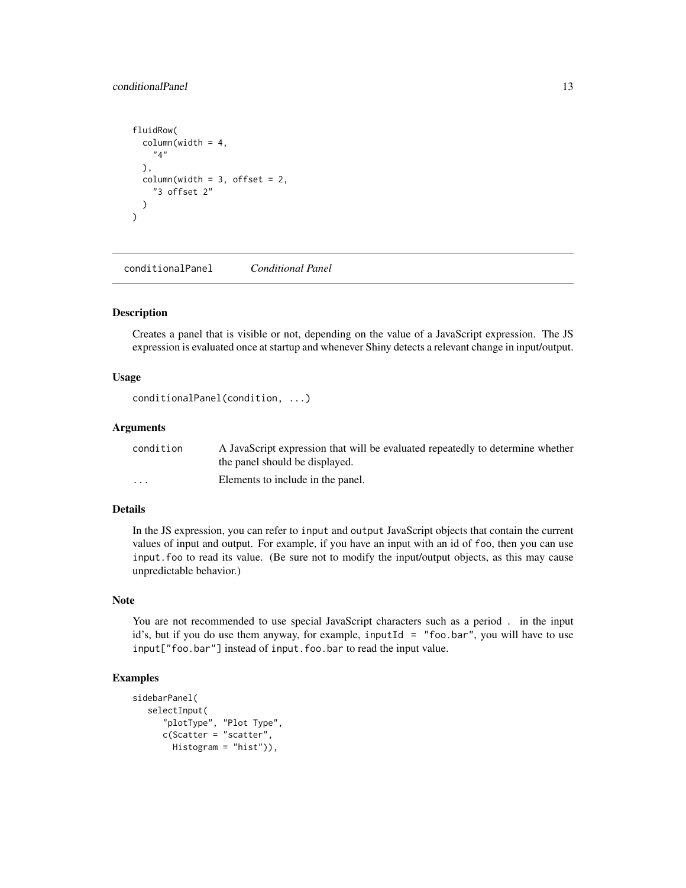```
fluidRow(
  column(width = 4,
    "4"
  ),
  column(width = 3, offset = 2,
    "3 offset 2"
  )
)
```

## conditionalPanel *Conditional Panel*

### Description

Creates a panel that is visible or not, depending on the value of a JavaScript expression. The JS expression is evaluated once at startup and whenever Shiny detects a relevant change in input/output.

### Usage

```
conditionalPanel(condition, ...)
```

### Arguments

| | |
|---|---|
| condition | A JavaScript expression that will be evaluated repeatedly to determine whether the panel should be displayed. |
| ... | Elements to include in the panel. |

### Details

In the JS expression, you can refer to `input` and `output` JavaScript objects that contain the current values of input and output. For example, if you have an input with an id of `foo`, then you can use `input.foo` to read its value. (Be sure not to modify the input/output objects, as this may cause unpredictable behavior.)

### Note

You are not recommended to use special JavaScript characters such as a period `.` in the input id's, but if you do use them anyway, for example, `inputId = "foo.bar"`, you will have to use `input["foo.bar"]` instead of `input.foo.bar` to read the input value.

### Examples

```
sidebarPanel(
   selectInput(
      "plotType", "Plot Type",
      c(Scatter = "scatter",
        Histogram = "hist")),
```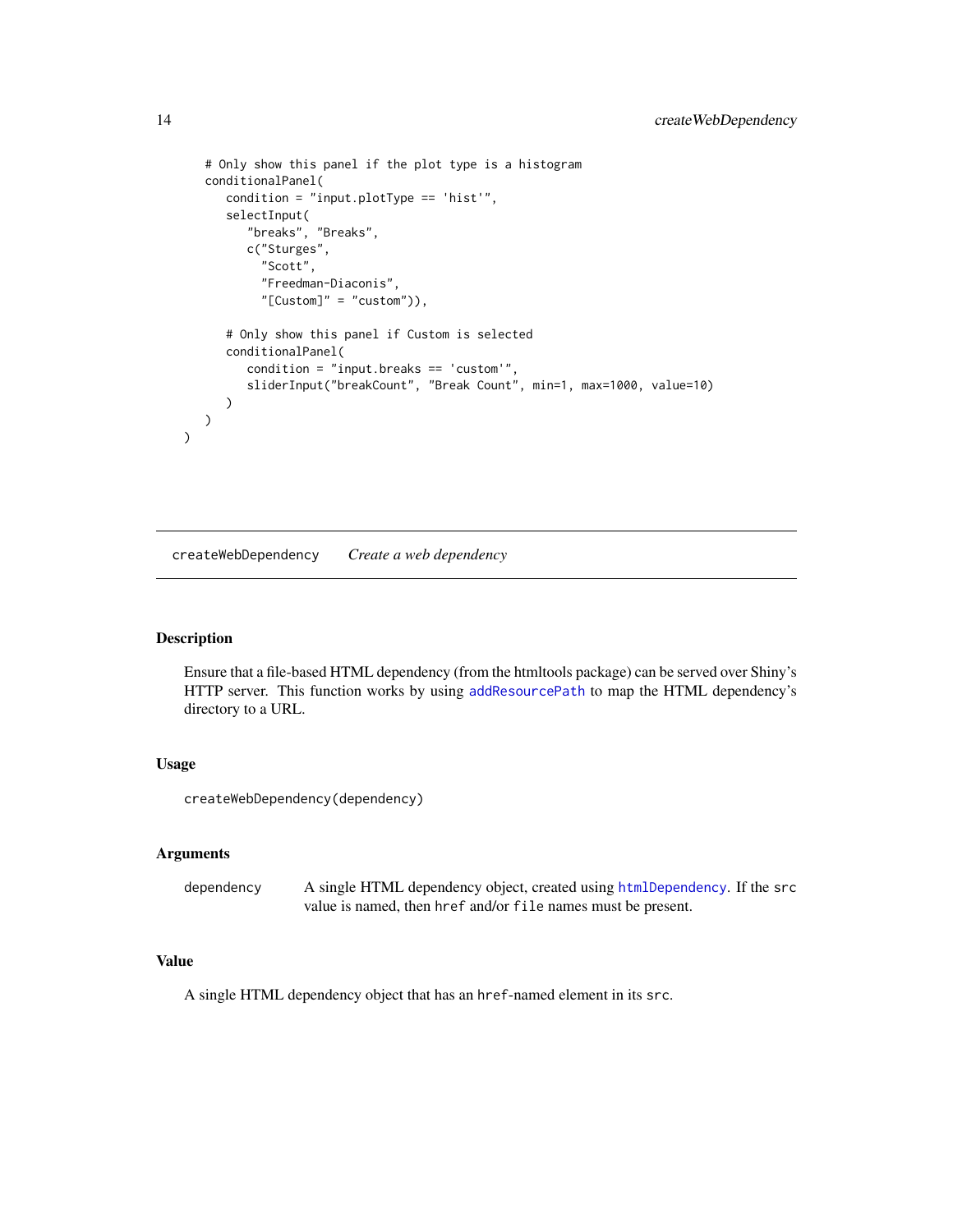```
    # Only show this panel if the plot type is a histogram
    conditionalPanel(
       condition = "input.plotType == 'hist'",
       selectInput(
          "breaks", "Breaks",
          c("Sturges",
            "Scott",
            "Freedman-Diaconis",
            "[Custom]" = "custom")),

       # Only show this panel if Custom is selected
       conditionalPanel(
          condition = "input.breaks == 'custom'",
          sliderInput("breakCount", "Break Count", min=1, max=1000, value=10)
       )
    )
)
```

## createWebDependency *Create a web dependency*

### Description

Ensure that a file-based HTML dependency (from the htmltools package) can be served over Shiny's HTTP server. This function works by using `addResourcePath` to map the HTML dependency's directory to a URL.

### Usage

```
createWebDependency(dependency)
```

### Arguments

| | |
|---|---|
| `dependency` | A single HTML dependency object, created using `htmlDependency`. If the `src` value is named, then `href` and/or `file` names must be present. |

### Value

A single HTML dependency object that has an `href`-named element in its `src`.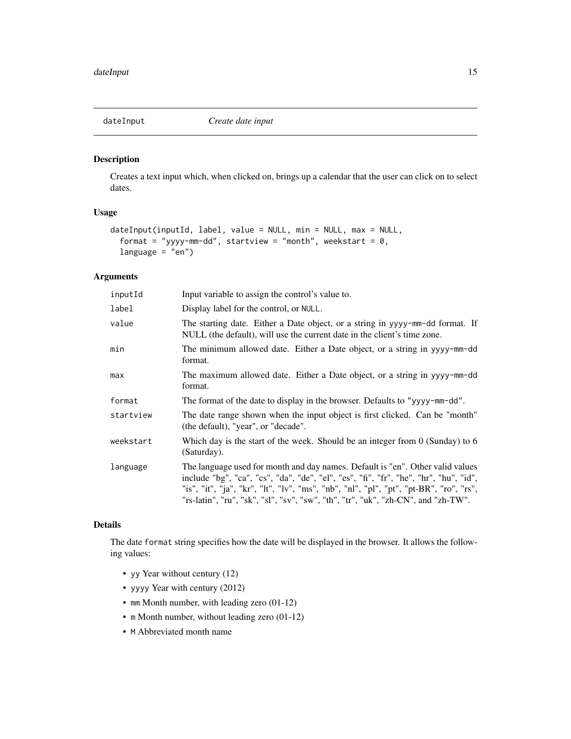## dateInput — *Create date input*

### Description

Creates a text input which, when clicked on, brings up a calendar that the user can click on to select dates.

### Usage

```
dateInput(inputId, label, value = NULL, min = NULL, max = NULL,
  format = "yyyy-mm-dd", startview = "month", weekstart = 0,
  language = "en")
```

### Arguments

| | |
|---|---|
| `inputId` | Input variable to assign the control's value to. |
| `label` | Display label for the control, or `NULL`. |
| `value` | The starting date. Either a Date object, or a string in `yyyy-mm-dd` format. If NULL (the default), will use the current date in the client's time zone. |
| `min` | The minimum allowed date. Either a Date object, or a string in `yyyy-mm-dd` format. |
| `max` | The maximum allowed date. Either a Date object, or a string in `yyyy-mm-dd` format. |
| `format` | The format of the date to display in the browser. Defaults to `"yyyy-mm-dd"`. |
| `startview` | The date range shown when the input object is first clicked. Can be "month" (the default), "year", or "decade". |
| `weekstart` | Which day is the start of the week. Should be an integer from 0 (Sunday) to 6 (Saturday). |
| `language` | The language used for month and day names. Default is "en". Other valid values include "bg", "ca", "cs", "da", "de", "el", "es", "fi", "fr", "he", "hr", "hu", "id", "is", "it", "ja", "kr", "lt", "lv", "ms", "nb", "nl", "pl", "pt", "pt-BR", "ro", "rs", "rs-latin", "ru", "sk", "sl", "sv", "sw", "th", "tr", "uk", "zh-CN", and "zh-TW". |

### Details

The date `format` string specifies how the date will be displayed in the browser. It allows the following values:

- `yy` Year without century (12)
- `yyyy` Year with century (2012)
- `mm` Month number, with leading zero (01-12)
- `m` Month number, without leading zero (01-12)
- `M` Abbreviated month name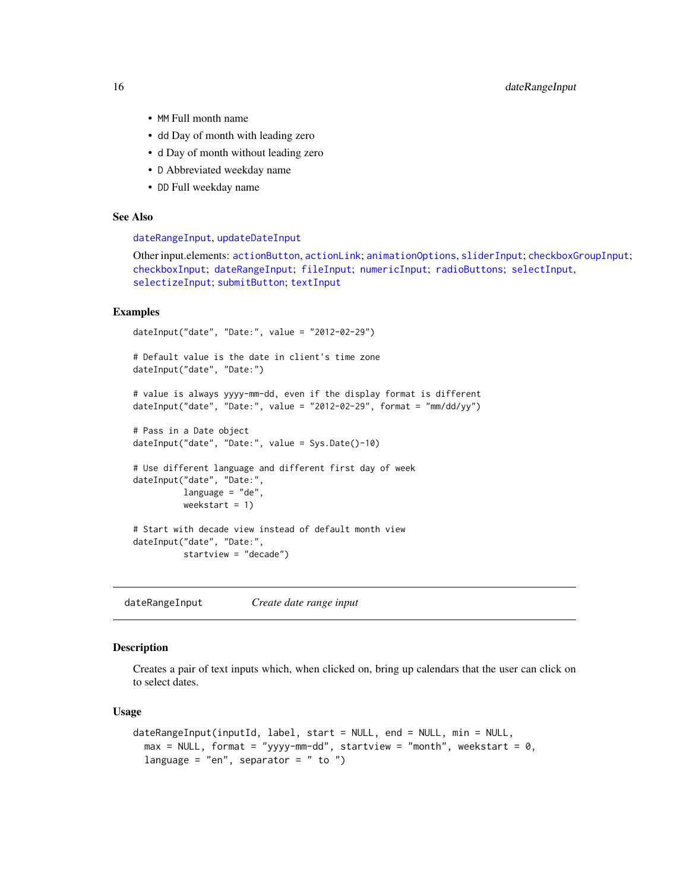- MM Full month name
- dd Day of month with leading zero
- d Day of month without leading zero
- D Abbreviated weekday name
- DD Full weekday name

### See Also

dateRangeInput, updateDateInput

Other input.elements: actionButton, actionLink; animationOptions, sliderInput; checkboxGroupInput; checkboxInput; dateRangeInput; fileInput; numericInput; radioButtons; selectInput, selectizeInput; submitButton; textInput

### Examples

```
dateInput("date", "Date:", value = "2012-02-29")

# Default value is the date in client's time zone
dateInput("date", "Date:")

# value is always yyyy-mm-dd, even if the display format is different
dateInput("date", "Date:", value = "2012-02-29", format = "mm/dd/yy")

# Pass in a Date object
dateInput("date", "Date:", value = Sys.Date()-10)

# Use different language and different first day of week
dateInput("date", "Date:",
          language = "de",
          weekstart = 1)

# Start with decade view instead of default month view
dateInput("date", "Date:",
          startview = "decade")
```

---

## dateRangeInput *Create date range input*

### Description

Creates a pair of text inputs which, when clicked on, bring up calendars that the user can click on to select dates.

### Usage

```
dateRangeInput(inputId, label, start = NULL, end = NULL, min = NULL,
  max = NULL, format = "yyyy-mm-dd", startview = "month", weekstart = 0,
  language = "en", separator = " to ")
```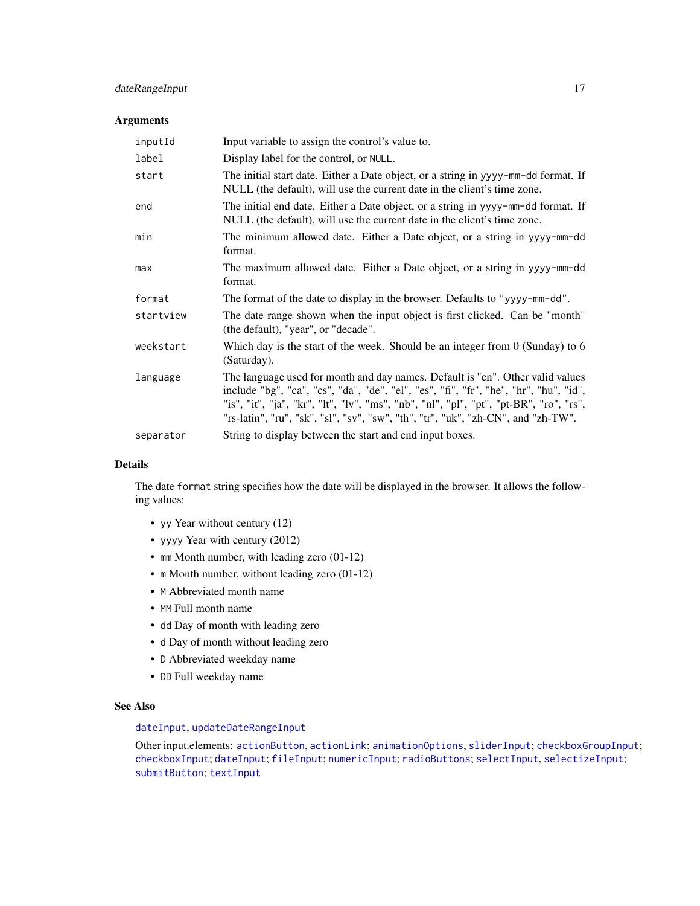## Arguments

| | |
|---|---|
| `inputId` | Input variable to assign the control's value to. |
| `label` | Display label for the control, or `NULL`. |
| `start` | The initial start date. Either a Date object, or a string in `yyyy-mm-dd` format. If NULL (the default), will use the current date in the client's time zone. |
| `end` | The initial end date. Either a Date object, or a string in `yyyy-mm-dd` format. If NULL (the default), will use the current date in the client's time zone. |
| `min` | The minimum allowed date. Either a Date object, or a string in `yyyy-mm-dd` format. |
| `max` | The maximum allowed date. Either a Date object, or a string in `yyyy-mm-dd` format. |
| `format` | The format of the date to display in the browser. Defaults to `"yyyy-mm-dd"`. |
| `startview` | The date range shown when the input object is first clicked. Can be "month" (the default), "year", or "decade". |
| `weekstart` | Which day is the start of the week. Should be an integer from 0 (Sunday) to 6 (Saturday). |
| `language` | The language used for month and day names. Default is "en". Other valid values include "bg", "ca", "cs", "da", "de", "el", "es", "fi", "fr", "he", "hr", "hu", "id", "is", "it", "ja", "kr", "lt", "lv", "ms", "nb", "nl", "pl", "pt", "pt-BR", "ro", "rs", "rs-latin", "ru", "sk", "sl", "sv", "sw", "th", "tr", "uk", "zh-CN", and "zh-TW". |
| `separator` | String to display between the start and end input boxes. |

## Details

The date `format` string specifies how the date will be displayed in the browser. It allows the following values:

- `yy` Year without century (12)
- `yyyy` Year with century (2012)
- `mm` Month number, with leading zero (01-12)
- `m` Month number, without leading zero (01-12)
- `M` Abbreviated month name
- `MM` Full month name
- `dd` Day of month with leading zero
- `d` Day of month without leading zero
- `D` Abbreviated weekday name
- `DD` Full weekday name

## See Also

`dateInput`, `updateDateRangeInput`

Other input.elements: `actionButton`, `actionLink`; `animationOptions`, `sliderInput`; `checkboxGroupInput`; `checkboxInput`; `dateInput`; `fileInput`; `numericInput`; `radioButtons`; `selectInput`, `selectizeInput`; `submitButton`; `textInput`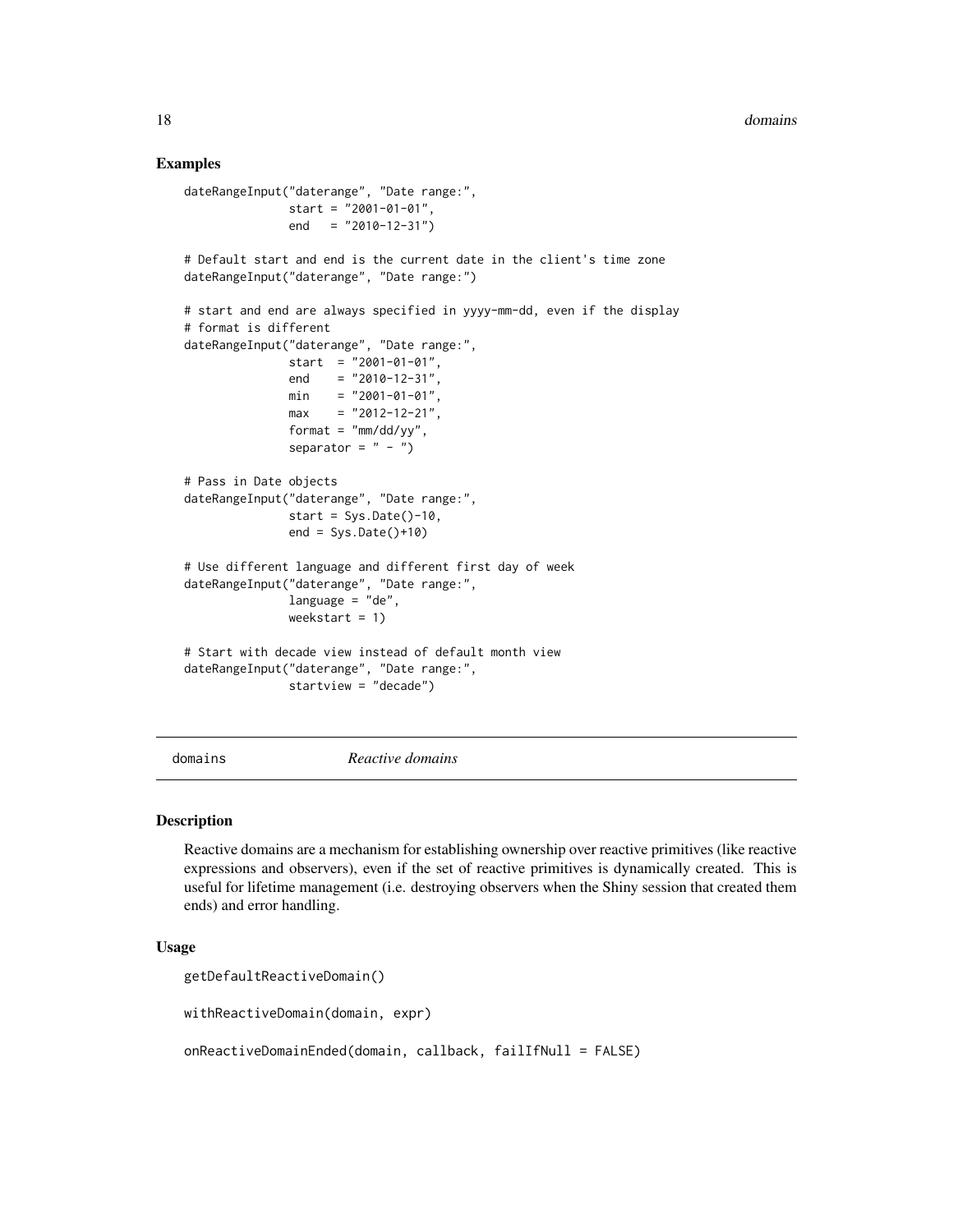### Examples

```
dateRangeInput("daterange", "Date range:",
               start = "2001-01-01",
               end   = "2010-12-31")

# Default start and end is the current date in the client's time zone
dateRangeInput("daterange", "Date range:")

# start and end are always specified in yyyy-mm-dd, even if the display
# format is different
dateRangeInput("daterange", "Date range:",
               start  = "2001-01-01",
               end    = "2010-12-31",
               min    = "2001-01-01",
               max    = "2012-12-21",
               format = "mm/dd/yy",
               separator = " - ")

# Pass in Date objects
dateRangeInput("daterange", "Date range:",
               start = Sys.Date()-10,
               end = Sys.Date()+10)

# Use different language and different first day of week
dateRangeInput("daterange", "Date range:",
               language = "de",
               weekstart = 1)

# Start with decade view instead of default month view
dateRangeInput("daterange", "Date range:",
               startview = "decade")
```

---

## domains — *Reactive domains*

---

### Description

Reactive domains are a mechanism for establishing ownership over reactive primitives (like reactive expressions and observers), even if the set of reactive primitives is dynamically created. This is useful for lifetime management (i.e. destroying observers when the Shiny session that created them ends) and error handling.

### Usage

```
getDefaultReactiveDomain()

withReactiveDomain(domain, expr)

onReactiveDomainEnded(domain, callback, failIfNull = FALSE)
```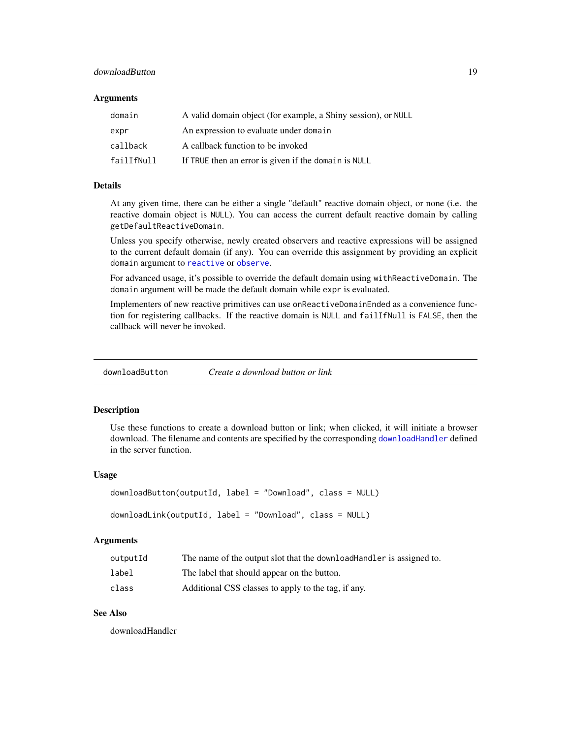### Arguments

| | |
|---|---|
| `domain` | A valid domain object (for example, a Shiny session), or `NULL` |
| `expr` | An expression to evaluate under `domain` |
| `callback` | A callback function to be invoked |
| `failIfNull` | If `TRUE` then an error is given if the `domain` is `NULL` |

### Details

At any given time, there can be either a single "default" reactive domain object, or none (i.e. the reactive domain object is `NULL`). You can access the current default reactive domain by calling `getDefaultReactiveDomain`.

Unless you specify otherwise, newly created observers and reactive expressions will be assigned to the current default domain (if any). You can override this assignment by providing an explicit `domain` argument to `reactive` or `observe`.

For advanced usage, it's possible to override the default domain using `withReactiveDomain`. The `domain` argument will be made the default domain while `expr` is evaluated.

Implementers of new reactive primitives can use `onReactiveDomainEnded` as a convenience function for registering callbacks. If the reactive domain is `NULL` and `failIfNull` is `FALSE`, then the callback will never be invoked.

---

## downloadButton — *Create a download button or link*

### Description

Use these functions to create a download button or link; when clicked, it will initiate a browser download. The filename and contents are specified by the corresponding `downloadHandler` defined in the server function.

### Usage

```
downloadButton(outputId, label = "Download", class = NULL)

downloadLink(outputId, label = "Download", class = NULL)
```

### Arguments

| | |
|---|---|
| `outputId` | The name of the output slot that the `downloadHandler` is assigned to. |
| `label` | The label that should appear on the button. |
| `class` | Additional CSS classes to apply to the tag, if any. |

### See Also

downloadHandler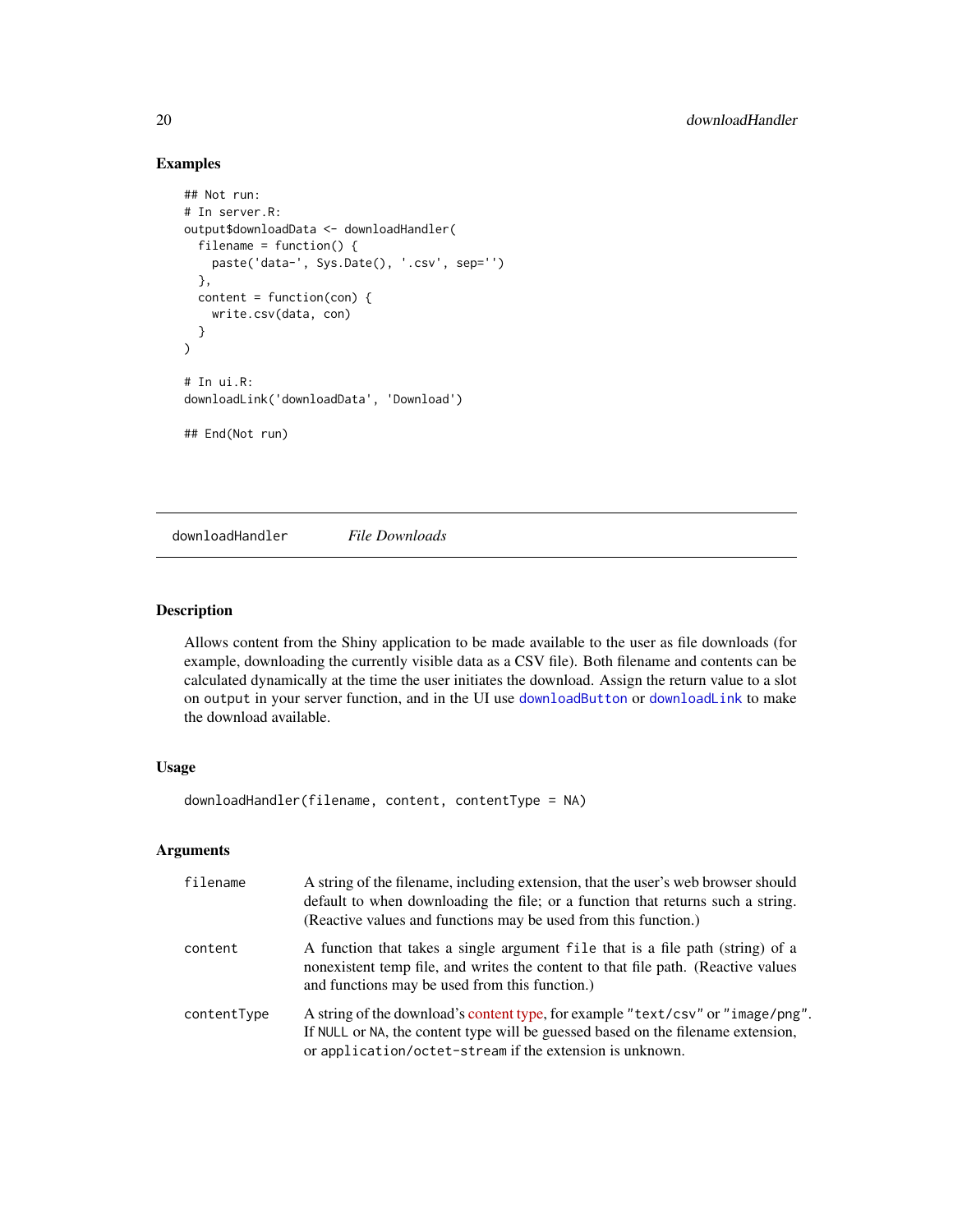### Examples

```
## Not run:
# In server.R:
output$downloadData <- downloadHandler(
  filename = function() {
    paste('data-', Sys.Date(), '.csv', sep='')
  },
  content = function(con) {
    write.csv(data, con)
  }
)

# In ui.R:
downloadLink('downloadData', 'Download')

## End(Not run)
```

---

## downloadHandler *File Downloads*

---

### Description

Allows content from the Shiny application to be made available to the user as file downloads (for example, downloading the currently visible data as a CSV file). Both filename and contents can be calculated dynamically at the time the user initiates the download. Assign the return value to a slot on `output` in your server function, and in the UI use `downloadButton` or `downloadLink` to make the download available.

### Usage

```
downloadHandler(filename, content, contentType = NA)
```

### Arguments

| | |
|---|---|
| `filename` | A string of the filename, including extension, that the user's web browser should default to when downloading the file; or a function that returns such a string. (Reactive values and functions may be used from this function.) |
| `content` | A function that takes a single argument `file` that is a file path (string) of a nonexistent temp file, and writes the content to that file path. (Reactive values and functions may be used from this function.) |
| `contentType` | A string of the download's content type, for example `"text/csv"` or `"image/png"`. If `NULL` or `NA`, the content type will be guessed based on the filename extension, or `application/octet-stream` if the extension is unknown. |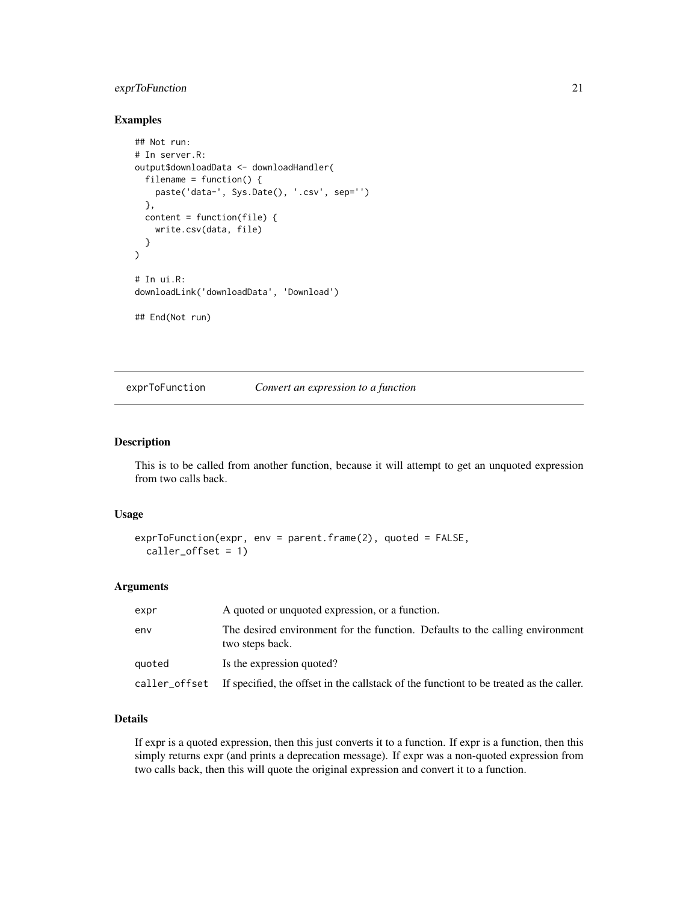### Examples

```
## Not run:
# In server.R:
output$downloadData <- downloadHandler(
  filename = function() {
    paste('data-', Sys.Date(), '.csv', sep='')
  },
  content = function(file) {
    write.csv(data, file)
  }
)

# In ui.R:
downloadLink('downloadData', 'Download')

## End(Not run)
```

---

## exprToFunction — *Convert an expression to a function*

---

### Description

This is to be called from another function, because it will attempt to get an unquoted expression from two calls back.

### Usage

```
exprToFunction(expr, env = parent.frame(2), quoted = FALSE,
  caller_offset = 1)
```

### Arguments

| | |
|---|---|
| `expr` | A quoted or unquoted expression, or a function. |
| `env` | The desired environment for the function. Defaults to the calling environment two steps back. |
| `quoted` | Is the expression quoted? |
| `caller_offset` | If specified, the offset in the callstack of the functiont to be treated as the caller. |

### Details

If expr is a quoted expression, then this just converts it to a function. If expr is a function, then this simply returns expr (and prints a deprecation message). If expr was a non-quoted expression from two calls back, then this will quote the original expression and convert it to a function.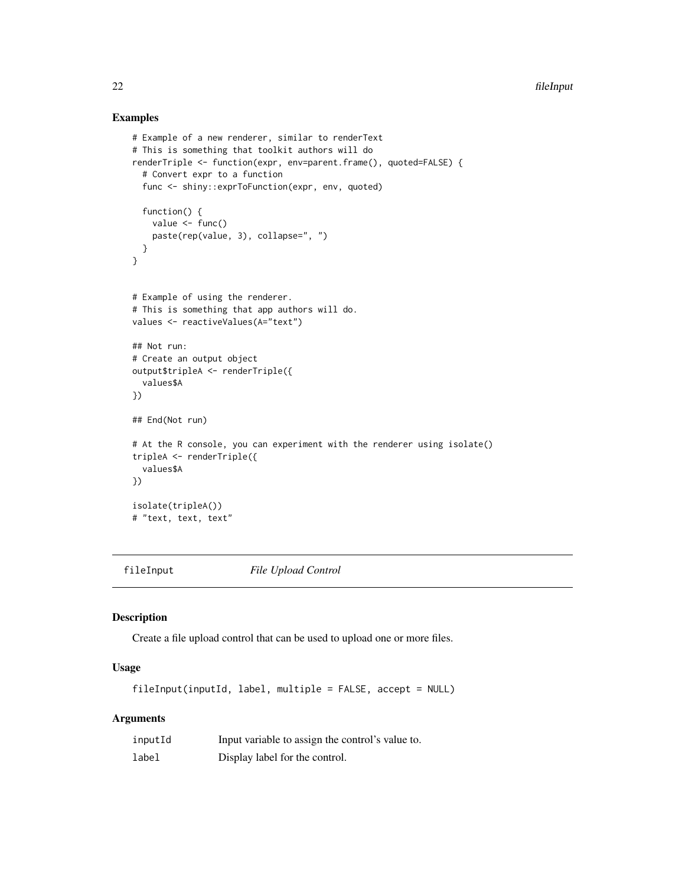## Examples

```
# Example of a new renderer, similar to renderText
# This is something that toolkit authors will do
renderTriple <- function(expr, env=parent.frame(), quoted=FALSE) {
  # Convert expr to a function
  func <- shiny::exprToFunction(expr, env, quoted)

  function() {
    value <- func()
    paste(rep(value, 3), collapse=", ")
  }
}


# Example of using the renderer.
# This is something that app authors will do.
values <- reactiveValues(A="text")

## Not run:
# Create an output object
output$tripleA <- renderTriple({
  values$A
})

## End(Not run)

# At the R console, you can experiment with the renderer using isolate()
tripleA <- renderTriple({
  values$A
})

isolate(tripleA())
# "text, text, text"
```

---

# fileInput *File Upload Control*

---

## Description

Create a file upload control that can be used to upload one or more files.

## Usage

```
fileInput(inputId, label, multiple = FALSE, accept = NULL)
```

## Arguments

| | |
|---|---|
| inputId | Input variable to assign the control's value to. |
| label | Display label for the control. |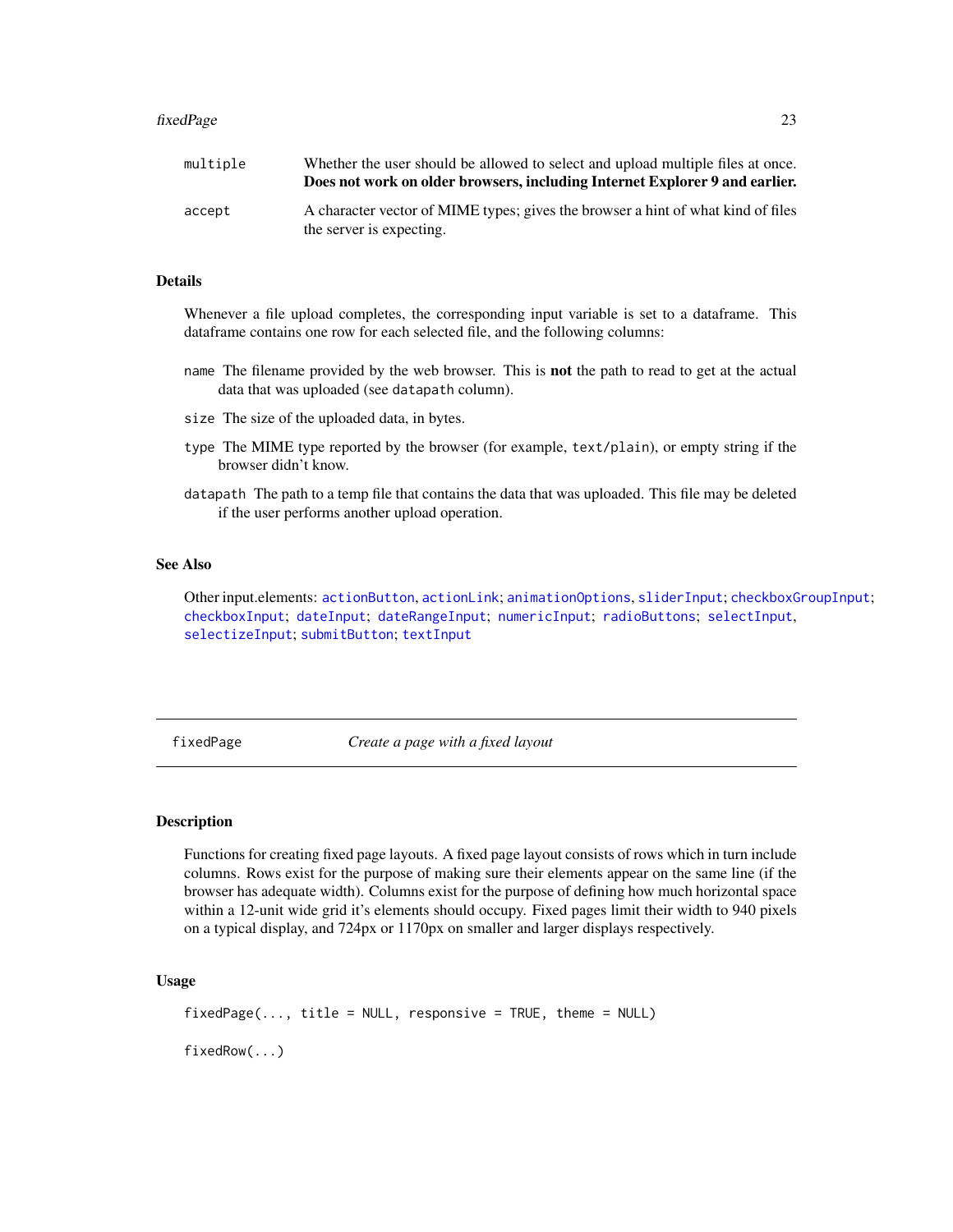| | |
|---|---|
| `multiple` | Whether the user should be allowed to select and upload multiple files at once. **Does not work on older browsers, including Internet Explorer 9 and earlier.** |
| `accept` | A character vector of MIME types; gives the browser a hint of what kind of files the server is expecting. |

### Details

Whenever a file upload completes, the corresponding input variable is set to a dataframe. This dataframe contains one row for each selected file, and the following columns:

`name` The filename provided by the web browser. This is **not** the path to read to get at the actual data that was uploaded (see `datapath` column).

`size` The size of the uploaded data, in bytes.

`type` The MIME type reported by the browser (for example, `text/plain`), or empty string if the browser didn't know.

`datapath` The path to a temp file that contains the data that was uploaded. This file may be deleted if the user performs another upload operation.

### See Also

Other input.elements: `actionButton`, `actionLink`; `animationOptions`, `sliderInput`; `checkboxGroupInput`; `checkboxInput`; `dateInput`; `dateRangeInput`; `numericInput`; `radioButtons`; `selectInput`, `selectizeInput`; `submitButton`; `textInput`

---

## fixedPage — *Create a page with a fixed layout*

---

### Description

Functions for creating fixed page layouts. A fixed page layout consists of rows which in turn include columns. Rows exist for the purpose of making sure their elements appear on the same line (if the browser has adequate width). Columns exist for the purpose of defining how much horizontal space within a 12-unit wide grid it's elements should occupy. Fixed pages limit their width to 940 pixels on a typical display, and 724px or 1170px on smaller and larger displays respectively.

### Usage

```
fixedPage(..., title = NULL, responsive = TRUE, theme = NULL)

fixedRow(...)
```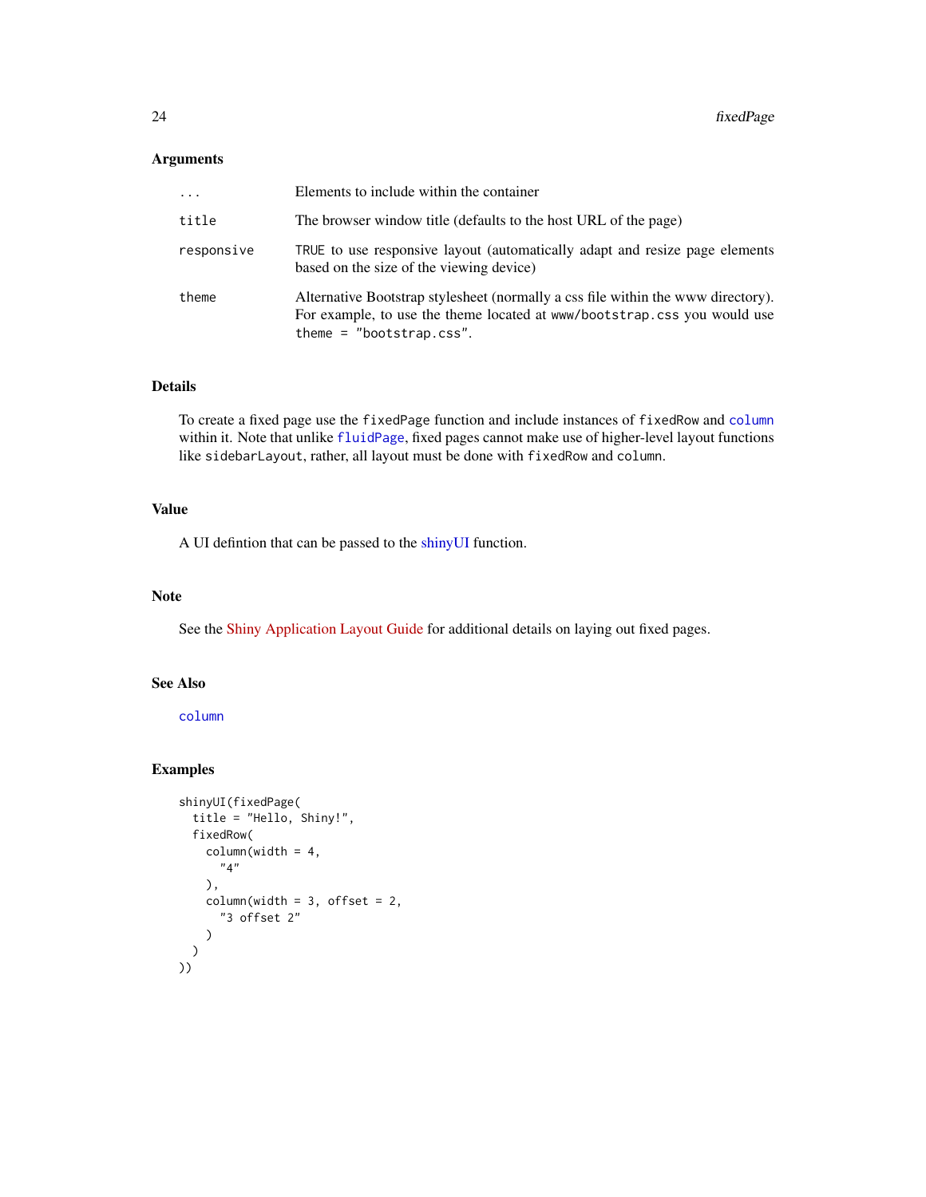### Arguments

| | |
|---|---|
| `...` | Elements to include within the container |
| `title` | The browser window title (defaults to the host URL of the page) |
| `responsive` | `TRUE` to use responsive layout (automatically adapt and resize page elements based on the size of the viewing device) |
| `theme` | Alternative Bootstrap stylesheet (normally a css file within the www directory). For example, to use the theme located at `www/bootstrap.css` you would use `theme = "bootstrap.css"`. |

### Details

To create a fixed page use the `fixedPage` function and include instances of `fixedRow` and `column` within it. Note that unlike `fluidPage`, fixed pages cannot make use of higher-level layout functions like `sidebarLayout`, rather, all layout must be done with `fixedRow` and `column`.

### Value

A UI defintion that can be passed to the shinyUI function.

### Note

See the Shiny Application Layout Guide for additional details on laying out fixed pages.

### See Also

`column`

### Examples

```
shinyUI(fixedPage(
  title = "Hello, Shiny!",
  fixedRow(
    column(width = 4,
      "4"
    ),
    column(width = 3, offset = 2,
      "3 offset 2"
    )
  )
))
```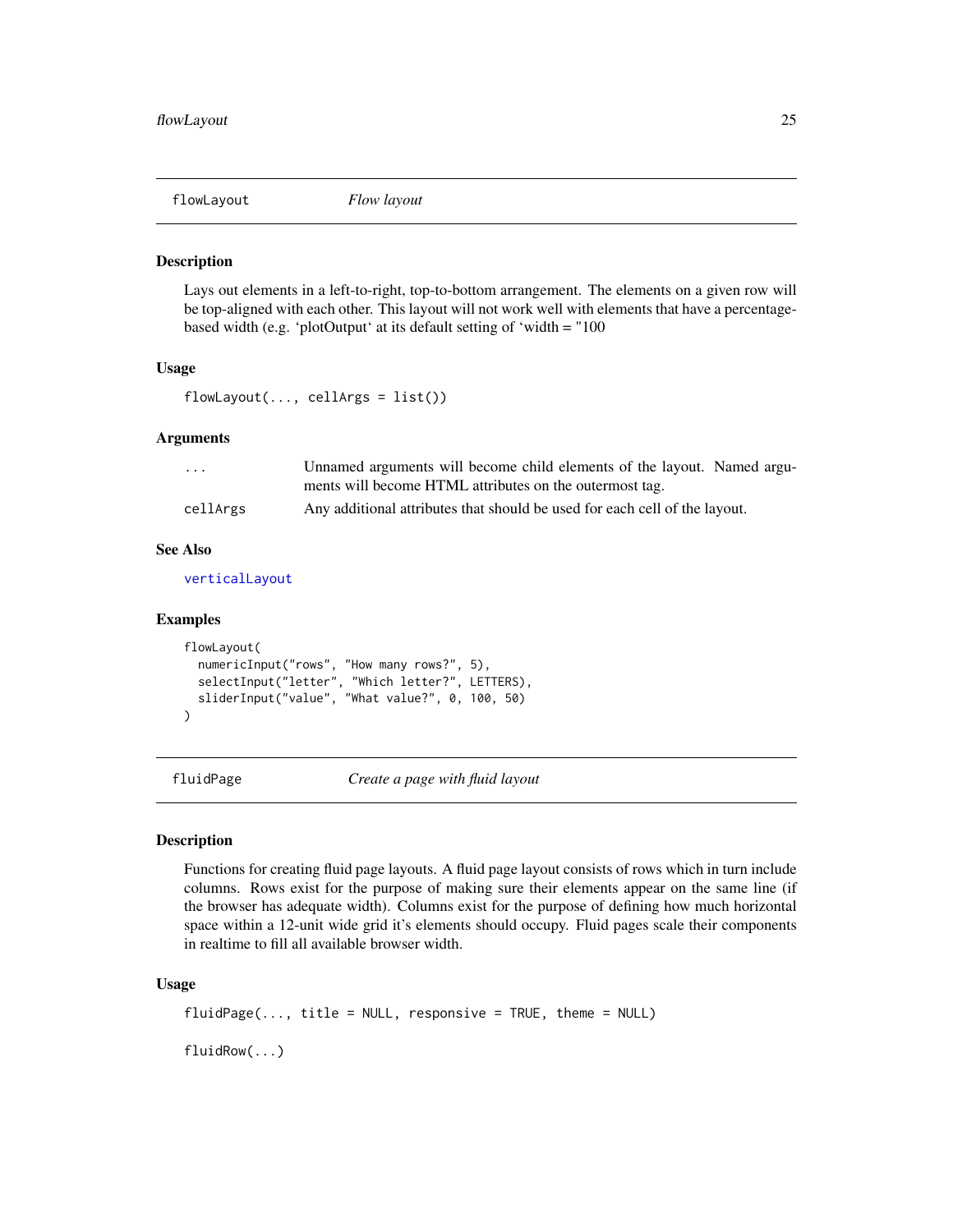## flowLayout *Flow layout*

### Description

Lays out elements in a left-to-right, top-to-bottom arrangement. The elements on a given row will be top-aligned with each other. This layout will not work well with elements that have a percentage-based width (e.g. 'plotOutput' at its default setting of 'width = "100

### Usage

```
flowLayout(..., cellArgs = list())
```

### Arguments

| | |
|---|---|
| ... | Unnamed arguments will become child elements of the layout. Named arguments will become HTML attributes on the outermost tag. |
| cellArgs | Any additional attributes that should be used for each cell of the layout. |

### See Also

verticalLayout

### Examples

```
flowLayout(
  numericInput("rows", "How many rows?", 5),
  selectInput("letter", "Which letter?", LETTERS),
  sliderInput("value", "What value?", 0, 100, 50)
)
```

## fluidPage *Create a page with fluid layout*

### Description

Functions for creating fluid page layouts. A fluid page layout consists of rows which in turn include columns. Rows exist for the purpose of making sure their elements appear on the same line (if the browser has adequate width). Columns exist for the purpose of defining how much horizontal space within a 12-unit wide grid it's elements should occupy. Fluid pages scale their components in realtime to fill all available browser width.

### Usage

```
fluidPage(..., title = NULL, responsive = TRUE, theme = NULL)

fluidRow(...)
```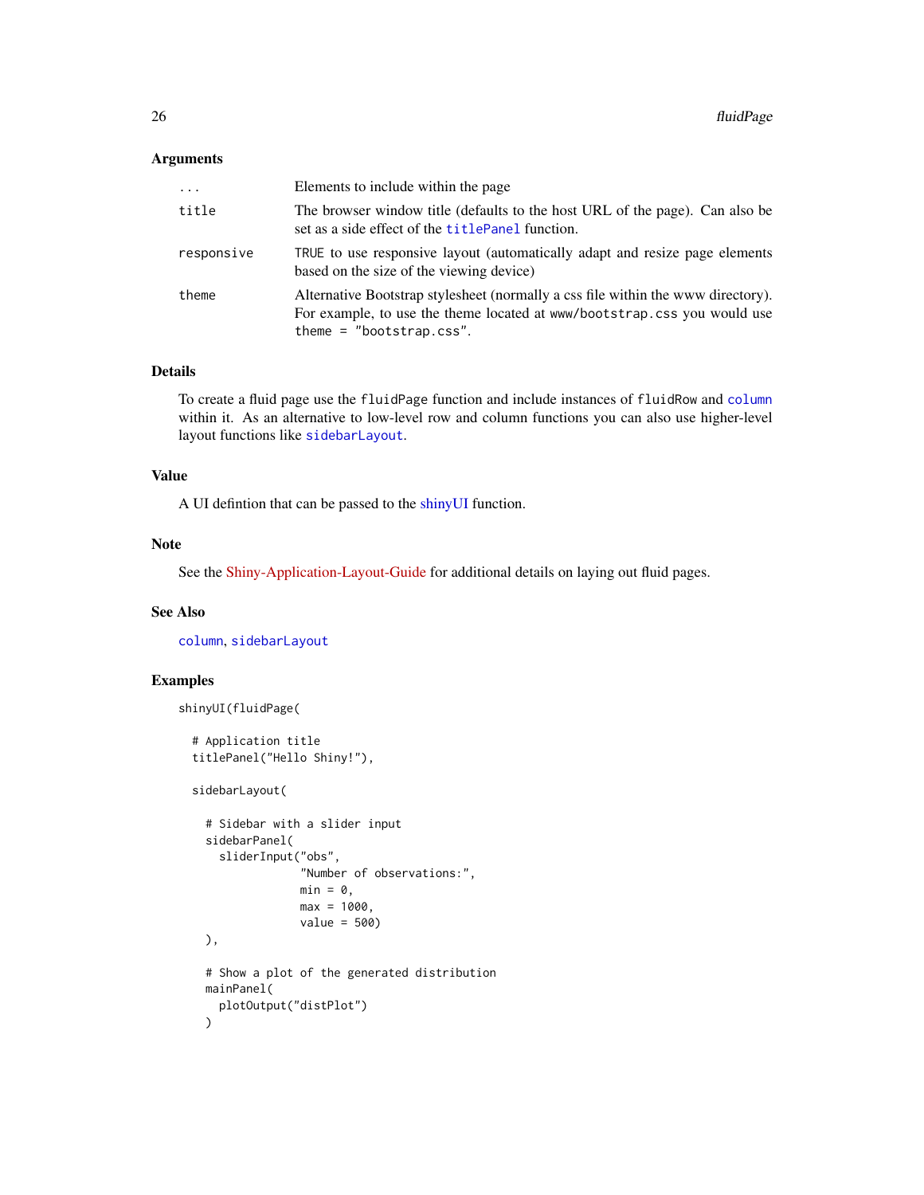## Arguments

| | |
|---|---|
| `...` | Elements to include within the page |
| `title` | The browser window title (defaults to the host URL of the page). Can also be set as a side effect of the `titlePanel` function. |
| `responsive` | `TRUE` to use responsive layout (automatically adapt and resize page elements based on the size of the viewing device) |
| `theme` | Alternative Bootstrap stylesheet (normally a css file within the www directory). For example, to use the theme located at `www/bootstrap.css` you would use `theme = "bootstrap.css"`. |

## Details

To create a fluid page use the `fluidPage` function and include instances of `fluidRow` and `column` within it. As an alternative to low-level row and column functions you can also use higher-level layout functions like `sidebarLayout`.

## Value

A UI defintion that can be passed to the shinyUI function.

## Note

See the Shiny-Application-Layout-Guide for additional details on laying out fluid pages.

## See Also

`column`, `sidebarLayout`

## Examples

```
shinyUI(fluidPage(

  # Application title
  titlePanel("Hello Shiny!"),

  sidebarLayout(

    # Sidebar with a slider input
    sidebarPanel(
      sliderInput("obs",
                  "Number of observations:",
                  min = 0,
                  max = 1000,
                  value = 500)
    ),

    # Show a plot of the generated distribution
    mainPanel(
      plotOutput("distPlot")
    )
```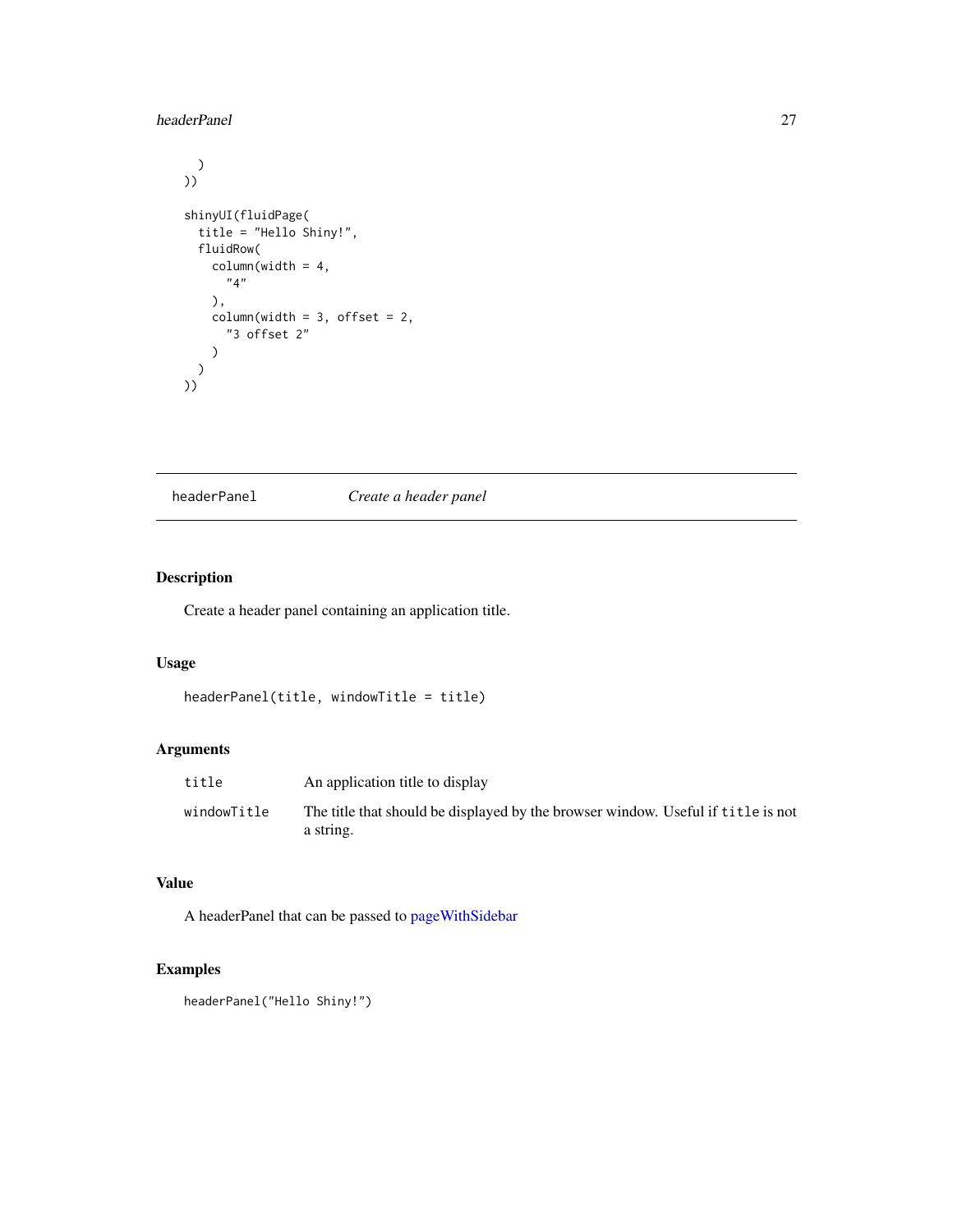```
  )
))

shinyUI(fluidPage(
  title = "Hello Shiny!",
  fluidRow(
    column(width = 4,
      "4"
    ),
    column(width = 3, offset = 2,
      "3 offset 2"
    )
  )
))
```

---

## headerPanel — *Create a header panel*

---

### Description

Create a header panel containing an application title.

### Usage

```
headerPanel(title, windowTitle = title)
```

### Arguments

| | |
|---|---|
| `title` | An application title to display |
| `windowTitle` | The title that should be displayed by the browser window. Useful if `title` is not a string. |

### Value

A headerPanel that can be passed to pageWithSidebar

### Examples

```
headerPanel("Hello Shiny!")
```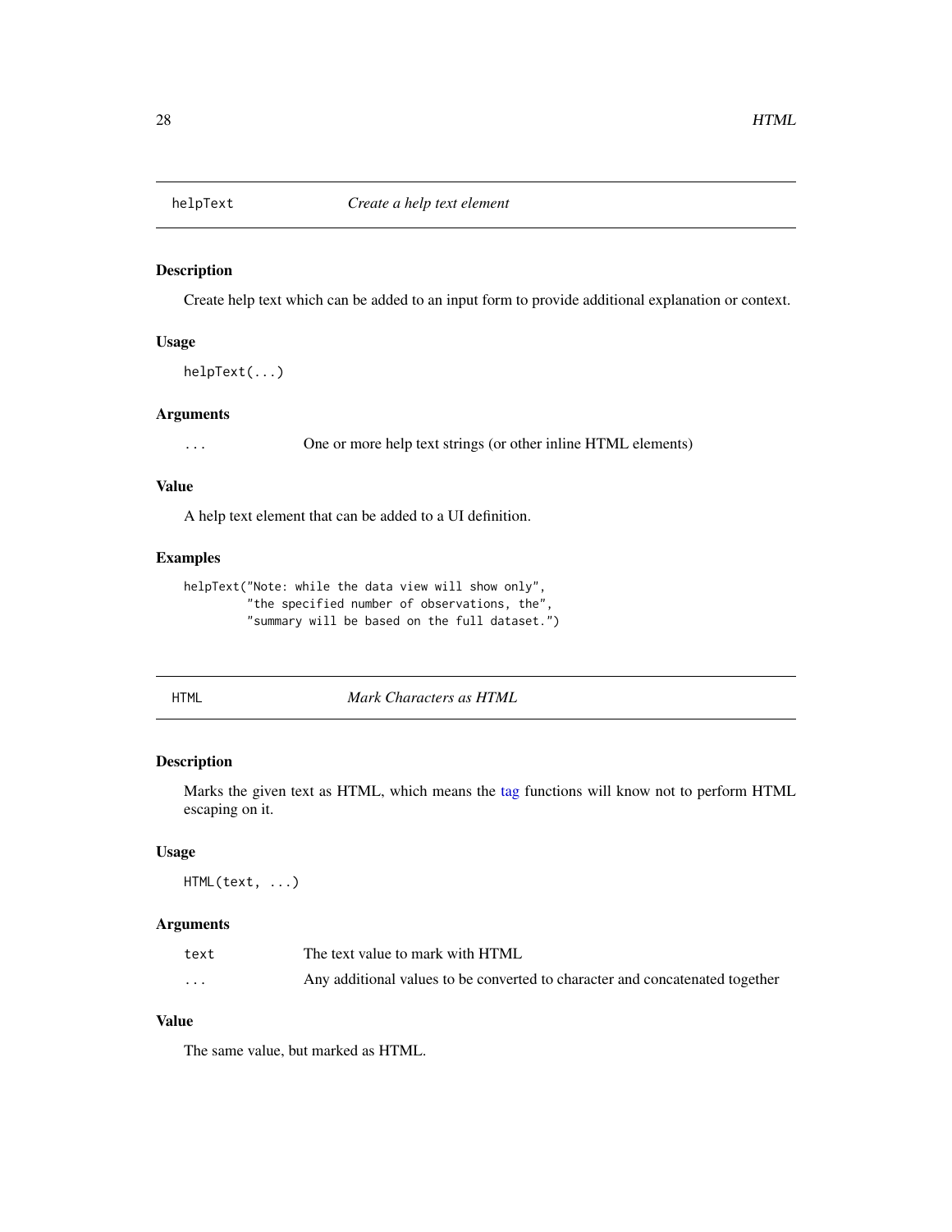## helpText — *Create a help text element*

### Description

Create help text which can be added to an input form to provide additional explanation or context.

### Usage

```
helpText(...)
```

### Arguments

| | |
|---|---|
| `...` | One or more help text strings (or other inline HTML elements) |

### Value

A help text element that can be added to a UI definition.

### Examples

```
helpText("Note: while the data view will show only",
         "the specified number of observations, the",
         "summary will be based on the full dataset.")
```

## HTML — *Mark Characters as HTML*

### Description

Marks the given text as HTML, which means the tag functions will know not to perform HTML escaping on it.

### Usage

```
HTML(text, ...)
```

### Arguments

| | |
|---|---|
| `text` | The text value to mark with HTML |
| `...` | Any additional values to be converted to character and concatenated together |

### Value

The same value, but marked as HTML.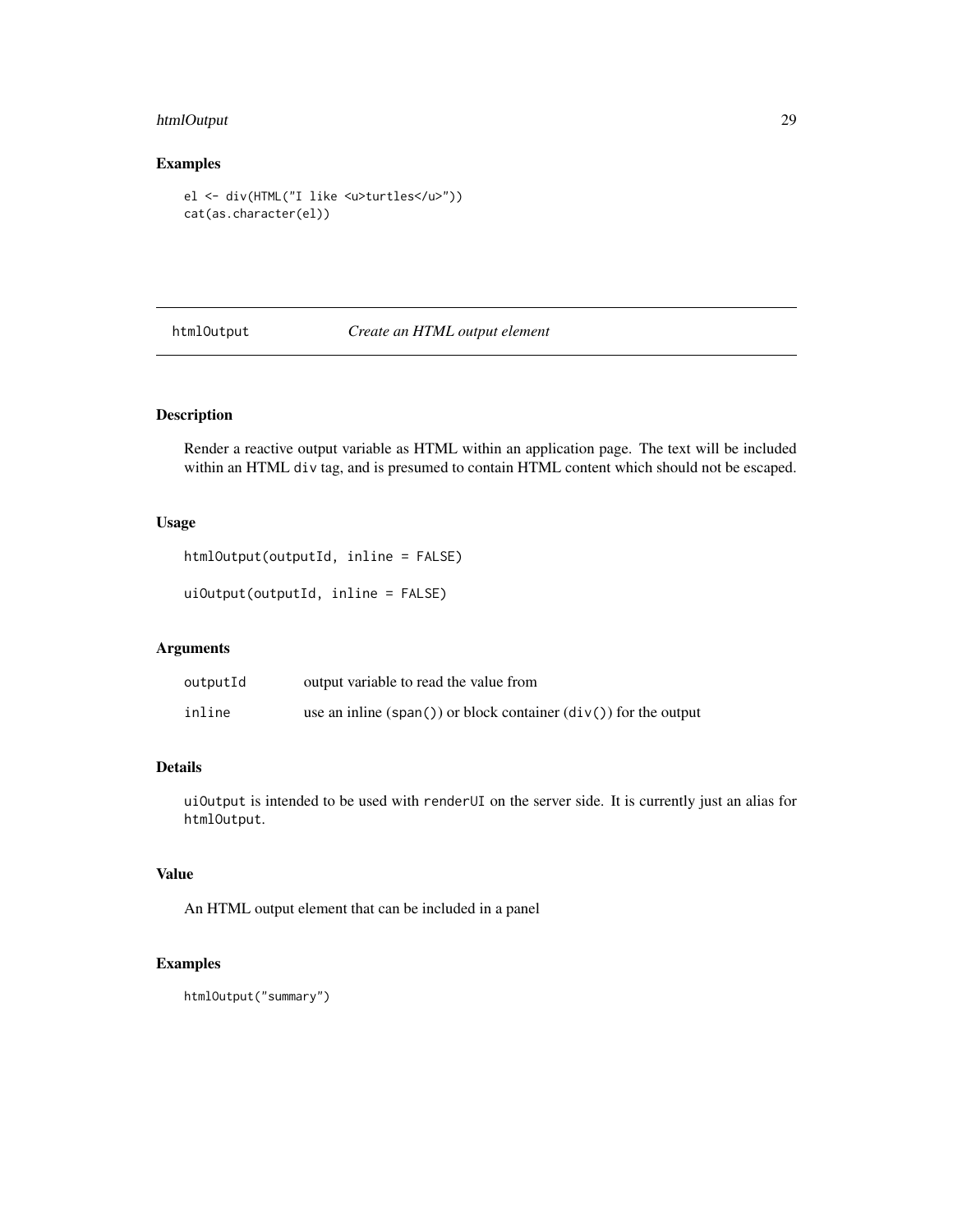## Examples

```
el <- div(HTML("I like <u>turtles</u>"))
cat(as.character(el))
```

# htmlOutput *Create an HTML output element*

## Description

Render a reactive output variable as HTML within an application page. The text will be included within an HTML `div` tag, and is presumed to contain HTML content which should not be escaped.

## Usage

```
htmlOutput(outputId, inline = FALSE)

uiOutput(outputId, inline = FALSE)
```

## Arguments

| | |
|---|---|
| `outputId` | output variable to read the value from |
| `inline` | use an inline (`span()`) or block container (`div()`) for the output |

## Details

`uiOutput` is intended to be used with `renderUI` on the server side. It is currently just an alias for `htmlOutput`.

## Value

An HTML output element that can be included in a panel

## Examples

```
htmlOutput("summary")
```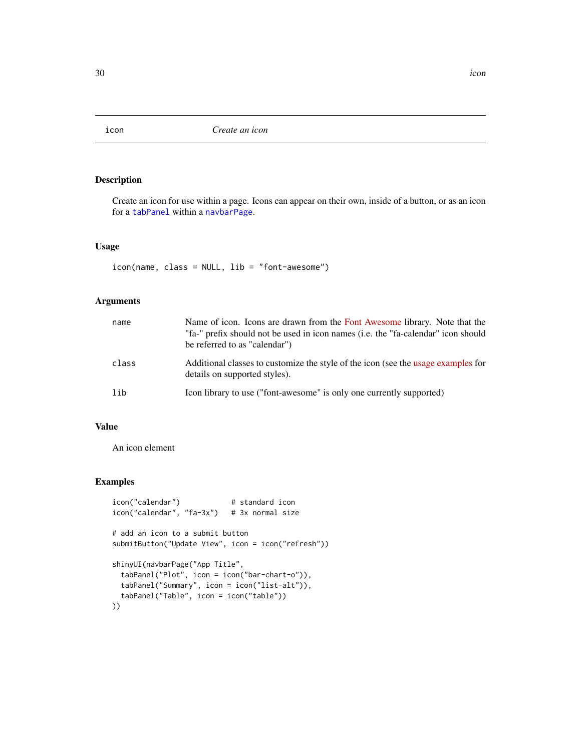icon *Create an icon*

## Description

Create an icon for use within a page. Icons can appear on their own, inside of a button, or as an icon for a `tabPanel` within a `navbarPage`.

## Usage

```
icon(name, class = NULL, lib = "font-awesome")
```

## Arguments

| | |
|---|---|
| `name` | Name of icon. Icons are drawn from the Font Awesome library. Note that the "fa-" prefix should not be used in icon names (i.e. the "fa-calendar" icon should be referred to as "calendar") |
| `class` | Additional classes to customize the style of the icon (see the usage examples for details on supported styles). |
| `lib` | Icon library to use ("font-awesome" is only one currently supported) |

## Value

An icon element

## Examples

```
icon("calendar")            # standard icon
icon("calendar", "fa-3x")   # 3x normal size

# add an icon to a submit button
submitButton("Update View", icon = icon("refresh"))

shinyUI(navbarPage("App Title",
  tabPanel("Plot", icon = icon("bar-chart-o")),
  tabPanel("Summary", icon = icon("list-alt")),
  tabPanel("Table", icon = icon("table"))
))
```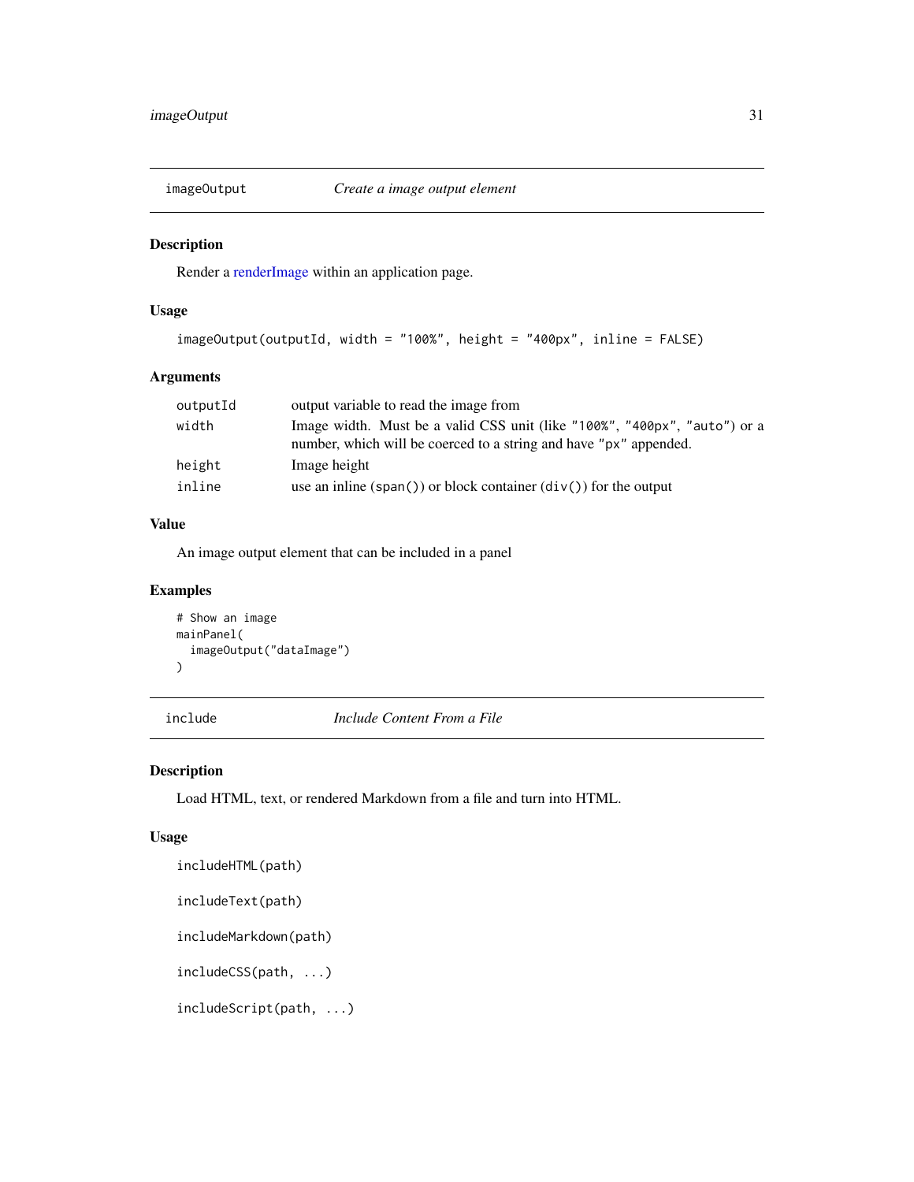## imageOutput — *Create a image output element*

### Description

Render a renderImage within an application page.

### Usage

```
imageOutput(outputId, width = "100%", height = "400px", inline = FALSE)
```

### Arguments

| | |
|---|---|
| `outputId` | output variable to read the image from |
| `width` | Image width. Must be a valid CSS unit (like `"100%"`, `"400px"`, `"auto"`) or a number, which will be coerced to a string and have `"px"` appended. |
| `height` | Image height |
| `inline` | use an inline (`span()`) or block container (`div()`) for the output |

### Value

An image output element that can be included in a panel

### Examples

```
# Show an image
mainPanel(
  imageOutput("dataImage")
)
```

## include — *Include Content From a File*

### Description

Load HTML, text, or rendered Markdown from a file and turn into HTML.

### Usage

```
includeHTML(path)

includeText(path)

includeMarkdown(path)

includeCSS(path, ...)

includeScript(path, ...)
```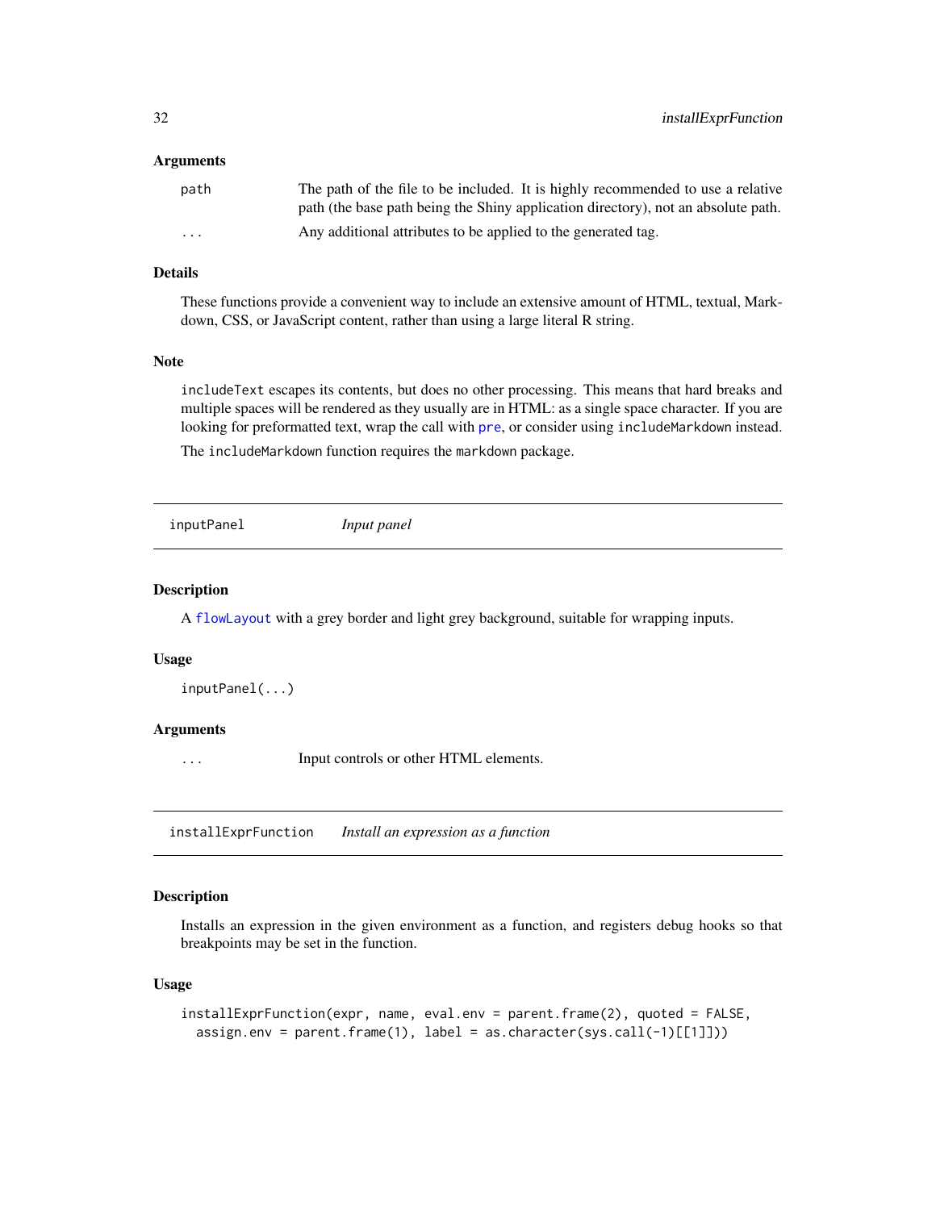### Arguments

| | |
|---|---|
| `path` | The path of the file to be included. It is highly recommended to use a relative path (the base path being the Shiny application directory), not an absolute path. |
| `...` | Any additional attributes to be applied to the generated tag. |

### Details

These functions provide a convenient way to include an extensive amount of HTML, textual, Markdown, CSS, or JavaScript content, rather than using a large literal R string.

### Note

`includeText` escapes its contents, but does no other processing. This means that hard breaks and multiple spaces will be rendered as they usually are in HTML: as a single space character. If you are looking for preformatted text, wrap the call with `pre`, or consider using `includeMarkdown` instead.

The `includeMarkdown` function requires the `markdown` package.

---

## `inputPanel` *Input panel*

---

### Description

A `flowLayout` with a grey border and light grey background, suitable for wrapping inputs.

### Usage

```
inputPanel(...)
```

### Arguments

| | |
|---|---|
| `...` | Input controls or other HTML elements. |

---

## `installExprFunction` *Install an expression as a function*

---

### Description

Installs an expression in the given environment as a function, and registers debug hooks so that breakpoints may be set in the function.

### Usage

```
installExprFunction(expr, name, eval.env = parent.frame(2), quoted = FALSE,
  assign.env = parent.frame(1), label = as.character(sys.call(-1)[[1]]))
```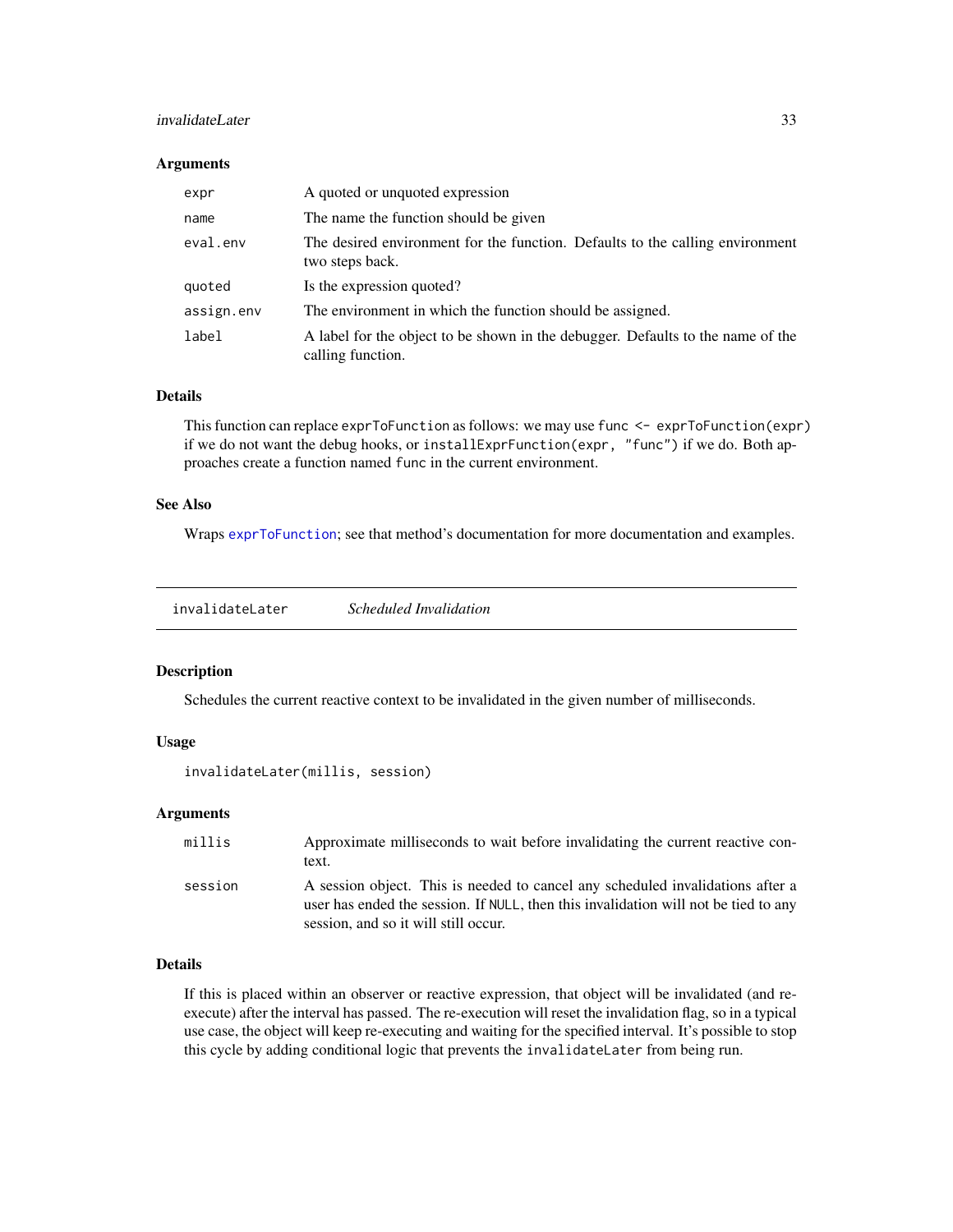### Arguments

| | |
|---|---|
| expr | A quoted or unquoted expression |
| name | The name the function should be given |
| eval.env | The desired environment for the function. Defaults to the calling environment two steps back. |
| quoted | Is the expression quoted? |
| assign.env | The environment in which the function should be assigned. |
| label | A label for the object to be shown in the debugger. Defaults to the name of the calling function. |

### Details

This function can replace `exprToFunction` as follows: we may use `func <- exprToFunction(expr)` if we do not want the debug hooks, or `installExprFunction(expr, "func")` if we do. Both approaches create a function named `func` in the current environment.

### See Also

Wraps `exprToFunction`; see that method's documentation for more documentation and examples.

---

## invalidateLater    *Scheduled Invalidation*

### Description

Schedules the current reactive context to be invalidated in the given number of milliseconds.

### Usage

```
invalidateLater(millis, session)
```

### Arguments

| | |
|---|---|
| millis | Approximate milliseconds to wait before invalidating the current reactive context. |
| session | A session object. This is needed to cancel any scheduled invalidations after a user has ended the session. If `NULL`, then this invalidation will not be tied to any session, and so it will still occur. |

### Details

If this is placed within an observer or reactive expression, that object will be invalidated (and re-execute) after the interval has passed. The re-execution will reset the invalidation flag, so in a typical use case, the object will keep re-executing and waiting for the specified interval. It's possible to stop this cycle by adding conditional logic that prevents the `invalidateLater` from being run.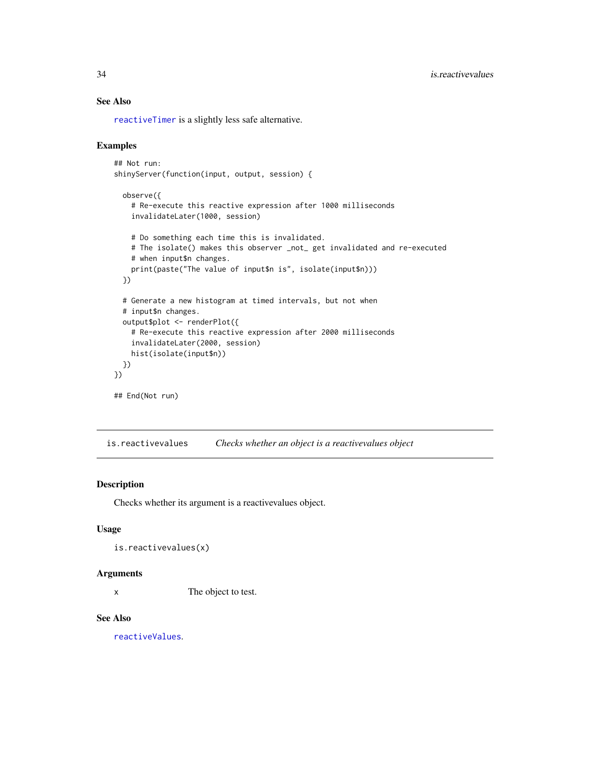### See Also

reactiveTimer is a slightly less safe alternative.

### Examples

```
## Not run:
shinyServer(function(input, output, session) {

  observe({
    # Re-execute this reactive expression after 1000 milliseconds
    invalidateLater(1000, session)

    # Do something each time this is invalidated.
    # The isolate() makes this observer _not_ get invalidated and re-executed
    # when input$n changes.
    print(paste("The value of input$n is", isolate(input$n)))
  })

  # Generate a new histogram at timed intervals, but not when
  # input$n changes.
  output$plot <- renderPlot({
    # Re-execute this reactive expression after 2000 milliseconds
    invalidateLater(2000, session)
    hist(isolate(input$n))
  })
})

## End(Not run)
```

---

## is.reactivevalues — *Checks whether an object is a reactivevalues object*

---

### Description

Checks whether its argument is a reactivevalues object.

### Usage

```
is.reactivevalues(x)
```

### Arguments

| | |
|---|---|
| x | The object to test. |

### See Also

reactiveValues.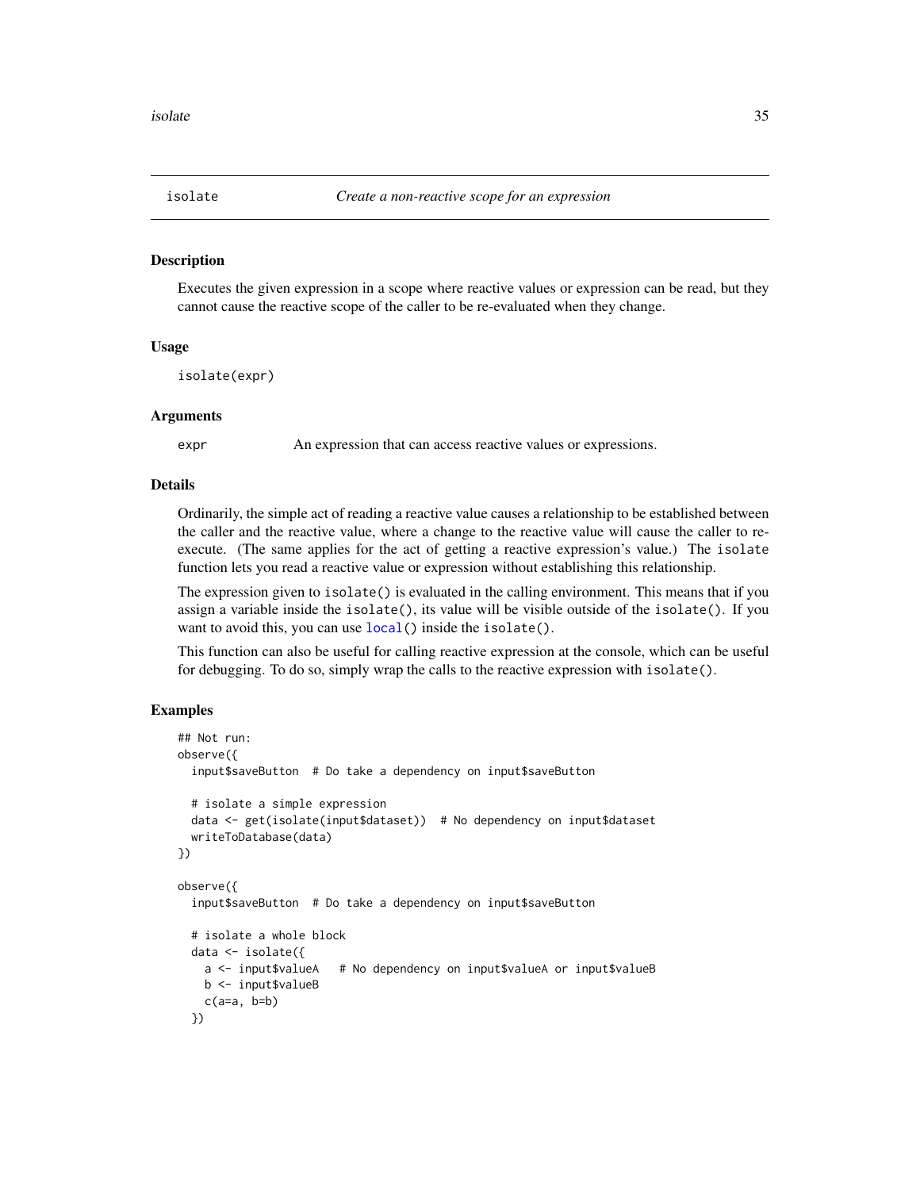# isolate — *Create a non-reactive scope for an expression*

## Description

Executes the given expression in a scope where reactive values or expression can be read, but they cannot cause the reactive scope of the caller to be re-evaluated when they change.

## Usage

```
isolate(expr)
```

## Arguments

| | |
|---|---|
| expr | An expression that can access reactive values or expressions. |

## Details

Ordinarily, the simple act of reading a reactive value causes a relationship to be established between the caller and the reactive value, where a change to the reactive value will cause the caller to re-execute. (The same applies for the act of getting a reactive expression's value.) The `isolate` function lets you read a reactive value or expression without establishing this relationship.

The expression given to `isolate()` is evaluated in the calling environment. This means that if you assign a variable inside the `isolate()`, its value will be visible outside of the `isolate()`. If you want to avoid this, you can use `local()` inside the `isolate()`.

This function can also be useful for calling reactive expression at the console, which can be useful for debugging. To do so, simply wrap the calls to the reactive expression with `isolate()`.

## Examples

```
## Not run:
observe({
  input$saveButton  # Do take a dependency on input$saveButton

  # isolate a simple expression
  data <- get(isolate(input$dataset))  # No dependency on input$dataset
  writeToDatabase(data)
})

observe({
  input$saveButton  # Do take a dependency on input$saveButton

  # isolate a whole block
  data <- isolate({
    a <- input$valueA   # No dependency on input$valueA or input$valueB
    b <- input$valueB
    c(a=a, b=b)
  })
```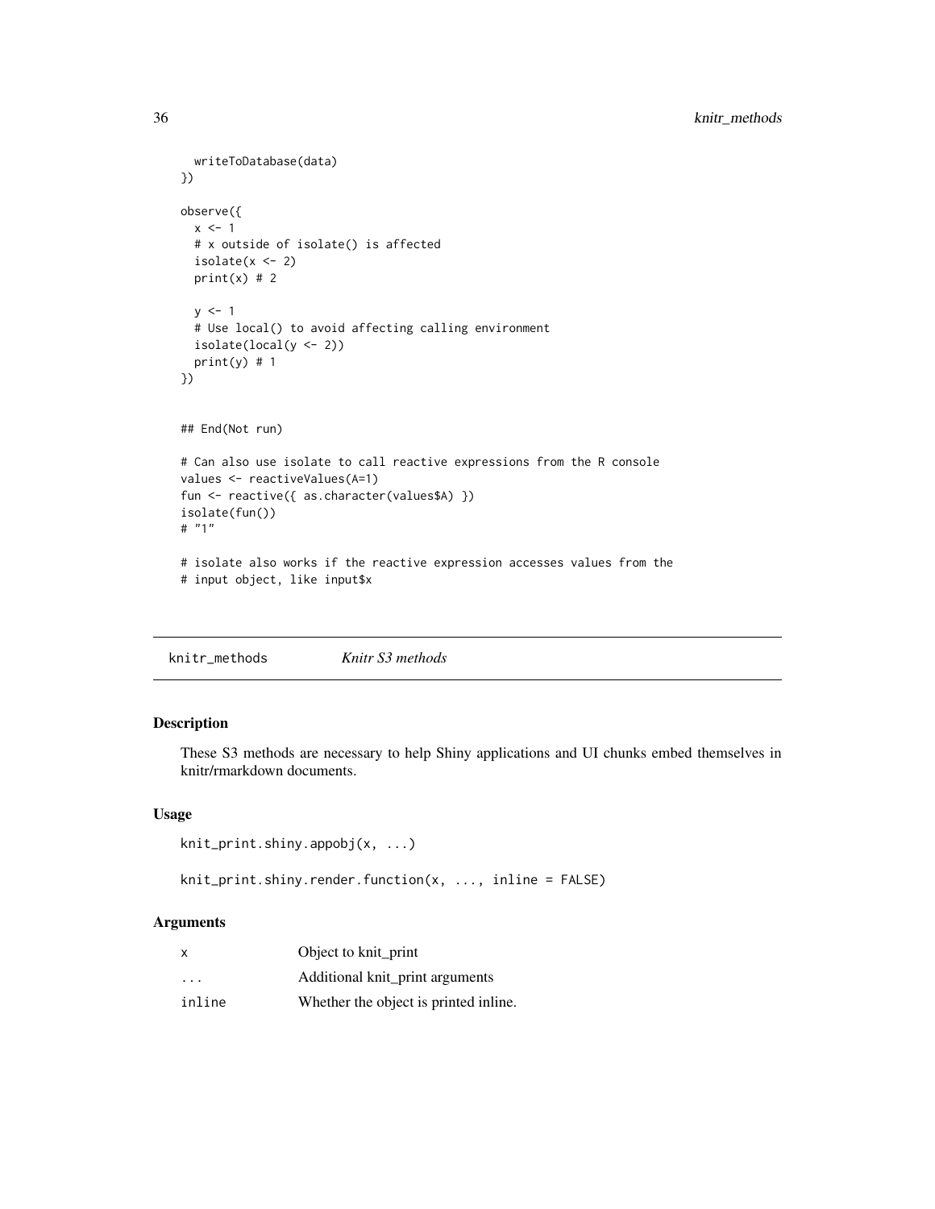```
  writeToDatabase(data)
})

observe({
  x <- 1
  # x outside of isolate() is affected
  isolate(x <- 2)
  print(x) # 2

  y <- 1
  # Use local() to avoid affecting calling environment
  isolate(local(y <- 2))
  print(y) # 1
})


## End(Not run)

# Can also use isolate to call reactive expressions from the R console
values <- reactiveValues(A=1)
fun <- reactive({ as.character(values$A) })
isolate(fun())
# "1"

# isolate also works if the reactive expression accesses values from the
# input object, like input$x
```

## knitr_methods *Knitr S3 methods*

### Description

These S3 methods are necessary to help Shiny applications and UI chunks embed themselves in knitr/rmarkdown documents.

### Usage

```
knit_print.shiny.appobj(x, ...)

knit_print.shiny.render.function(x, ..., inline = FALSE)
```

### Arguments

| | |
|---|---|
| `x` | Object to knit_print |
| `...` | Additional knit_print arguments |
| `inline` | Whether the object is printed inline. |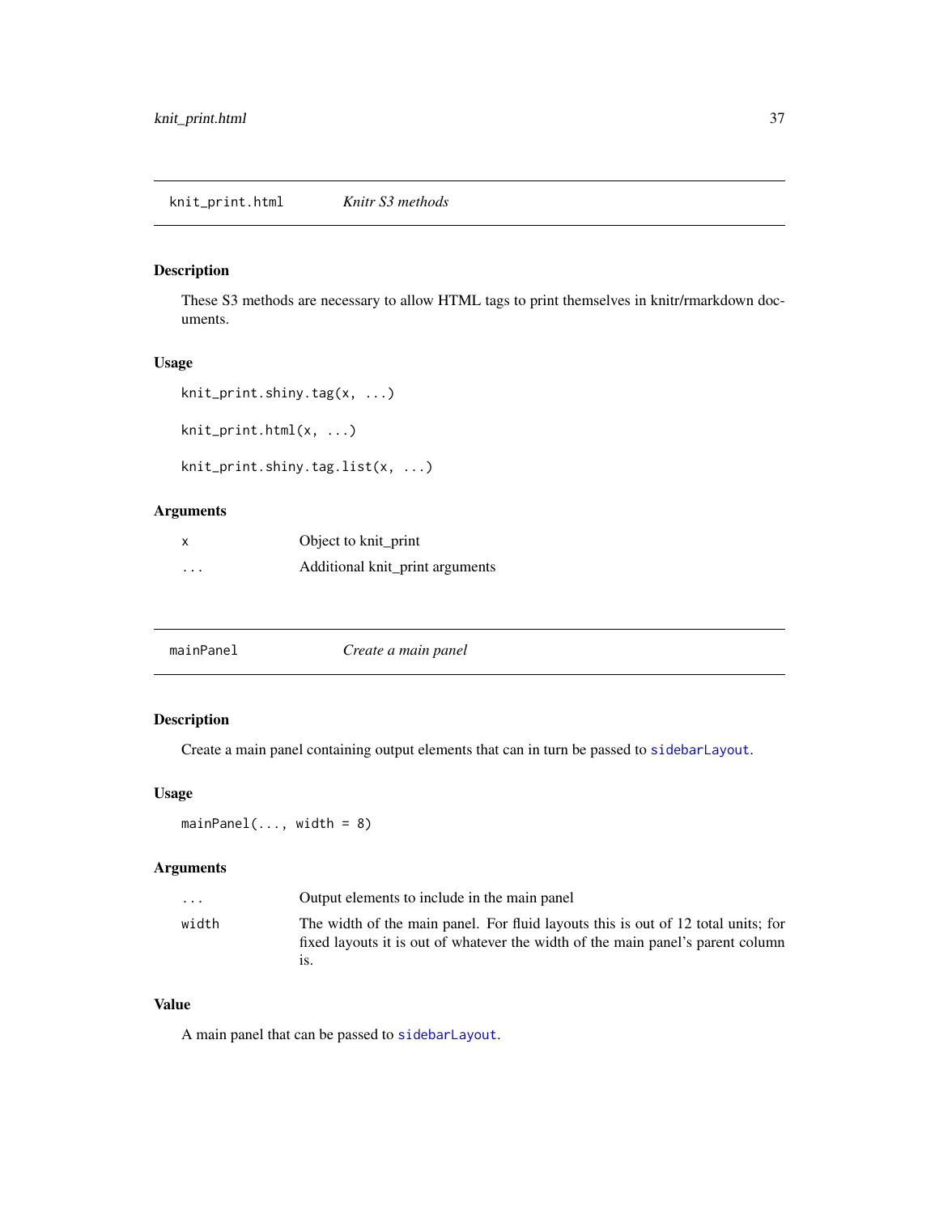## knit_print.html — *Knitr S3 methods*

### Description

These S3 methods are necessary to allow HTML tags to print themselves in knitr/rmarkdown documents.

### Usage

```
knit_print.shiny.tag(x, ...)

knit_print.html(x, ...)

knit_print.shiny.tag.list(x, ...)
```

### Arguments

| | |
|---|---|
| x | Object to knit_print |
| ... | Additional knit_print arguments |

## mainPanel — *Create a main panel*

### Description

Create a main panel containing output elements that can in turn be passed to sidebarLayout.

### Usage

```
mainPanel(..., width = 8)
```

### Arguments

| | |
|---|---|
| ... | Output elements to include in the main panel |
| width | The width of the main panel. For fluid layouts this is out of 12 total units; for fixed layouts it is out of whatever the width of the main panel's parent column is. |

### Value

A main panel that can be passed to sidebarLayout.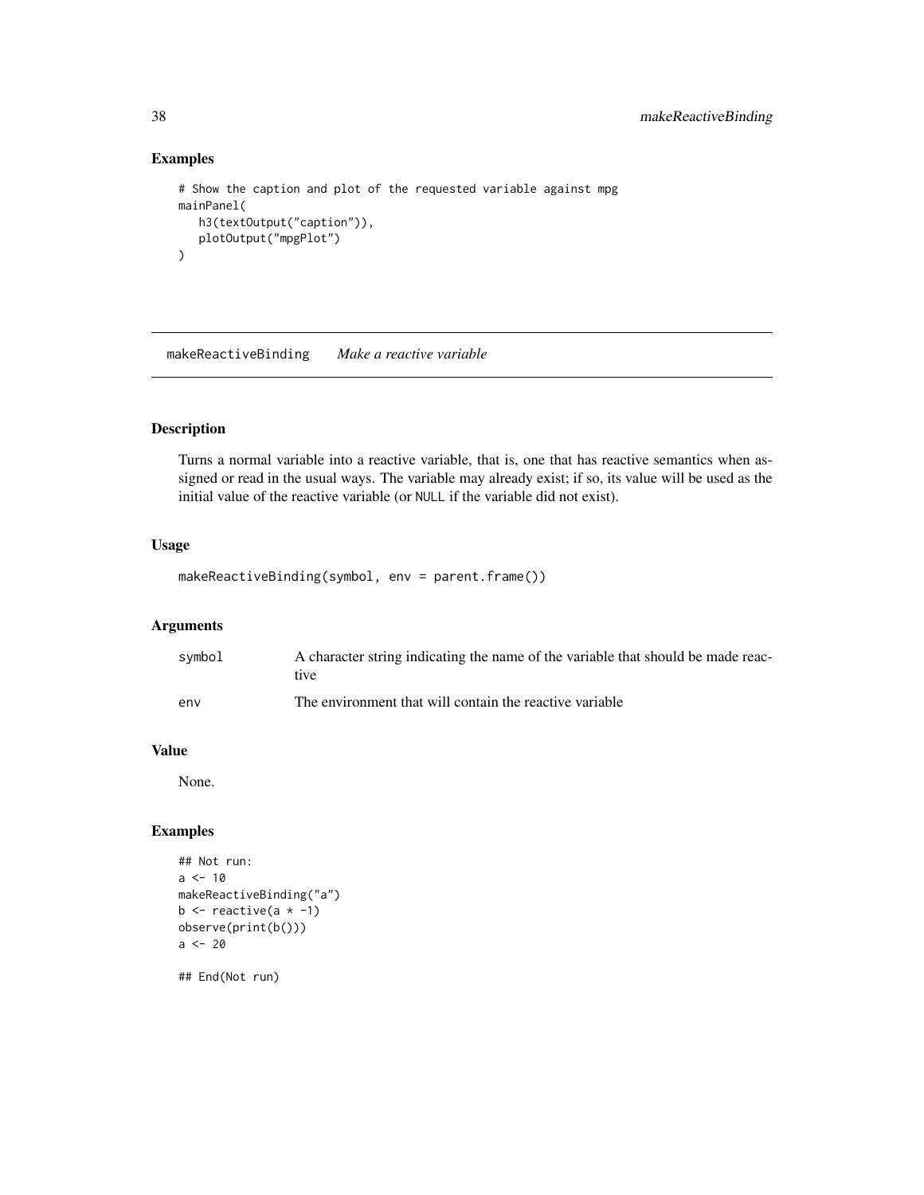## Examples

```
# Show the caption and plot of the requested variable against mpg
mainPanel(
   h3(textOutput("caption")),
   plotOutput("mpgPlot")
)
```

---

# makeReactiveBinding *Make a reactive variable*

---

## Description

Turns a normal variable into a reactive variable, that is, one that has reactive semantics when assigned or read in the usual ways. The variable may already exist; if so, its value will be used as the initial value of the reactive variable (or `NULL` if the variable did not exist).

## Usage

```
makeReactiveBinding(symbol, env = parent.frame())
```

## Arguments

| | |
|---|---|
| `symbol` | A character string indicating the name of the variable that should be made reactive |
| `env` | The environment that will contain the reactive variable |

## Value

None.

## Examples

```
## Not run:
a <- 10
makeReactiveBinding("a")
b <- reactive(a * -1)
observe(print(b()))
a <- 20

## End(Not run)
```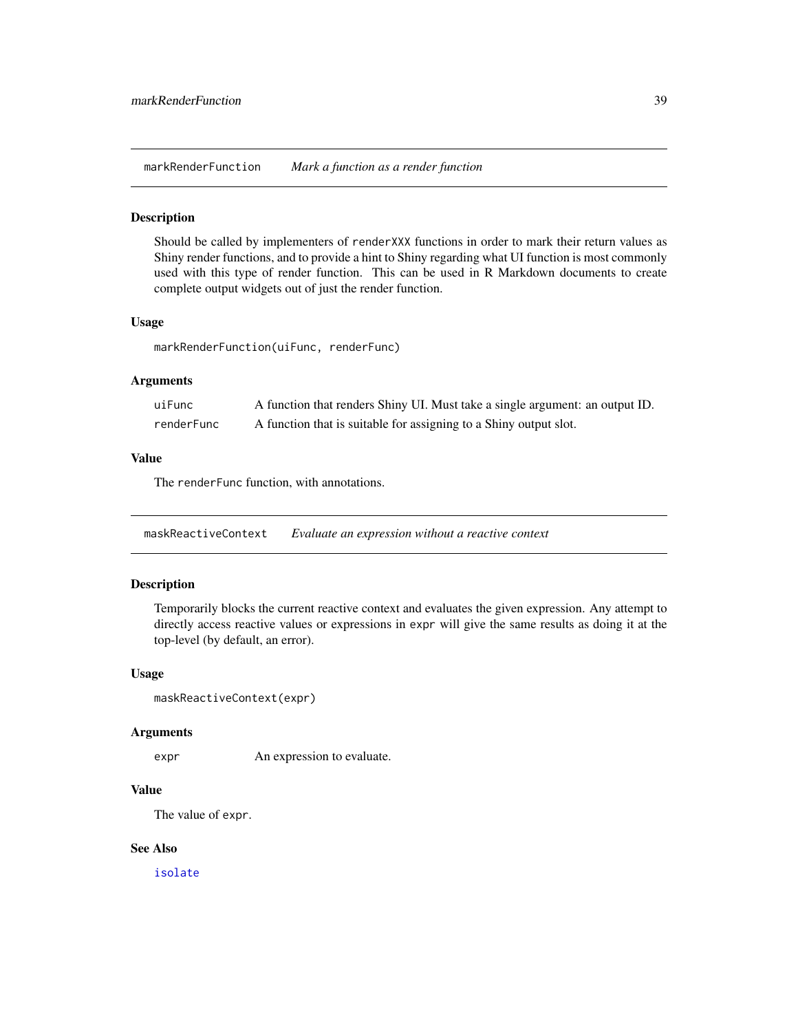## `markRenderFunction` *Mark a function as a render function*

### Description

Should be called by implementers of `renderXXX` functions in order to mark their return values as Shiny render functions, and to provide a hint to Shiny regarding what UI function is most commonly used with this type of render function. This can be used in R Markdown documents to create complete output widgets out of just the render function.

### Usage

```
markRenderFunction(uiFunc, renderFunc)
```

### Arguments

| | |
|---|---|
| `uiFunc` | A function that renders Shiny UI. Must take a single argument: an output ID. |
| `renderFunc` | A function that is suitable for assigning to a Shiny output slot. |

### Value

The `renderFunc` function, with annotations.

## `maskReactiveContext` *Evaluate an expression without a reactive context*

### Description

Temporarily blocks the current reactive context and evaluates the given expression. Any attempt to directly access reactive values or expressions in `expr` will give the same results as doing it at the top-level (by default, an error).

### Usage

```
maskReactiveContext(expr)
```

### Arguments

| | |
|---|---|
| `expr` | An expression to evaluate. |

### Value

The value of `expr`.

### See Also

`isolate`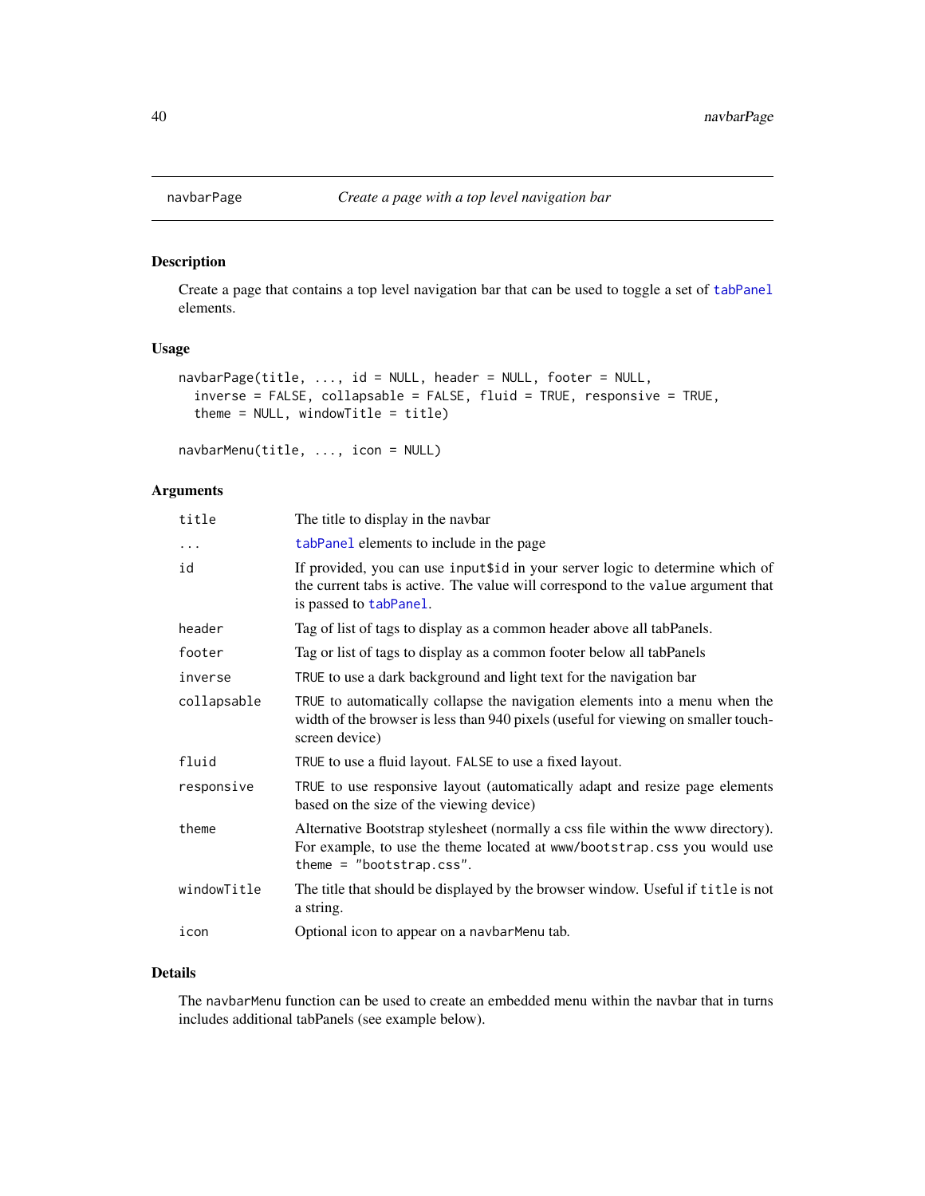# navbarPage — *Create a page with a top level navigation bar*

## Description

Create a page that contains a top level navigation bar that can be used to toggle a set of `tabPanel` elements.

## Usage

```
navbarPage(title, ..., id = NULL, header = NULL, footer = NULL,
  inverse = FALSE, collapsable = FALSE, fluid = TRUE, responsive = TRUE,
  theme = NULL, windowTitle = title)

navbarMenu(title, ..., icon = NULL)
```

## Arguments

| Argument | Description |
| --- | --- |
| `title` | The title to display in the navbar |
| `...` | `tabPanel` elements to include in the page |
| `id` | If provided, you can use `input$id` in your server logic to determine which of the current tabs is active. The value will correspond to the `value` argument that is passed to `tabPanel`. |
| `header` | Tag of list of tags to display as a common header above all tabPanels. |
| `footer` | Tag or list of tags to display as a common footer below all tabPanels |
| `inverse` | `TRUE` to use a dark background and light text for the navigation bar |
| `collapsable` | `TRUE` to automatically collapse the navigation elements into a menu when the width of the browser is less than 940 pixels (useful for viewing on smaller touchscreen device) |
| `fluid` | `TRUE` to use a fluid layout. `FALSE` to use a fixed layout. |
| `responsive` | `TRUE` to use responsive layout (automatically adapt and resize page elements based on the size of the viewing device) |
| `theme` | Alternative Bootstrap stylesheet (normally a css file within the www directory). For example, to use the theme located at `www/bootstrap.css` you would use `theme = "bootstrap.css"`. |
| `windowTitle` | The title that should be displayed by the browser window. Useful if `title` is not a string. |
| `icon` | Optional icon to appear on a `navbarMenu` tab. |

## Details

The `navbarMenu` function can be used to create an embedded menu within the navbar that in turns includes additional tabPanels (see example below).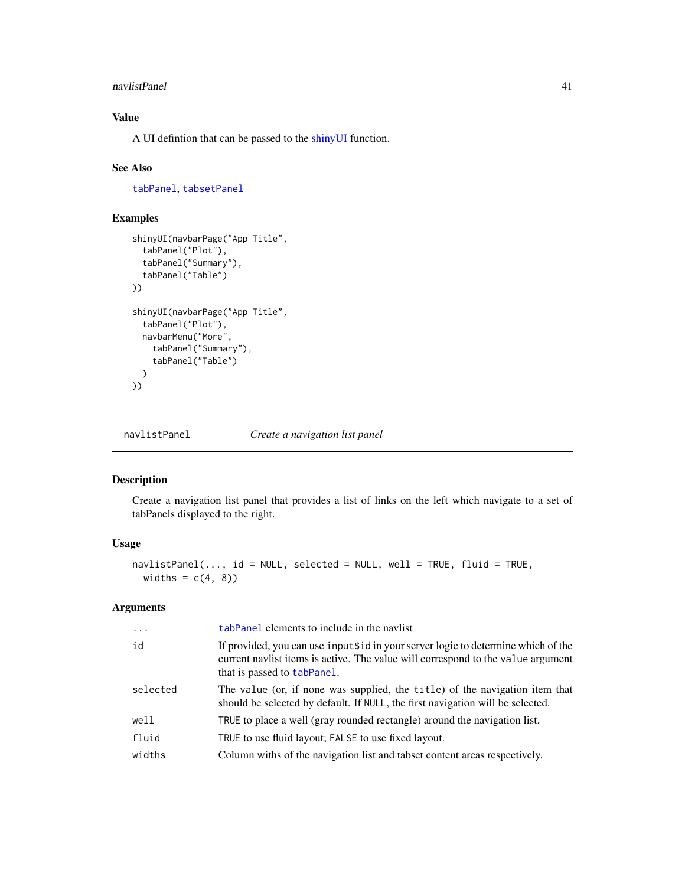### Value

A UI defintion that can be passed to the shinyUI function.

### See Also

`tabPanel`, `tabsetPanel`

### Examples

```
shinyUI(navbarPage("App Title",
  tabPanel("Plot"),
  tabPanel("Summary"),
  tabPanel("Table")
))

shinyUI(navbarPage("App Title",
  tabPanel("Plot"),
  navbarMenu("More",
    tabPanel("Summary"),
    tabPanel("Table")
  )
))
```

---

## navlistPanel — *Create a navigation list panel*

### Description

Create a navigation list panel that provides a list of links on the left which navigate to a set of tabPanels displayed to the right.

### Usage

```
navlistPanel(..., id = NULL, selected = NULL, well = TRUE, fluid = TRUE,
  widths = c(4, 8))
```

### Arguments

| | |
|---|---|
| `...` | `tabPanel` elements to include in the navlist |
| `id` | If provided, you can use `input$id` in your server logic to determine which of the current navlist items is active. The value will correspond to the `value` argument that is passed to `tabPanel`. |
| `selected` | The `value` (or, if none was supplied, the `title`) of the navigation item that should be selected by default. If `NULL`, the first navigation will be selected. |
| `well` | `TRUE` to place a well (gray rounded rectangle) around the navigation list. |
| `fluid` | `TRUE` to use fluid layout; `FALSE` to use fixed layout. |
| `widths` | Column withs of the navigation list and tabset content areas respectively. |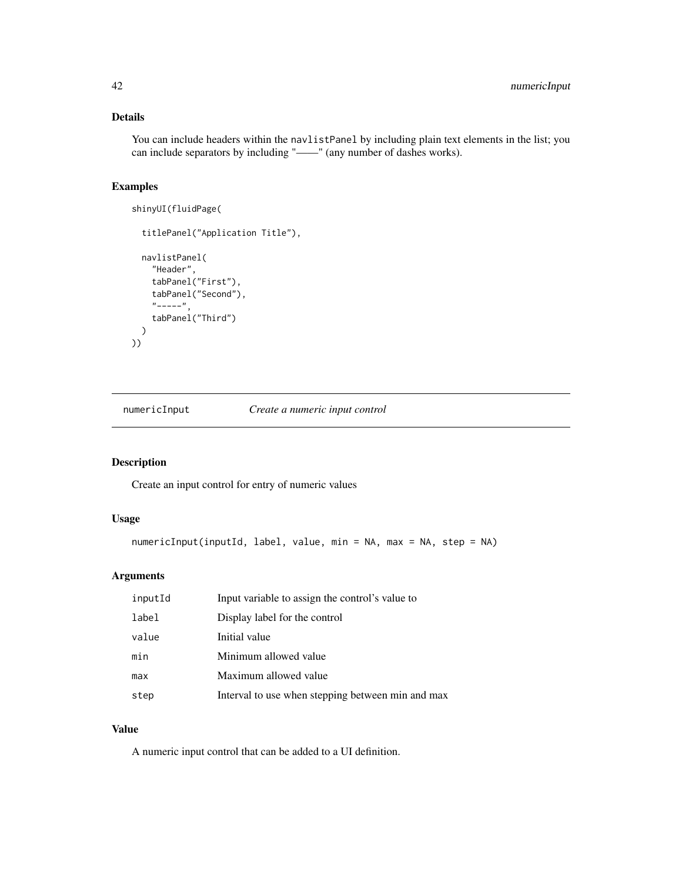### Details

You can include headers within the `navlistPanel` by including plain text elements in the list; you can include separators by including "——" (any number of dashes works).

### Examples

```
shinyUI(fluidPage(

  titlePanel("Application Title"),

  navlistPanel(
    "Header",
    tabPanel("First"),
    tabPanel("Second"),
    "-----",
    tabPanel("Third")
  )
))
```

---

## numericInput — *Create a numeric input control*

### Description

Create an input control for entry of numeric values

### Usage

```
numericInput(inputId, label, value, min = NA, max = NA, step = NA)
```

### Arguments

| | |
|---|---|
| `inputId` | Input variable to assign the control's value to |
| `label` | Display label for the control |
| `value` | Initial value |
| `min` | Minimum allowed value |
| `max` | Maximum allowed value |
| `step` | Interval to use when stepping between min and max |

### Value

A numeric input control that can be added to a UI definition.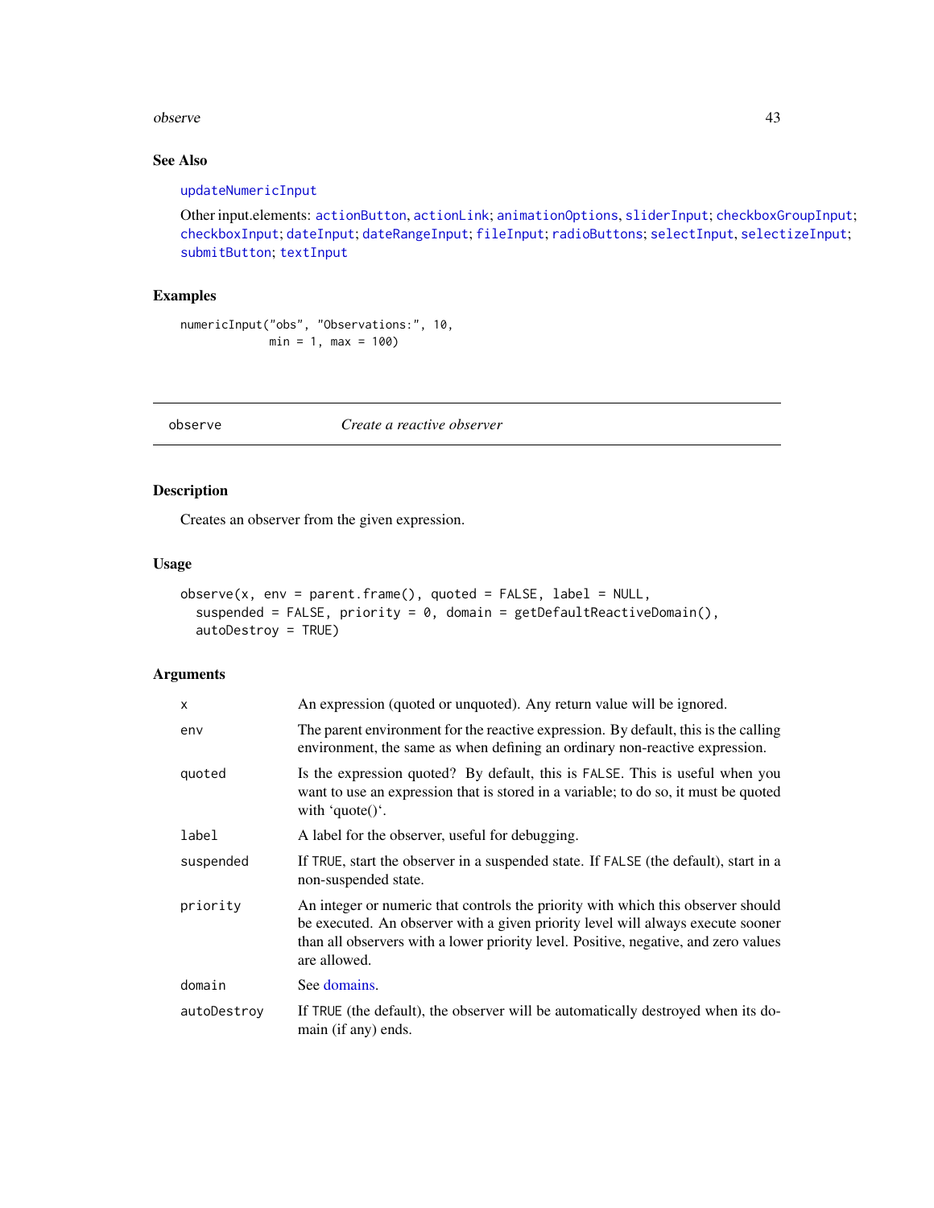### See Also

updateNumericInput

Other input.elements: actionButton, actionLink; animationOptions, sliderInput; checkboxGroupInput; checkboxInput; dateInput; dateRangeInput; fileInput; radioButtons; selectInput, selectizeInput; submitButton; textInput

### Examples

```
numericInput("obs", "Observations:", 10,
             min = 1, max = 100)
```

---

## observe — *Create a reactive observer*

---

### Description

Creates an observer from the given expression.

### Usage

```
observe(x, env = parent.frame(), quoted = FALSE, label = NULL,
  suspended = FALSE, priority = 0, domain = getDefaultReactiveDomain(),
  autoDestroy = TRUE)
```

### Arguments

| | |
|---|---|
| x | An expression (quoted or unquoted). Any return value will be ignored. |
| env | The parent environment for the reactive expression. By default, this is the calling environment, the same as when defining an ordinary non-reactive expression. |
| quoted | Is the expression quoted? By default, this is FALSE. This is useful when you want to use an expression that is stored in a variable; to do so, it must be quoted with 'quote()'. |
| label | A label for the observer, useful for debugging. |
| suspended | If TRUE, start the observer in a suspended state. If FALSE (the default), start in a non-suspended state. |
| priority | An integer or numeric that controls the priority with which this observer should be executed. An observer with a given priority level will always execute sooner than all observers with a lower priority level. Positive, negative, and zero values are allowed. |
| domain | See domains. |
| autoDestroy | If TRUE (the default), the observer will be automatically destroyed when its domain (if any) ends. |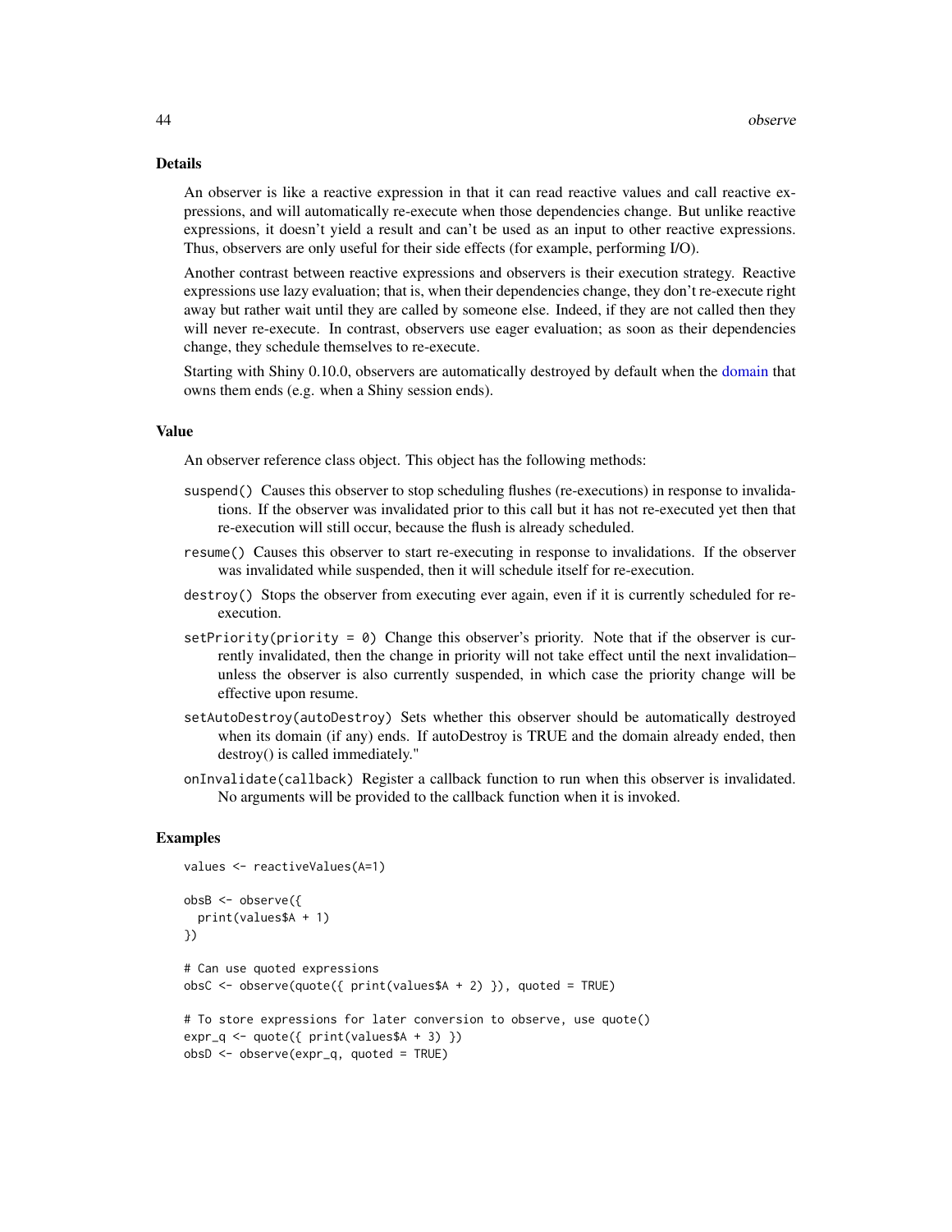## Details

An observer is like a reactive expression in that it can read reactive values and call reactive expressions, and will automatically re-execute when those dependencies change. But unlike reactive expressions, it doesn't yield a result and can't be used as an input to other reactive expressions. Thus, observers are only useful for their side effects (for example, performing I/O).

Another contrast between reactive expressions and observers is their execution strategy. Reactive expressions use lazy evaluation; that is, when their dependencies change, they don't re-execute right away but rather wait until they are called by someone else. Indeed, if they are not called then they will never re-execute. In contrast, observers use eager evaluation; as soon as their dependencies change, they schedule themselves to re-execute.

Starting with Shiny 0.10.0, observers are automatically destroyed by default when the domain that owns them ends (e.g. when a Shiny session ends).

## Value

An observer reference class object. This object has the following methods:

- `suspend()` Causes this observer to stop scheduling flushes (re-executions) in response to invalidations. If the observer was invalidated prior to this call but it has not re-executed yet then that re-execution will still occur, because the flush is already scheduled.
- `resume()` Causes this observer to start re-executing in response to invalidations. If the observer was invalidated while suspended, then it will schedule itself for re-execution.
- `destroy()` Stops the observer from executing ever again, even if it is currently scheduled for re-execution.
- `setPriority(priority = 0)` Change this observer's priority. Note that if the observer is currently invalidated, then the change in priority will not take effect until the next invalidation– unless the observer is also currently suspended, in which case the priority change will be effective upon resume.
- `setAutoDestroy(autoDestroy)` Sets whether this observer should be automatically destroyed when its domain (if any) ends. If autoDestroy is TRUE and the domain already ended, then destroy() is called immediately."
- `onInvalidate(callback)` Register a callback function to run when this observer is invalidated. No arguments will be provided to the callback function when it is invoked.

## Examples

```
values <- reactiveValues(A=1)

obsB <- observe({
  print(values$A + 1)
})

# Can use quoted expressions
obsC <- observe(quote({ print(values$A + 2) }), quoted = TRUE)

# To store expressions for later conversion to observe, use quote()
expr_q <- quote({ print(values$A + 3) })
obsD <- observe(expr_q, quoted = TRUE)
```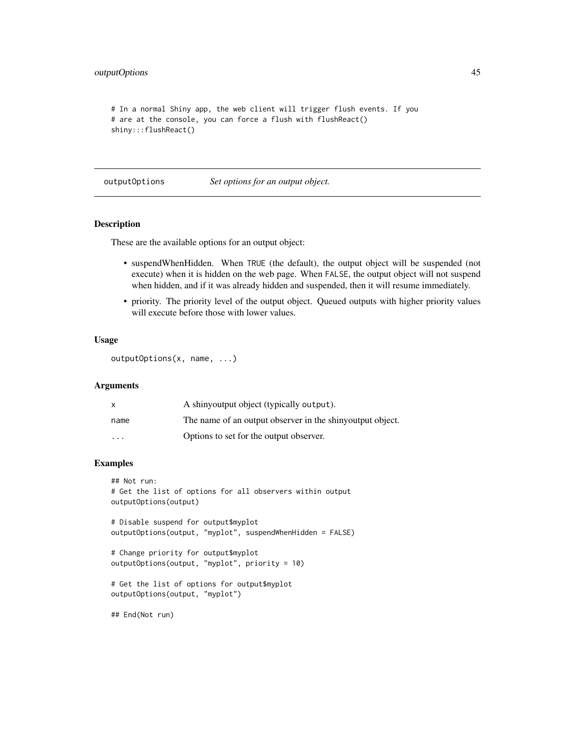```
# In a normal Shiny app, the web client will trigger flush events. If you
# are at the console, you can force a flush with flushReact()
shiny:::flushReact()
```

## outputOptions    *Set options for an output object.*

### Description

These are the available options for an output object:

- suspendWhenHidden. When TRUE (the default), the output object will be suspended (not execute) when it is hidden on the web page. When FALSE, the output object will not suspend when hidden, and if it was already hidden and suspended, then it will resume immediately.
- priority. The priority level of the output object. Queued outputs with higher priority values will execute before those with lower values.

### Usage

```
outputOptions(x, name, ...)
```

### Arguments

| | |
|---|---|
| `x` | A shinyoutput object (typically `output`). |
| `name` | The name of an output observer in the shinyoutput object. |
| `...` | Options to set for the output observer. |

### Examples

```
## Not run:
# Get the list of options for all observers within output
outputOptions(output)

# Disable suspend for output$myplot
outputOptions(output, "myplot", suspendWhenHidden = FALSE)

# Change priority for output$myplot
outputOptions(output, "myplot", priority = 10)

# Get the list of options for output$myplot
outputOptions(output, "myplot")

## End(Not run)
```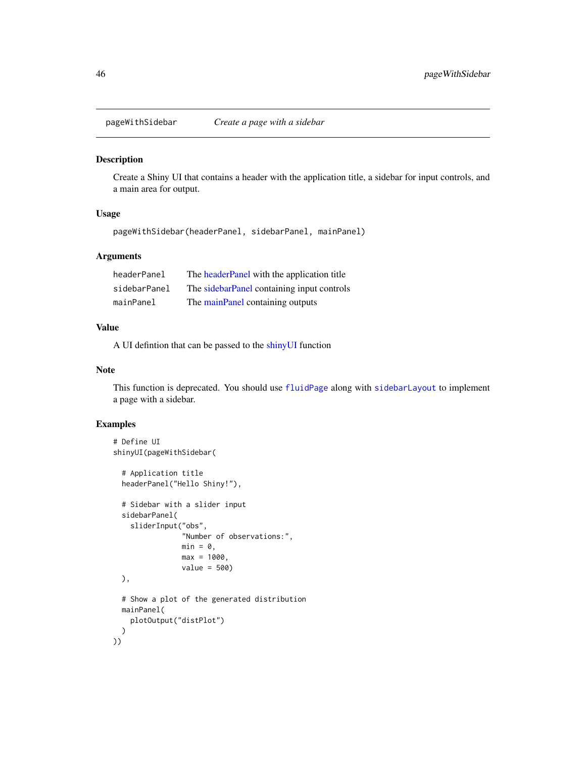pageWithSidebar *Create a page with a sidebar*

### Description

Create a Shiny UI that contains a header with the application title, a sidebar for input controls, and a main area for output.

### Usage

```
pageWithSidebar(headerPanel, sidebarPanel, mainPanel)
```

### Arguments

| | |
|---|---|
| headerPanel | The headerPanel with the application title |
| sidebarPanel | The sidebarPanel containing input controls |
| mainPanel | The mainPanel containing outputs |

### Value

A UI defintion that can be passed to the shinyUI function

### Note

This function is deprecated. You should use `fluidPage` along with `sidebarLayout` to implement a page with a sidebar.

### Examples

```
# Define UI
shinyUI(pageWithSidebar(

  # Application title
  headerPanel("Hello Shiny!"),

  # Sidebar with a slider input
  sidebarPanel(
    sliderInput("obs",
                "Number of observations:",
                min = 0,
                max = 1000,
                value = 500)
  ),

  # Show a plot of the generated distribution
  mainPanel(
    plotOutput("distPlot")
  )
))
```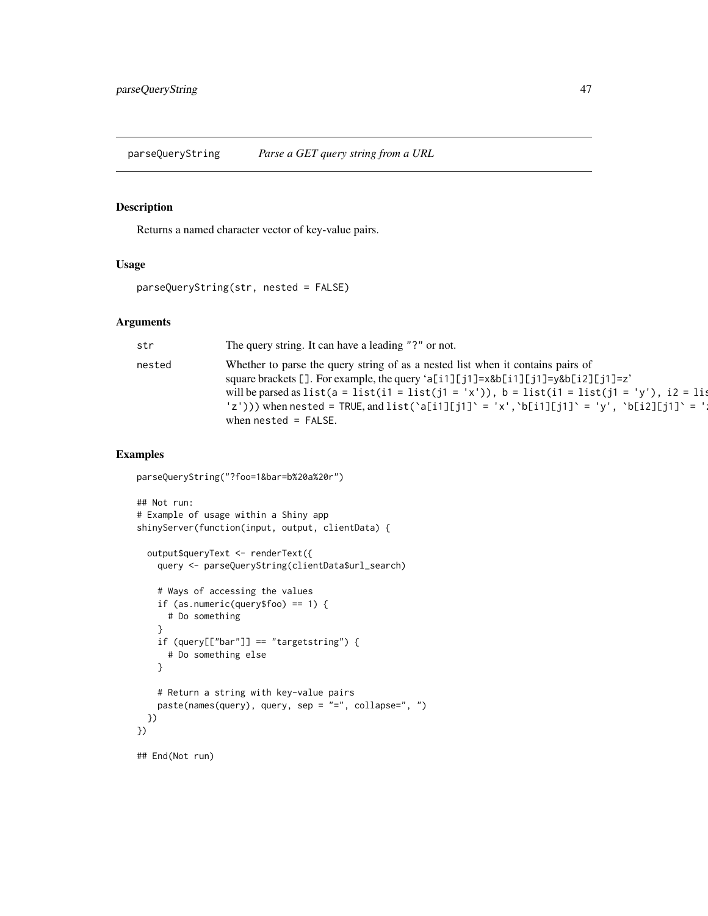parseQueryString *Parse a GET query string from a URL*

## Description

Returns a named character vector of key-value pairs.

## Usage

```
parseQueryString(str, nested = FALSE)
```

## Arguments

| | |
|---|---|
| `str` | The query string. It can have a leading "?" or not. |
| `nested` | Whether to parse the query string of as a nested list when it contains pairs of square brackets `[]`. For example, the query 'a[i1][j1]=x&b[i1][j1]=y&b[i2][j1]=z' will be parsed as `list(a = list(i1 = list(j1 = 'x')), b = list(i1 = list(j1 = 'y'), i2 = lis` `'z')))` when `nested = TRUE`, and `` list(`a[i1][j1]` = 'x',`b[i1][j1]` = 'y', `b[i2][j1]` = ': `` when `nested = FALSE`. |

## Examples

```
parseQueryString("?foo=1&bar=b%20a%20r")

## Not run:
# Example of usage within a Shiny app
shinyServer(function(input, output, clientData) {

  output$queryText <- renderText({
    query <- parseQueryString(clientData$url_search)

    # Ways of accessing the values
    if (as.numeric(query$foo) == 1) {
      # Do something
    }
    if (query[["bar"]] == "targetstring") {
      # Do something else
    }

    # Return a string with key-value pairs
    paste(names(query), query, sep = "=", collapse=", ")
  })
})

## End(Not run)
```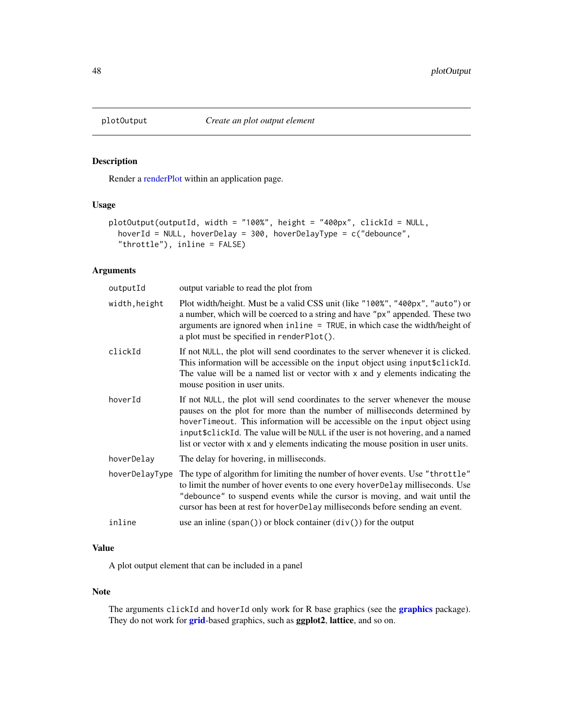plotOutput — *Create an plot output element*

## Description

Render a renderPlot within an application page.

## Usage

```
plotOutput(outputId, width = "100%", height = "400px", clickId = NULL,
  hoverId = NULL, hoverDelay = 300, hoverDelayType = c("debounce",
  "throttle"), inline = FALSE)
```

## Arguments

| | |
|---|---|
| `outputId` | output variable to read the plot from |
| `width,height` | Plot width/height. Must be a valid CSS unit (like `"100%"`, `"400px"`, `"auto"`) or a number, which will be coerced to a string and have `"px"` appended. These two arguments are ignored when `inline = TRUE`, in which case the width/height of a plot must be specified in `renderPlot()`. |
| `clickId` | If not `NULL`, the plot will send coordinates to the server whenever it is clicked. This information will be accessible on the `input` object using `input$clickId`. The value will be a named list or vector with `x` and `y` elements indicating the mouse position in user units. |
| `hoverId` | If not `NULL`, the plot will send coordinates to the server whenever the mouse pauses on the plot for more than the number of milliseconds determined by `hoverTimeout`. This information will be accessible on the `input` object using `input$clickId`. The value will be `NULL` if the user is not hovering, and a named list or vector with `x` and `y` elements indicating the mouse position in user units. |
| `hoverDelay` | The delay for hovering, in milliseconds. |
| `hoverDelayType` | The type of algorithm for limiting the number of hover events. Use `"throttle"` to limit the number of hover events to one every `hoverDelay` milliseconds. Use `"debounce"` to suspend events while the cursor is moving, and wait until the cursor has been at rest for `hoverDelay` milliseconds before sending an event. |
| `inline` | use an inline (`span()`) or block container (`div()`) for the output |

## Value

A plot output element that can be included in a panel

## Note

The arguments `clickId` and `hoverId` only work for R base graphics (see the **graphics** package). They do not work for **grid**-based graphics, such as **ggplot2**, **lattice**, and so on.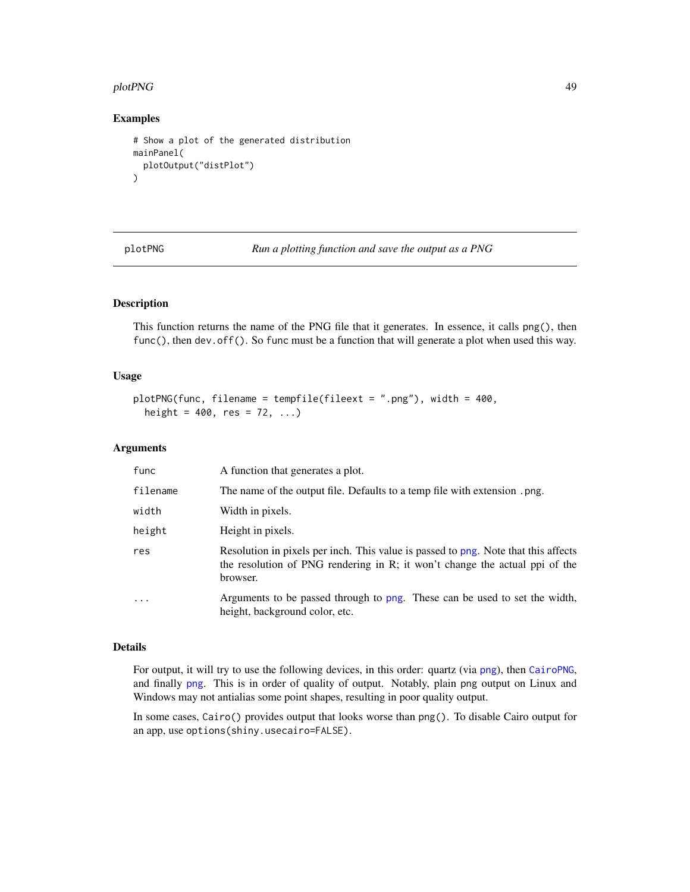## Examples

```
# Show a plot of the generated distribution
mainPanel(
  plotOutput("distPlot")
)
```

---

plotPNG *Run a plotting function and save the output as a PNG*

---

## Description

This function returns the name of the PNG file that it generates. In essence, it calls png(), then func(), then dev.off(). So func must be a function that will generate a plot when used this way.

## Usage

```
plotPNG(func, filename = tempfile(fileext = ".png"), width = 400,
  height = 400, res = 72, ...)
```

## Arguments

| | |
|---|---|
| func | A function that generates a plot. |
| filename | The name of the output file. Defaults to a temp file with extension .png. |
| width | Width in pixels. |
| height | Height in pixels. |
| res | Resolution in pixels per inch. This value is passed to png. Note that this affects the resolution of PNG rendering in R; it won't change the actual ppi of the browser. |
| ... | Arguments to be passed through to png. These can be used to set the width, height, background color, etc. |

## Details

For output, it will try to use the following devices, in this order: quartz (via png), then CairoPNG, and finally png. This is in order of quality of output. Notably, plain png output on Linux and Windows may not antialias some point shapes, resulting in poor quality output.

In some cases, Cairo() provides output that looks worse than png(). To disable Cairo output for an app, use options(shiny.usecairo=FALSE).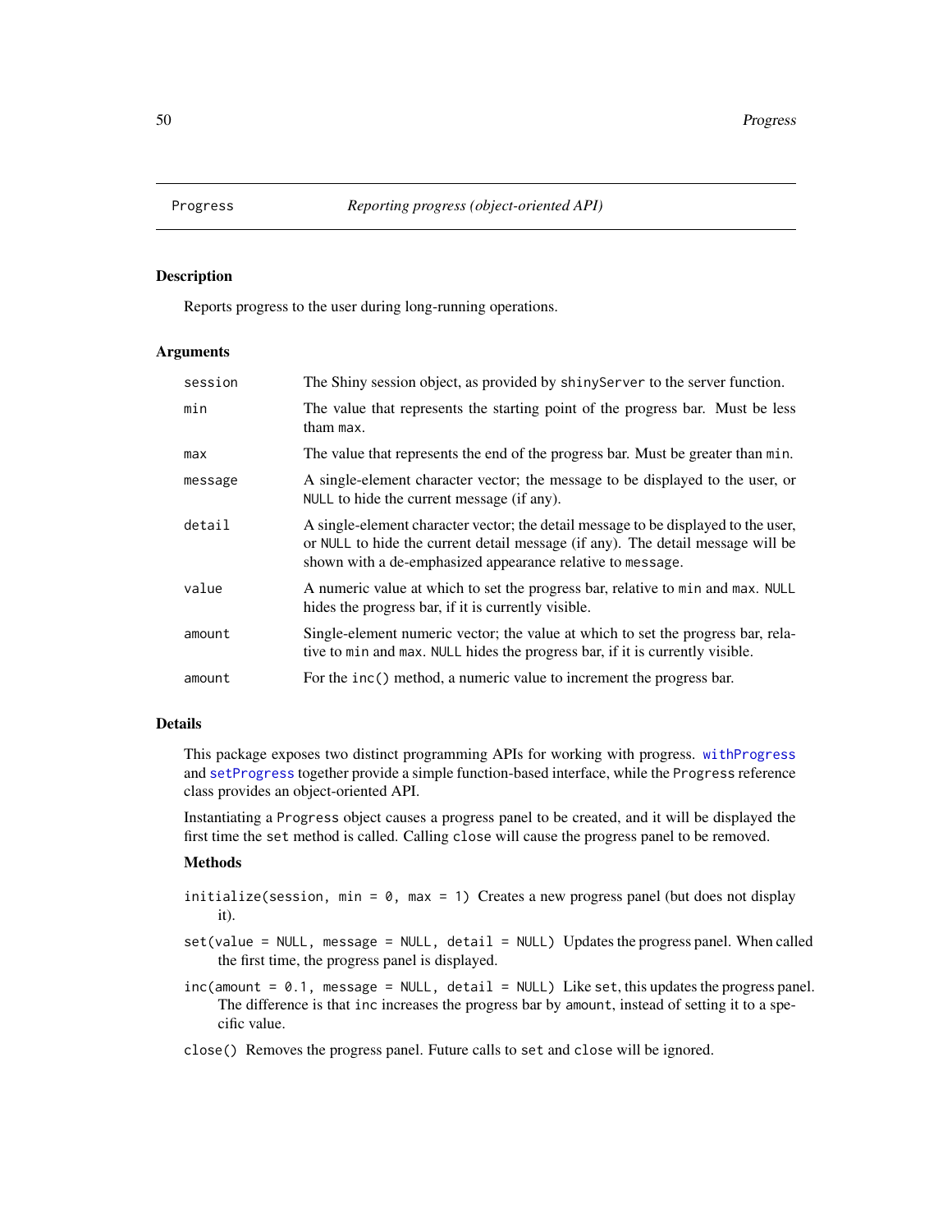# Progress — *Reporting progress (object-oriented API)*

## Description

Reports progress to the user during long-running operations.

## Arguments

| | |
|---|---|
| `session` | The Shiny session object, as provided by `shinyServer` to the server function. |
| `min` | The value that represents the starting point of the progress bar. Must be less tham `max`. |
| `max` | The value that represents the end of the progress bar. Must be greater than `min`. |
| `message` | A single-element character vector; the message to be displayed to the user, or `NULL` to hide the current message (if any). |
| `detail` | A single-element character vector; the detail message to be displayed to the user, or `NULL` to hide the current detail message (if any). The detail message will be shown with a de-emphasized appearance relative to `message`. |
| `value` | A numeric value at which to set the progress bar, relative to `min` and `max`. `NULL` hides the progress bar, if it is currently visible. |
| `amount` | Single-element numeric vector; the value at which to set the progress bar, relative to `min` and `max`. `NULL` hides the progress bar, if it is currently visible. |
| `amount` | For the `inc()` method, a numeric value to increment the progress bar. |

## Details

This package exposes two distinct programming APIs for working with progress. `withProgress` and `setProgress` together provide a simple function-based interface, while the `Progress` reference class provides an object-oriented API.

Instantiating a `Progress` object causes a progress panel to be created, and it will be displayed the first time the `set` method is called. Calling `close` will cause the progress panel to be removed.

### Methods

`initialize(session, min = 0, max = 1)` Creates a new progress panel (but does not display it).

`set(value = NULL, message = NULL, detail = NULL)` Updates the progress panel. When called the first time, the progress panel is displayed.

`inc(amount = 0.1, message = NULL, detail = NULL)` Like `set`, this updates the progress panel. The difference is that `inc` increases the progress bar by `amount`, instead of setting it to a specific value.

`close()` Removes the progress panel. Future calls to `set` and `close` will be ignored.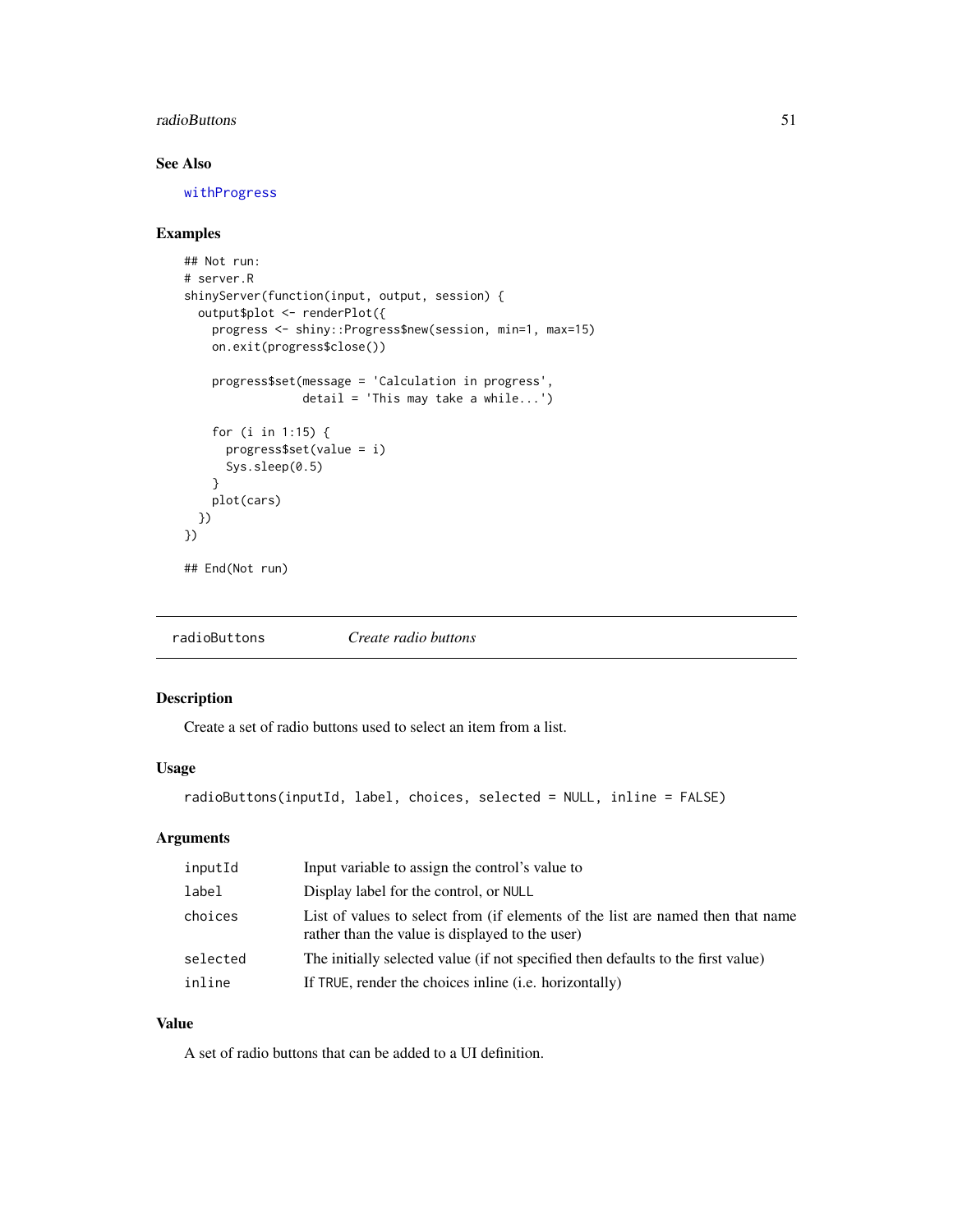## See Also

withProgress

## Examples

```
## Not run:
# server.R
shinyServer(function(input, output, session) {
  output$plot <- renderPlot({
    progress <- shiny::Progress$new(session, min=1, max=15)
    on.exit(progress$close())

    progress$set(message = 'Calculation in progress',
                 detail = 'This may take a while...')

    for (i in 1:15) {
      progress$set(value = i)
      Sys.sleep(0.5)
    }
    plot(cars)
  })
})

## End(Not run)
```

---

# radioButtons *Create radio buttons*

## Description

Create a set of radio buttons used to select an item from a list.

## Usage

```
radioButtons(inputId, label, choices, selected = NULL, inline = FALSE)
```

## Arguments

| | |
|---|---|
| inputId | Input variable to assign the control's value to |
| label | Display label for the control, or NULL |
| choices | List of values to select from (if elements of the list are named then that name rather than the value is displayed to the user) |
| selected | The initially selected value (if not specified then defaults to the first value) |
| inline | If TRUE, render the choices inline (i.e. horizontally) |

## Value

A set of radio buttons that can be added to a UI definition.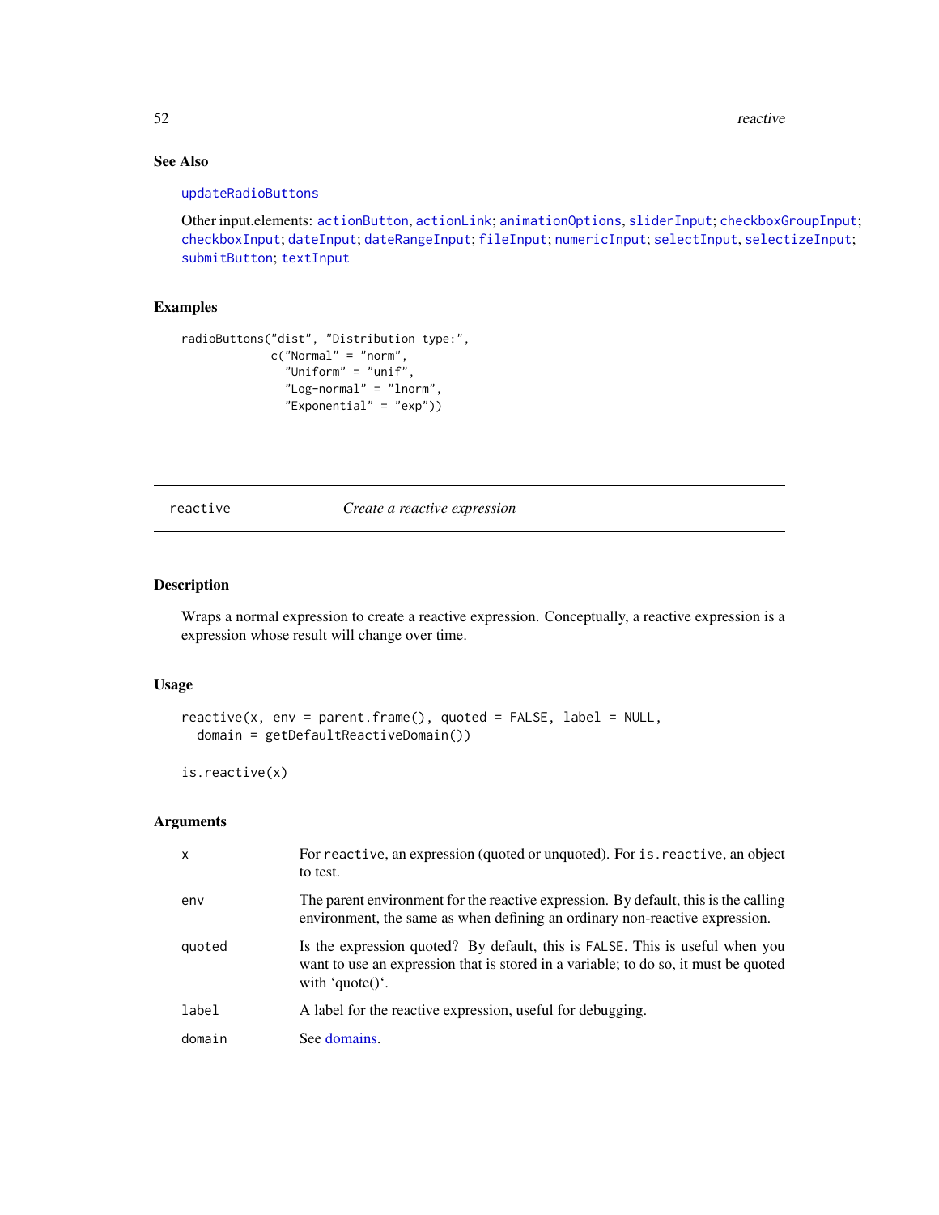### See Also

updateRadioButtons

Other input.elements: actionButton, actionLink; animationOptions, sliderInput; checkboxGroupInput; checkboxInput; dateInput; dateRangeInput; fileInput; numericInput; selectInput, selectizeInput; submitButton; textInput

### Examples

```
radioButtons("dist", "Distribution type:",
             c("Normal" = "norm",
               "Uniform" = "unif",
               "Log-normal" = "lnorm",
               "Exponential" = "exp"))
```

---

## reactive — *Create a reactive expression*

---

### Description

Wraps a normal expression to create a reactive expression. Conceptually, a reactive expression is a expression whose result will change over time.

### Usage

```
reactive(x, env = parent.frame(), quoted = FALSE, label = NULL,
  domain = getDefaultReactiveDomain())

is.reactive(x)
```

### Arguments

| | |
|---|---|
| x | For reactive, an expression (quoted or unquoted). For is.reactive, an object to test. |
| env | The parent environment for the reactive expression. By default, this is the calling environment, the same as when defining an ordinary non-reactive expression. |
| quoted | Is the expression quoted? By default, this is FALSE. This is useful when you want to use an expression that is stored in a variable; to do so, it must be quoted with 'quote()'. |
| label | A label for the reactive expression, useful for debugging. |
| domain | See domains. |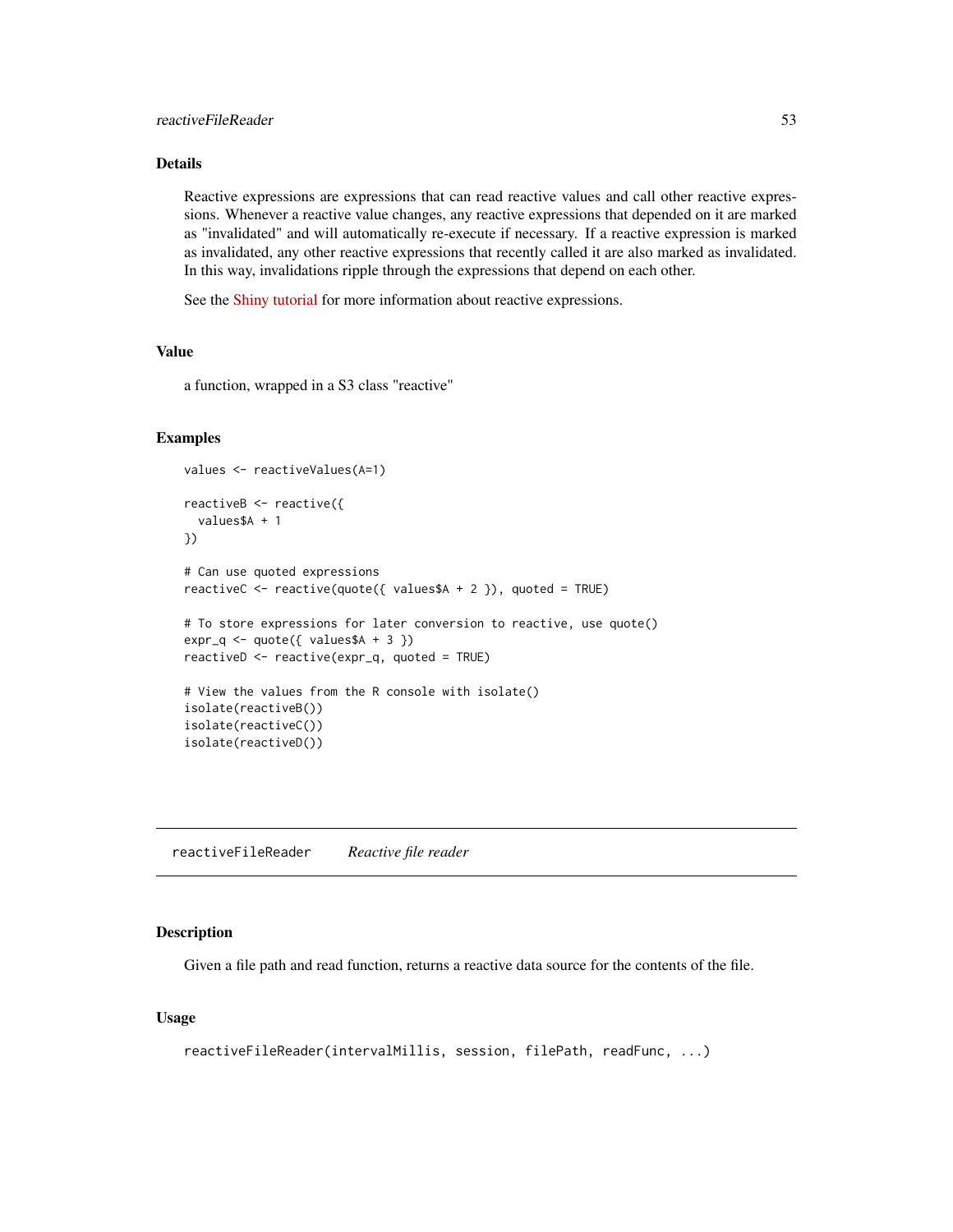### Details

Reactive expressions are expressions that can read reactive values and call other reactive expressions. Whenever a reactive value changes, any reactive expressions that depended on it are marked as "invalidated" and will automatically re-execute if necessary. If a reactive expression is marked as invalidated, any other reactive expressions that recently called it are also marked as invalidated. In this way, invalidations ripple through the expressions that depend on each other.

See the Shiny tutorial for more information about reactive expressions.

### Value

a function, wrapped in a S3 class "reactive"

### Examples

```
values <- reactiveValues(A=1)

reactiveB <- reactive({
  values$A + 1
})

# Can use quoted expressions
reactiveC <- reactive(quote({ values$A + 2 }), quoted = TRUE)

# To store expressions for later conversion to reactive, use quote()
expr_q <- quote({ values$A + 3 })
reactiveD <- reactive(expr_q, quoted = TRUE)

# View the values from the R console with isolate()
isolate(reactiveB())
isolate(reactiveC())
isolate(reactiveD())
```

---

## reactiveFileReader &nbsp;&nbsp;&nbsp; *Reactive file reader*

---

### Description

Given a file path and read function, returns a reactive data source for the contents of the file.

### Usage

```
reactiveFileReader(intervalMillis, session, filePath, readFunc, ...)
```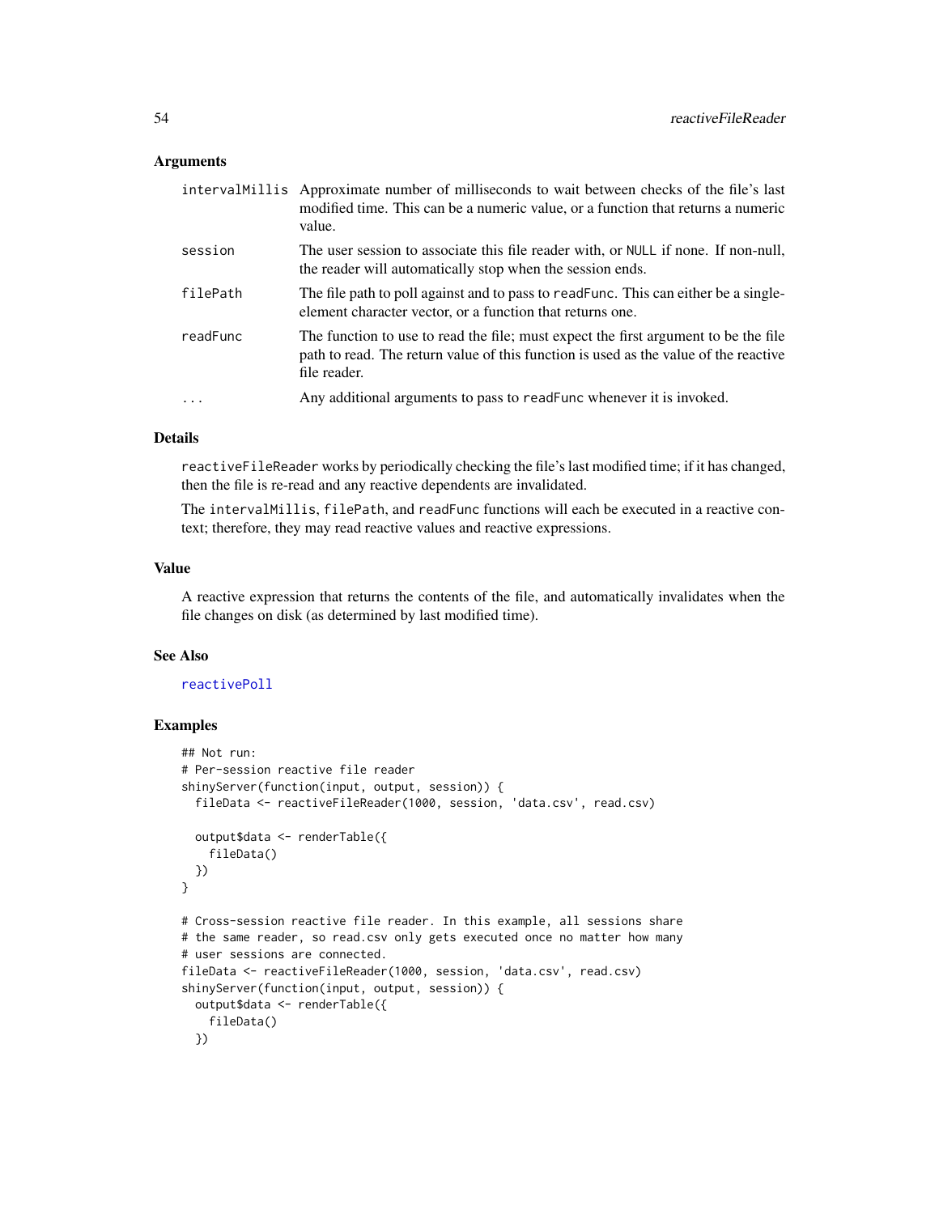### Arguments

| | |
|---|---|
| `intervalMillis` | Approximate number of milliseconds to wait between checks of the file's last modified time. This can be a numeric value, or a function that returns a numeric value. |
| `session` | The user session to associate this file reader with, or `NULL` if none. If non-null, the reader will automatically stop when the session ends. |
| `filePath` | The file path to poll against and to pass to `readFunc`. This can either be a single-element character vector, or a function that returns one. |
| `readFunc` | The function to use to read the file; must expect the first argument to be the file path to read. The return value of this function is used as the value of the reactive file reader. |
| `...` | Any additional arguments to pass to `readFunc` whenever it is invoked. |

### Details

`reactiveFileReader` works by periodically checking the file's last modified time; if it has changed, then the file is re-read and any reactive dependents are invalidated.

The `intervalMillis`, `filePath`, and `readFunc` functions will each be executed in a reactive context; therefore, they may read reactive values and reactive expressions.

### Value

A reactive expression that returns the contents of the file, and automatically invalidates when the file changes on disk (as determined by last modified time).

### See Also

reactivePoll

### Examples

```
## Not run:
# Per-session reactive file reader
shinyServer(function(input, output, session)) {
  fileData <- reactiveFileReader(1000, session, 'data.csv', read.csv)

  output$data <- renderTable({
    fileData()
  })
}

# Cross-session reactive file reader. In this example, all sessions share
# the same reader, so read.csv only gets executed once no matter how many
# user sessions are connected.
fileData <- reactiveFileReader(1000, session, 'data.csv', read.csv)
shinyServer(function(input, output, session)) {
  output$data <- renderTable({
    fileData()
  })
```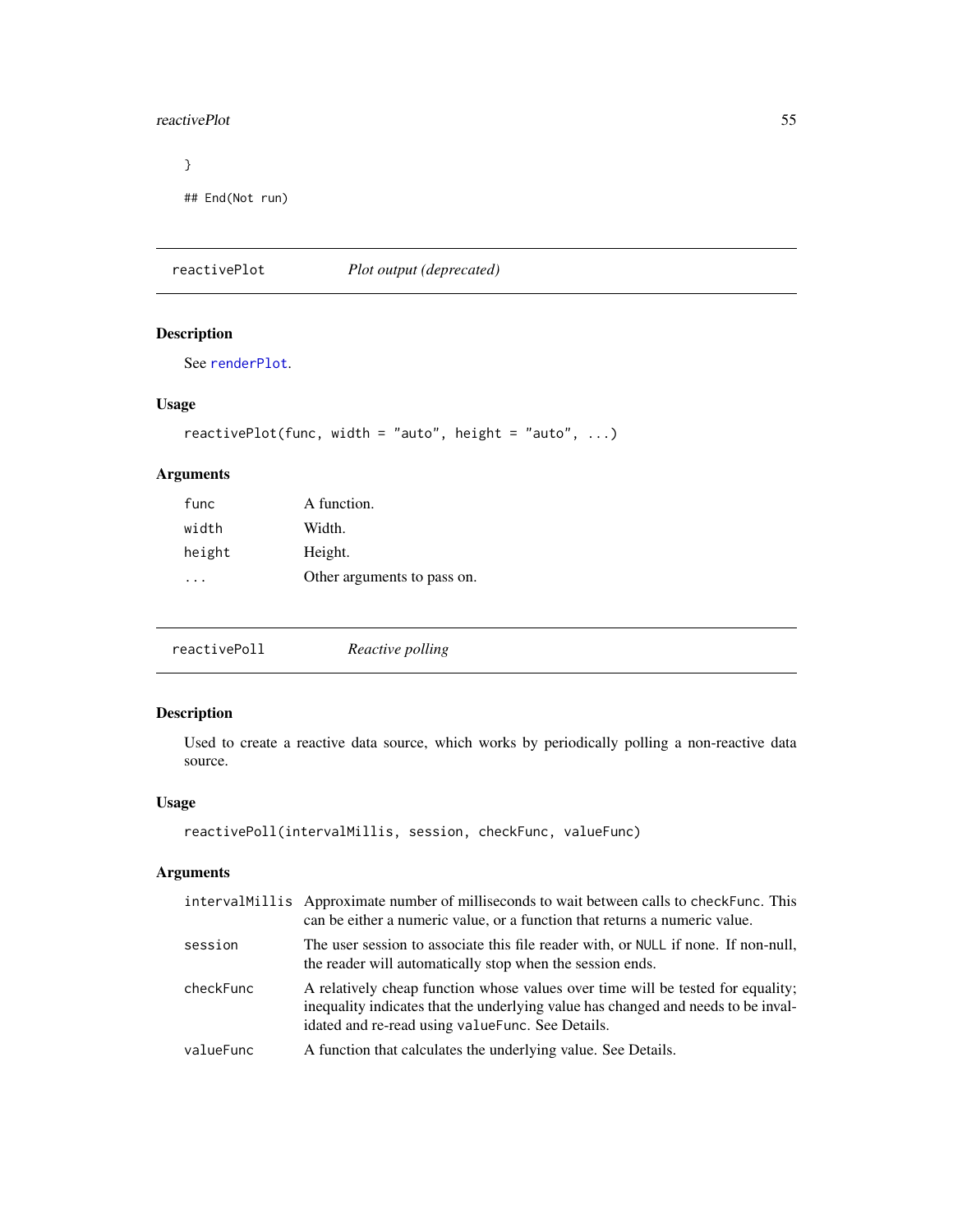```
}

## End(Not run)
```

## reactivePlot — *Plot output (deprecated)*

### Description

See renderPlot.

### Usage

```
reactivePlot(func, width = "auto", height = "auto", ...)
```

### Arguments

| | |
|---|---|
| func | A function. |
| width | Width. |
| height | Height. |
| ... | Other arguments to pass on. |

## reactivePoll — *Reactive polling*

### Description

Used to create a reactive data source, which works by periodically polling a non-reactive data source.

### Usage

```
reactivePoll(intervalMillis, session, checkFunc, valueFunc)
```

### Arguments

| | |
|---|---|
| intervalMillis | Approximate number of milliseconds to wait between calls to `checkFunc`. This can be either a numeric value, or a function that returns a numeric value. |
| session | The user session to associate this file reader with, or `NULL` if none. If non-null, the reader will automatically stop when the session ends. |
| checkFunc | A relatively cheap function whose values over time will be tested for equality; inequality indicates that the underlying value has changed and needs to be invalidated and re-read using `valueFunc`. See Details. |
| valueFunc | A function that calculates the underlying value. See Details. |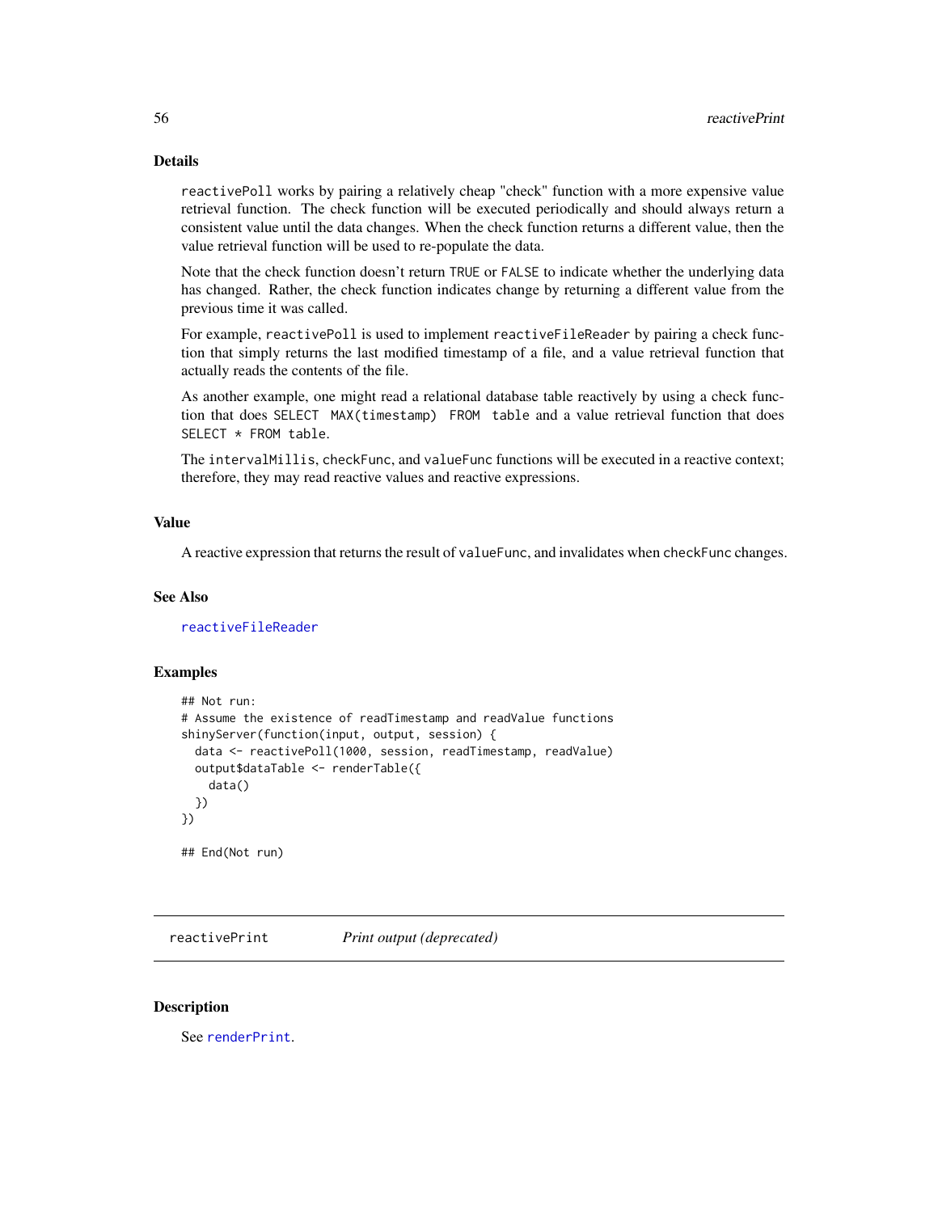## Details

`reactivePoll` works by pairing a relatively cheap "check" function with a more expensive value retrieval function. The check function will be executed periodically and should always return a consistent value until the data changes. When the check function returns a different value, then the value retrieval function will be used to re-populate the data.

Note that the check function doesn't return `TRUE` or `FALSE` to indicate whether the underlying data has changed. Rather, the check function indicates change by returning a different value from the previous time it was called.

For example, `reactivePoll` is used to implement `reactiveFileReader` by pairing a check function that simply returns the last modified timestamp of a file, and a value retrieval function that actually reads the contents of the file.

As another example, one might read a relational database table reactively by using a check function that does `SELECT MAX(timestamp) FROM table` and a value retrieval function that does `SELECT * FROM table`.

The `intervalMillis`, `checkFunc`, and `valueFunc` functions will be executed in a reactive context; therefore, they may read reactive values and reactive expressions.

## Value

A reactive expression that returns the result of `valueFunc`, and invalidates when `checkFunc` changes.

## See Also

`reactiveFileReader`

## Examples

```
## Not run:
# Assume the existence of readTimestamp and readValue functions
shinyServer(function(input, output, session) {
  data <- reactivePoll(1000, session, readTimestamp, readValue)
  output$dataTable <- renderTable({
    data()
  })
})

## End(Not run)
```

---

# reactivePrint — *Print output (deprecated)*

## Description

See `renderPrint`.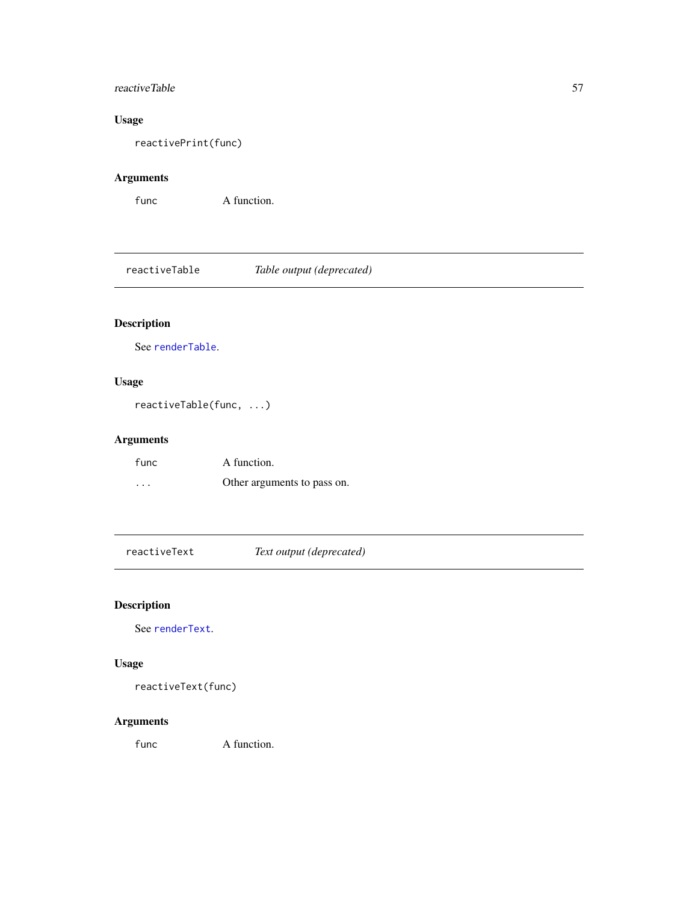### Usage

```
reactivePrint(func)
```

### Arguments

| | |
|---|---|
| `func` | A function. |

---

## `reactiveTable` *Table output (deprecated)*

---

### Description

See `renderTable`.

### Usage

```
reactiveTable(func, ...)
```

### Arguments

| | |
|---|---|
| `func` | A function. |
| `...` | Other arguments to pass on. |

---

## `reactiveText` *Text output (deprecated)*

---

### Description

See `renderText`.

### Usage

```
reactiveText(func)
```

### Arguments

| | |
|---|---|
| `func` | A function. |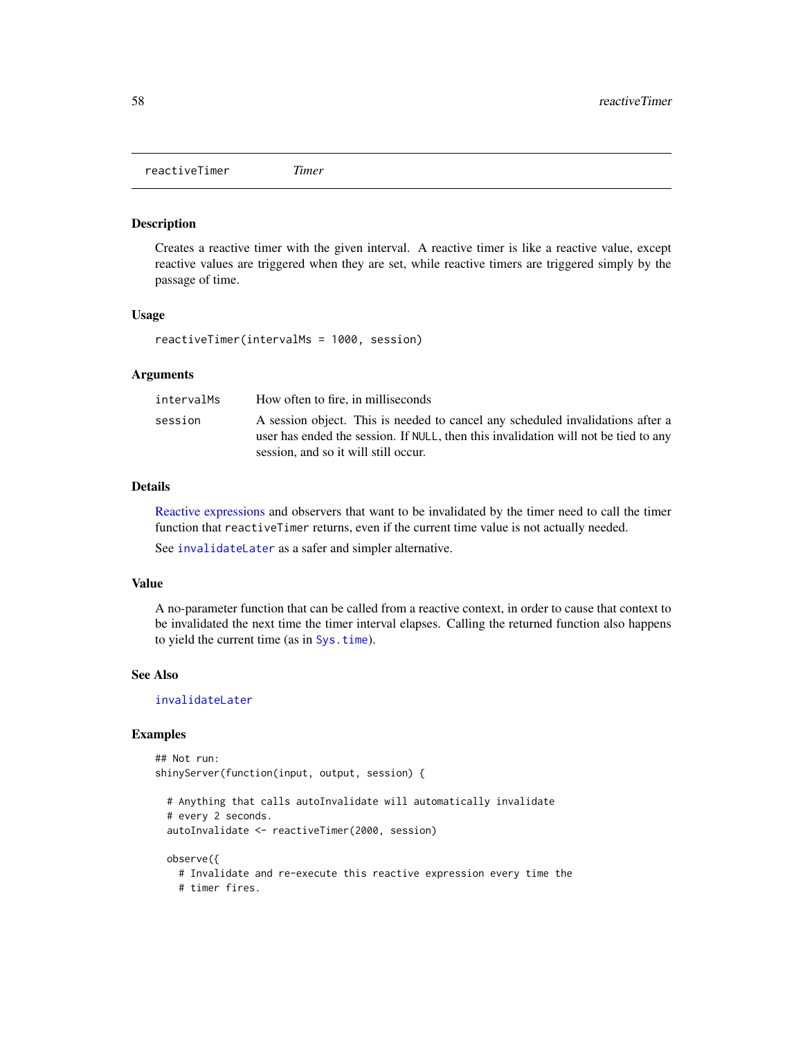## reactiveTimer *Timer*

### Description

Creates a reactive timer with the given interval. A reactive timer is like a reactive value, except reactive values are triggered when they are set, while reactive timers are triggered simply by the passage of time.

### Usage

```
reactiveTimer(intervalMs = 1000, session)
```

### Arguments

| | |
|---|---|
| `intervalMs` | How often to fire, in milliseconds |
| `session` | A session object. This is needed to cancel any scheduled invalidations after a user has ended the session. If `NULL`, then this invalidation will not be tied to any session, and so it will still occur. |

### Details

Reactive expressions and observers that want to be invalidated by the timer need to call the timer function that `reactiveTimer` returns, even if the current time value is not actually needed.

See `invalidateLater` as a safer and simpler alternative.

### Value

A no-parameter function that can be called from a reactive context, in order to cause that context to be invalidated the next time the timer interval elapses. Calling the returned function also happens to yield the current time (as in `Sys.time`).

### See Also

`invalidateLater`

### Examples

```
## Not run:
shinyServer(function(input, output, session) {

  # Anything that calls autoInvalidate will automatically invalidate
  # every 2 seconds.
  autoInvalidate <- reactiveTimer(2000, session)

  observe({
    # Invalidate and re-execute this reactive expression every time the
    # timer fires.
```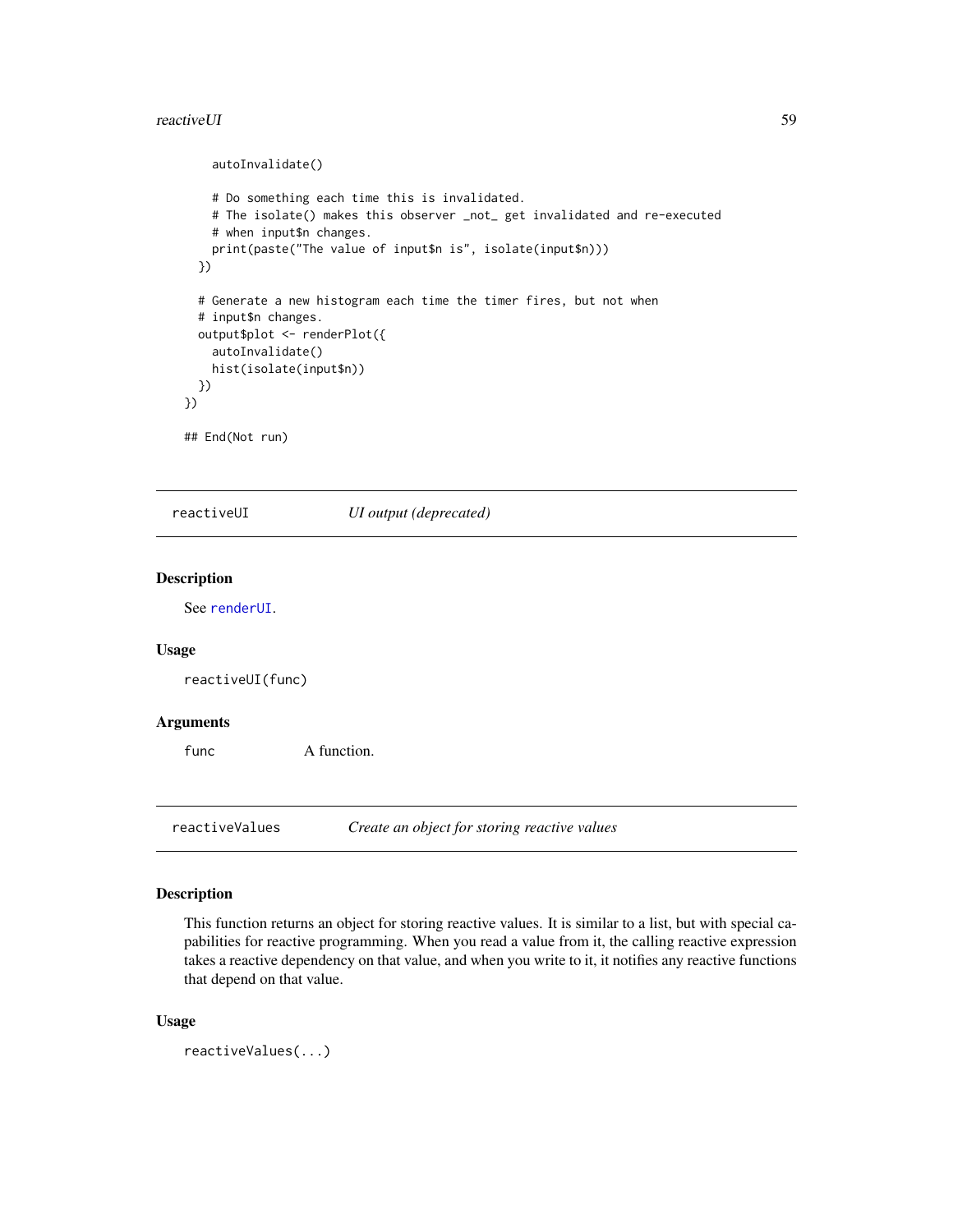```
    autoInvalidate()

    # Do something each time this is invalidated.
    # The isolate() makes this observer _not_ get invalidated and re-executed
    # when input$n changes.
    print(paste("The value of input$n is", isolate(input$n)))
  })

  # Generate a new histogram each time the timer fires, but not when
  # input$n changes.
  output$plot <- renderPlot({
    autoInvalidate()
    hist(isolate(input$n))
  })
})

## End(Not run)
```

---

## reactiveUI — *UI output (deprecated)*

### Description

See renderUI.

### Usage

```
reactiveUI(func)
```

### Arguments

| | |
|---|---|
| func | A function. |

---

## reactiveValues — *Create an object for storing reactive values*

### Description

This function returns an object for storing reactive values. It is similar to a list, but with special capabilities for reactive programming. When you read a value from it, the calling reactive expression takes a reactive dependency on that value, and when you write to it, it notifies any reactive functions that depend on that value.

### Usage

```
reactiveValues(...)
```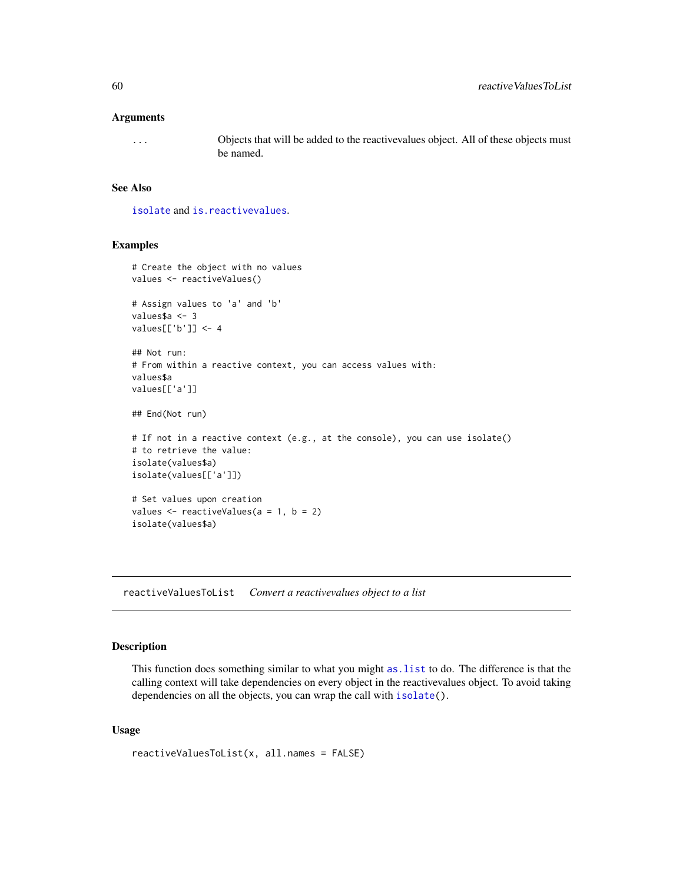### Arguments

`...` Objects that will be added to the reactivevalues object. All of these objects must be named.

### See Also

`isolate` and `is.reactivevalues`.

### Examples

```
# Create the object with no values
values <- reactiveValues()

# Assign values to 'a' and 'b'
values$a <- 3
values[['b']] <- 4

## Not run:
# From within a reactive context, you can access values with:
values$a
values[['a']]

## End(Not run)

# If not in a reactive context (e.g., at the console), you can use isolate()
# to retrieve the value:
isolate(values$a)
isolate(values[['a']])

# Set values upon creation
values <- reactiveValues(a = 1, b = 2)
isolate(values$a)
```

---

## reactiveValuesToList *Convert a reactivevalues object to a list*

---

### Description

This function does something similar to what you might `as.list` to do. The difference is that the calling context will take dependencies on every object in the reactivevalues object. To avoid taking dependencies on all the objects, you can wrap the call with `isolate()`.

### Usage

```
reactiveValuesToList(x, all.names = FALSE)
```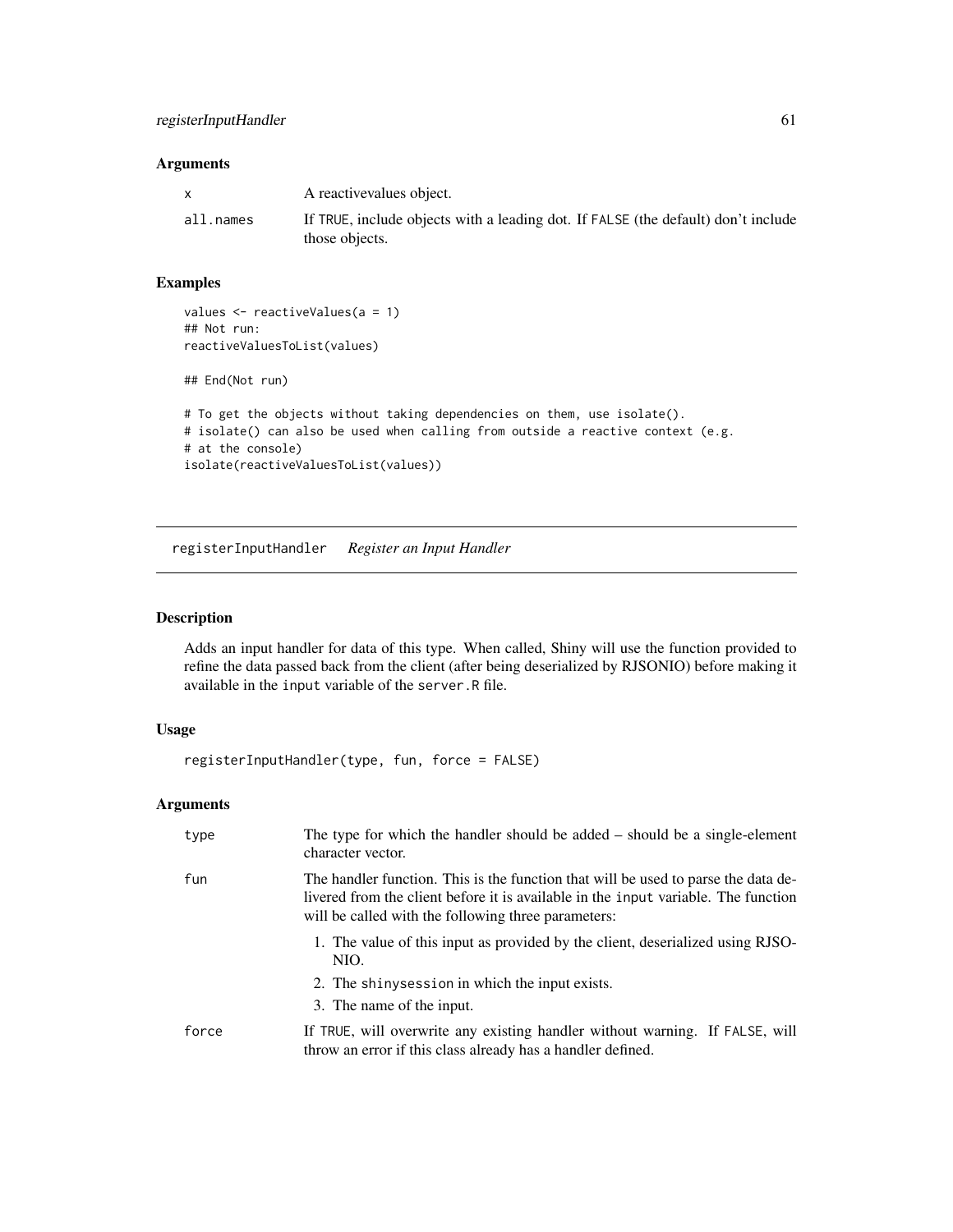### Arguments

| | |
|---|---|
| x | A reactivevalues object. |
| all.names | If TRUE, include objects with a leading dot. If FALSE (the default) don't include those objects. |

### Examples

```
values <- reactiveValues(a = 1)
## Not run:
reactiveValuesToList(values)

## End(Not run)

# To get the objects without taking dependencies on them, use isolate().
# isolate() can also be used when calling from outside a reactive context (e.g.
# at the console)
isolate(reactiveValuesToList(values))
```

---

## registerInputHandler *Register an Input Handler*

---

### Description

Adds an input handler for data of this type. When called, Shiny will use the function provided to refine the data passed back from the client (after being deserialized by RJSONIO) before making it available in the `input` variable of the `server.R` file.

### Usage

```
registerInputHandler(type, fun, force = FALSE)
```

### Arguments

**type** — The type for which the handler should be added – should be a single-element character vector.

**fun** — The handler function. This is the function that will be used to parse the data delivered from the client before it is available in the `input` variable. The function will be called with the following three parameters:

1. The value of this input as provided by the client, deserialized using RJSONIO.
2. The `shinysession` in which the input exists.
3. The name of the input.

**force** — If TRUE, will overwrite any existing handler without warning. If FALSE, will throw an error if this class already has a handler defined.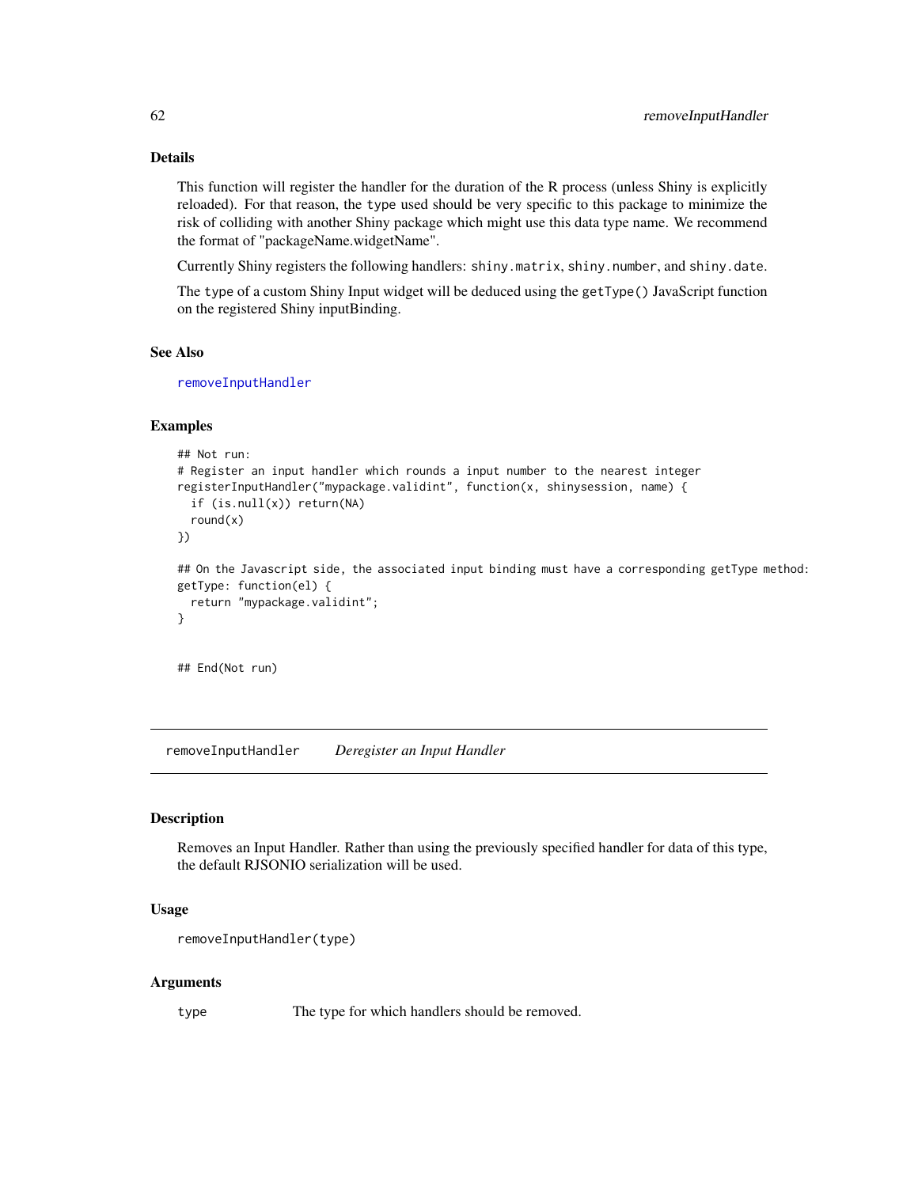### Details

This function will register the handler for the duration of the R process (unless Shiny is explicitly reloaded). For that reason, the `type` used should be very specific to this package to minimize the risk of colliding with another Shiny package which might use this data type name. We recommend the format of "packageName.widgetName".

Currently Shiny registers the following handlers: `shiny.matrix`, `shiny.number`, and `shiny.date`.

The `type` of a custom Shiny Input widget will be deduced using the `getType()` JavaScript function on the registered Shiny inputBinding.

### See Also

removeInputHandler

### Examples

```
## Not run:
# Register an input handler which rounds a input number to the nearest integer
registerInputHandler("mypackage.validint", function(x, shinysession, name) {
  if (is.null(x)) return(NA)
  round(x)
})

## On the Javascript side, the associated input binding must have a corresponding getType method:
getType: function(el) {
  return "mypackage.validint";
}


## End(Not run)
```

## removeInputHandler *Deregister an Input Handler*

### Description

Removes an Input Handler. Rather than using the previously specified handler for data of this type, the default RJSONIO serialization will be used.

### Usage

```
removeInputHandler(type)
```

### Arguments

| | |
|---|---|
| `type` | The type for which handlers should be removed. |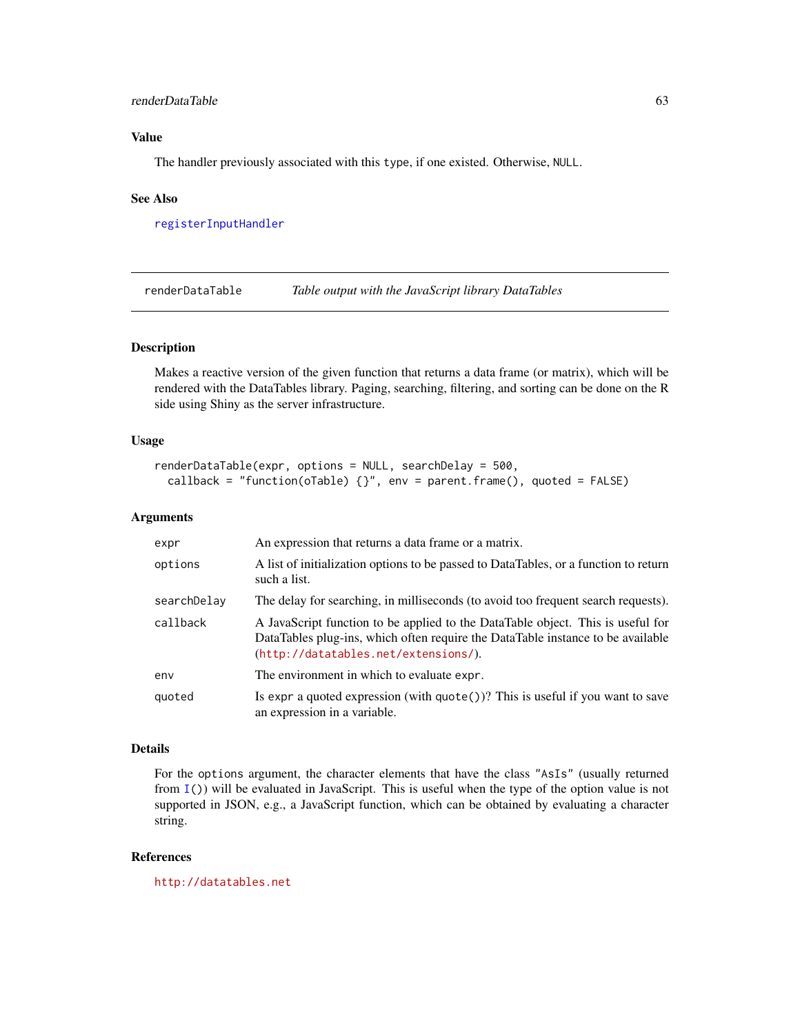## Value

The handler previously associated with this `type`, if one existed. Otherwise, `NULL`.

## See Also

registerInputHandler

---

# renderDataTable — *Table output with the JavaScript library DataTables*

## Description

Makes a reactive version of the given function that returns a data frame (or matrix), which will be rendered with the DataTables library. Paging, searching, filtering, and sorting can be done on the R side using Shiny as the server infrastructure.

## Usage

```
renderDataTable(expr, options = NULL, searchDelay = 500,
  callback = "function(oTable) {}", env = parent.frame(), quoted = FALSE)
```

## Arguments

| | |
|---|---|
| `expr` | An expression that returns a data frame or a matrix. |
| `options` | A list of initialization options to be passed to DataTables, or a function to return such a list. |
| `searchDelay` | The delay for searching, in milliseconds (to avoid too frequent search requests). |
| `callback` | A JavaScript function to be applied to the DataTable object. This is useful for DataTables plug-ins, which often require the DataTable instance to be available (http://datatables.net/extensions/). |
| `env` | The environment in which to evaluate `expr`. |
| `quoted` | Is `expr` a quoted expression (with `quote()`)? This is useful if you want to save an expression in a variable. |

## Details

For the `options` argument, the character elements that have the class `"AsIs"` (usually returned from `I()`) will be evaluated in JavaScript. This is useful when the type of the option value is not supported in JSON, e.g., a JavaScript function, which can be obtained by evaluating a character string.

## References

http://datatables.net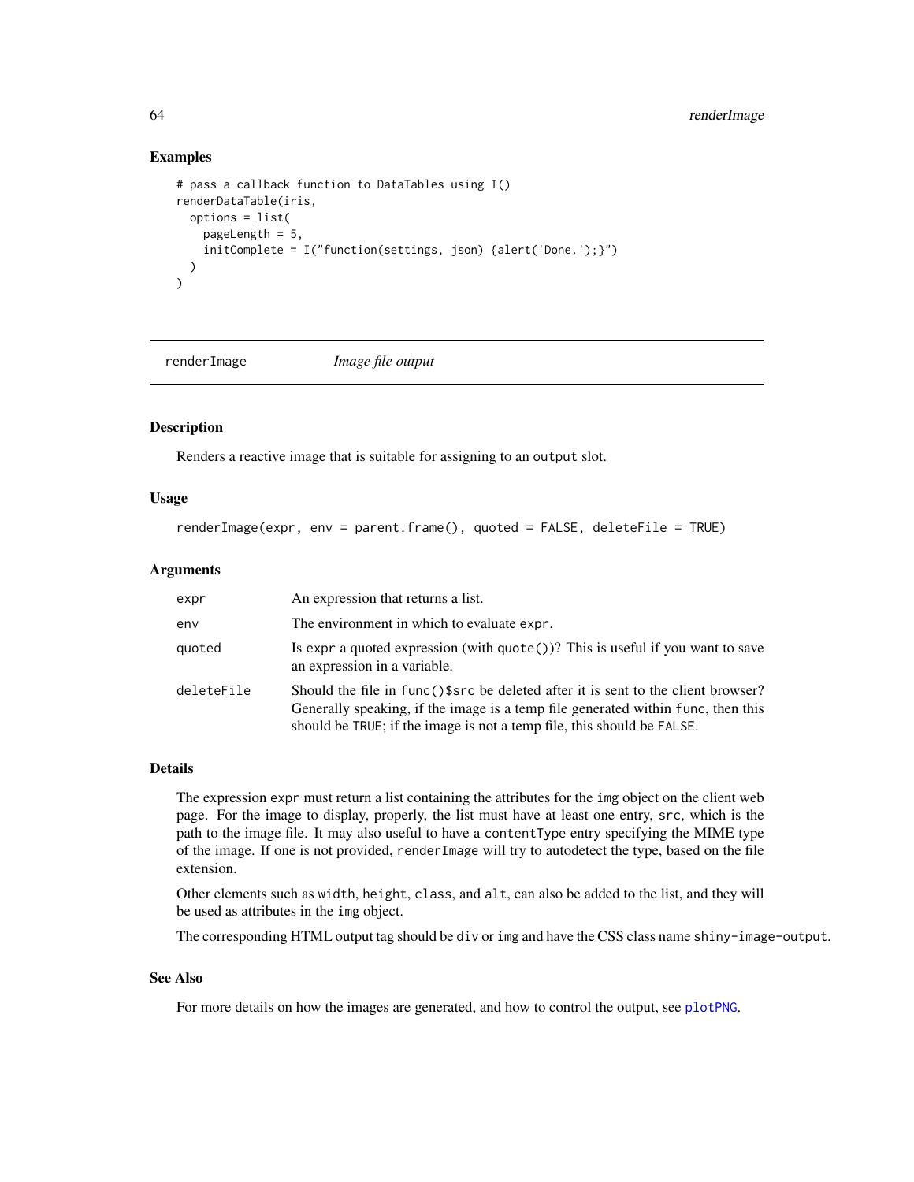## Examples

```
# pass a callback function to DataTables using I()
renderDataTable(iris,
  options = list(
    pageLength = 5,
    initComplete = I("function(settings, json) {alert('Done.');}")
  )
)
```

---

# renderImage — *Image file output*

---

## Description

Renders a reactive image that is suitable for assigning to an `output` slot.

## Usage

```
renderImage(expr, env = parent.frame(), quoted = FALSE, deleteFile = TRUE)
```

## Arguments

| | |
|---|---|
| `expr` | An expression that returns a list. |
| `env` | The environment in which to evaluate `expr`. |
| `quoted` | Is `expr` a quoted expression (with `quote()`)? This is useful if you want to save an expression in a variable. |
| `deleteFile` | Should the file in `func()$src` be deleted after it is sent to the client browser? Generally speaking, if the image is a temp file generated within `func`, then this should be `TRUE`; if the image is not a temp file, this should be `FALSE`. |

## Details

The expression `expr` must return a list containing the attributes for the `img` object on the client web page. For the image to display, properly, the list must have at least one entry, `src`, which is the path to the image file. It may also useful to have a `contentType` entry specifying the MIME type of the image. If one is not provided, `renderImage` will try to autodetect the type, based on the file extension.

Other elements such as `width`, `height`, `class`, and `alt`, can also be added to the list, and they will be used as attributes in the `img` object.

The corresponding HTML output tag should be `div` or `img` and have the CSS class name `shiny-image-output`.

## See Also

For more details on how the images are generated, and how to control the output, see `plotPNG`.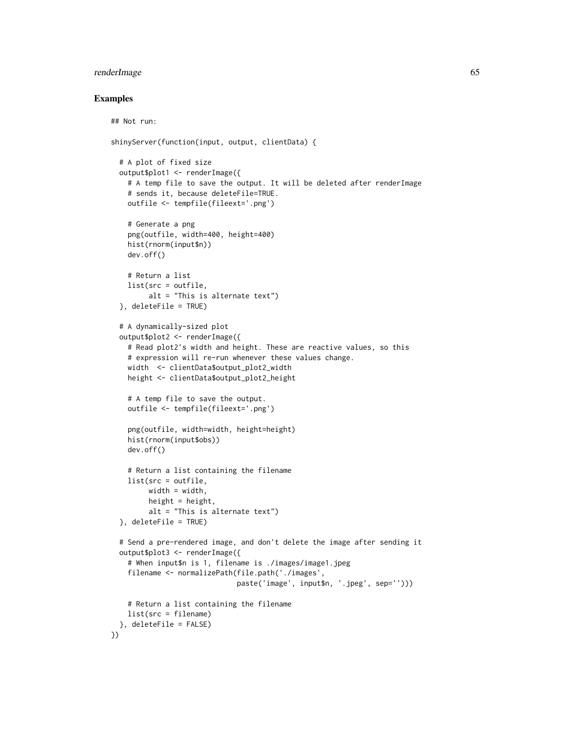## Examples

```
## Not run:

shinyServer(function(input, output, clientData) {

  # A plot of fixed size
  output$plot1 <- renderImage({
    # A temp file to save the output. It will be deleted after renderImage
    # sends it, because deleteFile=TRUE.
    outfile <- tempfile(fileext='.png')

    # Generate a png
    png(outfile, width=400, height=400)
    hist(rnorm(input$n))
    dev.off()

    # Return a list
    list(src = outfile,
         alt = "This is alternate text")
  }, deleteFile = TRUE)

  # A dynamically-sized plot
  output$plot2 <- renderImage({
    # Read plot2's width and height. These are reactive values, so this
    # expression will re-run whenever these values change.
    width  <- clientData$output_plot2_width
    height <- clientData$output_plot2_height

    # A temp file to save the output.
    outfile <- tempfile(fileext='.png')

    png(outfile, width=width, height=height)
    hist(rnorm(input$obs))
    dev.off()

    # Return a list containing the filename
    list(src = outfile,
         width = width,
         height = height,
         alt = "This is alternate text")
  }, deleteFile = TRUE)

  # Send a pre-rendered image, and don't delete the image after sending it
  output$plot3 <- renderImage({
    # When input$n is 1, filename is ./images/image1.jpeg
    filename <- normalizePath(file.path('./images',
                              paste('image', input$n, '.jpeg', sep='')))

    # Return a list containing the filename
    list(src = filename)
  }, deleteFile = FALSE)
})
```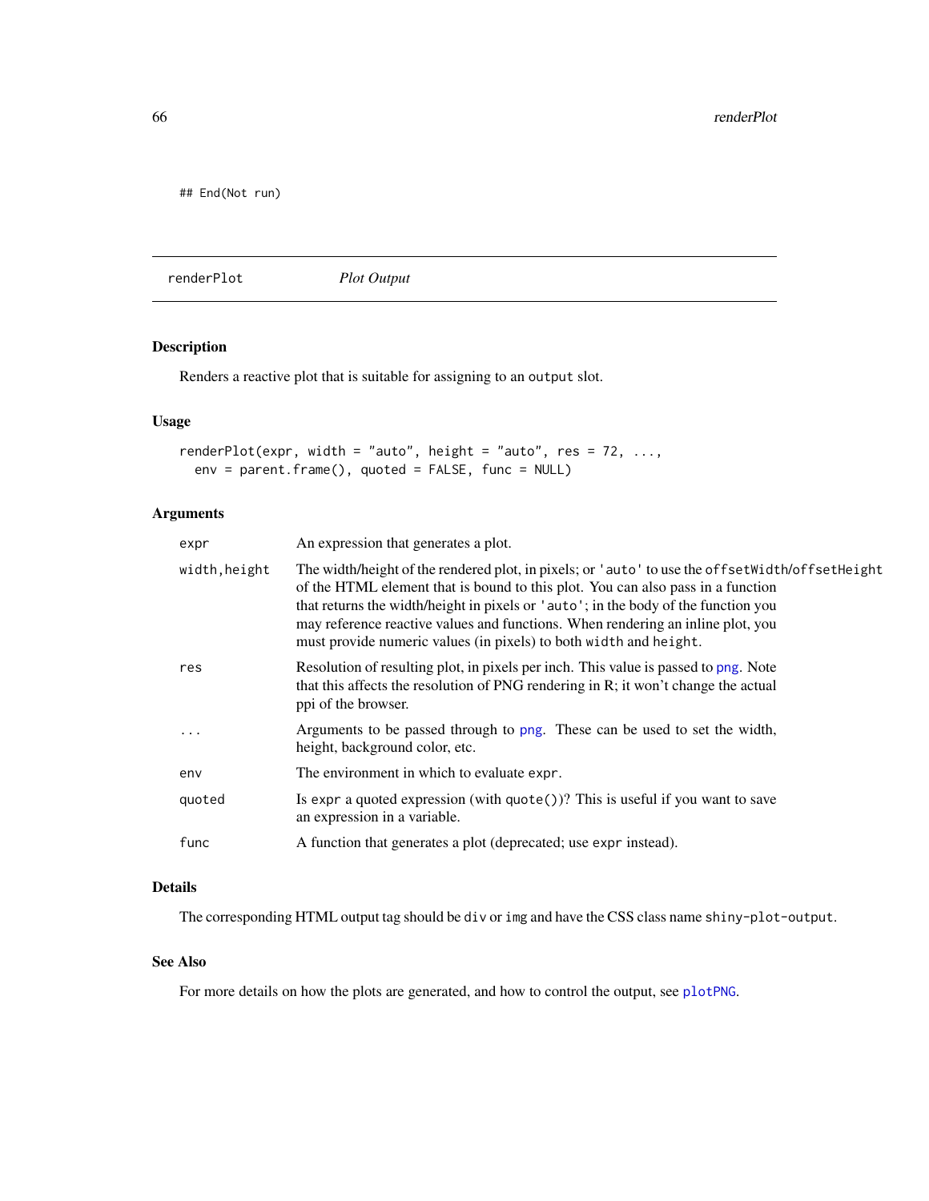```
## End(Not run)
```

## renderPlot *Plot Output*

### Description

Renders a reactive plot that is suitable for assigning to an `output` slot.

### Usage

```
renderPlot(expr, width = "auto", height = "auto", res = 72, ...,
  env = parent.frame(), quoted = FALSE, func = NULL)
```

### Arguments

| | |
|---|---|
| `expr` | An expression that generates a plot. |
| `width,height` | The width/height of the rendered plot, in pixels; or `'auto'` to use the `offsetWidth`/`offsetHeight` of the HTML element that is bound to this plot. You can also pass in a function that returns the width/height in pixels or `'auto'`; in the body of the function you may reference reactive values and functions. When rendering an inline plot, you must provide numeric values (in pixels) to both `width` and `height`. |
| `res` | Resolution of resulting plot, in pixels per inch. This value is passed to `png`. Note that this affects the resolution of PNG rendering in R; it won't change the actual ppi of the browser. |
| `...` | Arguments to be passed through to `png`. These can be used to set the width, height, background color, etc. |
| `env` | The environment in which to evaluate `expr`. |
| `quoted` | Is `expr` a quoted expression (with `quote()`)? This is useful if you want to save an expression in a variable. |
| `func` | A function that generates a plot (deprecated; use `expr` instead). |

### Details

The corresponding HTML output tag should be `div` or `img` and have the CSS class name `shiny-plot-output`.

### See Also

For more details on how the plots are generated, and how to control the output, see `plotPNG`.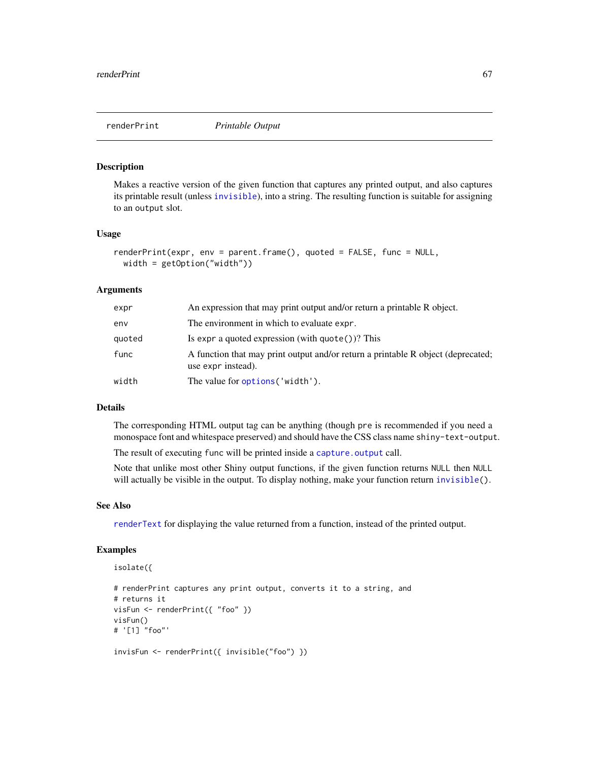renderPrint *Printable Output*

## Description

Makes a reactive version of the given function that captures any printed output, and also captures its printable result (unless `invisible`), into a string. The resulting function is suitable for assigning to an `output` slot.

## Usage

```
renderPrint(expr, env = parent.frame(), quoted = FALSE, func = NULL,
  width = getOption("width"))
```

## Arguments

| | |
|---|---|
| `expr` | An expression that may print output and/or return a printable R object. |
| `env` | The environment in which to evaluate `expr`. |
| `quoted` | Is `expr` a quoted expression (with `quote()`)? This |
| `func` | A function that may print output and/or return a printable R object (deprecated; use `expr` instead). |
| `width` | The value for `options('width')`. |

## Details

The corresponding HTML output tag can be anything (though `pre` is recommended if you need a monospace font and whitespace preserved) and should have the CSS class name `shiny-text-output`.

The result of executing `func` will be printed inside a `capture.output` call.

Note that unlike most other Shiny output functions, if the given function returns `NULL` then `NULL` will actually be visible in the output. To display nothing, make your function return `invisible()`.

## See Also

`renderText` for displaying the value returned from a function, instead of the printed output.

## Examples

```
isolate({

# renderPrint captures any print output, converts it to a string, and
# returns it
visFun <- renderPrint({ "foo" })
visFun()
# '[1] "foo"'

invisFun <- renderPrint({ invisible("foo") })
```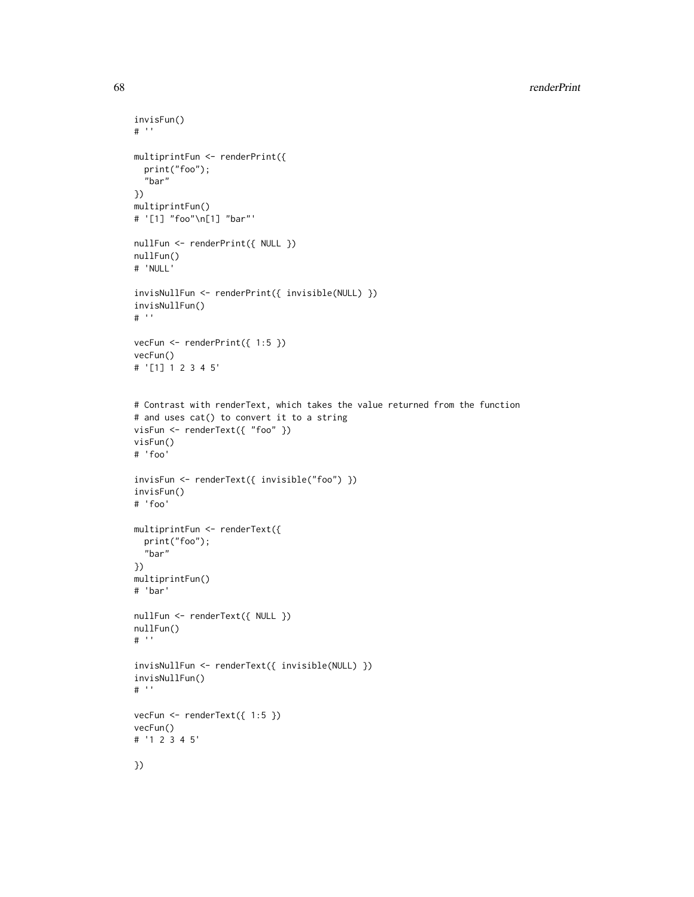```
invisFun()
# ''

multiprintFun <- renderPrint({
  print("foo");
  "bar"
})
multiprintFun()
# '[1] "foo"\n[1] "bar"'

nullFun <- renderPrint({ NULL })
nullFun()
# 'NULL'

invisNullFun <- renderPrint({ invisible(NULL) })
invisNullFun()
# ''

vecFun <- renderPrint({ 1:5 })
vecFun()
# '[1] 1 2 3 4 5'


# Contrast with renderText, which takes the value returned from the function
# and uses cat() to convert it to a string
visFun <- renderText({ "foo" })
visFun()
# 'foo'

invisFun <- renderText({ invisible("foo") })
invisFun()
# 'foo'

multiprintFun <- renderText({
  print("foo");
  "bar"
})
multiprintFun()
# 'bar'

nullFun <- renderText({ NULL })
nullFun()
# ''

invisNullFun <- renderText({ invisible(NULL) })
invisNullFun()
# ''

vecFun <- renderText({ 1:5 })
vecFun()
# '1 2 3 4 5'

})
```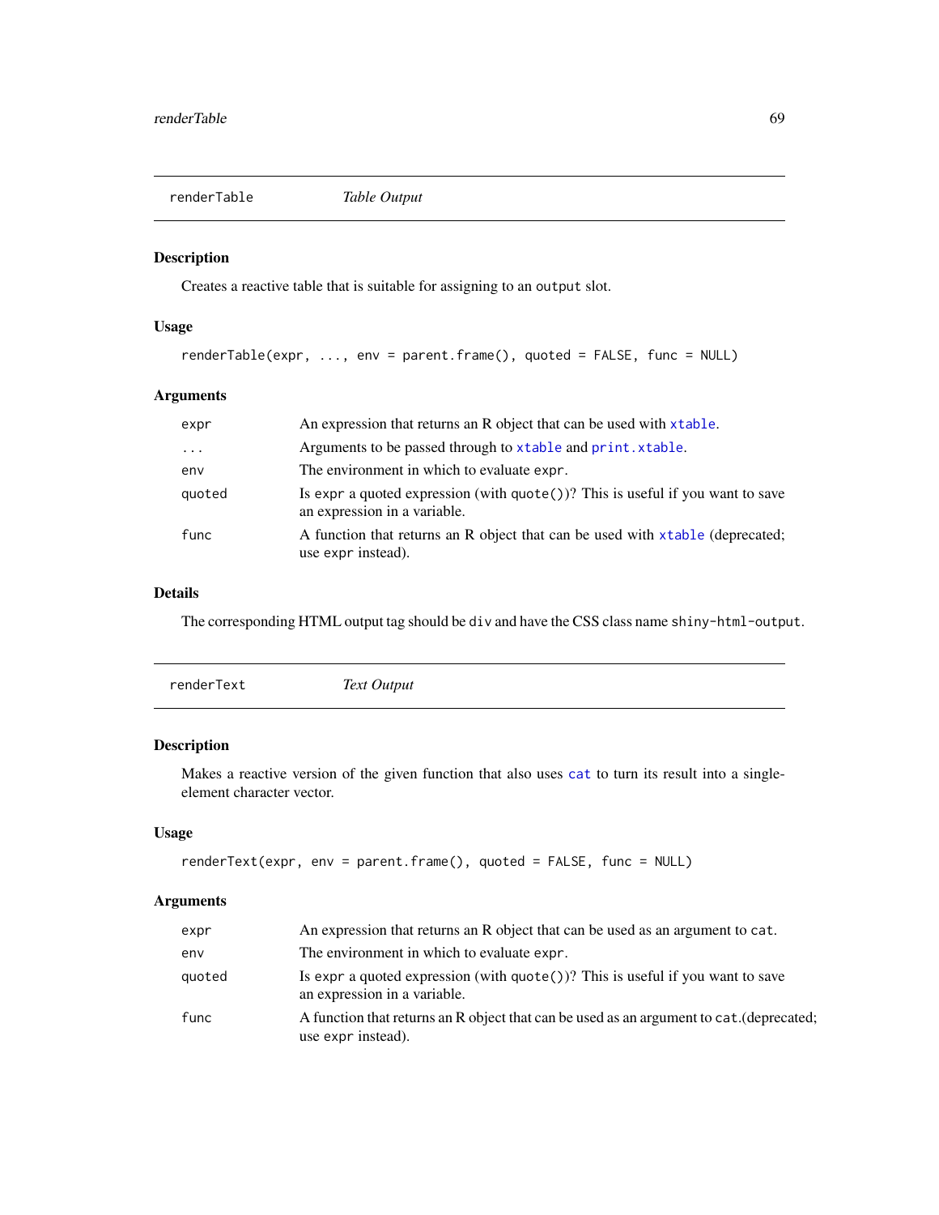## renderTable *Table Output*

### Description

Creates a reactive table that is suitable for assigning to an `output` slot.

### Usage

```
renderTable(expr, ..., env = parent.frame(), quoted = FALSE, func = NULL)
```

### Arguments

| | |
|---|---|
| `expr` | An expression that returns an R object that can be used with `xtable`. |
| `...` | Arguments to be passed through to `xtable` and `print.xtable`. |
| `env` | The environment in which to evaluate `expr`. |
| `quoted` | Is `expr` a quoted expression (with `quote()`)? This is useful if you want to save an expression in a variable. |
| `func` | A function that returns an R object that can be used with `xtable` (deprecated; use `expr` instead). |

### Details

The corresponding HTML output tag should be `div` and have the CSS class name `shiny-html-output`.

## renderText *Text Output*

### Description

Makes a reactive version of the given function that also uses `cat` to turn its result into a single-element character vector.

### Usage

```
renderText(expr, env = parent.frame(), quoted = FALSE, func = NULL)
```

### Arguments

| | |
|---|---|
| `expr` | An expression that returns an R object that can be used as an argument to `cat`. |
| `env` | The environment in which to evaluate `expr`. |
| `quoted` | Is `expr` a quoted expression (with `quote()`)? This is useful if you want to save an expression in a variable. |
| `func` | A function that returns an R object that can be used as an argument to `cat`.(deprecated; use `expr` instead). |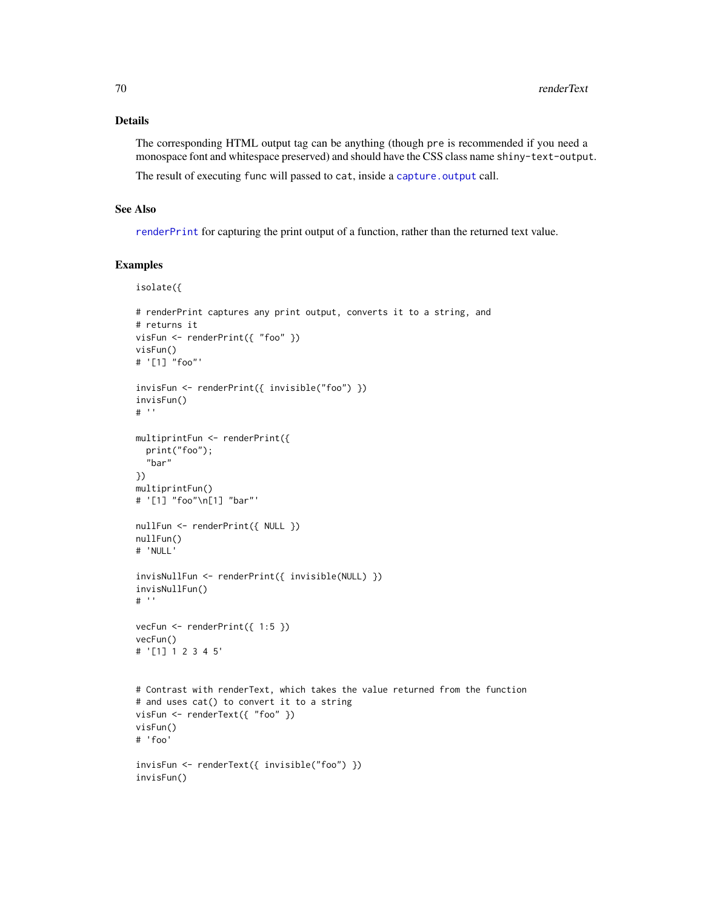## Details

The corresponding HTML output tag can be anything (though `pre` is recommended if you need a monospace font and whitespace preserved) and should have the CSS class name `shiny-text-output`.

The result of executing `func` will passed to `cat`, inside a `capture.output` call.

## See Also

`renderPrint` for capturing the print output of a function, rather than the returned text value.

## Examples

```
isolate({

# renderPrint captures any print output, converts it to a string, and
# returns it
visFun <- renderPrint({ "foo" })
visFun()
# '[1] "foo"'

invisFun <- renderPrint({ invisible("foo") })
invisFun()
# ''

multiprintFun <- renderPrint({
  print("foo");
  "bar"
})
multiprintFun()
# '[1] "foo"\n[1] "bar"'

nullFun <- renderPrint({ NULL })
nullFun()
# 'NULL'

invisNullFun <- renderPrint({ invisible(NULL) })
invisNullFun()
# ''

vecFun <- renderPrint({ 1:5 })
vecFun()
# '[1] 1 2 3 4 5'


# Contrast with renderText, which takes the value returned from the function
# and uses cat() to convert it to a string
visFun <- renderText({ "foo" })
visFun()
# 'foo'

invisFun <- renderText({ invisible("foo") })
invisFun()
```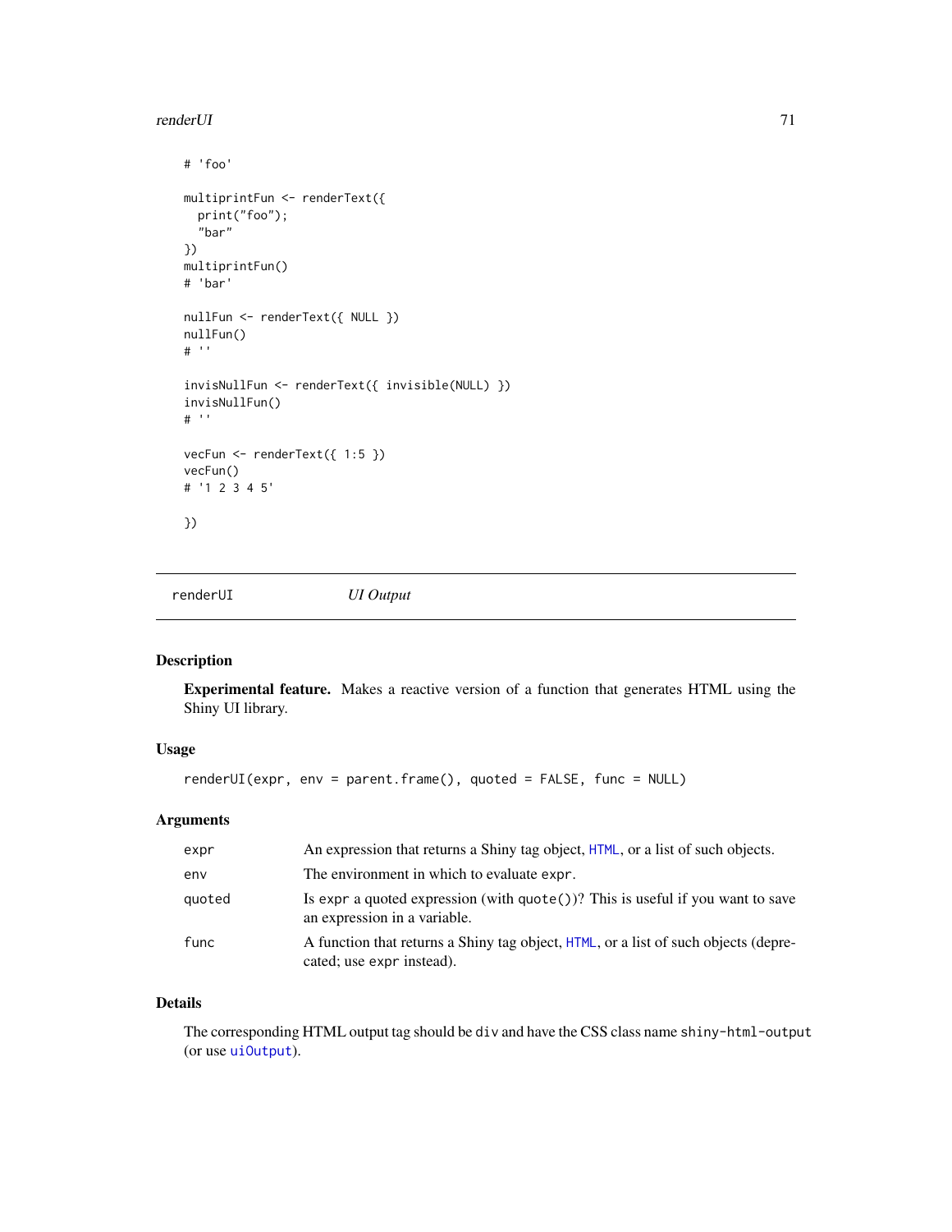```
# 'foo'

multiprintFun <- renderText({
  print("foo");
  "bar"
})
multiprintFun()
# 'bar'

nullFun <- renderText({ NULL })
nullFun()
# ''

invisNullFun <- renderText({ invisible(NULL) })
invisNullFun()
# ''

vecFun <- renderText({ 1:5 })
vecFun()
# '1 2 3 4 5'

})
```

---

`renderUI` *UI Output*

---

## Description

**Experimental feature.** Makes a reactive version of a function that generates HTML using the Shiny UI library.

## Usage

```
renderUI(expr, env = parent.frame(), quoted = FALSE, func = NULL)
```

## Arguments

| | |
|---|---|
| `expr` | An expression that returns a Shiny tag object, `HTML`, or a list of such objects. |
| `env` | The environment in which to evaluate `expr`. |
| `quoted` | Is `expr` a quoted expression (with `quote()`)? This is useful if you want to save an expression in a variable. |
| `func` | A function that returns a Shiny tag object, `HTML`, or a list of such objects (deprecated; use `expr` instead). |

## Details

The corresponding HTML output tag should be `div` and have the CSS class name `shiny-html-output` (or use `uiOutput`).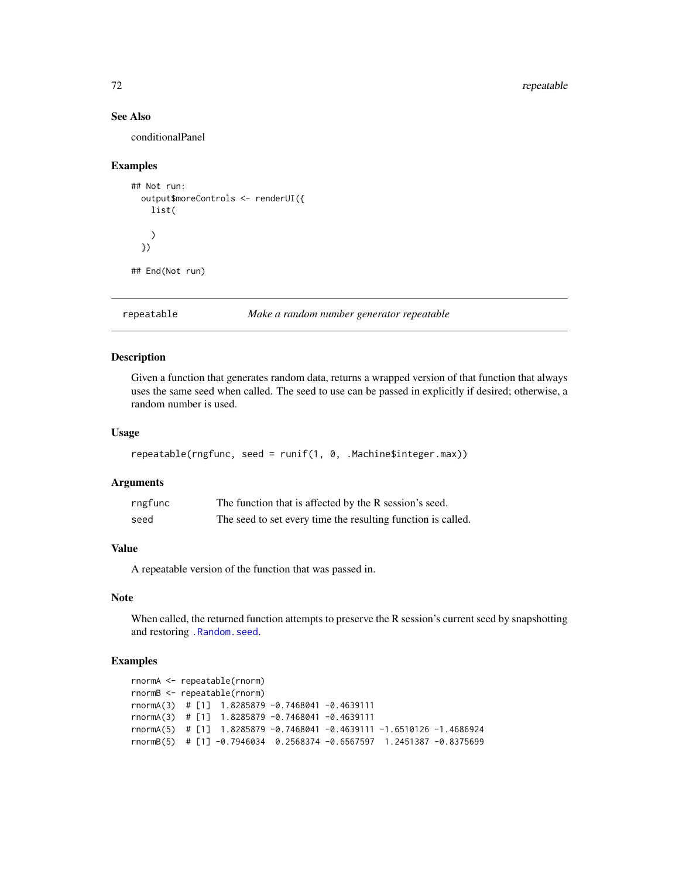### See Also

conditionalPanel

### Examples

```
## Not run:
  output$moreControls <- renderUI({
    list(

    )
  })

## End(Not run)
```

---

## repeatable — *Make a random number generator repeatable*

---

### Description

Given a function that generates random data, returns a wrapped version of that function that always uses the same seed when called. The seed to use can be passed in explicitly if desired; otherwise, a random number is used.

### Usage

```
repeatable(rngfunc, seed = runif(1, 0, .Machine$integer.max))
```

### Arguments

| | |
|---|---|
| `rngfunc` | The function that is affected by the R session's seed. |
| `seed` | The seed to set every time the resulting function is called. |

### Value

A repeatable version of the function that was passed in.

### Note

When called, the returned function attempts to preserve the R session's current seed by snapshotting and restoring `.Random.seed`.

### Examples

```
rnormA <- repeatable(rnorm)
rnormB <- repeatable(rnorm)
rnormA(3)  # [1]  1.8285879 -0.7468041 -0.4639111
rnormA(3)  # [1]  1.8285879 -0.7468041 -0.4639111
rnormA(5)  # [1]  1.8285879 -0.7468041 -0.4639111 -1.6510126 -1.4686924
rnormB(5)  # [1] -0.7946034  0.2568374 -0.6567597  1.2451387 -0.8375699
```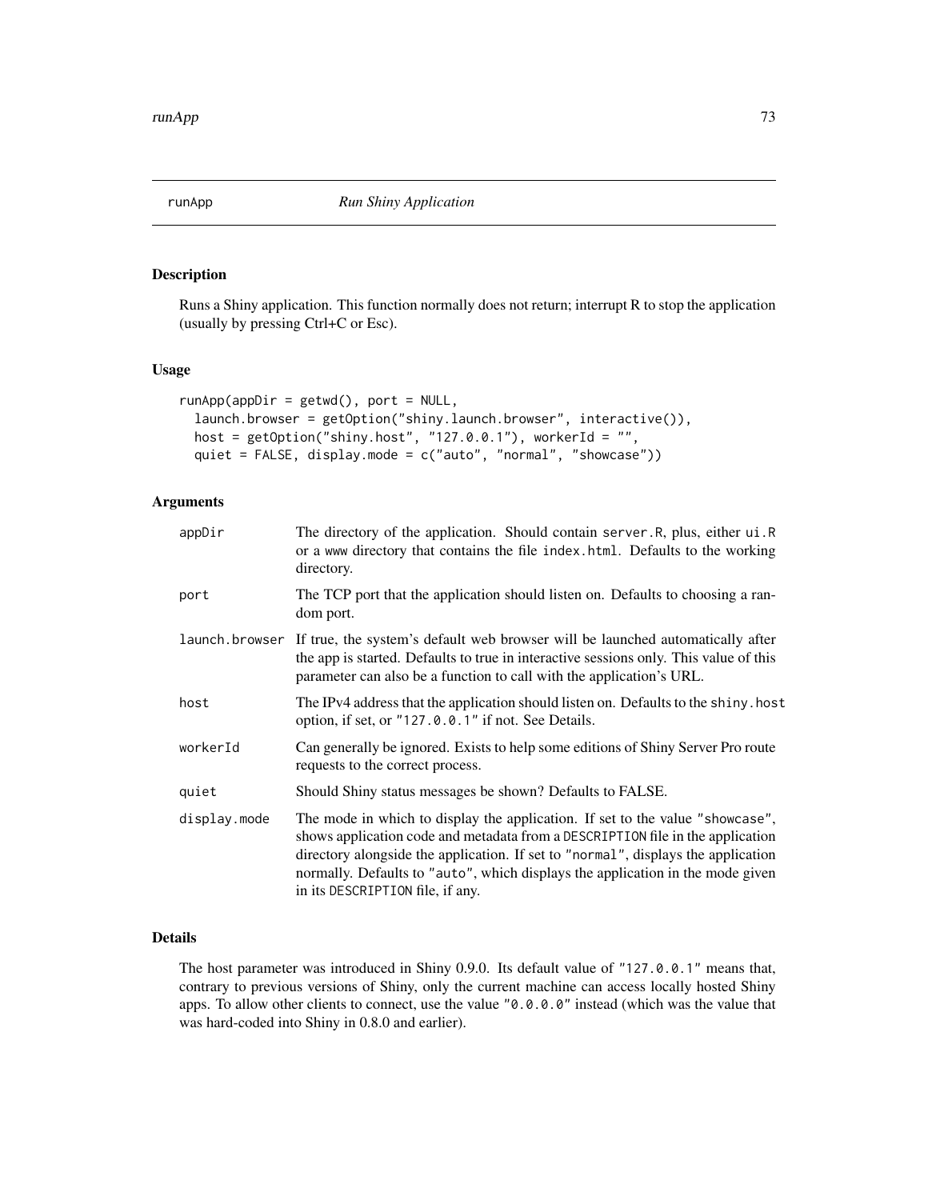## runApp *Run Shiny Application*

### Description

Runs a Shiny application. This function normally does not return; interrupt R to stop the application (usually by pressing Ctrl+C or Esc).

### Usage

```
runApp(appDir = getwd(), port = NULL,
  launch.browser = getOption("shiny.launch.browser", interactive()),
  host = getOption("shiny.host", "127.0.0.1"), workerId = "",
  quiet = FALSE, display.mode = c("auto", "normal", "showcase"))
```

### Arguments

| | |
|---|---|
| `appDir` | The directory of the application. Should contain `server.R`, plus, either `ui.R` or a `www` directory that contains the file `index.html`. Defaults to the working directory. |
| `port` | The TCP port that the application should listen on. Defaults to choosing a random port. |
| `launch.browser` | If true, the system's default web browser will be launched automatically after the app is started. Defaults to true in interactive sessions only. This value of this parameter can also be a function to call with the application's URL. |
| `host` | The IPv4 address that the application should listen on. Defaults to the `shiny.host` option, if set, or `"127.0.0.1"` if not. See Details. |
| `workerId` | Can generally be ignored. Exists to help some editions of Shiny Server Pro route requests to the correct process. |
| `quiet` | Should Shiny status messages be shown? Defaults to FALSE. |
| `display.mode` | The mode in which to display the application. If set to the value `"showcase"`, shows application code and metadata from a `DESCRIPTION` file in the application directory alongside the application. If set to `"normal"`, displays the application normally. Defaults to `"auto"`, which displays the application in the mode given in its `DESCRIPTION` file, if any. |

### Details

The host parameter was introduced in Shiny 0.9.0. Its default value of `"127.0.0.1"` means that, contrary to previous versions of Shiny, only the current machine can access locally hosted Shiny apps. To allow other clients to connect, use the value `"0.0.0.0"` instead (which was the value that was hard-coded into Shiny in 0.8.0 and earlier).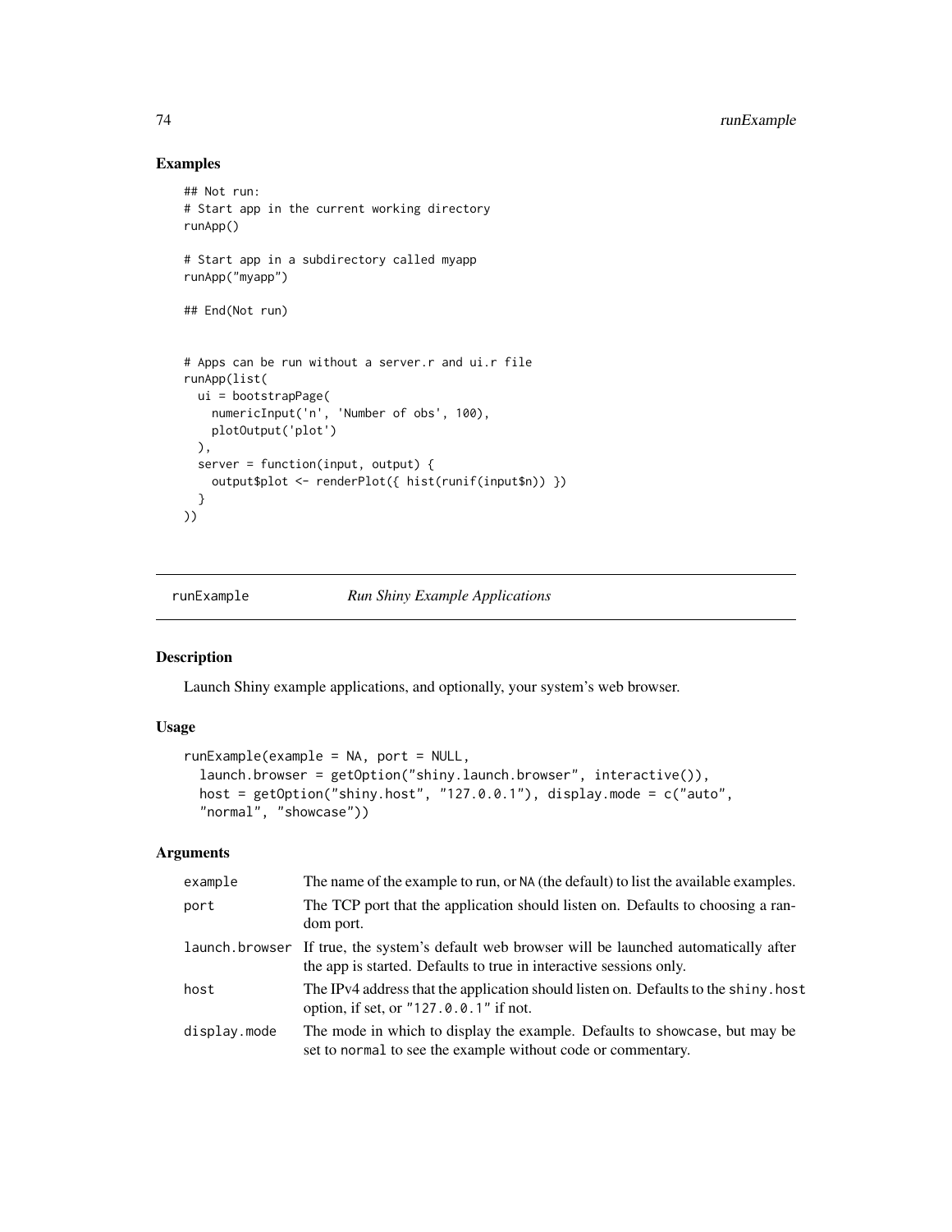## Examples

```
## Not run:
# Start app in the current working directory
runApp()

# Start app in a subdirectory called myapp
runApp("myapp")

## End(Not run)


# Apps can be run without a server.r and ui.r file
runApp(list(
  ui = bootstrapPage(
    numericInput('n', 'Number of obs', 100),
    plotOutput('plot')
  ),
  server = function(input, output) {
    output$plot <- renderPlot({ hist(runif(input$n)) })
  }
))
```

---

# runExample — *Run Shiny Example Applications*

---

## Description

Launch Shiny example applications, and optionally, your system's web browser.

## Usage

```
runExample(example = NA, port = NULL,
  launch.browser = getOption("shiny.launch.browser", interactive()),
  host = getOption("shiny.host", "127.0.0.1"), display.mode = c("auto",
  "normal", "showcase"))
```

## Arguments

| | |
|---|---|
| `example` | The name of the example to run, or `NA` (the default) to list the available examples. |
| `port` | The TCP port that the application should listen on. Defaults to choosing a random port. |
| `launch.browser` | If true, the system's default web browser will be launched automatically after the app is started. Defaults to true in interactive sessions only. |
| `host` | The IPv4 address that the application should listen on. Defaults to the `shiny.host` option, if set, or `"127.0.0.1"` if not. |
| `display.mode` | The mode in which to display the example. Defaults to `showcase`, but may be set to `normal` to see the example without code or commentary. |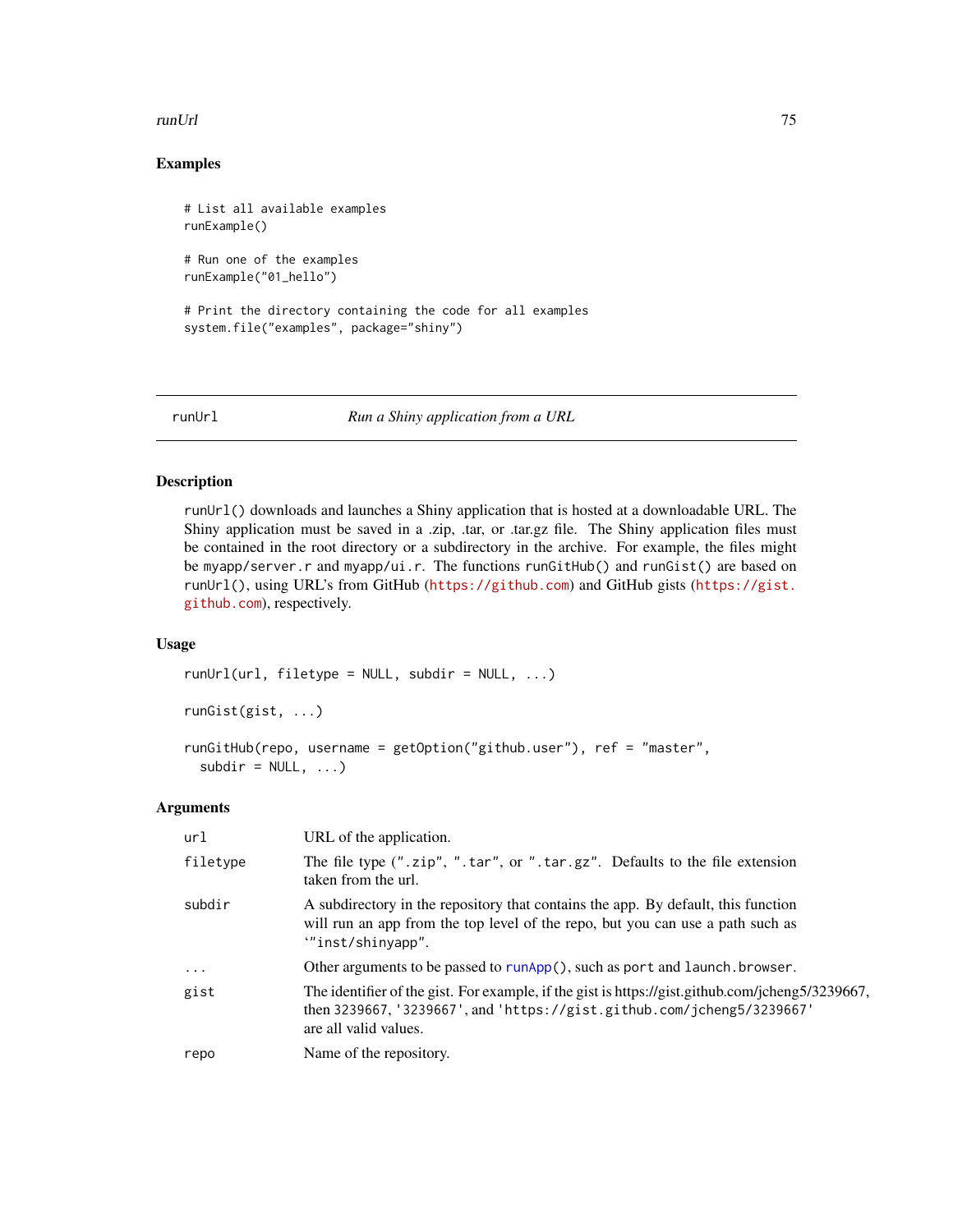### Examples

```
# List all available examples
runExample()

# Run one of the examples
runExample("01_hello")

# Print the directory containing the code for all examples
system.file("examples", package="shiny")
```

---

## runUrl — *Run a Shiny application from a URL*

---

### Description

`runUrl()` downloads and launches a Shiny application that is hosted at a downloadable URL. The Shiny application must be saved in a .zip, .tar, or .tar.gz file. The Shiny application files must be contained in the root directory or a subdirectory in the archive. For example, the files might be `myapp/server.r` and `myapp/ui.r`. The functions `runGitHub()` and `runGist()` are based on `runUrl()`, using URL's from GitHub (https://github.com) and GitHub gists (https://gist.github.com), respectively.

### Usage

```
runUrl(url, filetype = NULL, subdir = NULL, ...)

runGist(gist, ...)

runGitHub(repo, username = getOption("github.user"), ref = "master",
  subdir = NULL, ...)
```

### Arguments

| | |
|---|---|
| `url` | URL of the application. |
| `filetype` | The file type (`".zip"`, `".tar"`, or `".tar.gz"`. Defaults to the file extension taken from the url. |
| `subdir` | A subdirectory in the repository that contains the app. By default, this function will run an app from the top level of the repo, but you can use a path such as `"inst/shinyapp"`. |
| `...` | Other arguments to be passed to `runApp()`, such as `port` and `launch.browser`. |
| `gist` | The identifier of the gist. For example, if the gist is https://gist.github.com/jcheng5/3239667, then `3239667`, `'3239667'`, and `'https://gist.github.com/jcheng5/3239667'` are all valid values. |
| `repo` | Name of the repository. |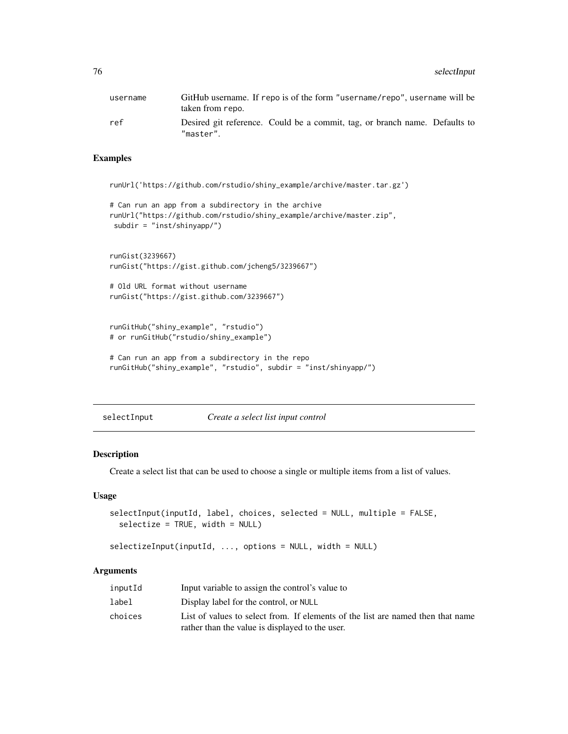| | |
|---|---|
| username | GitHub username. If repo is of the form "username/repo", username will be taken from repo. |
| ref | Desired git reference. Could be a commit, tag, or branch name. Defaults to "master". |

## Examples

```
runUrl('https://github.com/rstudio/shiny_example/archive/master.tar.gz')

# Can run an app from a subdirectory in the archive
runUrl("https://github.com/rstudio/shiny_example/archive/master.zip",
 subdir = "inst/shinyapp/")


runGist(3239667)
runGist("https://gist.github.com/jcheng5/3239667")

# Old URL format without username
runGist("https://gist.github.com/3239667")


runGitHub("shiny_example", "rstudio")
# or runGitHub("rstudio/shiny_example")

# Can run an app from a subdirectory in the repo
runGitHub("shiny_example", "rstudio", subdir = "inst/shinyapp/")
```

---

# selectInput *Create a select list input control*

---

## Description

Create a select list that can be used to choose a single or multiple items from a list of values.

## Usage

```
selectInput(inputId, label, choices, selected = NULL, multiple = FALSE,
  selectize = TRUE, width = NULL)

selectizeInput(inputId, ..., options = NULL, width = NULL)
```

## Arguments

| | |
|---|---|
| inputId | Input variable to assign the control's value to |
| label | Display label for the control, or NULL |
| choices | List of values to select from. If elements of the list are named then that name rather than the value is displayed to the user. |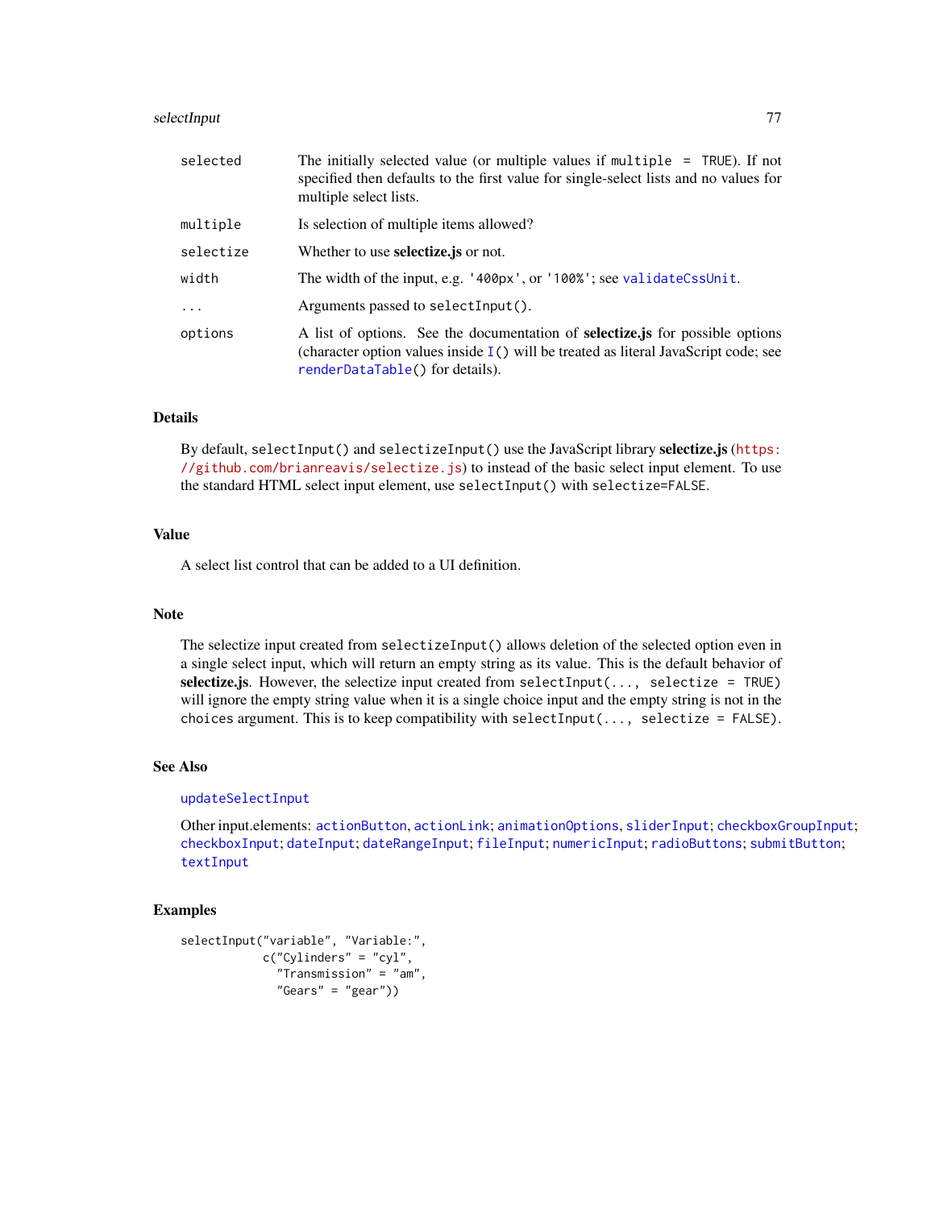| | |
|---|---|
| `selected` | The initially selected value (or multiple values if `multiple = TRUE`). If not specified then defaults to the first value for single-select lists and no values for multiple select lists. |
| `multiple` | Is selection of multiple items allowed? |
| `selectize` | Whether to use **selectize.js** or not. |
| `width` | The width of the input, e.g. `'400px'`, or `'100%'`; see `validateCssUnit`. |
| `...` | Arguments passed to `selectInput()`. |
| `options` | A list of options. See the documentation of **selectize.js** for possible options (character option values inside `I()` will be treated as literal JavaScript code; see `renderDataTable()` for details). |

## Details

By default, `selectInput()` and `selectizeInput()` use the JavaScript library **selectize.js** (https://github.com/brianreavis/selectize.js) to instead of the basic select input element. To use the standard HTML select input element, use `selectInput()` with `selectize=FALSE`.

## Value

A select list control that can be added to a UI definition.

## Note

The selectize input created from `selectizeInput()` allows deletion of the selected option even in a single select input, which will return an empty string as its value. This is the default behavior of **selectize.js**. However, the selectize input created from `selectInput(..., selectize = TRUE)` will ignore the empty string value when it is a single choice input and the empty string is not in the `choices` argument. This is to keep compatibility with `selectInput(..., selectize = FALSE)`.

## See Also

`updateSelectInput`

Other input.elements: `actionButton`, `actionLink`; `animationOptions`, `sliderInput`; `checkboxGroupInput`; `checkboxInput`; `dateInput`; `dateRangeInput`; `fileInput`; `numericInput`; `radioButtons`; `submitButton`; `textInput`

## Examples

```
selectInput("variable", "Variable:",
            c("Cylinders" = "cyl",
              "Transmission" = "am",
              "Gears" = "gear"))
```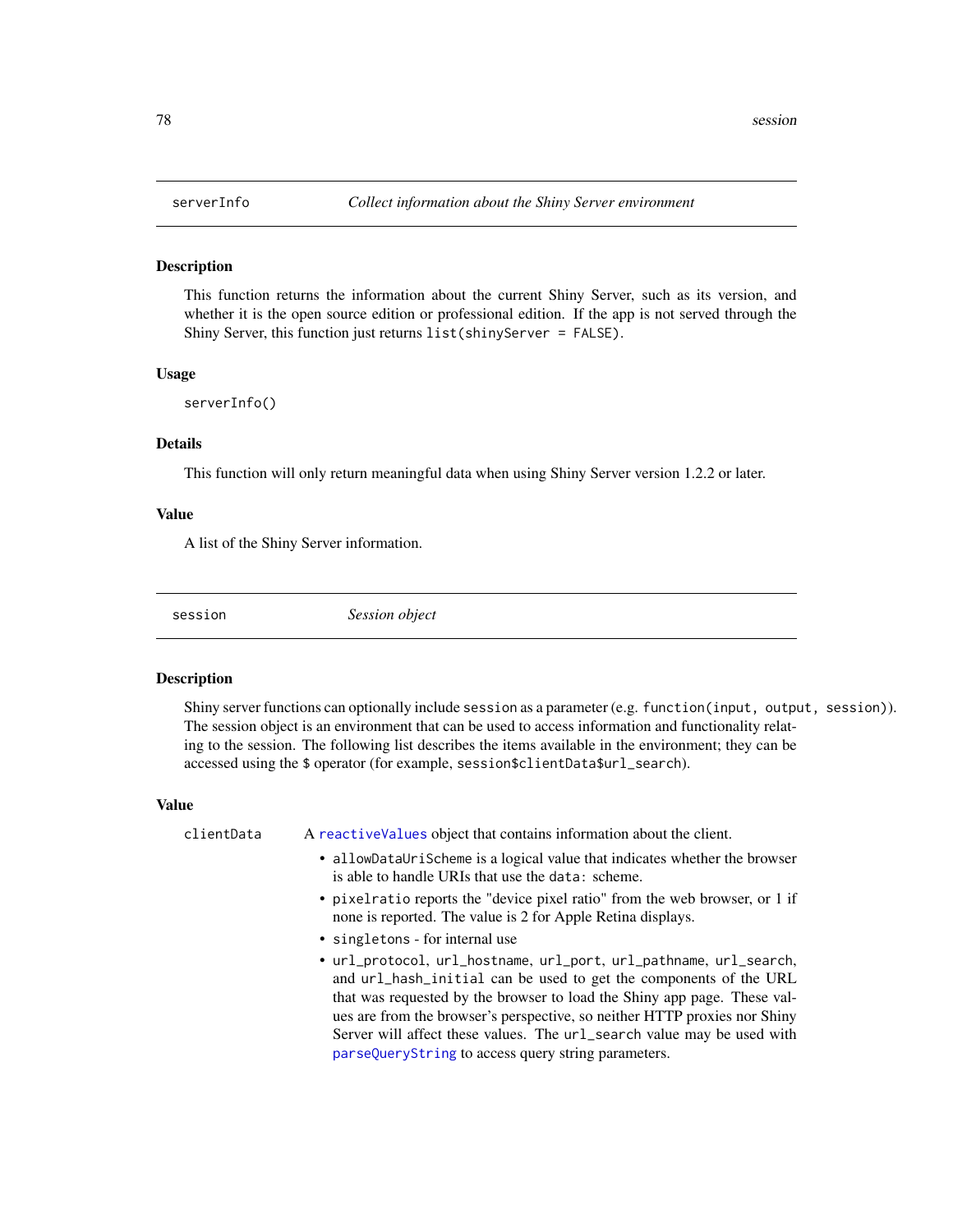## serverInfo — *Collect information about the Shiny Server environment*

### Description

This function returns the information about the current Shiny Server, such as its version, and whether it is the open source edition or professional edition. If the app is not served through the Shiny Server, this function just returns `list(shinyServer = FALSE)`.

### Usage

```
serverInfo()
```

### Details

This function will only return meaningful data when using Shiny Server version 1.2.2 or later.

### Value

A list of the Shiny Server information.

## session — *Session object*

### Description

Shiny server functions can optionally include `session` as a parameter (e.g. `function(input, output, session)`). The session object is an environment that can be used to access information and functionality relating to the session. The following list describes the items available in the environment; they can be accessed using the `$` operator (for example, `session$clientData$url_search`).

### Value

`clientData` A `reactiveValues` object that contains information about the client.

- `allowDataUriScheme` is a logical value that indicates whether the browser is able to handle URIs that use the `data:` scheme.
- `pixelratio` reports the "device pixel ratio" from the web browser, or 1 if none is reported. The value is 2 for Apple Retina displays.
- `singletons` - for internal use
- `url_protocol`, `url_hostname`, `url_port`, `url_pathname`, `url_search`, and `url_hash_initial` can be used to get the components of the URL that was requested by the browser to load the Shiny app page. These values are from the browser's perspective, so neither HTTP proxies nor Shiny Server will affect these values. The `url_search` value may be used with `parseQueryString` to access query string parameters.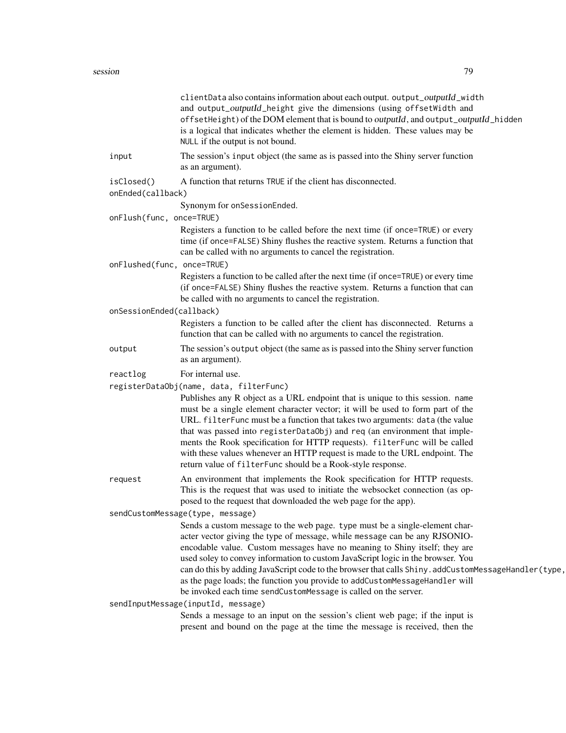clientData also contains information about each output. output_*outputId*_width and output_*outputId*_height give the dimensions (using offsetWidth and offsetHeight) of the DOM element that is bound to *outputId*, and output_*outputId*_hidden is a logical that indicates whether the element is hidden. These values may be NULL if the output is not bound.

`input`
: The session's input object (the same as is passed into the Shiny server function as an argument).

`isClosed()`
: A function that returns TRUE if the client has disconnected.

`onEnded(callback)`
: Synonym for onSessionEnded.

`onFlush(func, once=TRUE)`
: Registers a function to be called before the next time (if once=TRUE) or every time (if once=FALSE) Shiny flushes the reactive system. Returns a function that can be called with no arguments to cancel the registration.

`onFlushed(func, once=TRUE)`
: Registers a function to be called after the next time (if once=TRUE) or every time (if once=FALSE) Shiny flushes the reactive system. Returns a function that can be called with no arguments to cancel the registration.

`onSessionEnded(callback)`
: Registers a function to be called after the client has disconnected. Returns a function that can be called with no arguments to cancel the registration.

`output`
: The session's output object (the same as is passed into the Shiny server function as an argument).

`reactlog`
: For internal use.

`registerDataObj(name, data, filterFunc)`
: Publishes any R object as a URL endpoint that is unique to this session. name must be a single element character vector; it will be used to form part of the URL. filterFunc must be a function that takes two arguments: data (the value that was passed into registerDataObj) and req (an environment that implements the Rook specification for HTTP requests). filterFunc will be called with these values whenever an HTTP request is made to the URL endpoint. The return value of filterFunc should be a Rook-style response.

`request`
: An environment that implements the Rook specification for HTTP requests. This is the request that was used to initiate the websocket connection (as opposed to the request that downloaded the web page for the app).

`sendCustomMessage(type, message)`
: Sends a custom message to the web page. type must be a single-element character vector giving the type of message, while message can be any RJSONIO-encodable value. Custom messages have no meaning to Shiny itself; they are used soley to convey information to custom JavaScript logic in the browser. You can do this by adding JavaScript code to the browser that calls Shiny.addCustomMessageHandler(type, as the page loads; the function you provide to addCustomMessageHandler will be invoked each time sendCustomMessage is called on the server.

`sendInputMessage(inputId, message)`
: Sends a message to an input on the session's client web page; if the input is present and bound on the page at the time the message is received, then the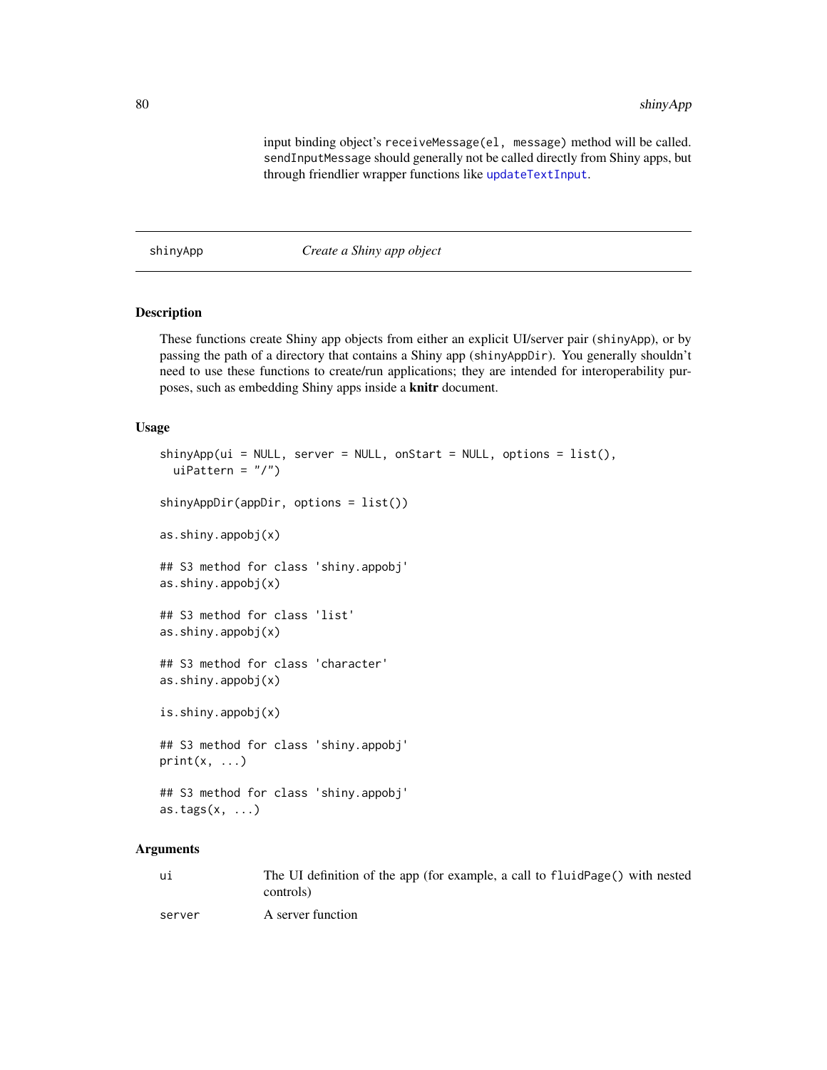input binding object's `receiveMessage(el, message)` method will be called. `sendInputMessage` should generally not be called directly from Shiny apps, but through friendlier wrapper functions like `updateTextInput`.

## shinyApp — *Create a Shiny app object*

### Description

These functions create Shiny app objects from either an explicit UI/server pair (`shinyApp`), or by passing the path of a directory that contains a Shiny app (`shinyAppDir`). You generally shouldn't need to use these functions to create/run applications; they are intended for interoperability purposes, such as embedding Shiny apps inside a **knitr** document.

### Usage

```
shinyApp(ui = NULL, server = NULL, onStart = NULL, options = list(),
  uiPattern = "/")

shinyAppDir(appDir, options = list())

as.shiny.appobj(x)

## S3 method for class 'shiny.appobj'
as.shiny.appobj(x)

## S3 method for class 'list'
as.shiny.appobj(x)

## S3 method for class 'character'
as.shiny.appobj(x)

is.shiny.appobj(x)

## S3 method for class 'shiny.appobj'
print(x, ...)

## S3 method for class 'shiny.appobj'
as.tags(x, ...)
```

### Arguments

| | |
|---|---|
| `ui` | The UI definition of the app (for example, a call to `fluidPage()` with nested controls) |
| `server` | A server function |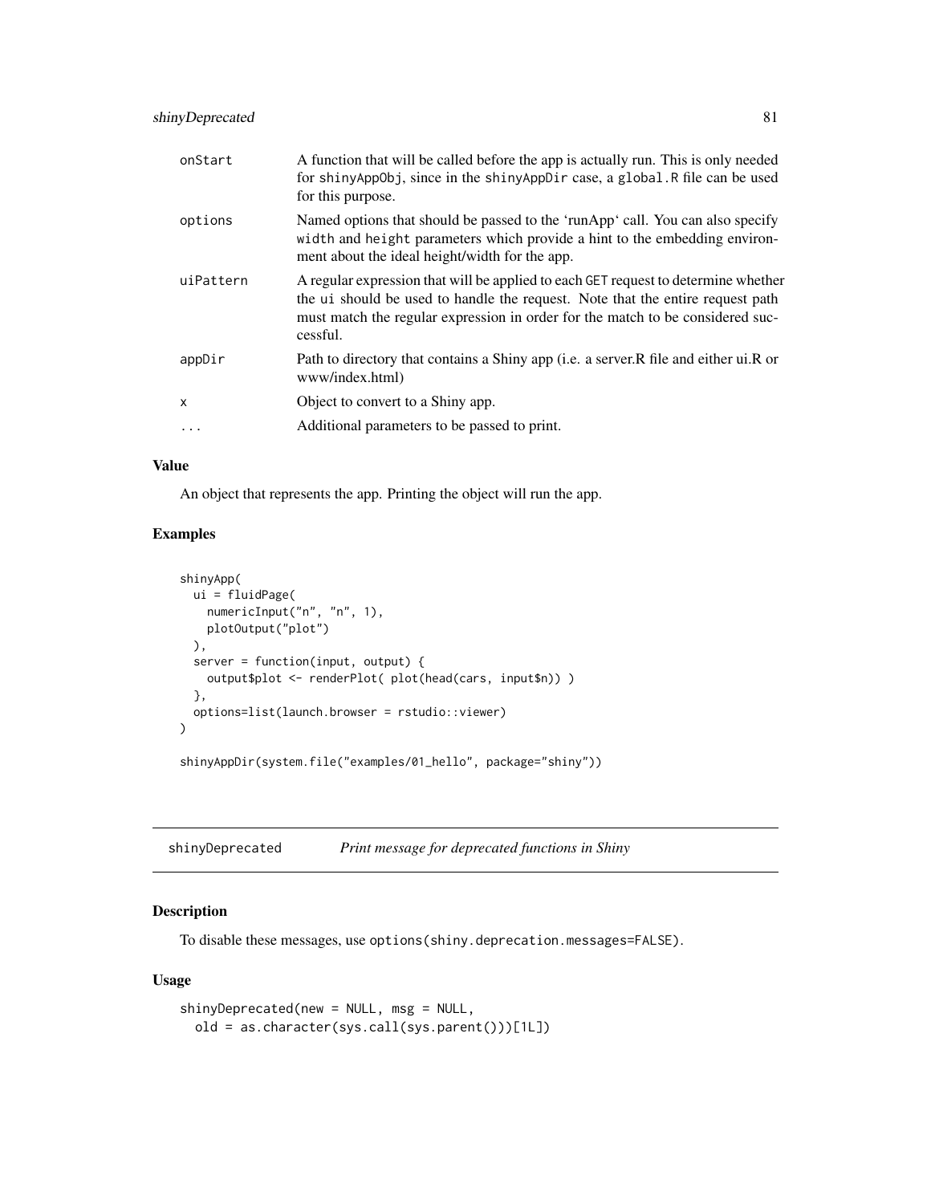| | |
|---|---|
| onStart | A function that will be called before the app is actually run. This is only needed for shinyAppObj, since in the shinyAppDir case, a global.R file can be used for this purpose. |
| options | Named options that should be passed to the 'runApp' call. You can also specify width and height parameters which provide a hint to the embedding environment about the ideal height/width for the app. |
| uiPattern | A regular expression that will be applied to each GET request to determine whether the ui should be used to handle the request. Note that the entire request path must match the regular expression in order for the match to be considered successful. |
| appDir | Path to directory that contains a Shiny app (i.e. a server.R file and either ui.R or www/index.html) |
| x | Object to convert to a Shiny app. |
| ... | Additional parameters to be passed to print. |

### Value

An object that represents the app. Printing the object will run the app.

### Examples

```
shinyApp(
  ui = fluidPage(
    numericInput("n", "n", 1),
    plotOutput("plot")
  ),
  server = function(input, output) {
    output$plot <- renderPlot( plot(head(cars, input$n)) )
  },
  options=list(launch.browser = rstudio::viewer)
)

shinyAppDir(system.file("examples/01_hello", package="shiny"))
```

## shinyDeprecated *Print message for deprecated functions in Shiny*

### Description

To disable these messages, use options(shiny.deprecation.messages=FALSE).

### Usage

```
shinyDeprecated(new = NULL, msg = NULL,
  old = as.character(sys.call(sys.parent()))[1L])
```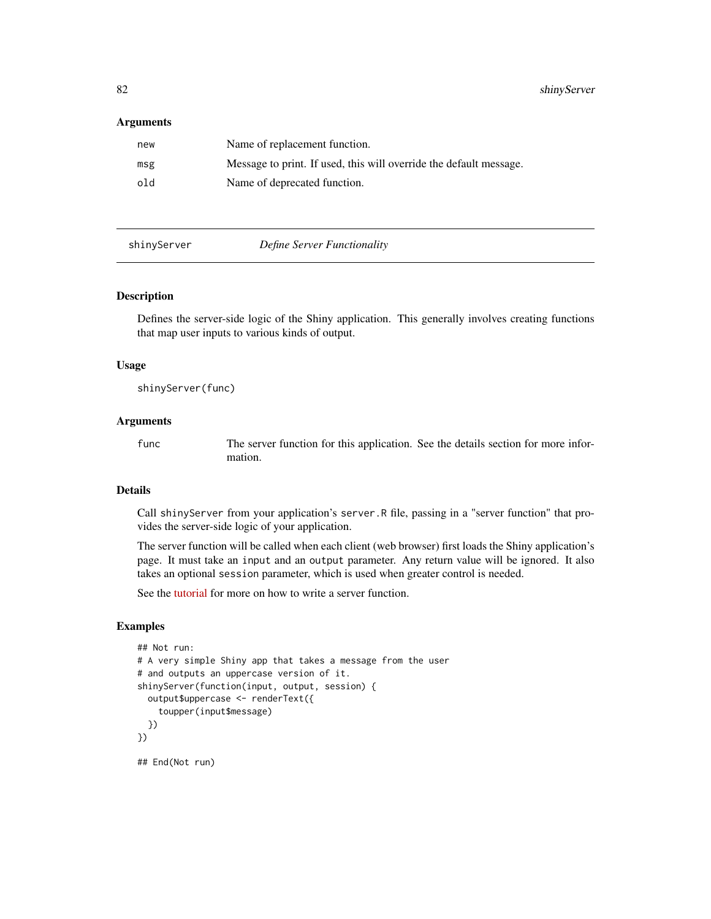### Arguments

| | |
|---|---|
| new | Name of replacement function. |
| msg | Message to print. If used, this will override the default message. |
| old | Name of deprecated function. |

---

## shinyServer — *Define Server Functionality*

---

### Description

Defines the server-side logic of the Shiny application. This generally involves creating functions that map user inputs to various kinds of output.

### Usage

```
shinyServer(func)
```

### Arguments

| | |
|---|---|
| func | The server function for this application. See the details section for more information. |

### Details

Call `shinyServer` from your application's `server.R` file, passing in a "server function" that provides the server-side logic of your application.

The server function will be called when each client (web browser) first loads the Shiny application's page. It must take an `input` and an `output` parameter. Any return value will be ignored. It also takes an optional `session` parameter, which is used when greater control is needed.

See the tutorial for more on how to write a server function.

### Examples

```
## Not run:
# A very simple Shiny app that takes a message from the user
# and outputs an uppercase version of it.
shinyServer(function(input, output, session) {
  output$uppercase <- renderText({
    toupper(input$message)
  })
})

## End(Not run)
```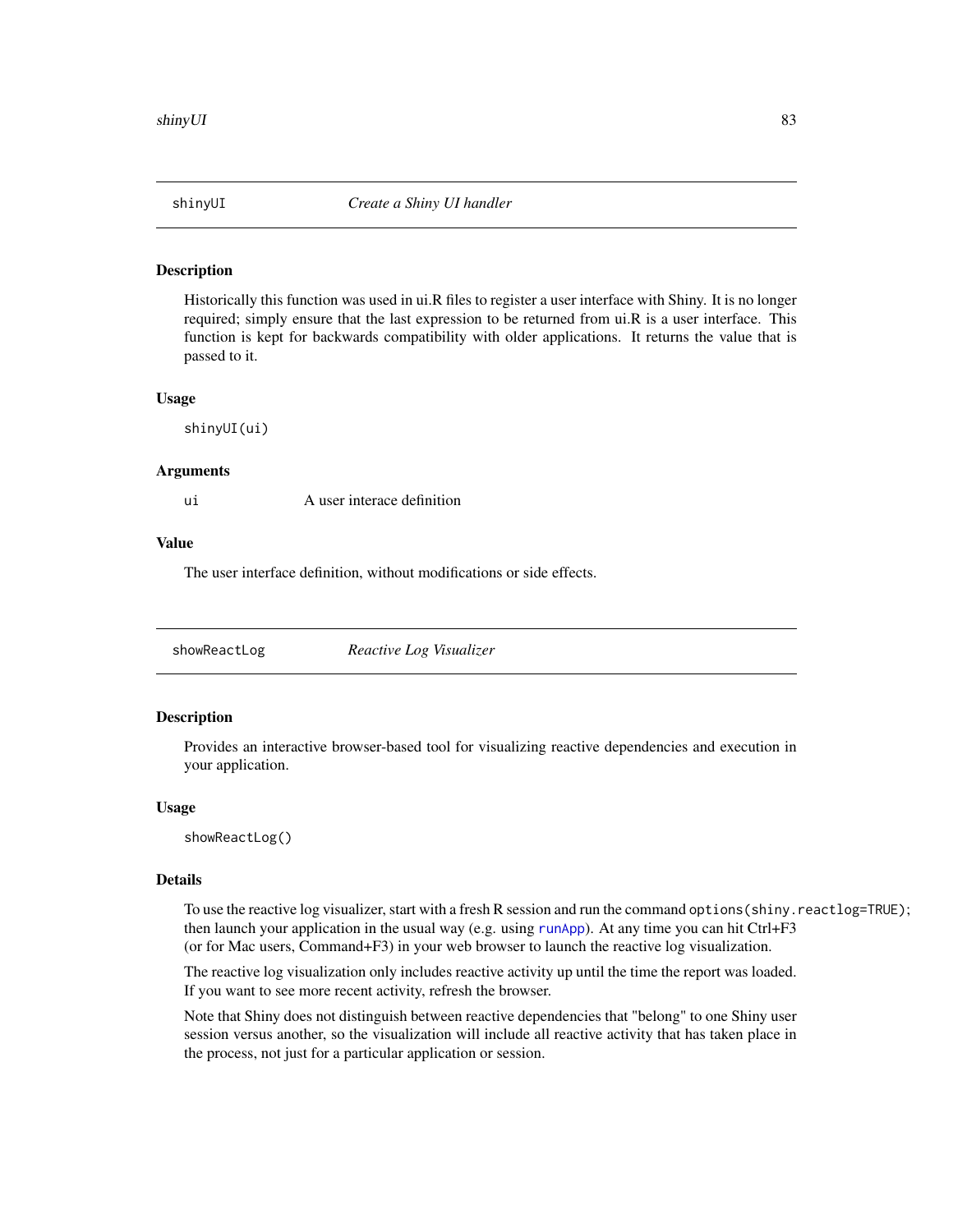## shinyUI — *Create a Shiny UI handler*

### Description

Historically this function was used in ui.R files to register a user interface with Shiny. It is no longer required; simply ensure that the last expression to be returned from ui.R is a user interface. This function is kept for backwards compatibility with older applications. It returns the value that is passed to it.

### Usage

```
shinyUI(ui)
```

### Arguments

| | |
|---|---|
| `ui` | A user interace definition |

### Value

The user interface definition, without modifications or side effects.

## showReactLog — *Reactive Log Visualizer*

### Description

Provides an interactive browser-based tool for visualizing reactive dependencies and execution in your application.

### Usage

```
showReactLog()
```

### Details

To use the reactive log visualizer, start with a fresh R session and run the command `options(shiny.reactlog=TRUE)`; then launch your application in the usual way (e.g. using `runApp`). At any time you can hit Ctrl+F3 (or for Mac users, Command+F3) in your web browser to launch the reactive log visualization.

The reactive log visualization only includes reactive activity up until the time the report was loaded. If you want to see more recent activity, refresh the browser.

Note that Shiny does not distinguish between reactive dependencies that "belong" to one Shiny user session versus another, so the visualization will include all reactive activity that has taken place in the process, not just for a particular application or session.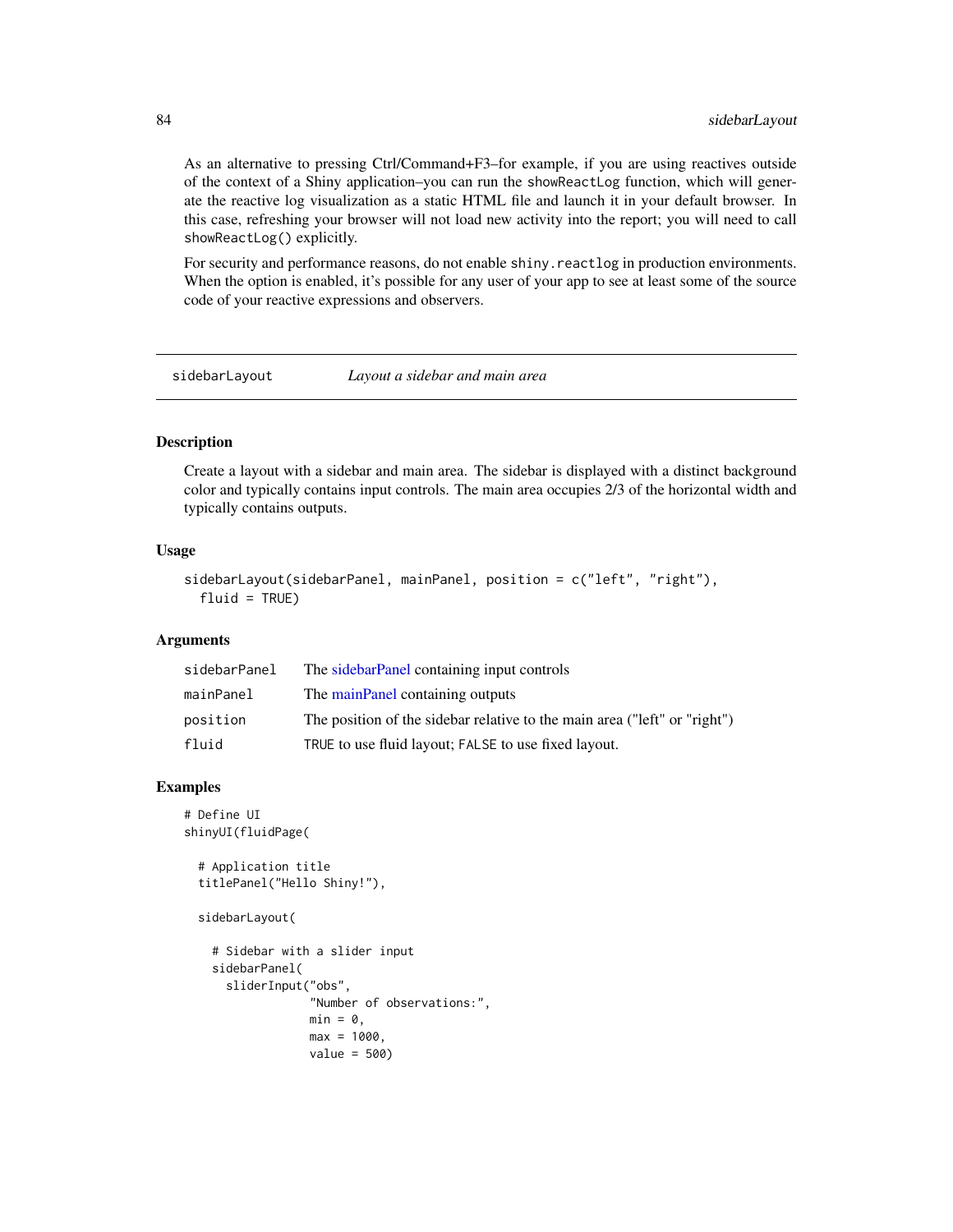As an alternative to pressing Ctrl/Command+F3–for example, if you are using reactives outside of the context of a Shiny application–you can run the `showReactLog` function, which will generate the reactive log visualization as a static HTML file and launch it in your default browser. In this case, refreshing your browser will not load new activity into the report; you will need to call `showReactLog()` explicitly.

For security and performance reasons, do not enable `shiny.reactlog` in production environments. When the option is enabled, it's possible for any user of your app to see at least some of the source code of your reactive expressions and observers.

---

## sidebarLayout — *Layout a sidebar and main area*

---

### Description

Create a layout with a sidebar and main area. The sidebar is displayed with a distinct background color and typically contains input controls. The main area occupies 2/3 of the horizontal width and typically contains outputs.

### Usage

```
sidebarLayout(sidebarPanel, mainPanel, position = c("left", "right"),
  fluid = TRUE)
```

### Arguments

| | |
|---|---|
| `sidebarPanel` | The sidebarPanel containing input controls |
| `mainPanel` | The mainPanel containing outputs |
| `position` | The position of the sidebar relative to the main area ("left" or "right") |
| `fluid` | `TRUE` to use fluid layout; `FALSE` to use fixed layout. |

### Examples

```
# Define UI
shinyUI(fluidPage(

  # Application title
  titlePanel("Hello Shiny!"),

  sidebarLayout(

    # Sidebar with a slider input
    sidebarPanel(
      sliderInput("obs",
                  "Number of observations:",
                  min = 0,
                  max = 1000,
                  value = 500)
```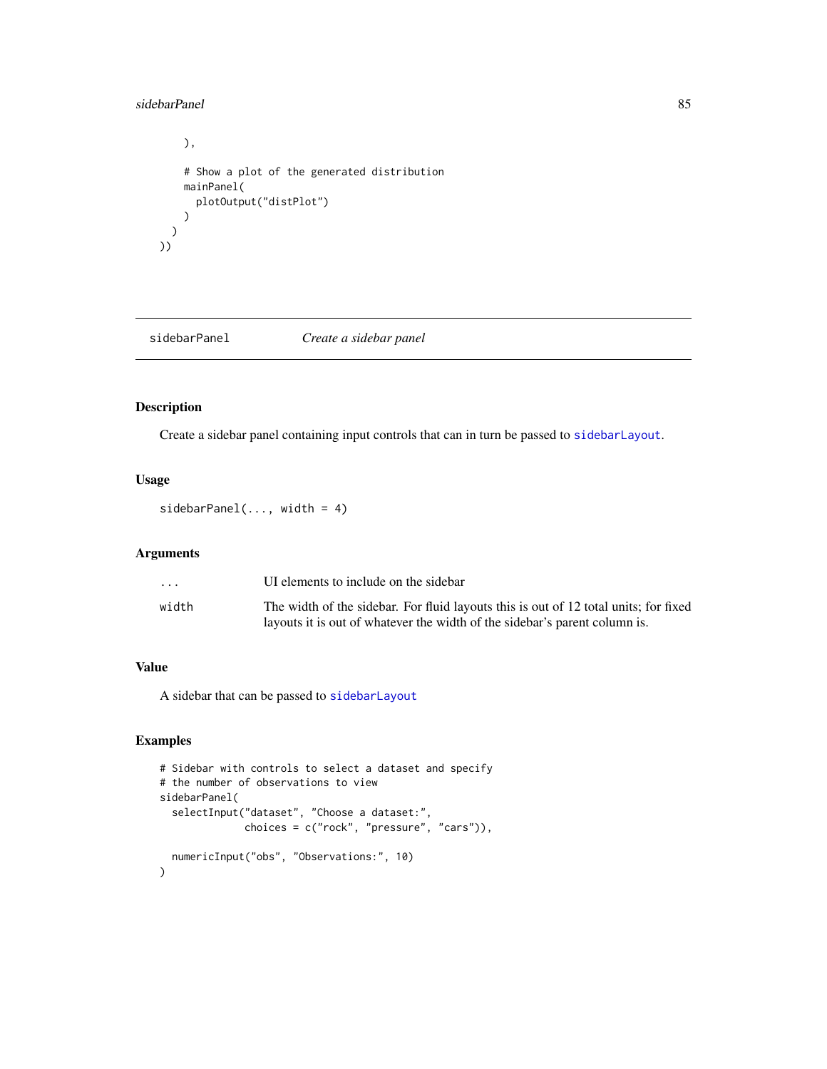```
    ),

    # Show a plot of the generated distribution
    mainPanel(
      plotOutput("distPlot")
    )
  )
))
```

---

## sidebarPanel — *Create a sidebar panel*

### Description

Create a sidebar panel containing input controls that can in turn be passed to `sidebarLayout`.

### Usage

```
sidebarPanel(..., width = 4)
```

### Arguments

| | |
|---|---|
| `...` | UI elements to include on the sidebar |
| `width` | The width of the sidebar. For fluid layouts this is out of 12 total units; for fixed layouts it is out of whatever the width of the sidebar's parent column is. |

### Value

A sidebar that can be passed to `sidebarLayout`

### Examples

```
# Sidebar with controls to select a dataset and specify
# the number of observations to view
sidebarPanel(
  selectInput("dataset", "Choose a dataset:",
              choices = c("rock", "pressure", "cars")),

  numericInput("obs", "Observations:", 10)
)
```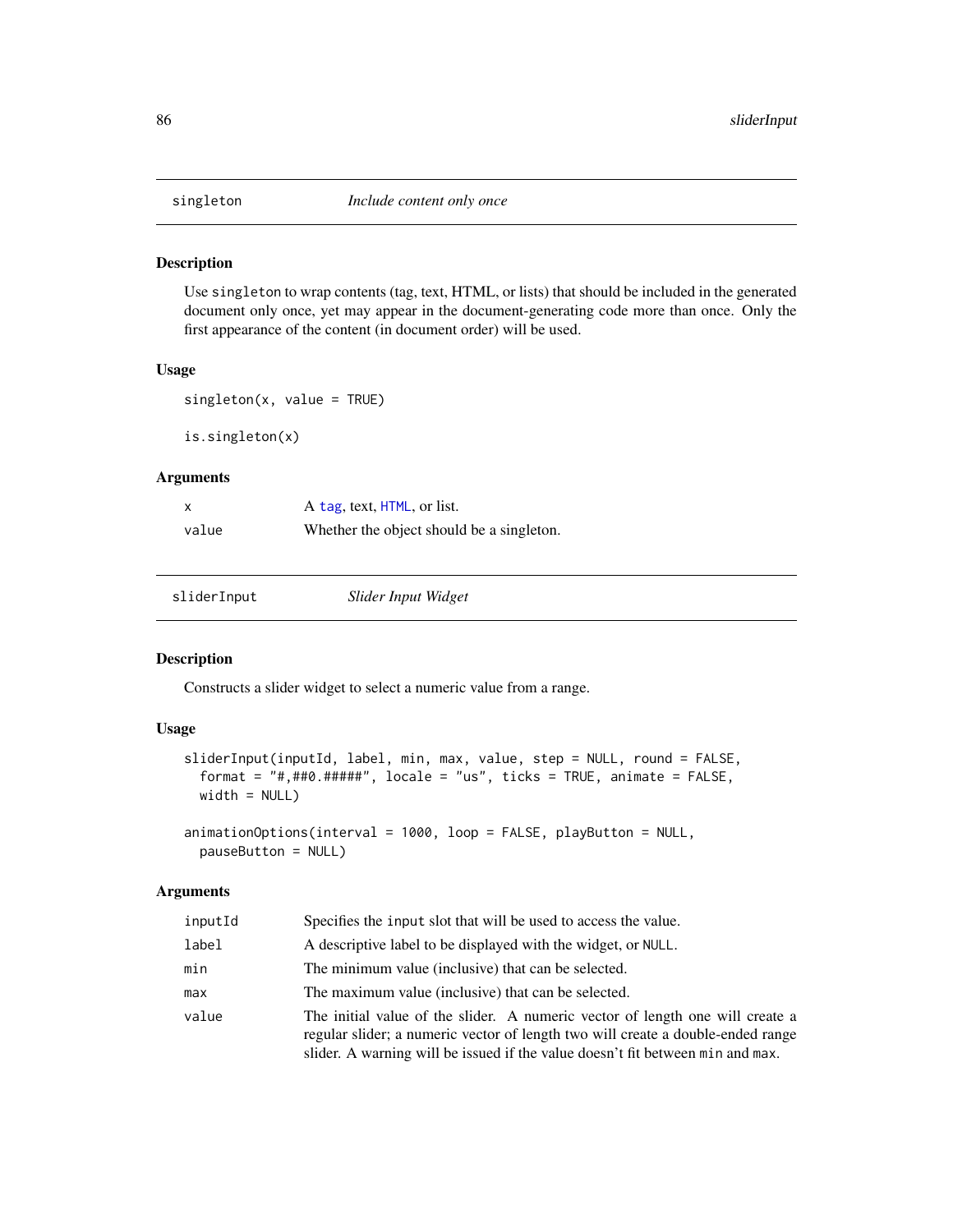## singleton — *Include content only once*

### Description

Use `singleton` to wrap contents (tag, text, HTML, or lists) that should be included in the generated document only once, yet may appear in the document-generating code more than once. Only the first appearance of the content (in document order) will be used.

### Usage

```
singleton(x, value = TRUE)

is.singleton(x)
```

### Arguments

| | |
|---|---|
| `x` | A `tag`, text, `HTML`, or list. |
| `value` | Whether the object should be a singleton. |

## sliderInput — *Slider Input Widget*

### Description

Constructs a slider widget to select a numeric value from a range.

### Usage

```
sliderInput(inputId, label, min, max, value, step = NULL, round = FALSE,
  format = "#,##0.#####", locale = "us", ticks = TRUE, animate = FALSE,
  width = NULL)

animationOptions(interval = 1000, loop = FALSE, playButton = NULL,
  pauseButton = NULL)
```

### Arguments

| | |
|---|---|
| `inputId` | Specifies the `input` slot that will be used to access the value. |
| `label` | A descriptive label to be displayed with the widget, or `NULL`. |
| `min` | The minimum value (inclusive) that can be selected. |
| `max` | The maximum value (inclusive) that can be selected. |
| `value` | The initial value of the slider. A numeric vector of length one will create a regular slider; a numeric vector of length two will create a double-ended range slider. A warning will be issued if the value doesn't fit between `min` and `max`. |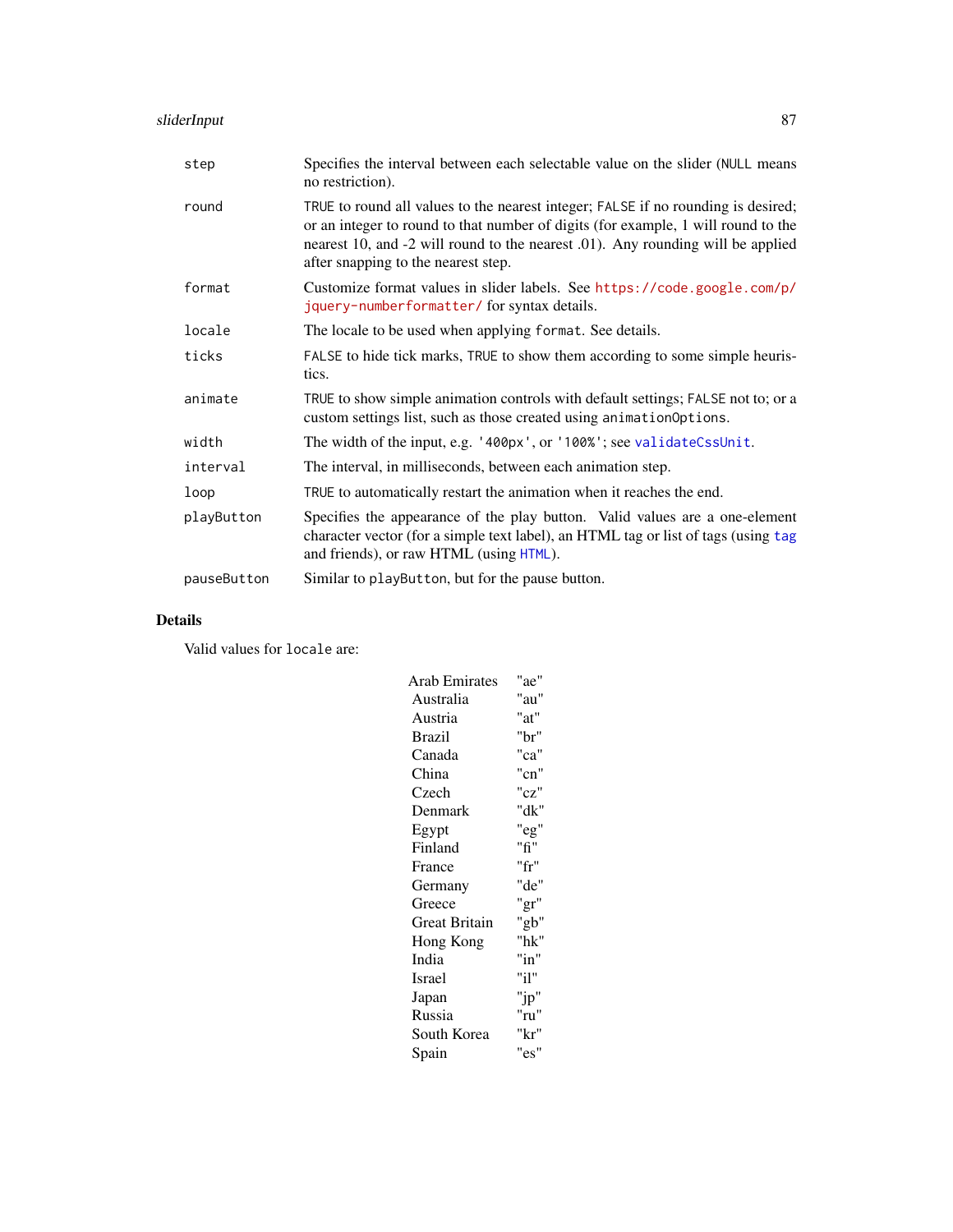| | |
|---|---|
| `step` | Specifies the interval between each selectable value on the slider (`NULL` means no restriction). |
| `round` | `TRUE` to round all values to the nearest integer; `FALSE` if no rounding is desired; or an integer to round to that number of digits (for example, 1 will round to the nearest 10, and -2 will round to the nearest .01). Any rounding will be applied after snapping to the nearest step. |
| `format` | Customize format values in slider labels. See https://code.google.com/p/jquery-numberformatter/ for syntax details. |
| `locale` | The locale to be used when applying `format`. See details. |
| `ticks` | `FALSE` to hide tick marks, `TRUE` to show them according to some simple heuristics. |
| `animate` | `TRUE` to show simple animation controls with default settings; `FALSE` not to; or a custom settings list, such as those created using `animationOptions`. |
| `width` | The width of the input, e.g. `'400px'`, or `'100%'`; see `validateCssUnit`. |
| `interval` | The interval, in milliseconds, between each animation step. |
| `loop` | `TRUE` to automatically restart the animation when it reaches the end. |
| `playButton` | Specifies the appearance of the play button. Valid values are a one-element character vector (for a simple text label), an HTML tag or list of tags (using `tag` and friends), or raw HTML (using `HTML`). |
| `pauseButton` | Similar to `playButton`, but for the pause button. |

## Details

Valid values for `locale` are:

| | |
|---|---|
| Arab Emirates | "ae" |
| Australia | "au" |
| Austria | "at" |
| Brazil | "br" |
| Canada | "ca" |
| China | "cn" |
| Czech | "cz" |
| Denmark | "dk" |
| Egypt | "eg" |
| Finland | "fi" |
| France | "fr" |
| Germany | "de" |
| Greece | "gr" |
| Great Britain | "gb" |
| Hong Kong | "hk" |
| India | "in" |
| Israel | "il" |
| Japan | "jp" |
| Russia | "ru" |
| South Korea | "kr" |
| Spain | "es" |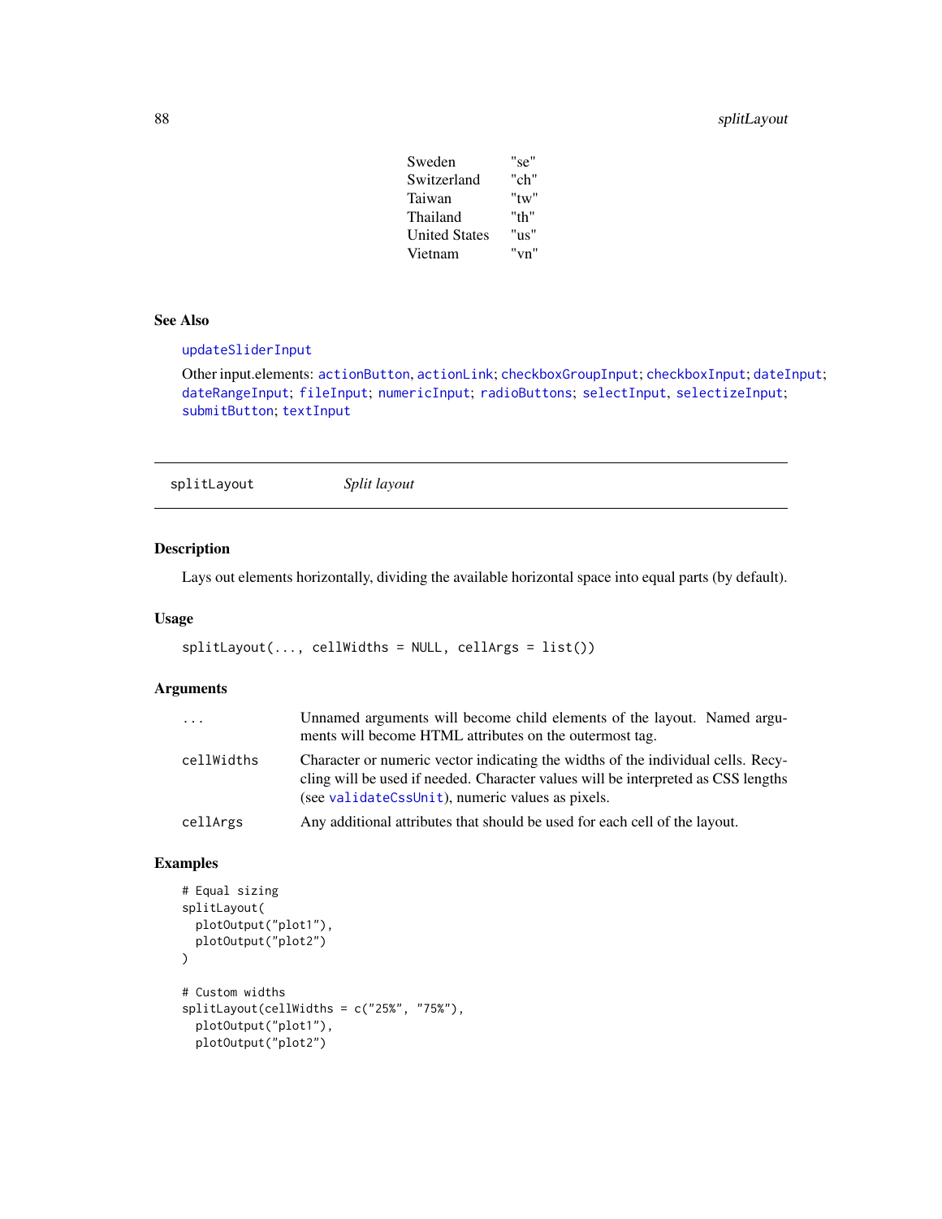| | |
|---|---|
| Sweden | "se" |
| Switzerland | "ch" |
| Taiwan | "tw" |
| Thailand | "th" |
| United States | "us" |
| Vietnam | "vn" |

## See Also

updateSliderInput

Other input.elements: actionButton, actionLink; checkboxGroupInput; checkboxInput; dateInput; dateRangeInput; fileInput; numericInput; radioButtons; selectInput, selectizeInput; submitButton; textInput

---

# splitLayout — *Split layout*

---

## Description

Lays out elements horizontally, dividing the available horizontal space into equal parts (by default).

## Usage

```
splitLayout(..., cellWidths = NULL, cellArgs = list())
```

## Arguments

| | |
|---|---|
| `...` | Unnamed arguments will become child elements of the layout. Named arguments will become HTML attributes on the outermost tag. |
| `cellWidths` | Character or numeric vector indicating the widths of the individual cells. Recycling will be used if needed. Character values will be interpreted as CSS lengths (see validateCssUnit), numeric values as pixels. |
| `cellArgs` | Any additional attributes that should be used for each cell of the layout. |

## Examples

```
# Equal sizing
splitLayout(
  plotOutput("plot1"),
  plotOutput("plot2")
)

# Custom widths
splitLayout(cellWidths = c("25%", "75%"),
  plotOutput("plot1"),
  plotOutput("plot2")
```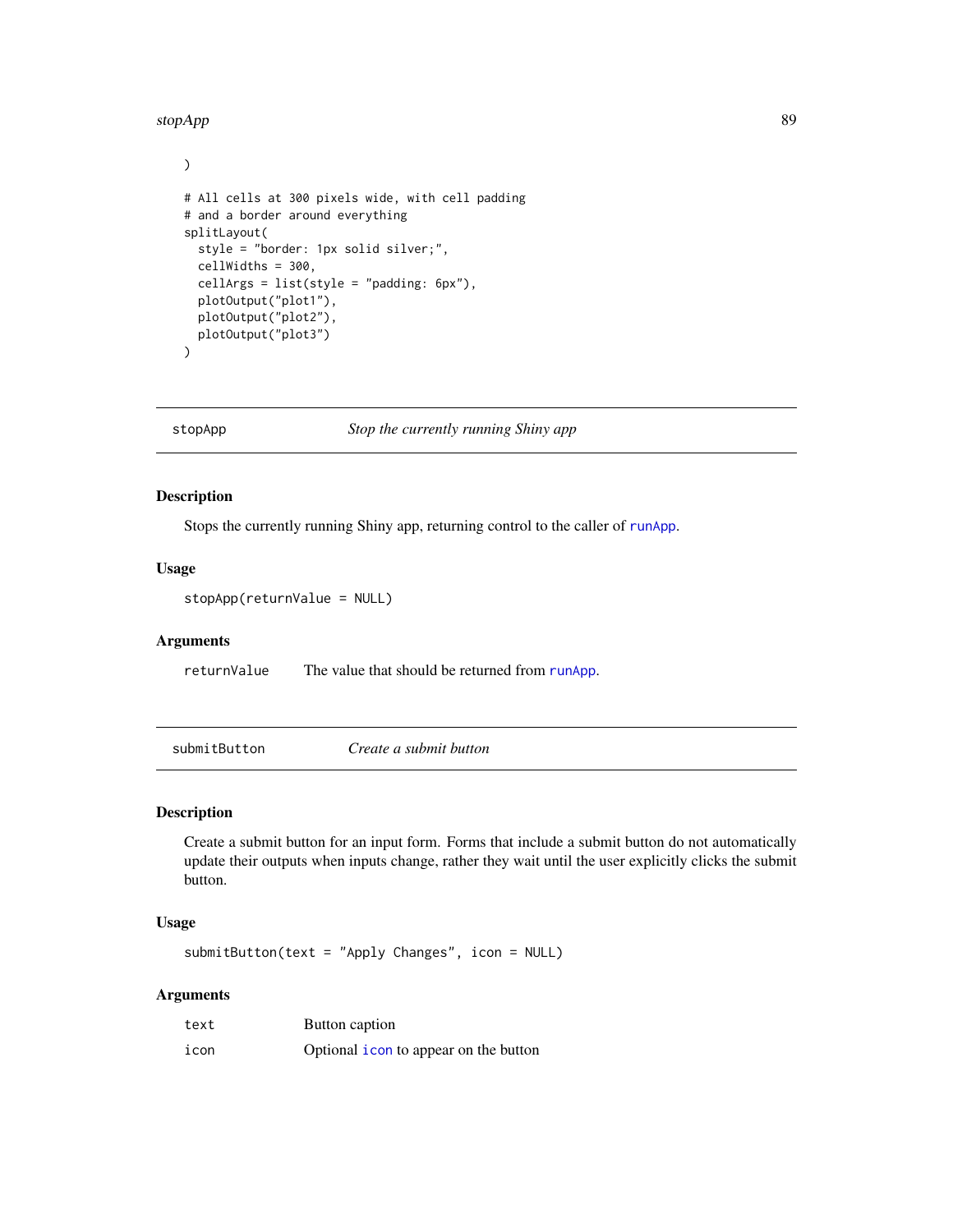```
)

# All cells at 300 pixels wide, with cell padding
# and a border around everything
splitLayout(
  style = "border: 1px solid silver;",
  cellWidths = 300,
  cellArgs = list(style = "padding: 6px"),
  plotOutput("plot1"),
  plotOutput("plot2"),
  plotOutput("plot3")
)
```

## stopApp — *Stop the currently running Shiny app*

### Description

Stops the currently running Shiny app, returning control to the caller of runApp.

### Usage

```
stopApp(returnValue = NULL)
```

### Arguments

| | |
|---|---|
| returnValue | The value that should be returned from runApp. |

## submitButton — *Create a submit button*

### Description

Create a submit button for an input form. Forms that include a submit button do not automatically update their outputs when inputs change, rather they wait until the user explicitly clicks the submit button.

### Usage

```
submitButton(text = "Apply Changes", icon = NULL)
```

### Arguments

| | |
|---|---|
| text | Button caption |
| icon | Optional icon to appear on the button |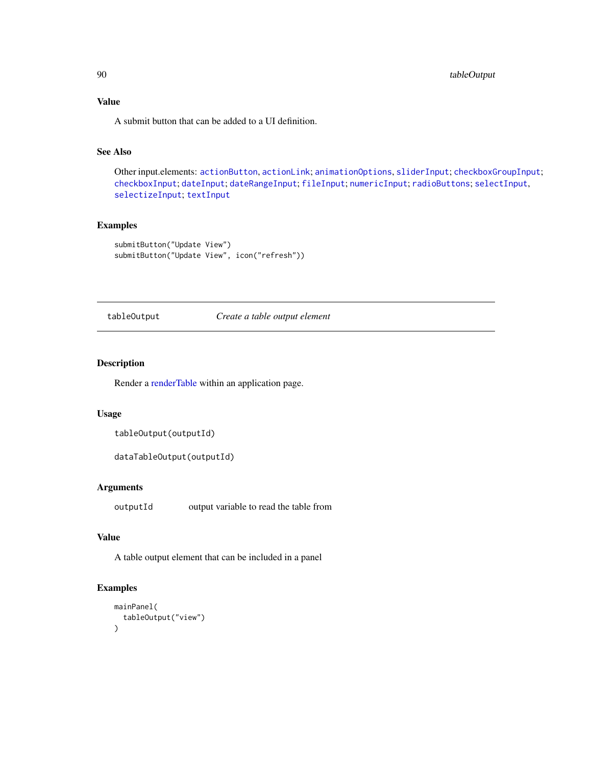### Value

A submit button that can be added to a UI definition.

### See Also

Other input.elements: actionButton, actionLink; animationOptions, sliderInput; checkboxGroupInput; checkboxInput; dateInput; dateRangeInput; fileInput; numericInput; radioButtons; selectInput, selectizeInput; textInput

### Examples

```
submitButton("Update View")
submitButton("Update View", icon("refresh"))
```

---

## tableOutput — *Create a table output element*

---

### Description

Render a renderTable within an application page.

### Usage

```
tableOutput(outputId)

dataTableOutput(outputId)
```

### Arguments

| | |
|---|---|
| outputId | output variable to read the table from |

### Value

A table output element that can be included in a panel

### Examples

```
mainPanel(
  tableOutput("view")
)
```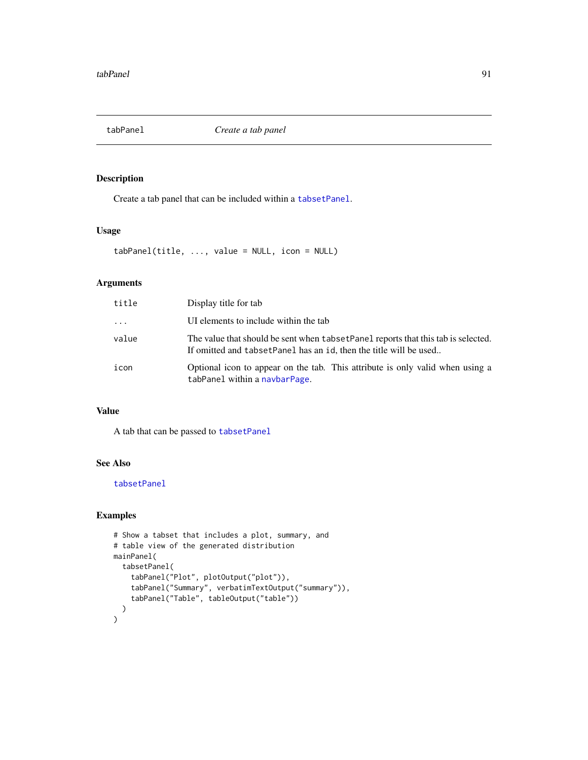tabPanel    *Create a tab panel*

## Description

Create a tab panel that can be included within a tabsetPanel.

## Usage

```
tabPanel(title, ..., value = NULL, icon = NULL)
```

## Arguments

| | |
|---|---|
| title | Display title for tab |
| ... | UI elements to include within the tab |
| value | The value that should be sent when tabsetPanel reports that this tab is selected. If omitted and tabsetPanel has an id, then the title will be used.. |
| icon | Optional icon to appear on the tab. This attribute is only valid when using a tabPanel within a navbarPage. |

## Value

A tab that can be passed to tabsetPanel

## See Also

tabsetPanel

## Examples

```
# Show a tabset that includes a plot, summary, and
# table view of the generated distribution
mainPanel(
  tabsetPanel(
    tabPanel("Plot", plotOutput("plot")),
    tabPanel("Summary", verbatimTextOutput("summary")),
    tabPanel("Table", tableOutput("table"))
  )
)
```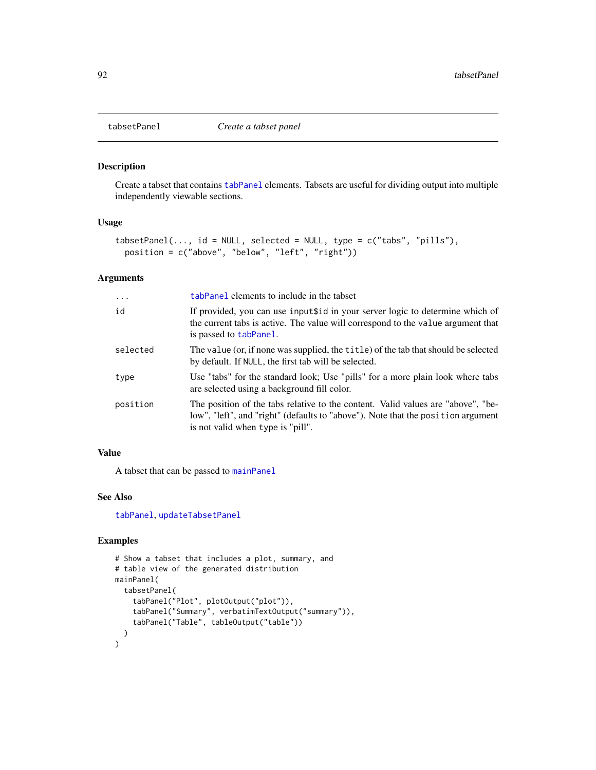## tabsetPanel — *Create a tabset panel*

### Description

Create a tabset that contains `tabPanel` elements. Tabsets are useful for dividing output into multiple independently viewable sections.

### Usage

```
tabsetPanel(..., id = NULL, selected = NULL, type = c("tabs", "pills"),
  position = c("above", "below", "left", "right"))
```

### Arguments

| | |
|---|---|
| `...` | `tabPanel` elements to include in the tabset |
| `id` | If provided, you can use `input$id` in your server logic to determine which of the current tabs is active. The value will correspond to the `value` argument that is passed to `tabPanel`. |
| `selected` | The `value` (or, if none was supplied, the `title`) of the tab that should be selected by default. If `NULL`, the first tab will be selected. |
| `type` | Use "tabs" for the standard look; Use "pills" for a more plain look where tabs are selected using a background fill color. |
| `position` | The position of the tabs relative to the content. Valid values are "above", "below", "left", and "right" (defaults to "above"). Note that the `position` argument is not valid when `type` is "pill". |

### Value

A tabset that can be passed to `mainPanel`

### See Also

`tabPanel`, `updateTabsetPanel`

### Examples

```
# Show a tabset that includes a plot, summary, and
# table view of the generated distribution
mainPanel(
  tabsetPanel(
    tabPanel("Plot", plotOutput("plot")),
    tabPanel("Summary", verbatimTextOutput("summary")),
    tabPanel("Table", tableOutput("table"))
  )
)
```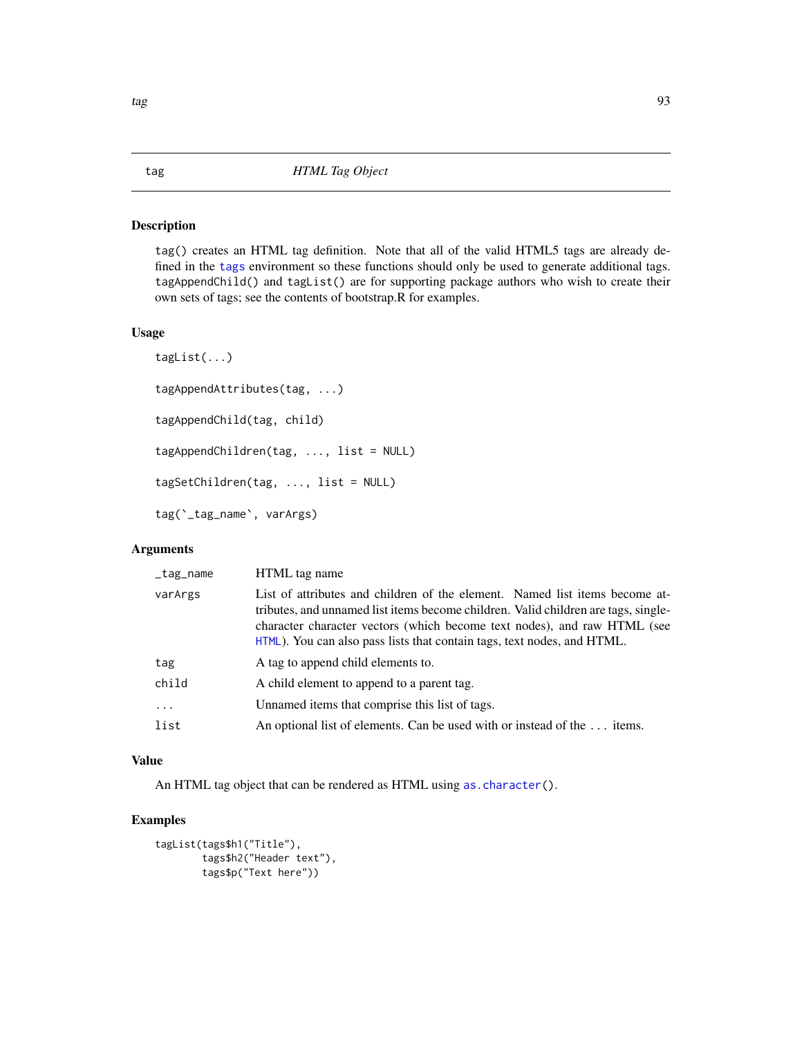# tag — *HTML Tag Object*

## Description

tag() creates an HTML tag definition. Note that all of the valid HTML5 tags are already defined in the tags environment so these functions should only be used to generate additional tags. tagAppendChild() and tagList() are for supporting package authors who wish to create their own sets of tags; see the contents of bootstrap.R for examples.

## Usage

```
tagList(...)

tagAppendAttributes(tag, ...)

tagAppendChild(tag, child)

tagAppendChildren(tag, ..., list = NULL)

tagSetChildren(tag, ..., list = NULL)

tag(`_tag_name`, varArgs)
```

## Arguments

| | |
|---|---|
| _tag_name | HTML tag name |
| varArgs | List of attributes and children of the element. Named list items become attributes, and unnamed list items become children. Valid children are tags, single-character character vectors (which become text nodes), and raw HTML (see HTML). You can also pass lists that contain tags, text nodes, and HTML. |
| tag | A tag to append child elements to. |
| child | A child element to append to a parent tag. |
| ... | Unnamed items that comprise this list of tags. |
| list | An optional list of elements. Can be used with or instead of the ... items. |

## Value

An HTML tag object that can be rendered as HTML using as.character().

## Examples

```
tagList(tags$h1("Title"),
        tags$h2("Header text"),
        tags$p("Text here"))
```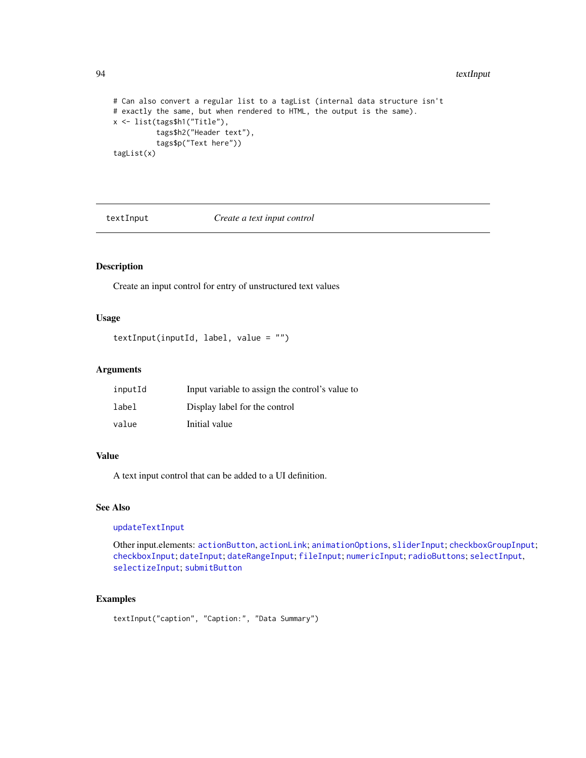```
# Can also convert a regular list to a tagList (internal data structure isn't
# exactly the same, but when rendered to HTML, the output is the same).
x <- list(tags$h1("Title"),
          tags$h2("Header text"),
          tags$p("Text here"))
tagList(x)
```

---

## textInput — *Create a text input control*

---

### Description

Create an input control for entry of unstructured text values

### Usage

```
textInput(inputId, label, value = "")
```

### Arguments

| | |
|---|---|
| `inputId` | Input variable to assign the control's value to |
| `label` | Display label for the control |
| `value` | Initial value |

### Value

A text input control that can be added to a UI definition.

### See Also

`updateTextInput`

Other input.elements: `actionButton`, `actionLink`; `animationOptions`, `sliderInput`; `checkboxGroupInput`; `checkboxInput`; `dateInput`; `dateRangeInput`; `fileInput`; `numericInput`; `radioButtons`; `selectInput`, `selectizeInput`; `submitButton`

### Examples

```
textInput("caption", "Caption:", "Data Summary")
```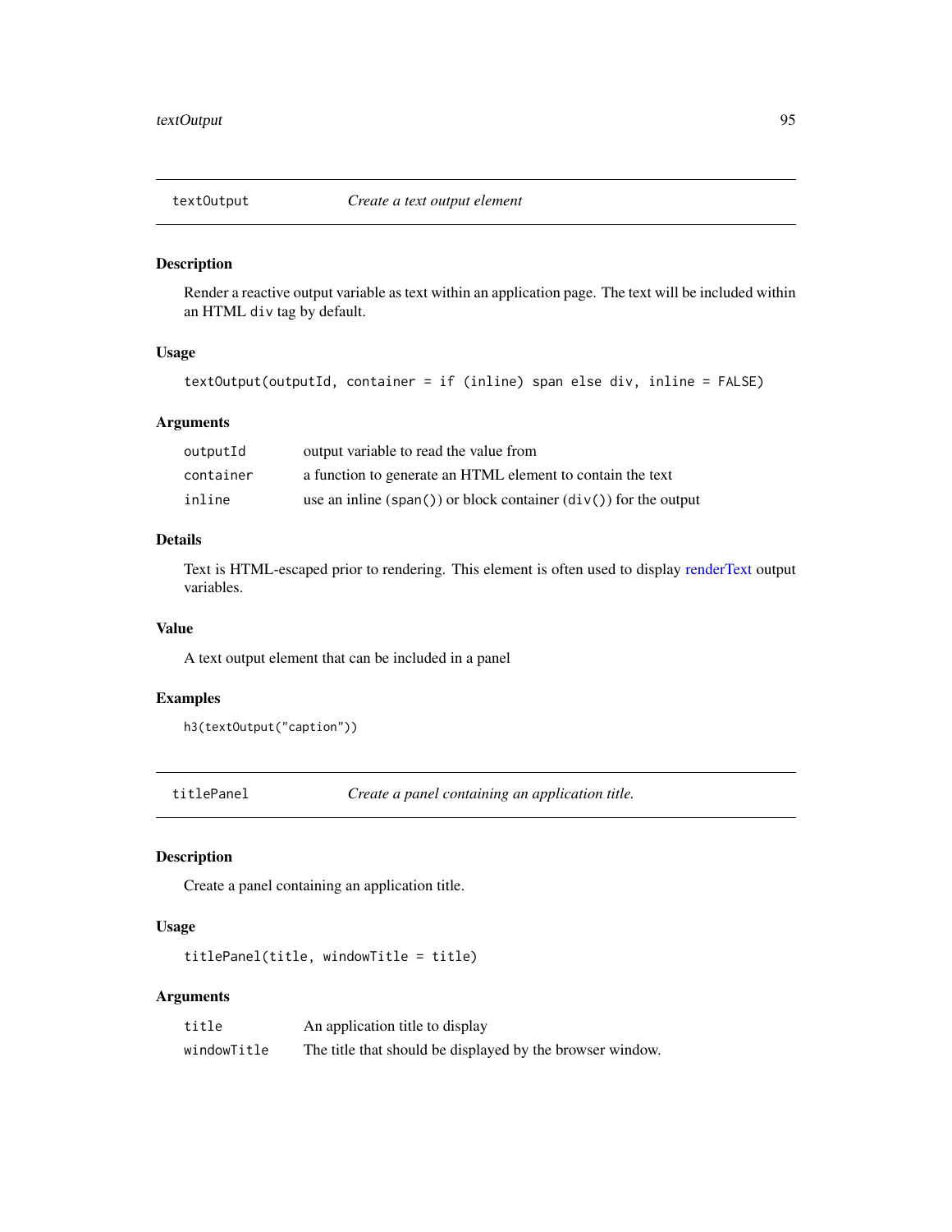## textOutput — *Create a text output element*

### Description

Render a reactive output variable as text within an application page. The text will be included within an HTML `div` tag by default.

### Usage

```
textOutput(outputId, container = if (inline) span else div, inline = FALSE)
```

### Arguments

| | |
|---|---|
| `outputId` | output variable to read the value from |
| `container` | a function to generate an HTML element to contain the text |
| `inline` | use an inline (`span()`) or block container (`div()`) for the output |

### Details

Text is HTML-escaped prior to rendering. This element is often used to display renderText output variables.

### Value

A text output element that can be included in a panel

### Examples

```
h3(textOutput("caption"))
```

## titlePanel — *Create a panel containing an application title.*

### Description

Create a panel containing an application title.

### Usage

```
titlePanel(title, windowTitle = title)
```

### Arguments

| | |
|---|---|
| `title` | An application title to display |
| `windowTitle` | The title that should be displayed by the browser window. |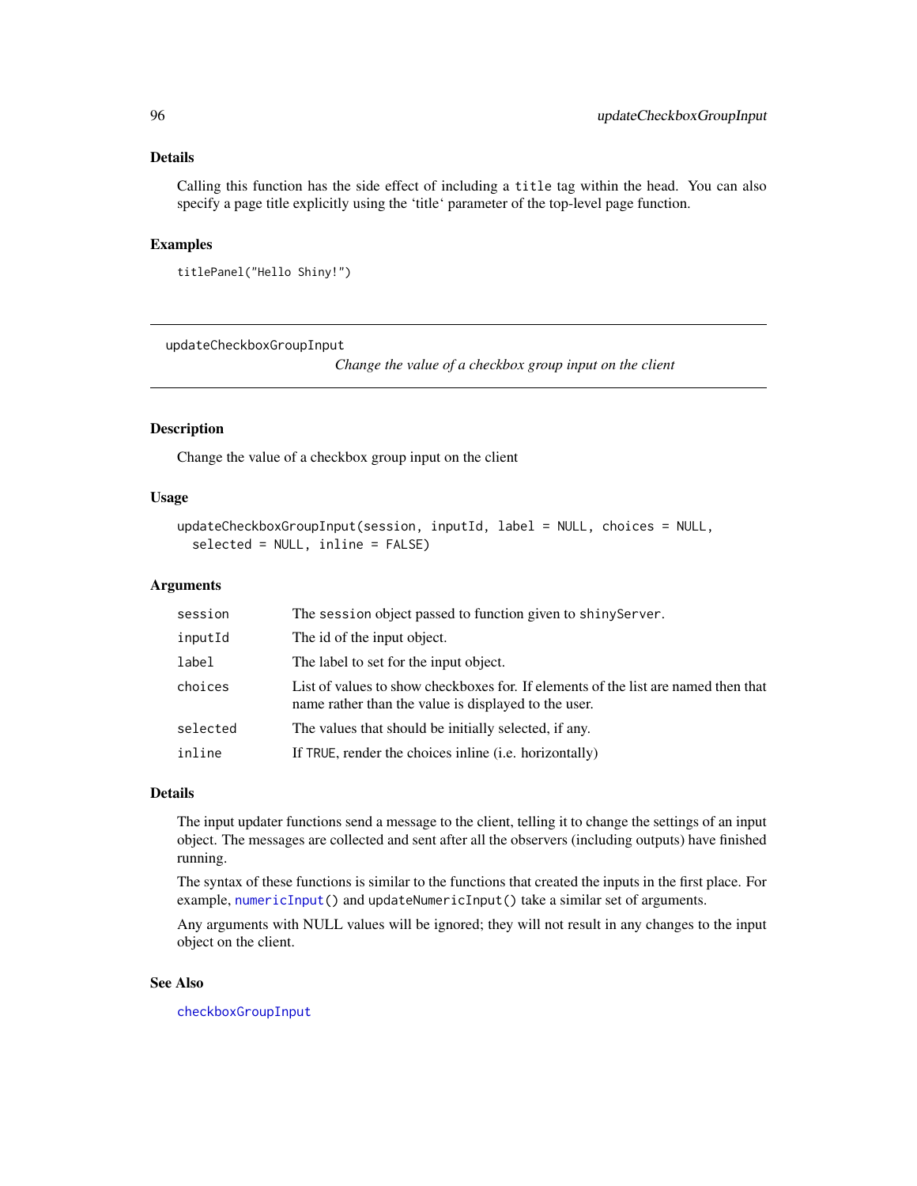## Details

Calling this function has the side effect of including a `title` tag within the head. You can also specify a page title explicitly using the ‘title‘ parameter of the top-level page function.

## Examples

```
titlePanel("Hello Shiny!")
```

---

# updateCheckboxGroupInput

*Change the value of a checkbox group input on the client*

---

## Description

Change the value of a checkbox group input on the client

## Usage

```
updateCheckboxGroupInput(session, inputId, label = NULL, choices = NULL,
  selected = NULL, inline = FALSE)
```

## Arguments

| | |
|---|---|
| `session` | The `session` object passed to function given to `shinyServer`. |
| `inputId` | The id of the input object. |
| `label` | The label to set for the input object. |
| `choices` | List of values to show checkboxes for. If elements of the list are named then that name rather than the value is displayed to the user. |
| `selected` | The values that should be initially selected, if any. |
| `inline` | If `TRUE`, render the choices inline (i.e. horizontally) |

## Details

The input updater functions send a message to the client, telling it to change the settings of an input object. The messages are collected and sent after all the observers (including outputs) have finished running.

The syntax of these functions is similar to the functions that created the inputs in the first place. For example, `numericInput()` and `updateNumericInput()` take a similar set of arguments.

Any arguments with NULL values will be ignored; they will not result in any changes to the input object on the client.

## See Also

`checkboxGroupInput`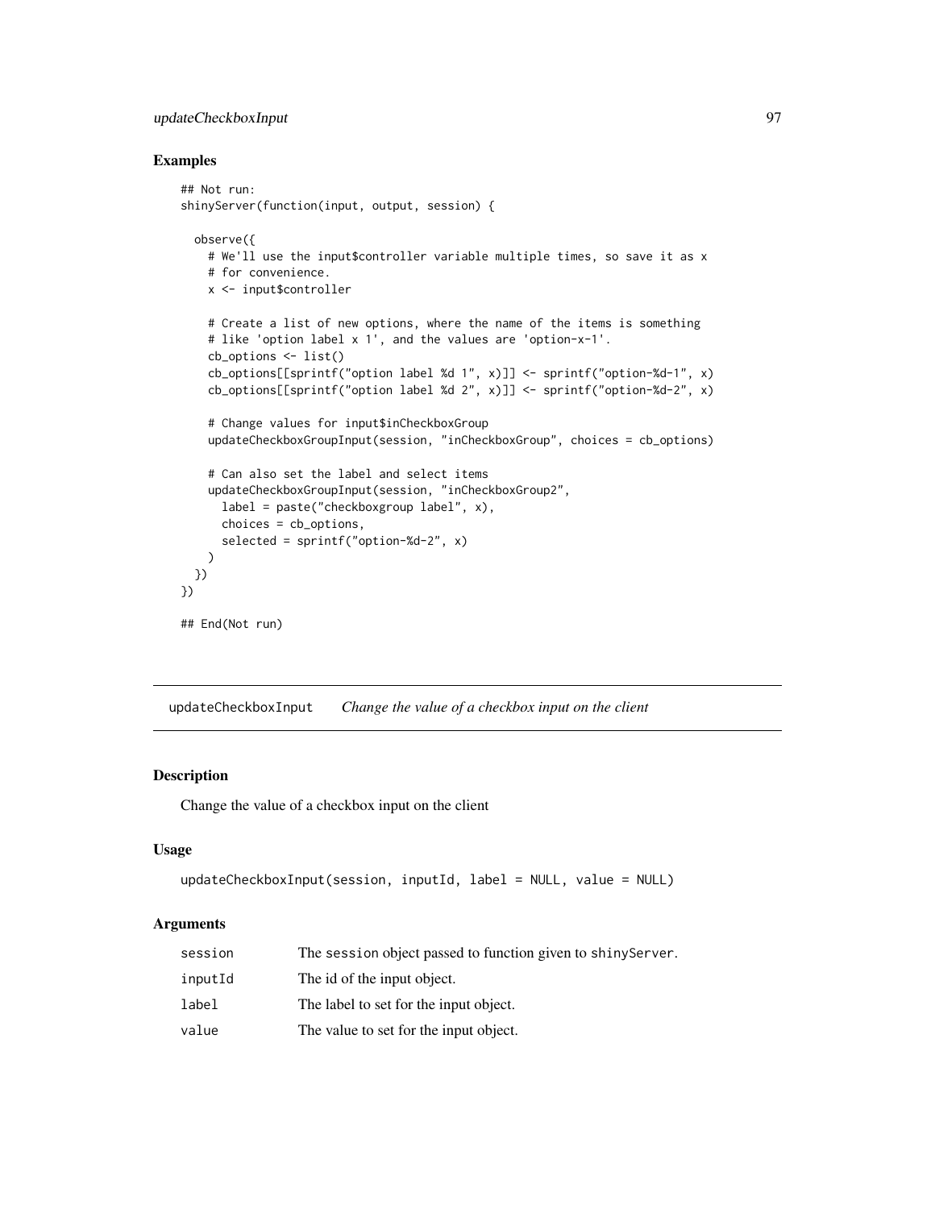## Examples

```
## Not run:
shinyServer(function(input, output, session) {

  observe({
    # We'll use the input$controller variable multiple times, so save it as x
    # for convenience.
    x <- input$controller

    # Create a list of new options, where the name of the items is something
    # like 'option label x 1', and the values are 'option-x-1'.
    cb_options <- list()
    cb_options[[sprintf("option label %d 1", x)]] <- sprintf("option-%d-1", x)
    cb_options[[sprintf("option label %d 2", x)]] <- sprintf("option-%d-2", x)

    # Change values for input$inCheckboxGroup
    updateCheckboxGroupInput(session, "inCheckboxGroup", choices = cb_options)

    # Can also set the label and select items
    updateCheckboxGroupInput(session, "inCheckboxGroup2",
      label = paste("checkboxgroup label", x),
      choices = cb_options,
      selected = sprintf("option-%d-2", x)
    )
  })
})

## End(Not run)
```

---

# updateCheckboxInput *Change the value of a checkbox input on the client*

---

## Description

Change the value of a checkbox input on the client

## Usage

```
updateCheckboxInput(session, inputId, label = NULL, value = NULL)
```

## Arguments

| | |
|---|---|
| session | The session object passed to function given to shinyServer. |
| inputId | The id of the input object. |
| label | The label to set for the input object. |
| value | The value to set for the input object. |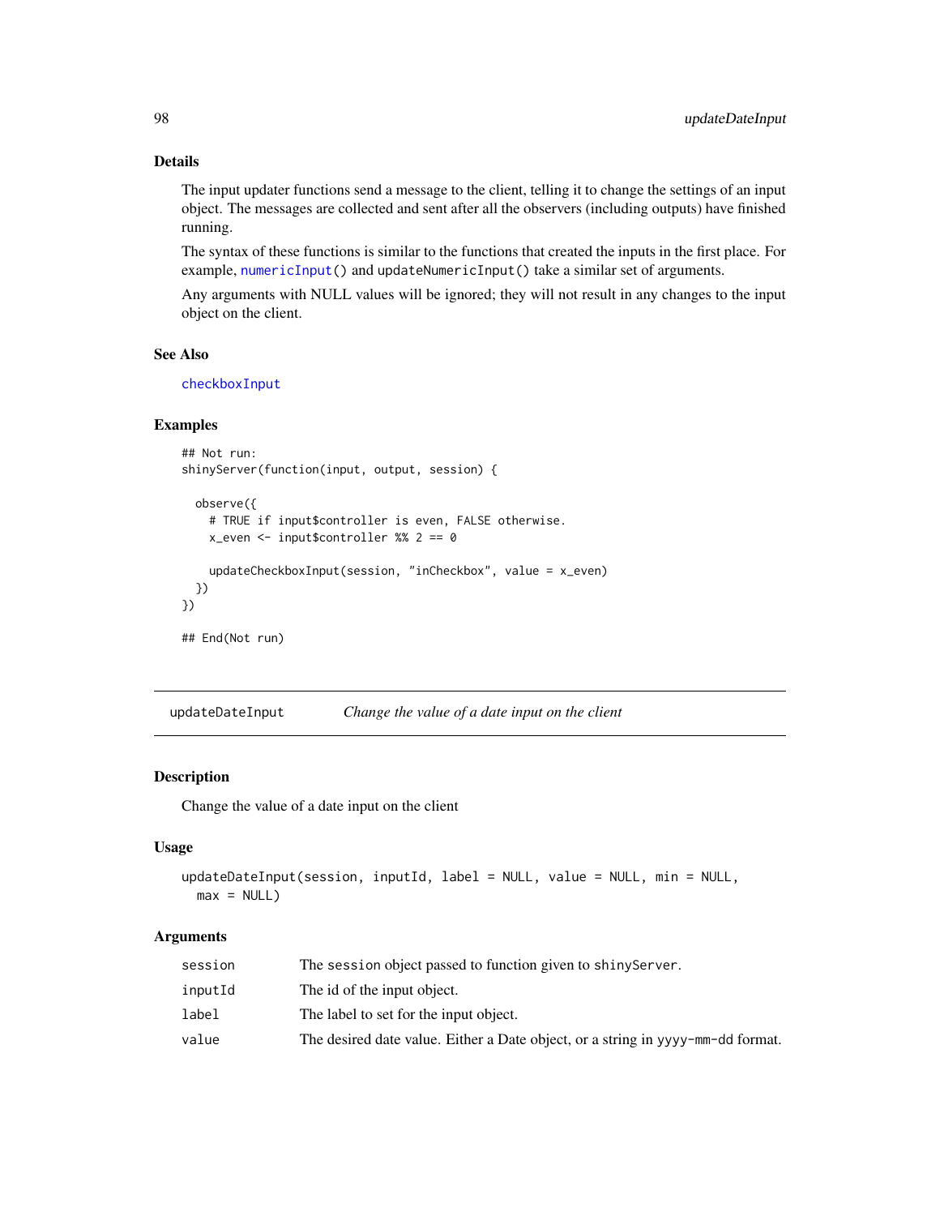### Details

The input updater functions send a message to the client, telling it to change the settings of an input object. The messages are collected and sent after all the observers (including outputs) have finished running.

The syntax of these functions is similar to the functions that created the inputs in the first place. For example, `numericInput()` and `updateNumericInput()` take a similar set of arguments.

Any arguments with NULL values will be ignored; they will not result in any changes to the input object on the client.

### See Also

`checkboxInput`

### Examples

```
## Not run:
shinyServer(function(input, output, session) {

  observe({
    # TRUE if input$controller is even, FALSE otherwise.
    x_even <- input$controller %% 2 == 0

    updateCheckboxInput(session, "inCheckbox", value = x_even)
  })
})

## End(Not run)
```

---

## updateDateInput — *Change the value of a date input on the client*

---

### Description

Change the value of a date input on the client

### Usage

```
updateDateInput(session, inputId, label = NULL, value = NULL, min = NULL,
  max = NULL)
```

### Arguments

| | |
|---|---|
| session | The session object passed to function given to shinyServer. |
| inputId | The id of the input object. |
| label | The label to set for the input object. |
| value | The desired date value. Either a Date object, or a string in yyyy-mm-dd format. |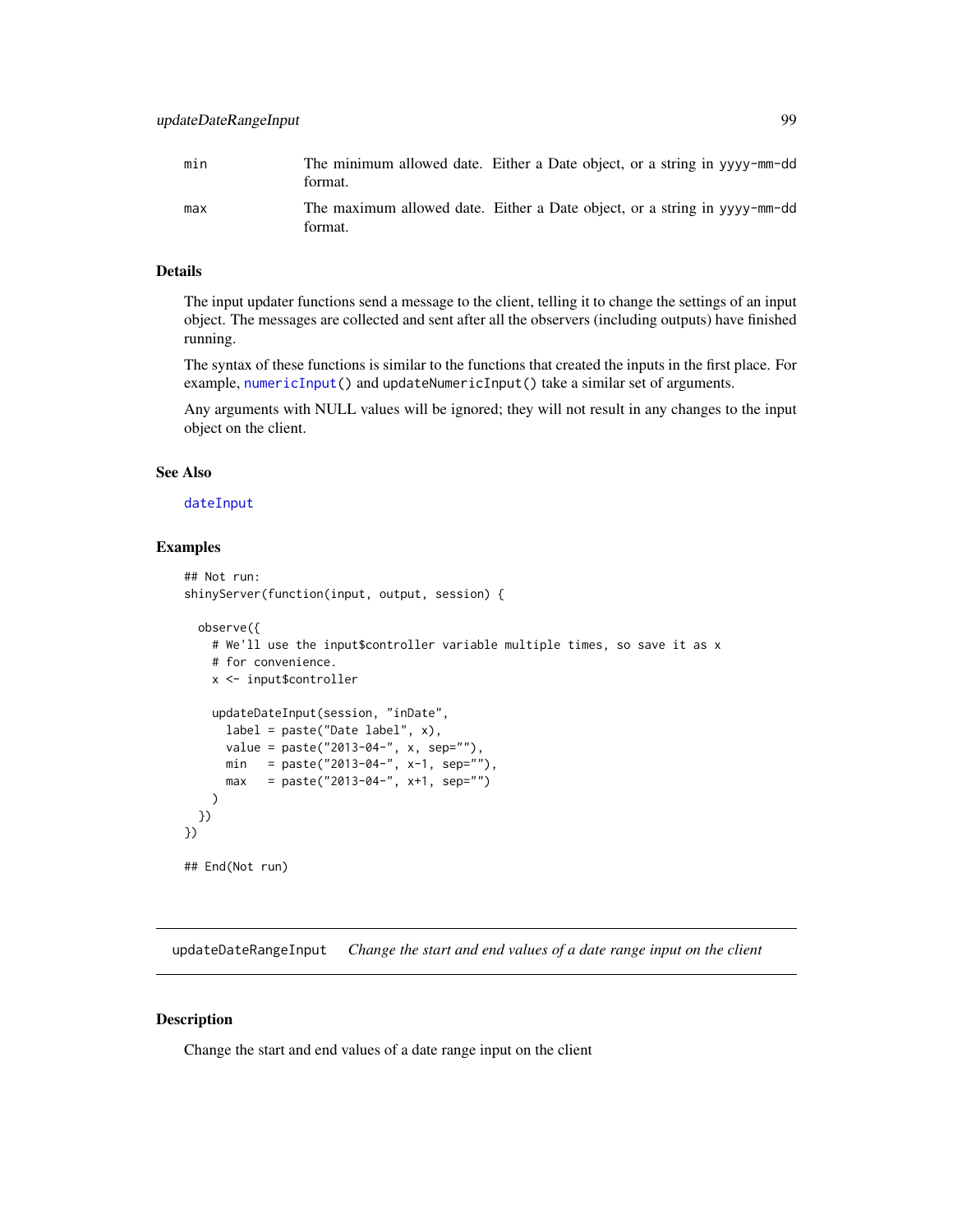| | |
|---|---|
| min | The minimum allowed date. Either a Date object, or a string in yyyy-mm-dd format. |
| max | The maximum allowed date. Either a Date object, or a string in yyyy-mm-dd format. |

### Details

The input updater functions send a message to the client, telling it to change the settings of an input object. The messages are collected and sent after all the observers (including outputs) have finished running.

The syntax of these functions is similar to the functions that created the inputs in the first place. For example, numericInput() and updateNumericInput() take a similar set of arguments.

Any arguments with NULL values will be ignored; they will not result in any changes to the input object on the client.

### See Also

dateInput

### Examples

```
## Not run:
shinyServer(function(input, output, session) {

  observe({
    # We'll use the input$controller variable multiple times, so save it as x
    # for convenience.
    x <- input$controller

    updateDateInput(session, "inDate",
      label = paste("Date label", x),
      value = paste("2013-04-", x, sep=""),
      min   = paste("2013-04-", x-1, sep=""),
      max   = paste("2013-04-", x+1, sep="")
    )
  })
})

## End(Not run)
```

---

## updateDateRangeInput    *Change the start and end values of a date range input on the client*

### Description

Change the start and end values of a date range input on the client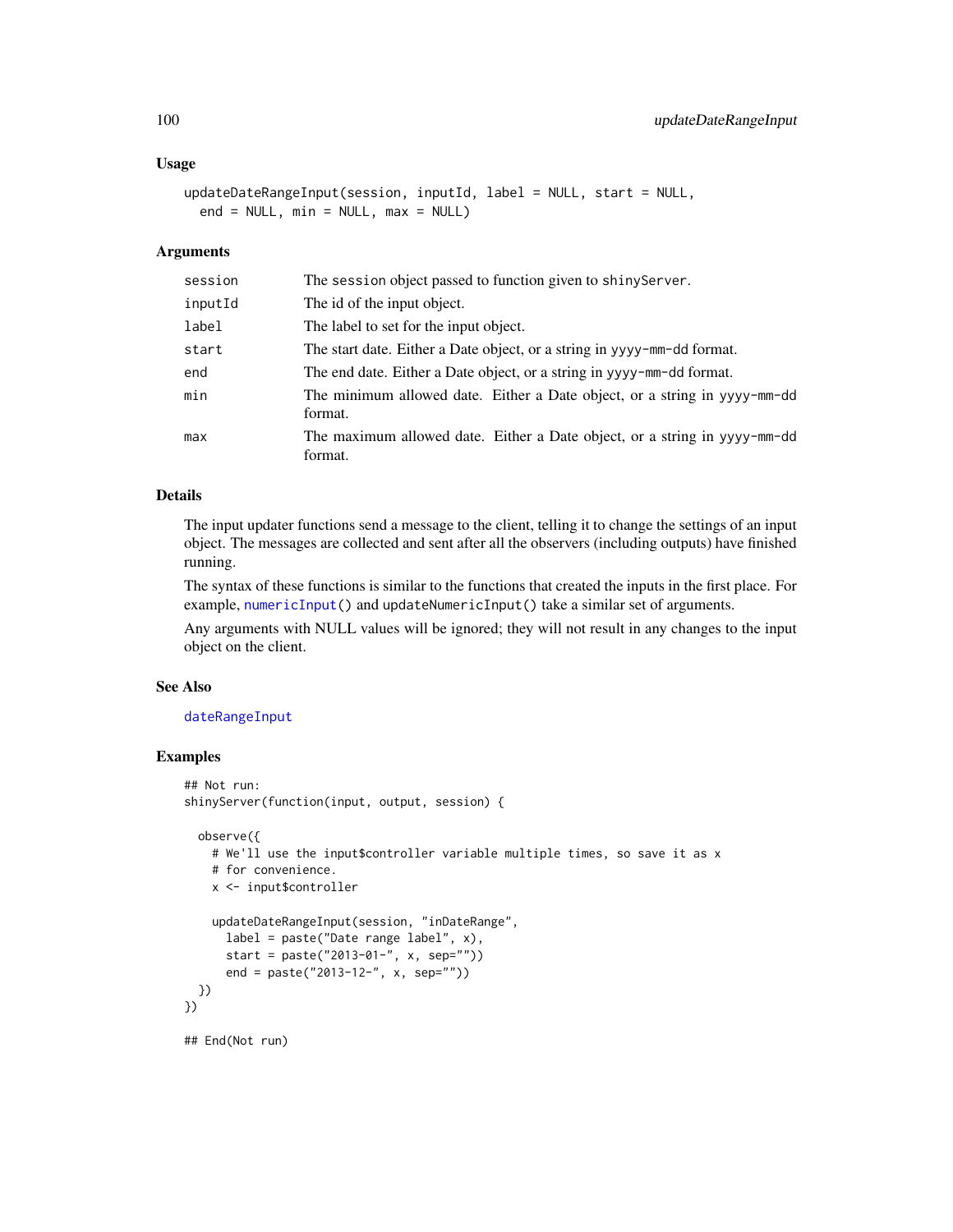### Usage

```
updateDateRangeInput(session, inputId, label = NULL, start = NULL,
  end = NULL, min = NULL, max = NULL)
```

### Arguments

| | |
|---|---|
| session | The session object passed to function given to shinyServer. |
| inputId | The id of the input object. |
| label | The label to set for the input object. |
| start | The start date. Either a Date object, or a string in yyyy-mm-dd format. |
| end | The end date. Either a Date object, or a string in yyyy-mm-dd format. |
| min | The minimum allowed date. Either a Date object, or a string in yyyy-mm-dd format. |
| max | The maximum allowed date. Either a Date object, or a string in yyyy-mm-dd format. |

### Details

The input updater functions send a message to the client, telling it to change the settings of an input object. The messages are collected and sent after all the observers (including outputs) have finished running.

The syntax of these functions is similar to the functions that created the inputs in the first place. For example, numericInput() and updateNumericInput() take a similar set of arguments.

Any arguments with NULL values will be ignored; they will not result in any changes to the input object on the client.

### See Also

dateRangeInput

### Examples

```
## Not run:
shinyServer(function(input, output, session) {

  observe({
    # We'll use the input$controller variable multiple times, so save it as x
    # for convenience.
    x <- input$controller

    updateDateRangeInput(session, "inDateRange",
      label = paste("Date range label", x),
      start = paste("2013-01-", x, sep=""))
      end = paste("2013-12-", x, sep=""))
  })
})

## End(Not run)
```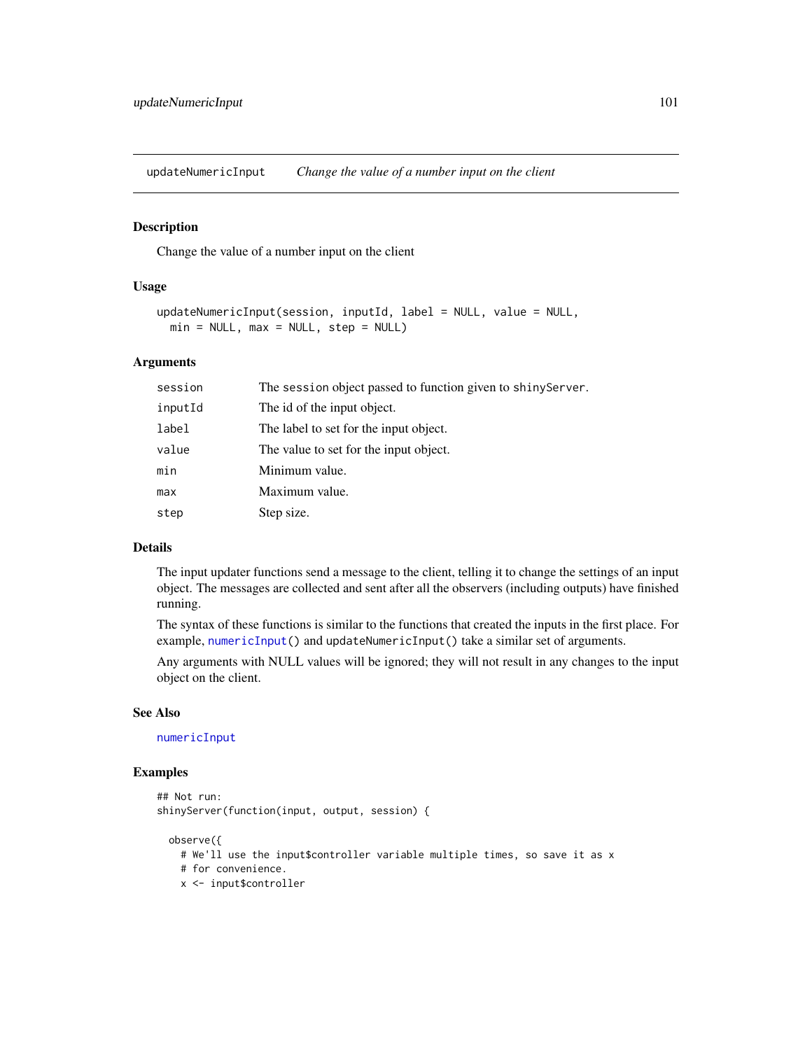## updateNumericInput — *Change the value of a number input on the client*

### Description

Change the value of a number input on the client

### Usage

```
updateNumericInput(session, inputId, label = NULL, value = NULL,
  min = NULL, max = NULL, step = NULL)
```

### Arguments

| | |
|---|---|
| session | The session object passed to function given to shinyServer. |
| inputId | The id of the input object. |
| label | The label to set for the input object. |
| value | The value to set for the input object. |
| min | Minimum value. |
| max | Maximum value. |
| step | Step size. |

### Details

The input updater functions send a message to the client, telling it to change the settings of an input object. The messages are collected and sent after all the observers (including outputs) have finished running.

The syntax of these functions is similar to the functions that created the inputs in the first place. For example, `numericInput()` and `updateNumericInput()` take a similar set of arguments.

Any arguments with NULL values will be ignored; they will not result in any changes to the input object on the client.

### See Also

`numericInput`

### Examples

```
## Not run:
shinyServer(function(input, output, session) {

  observe({
    # We'll use the input$controller variable multiple times, so save it as x
    # for convenience.
    x <- input$controller
```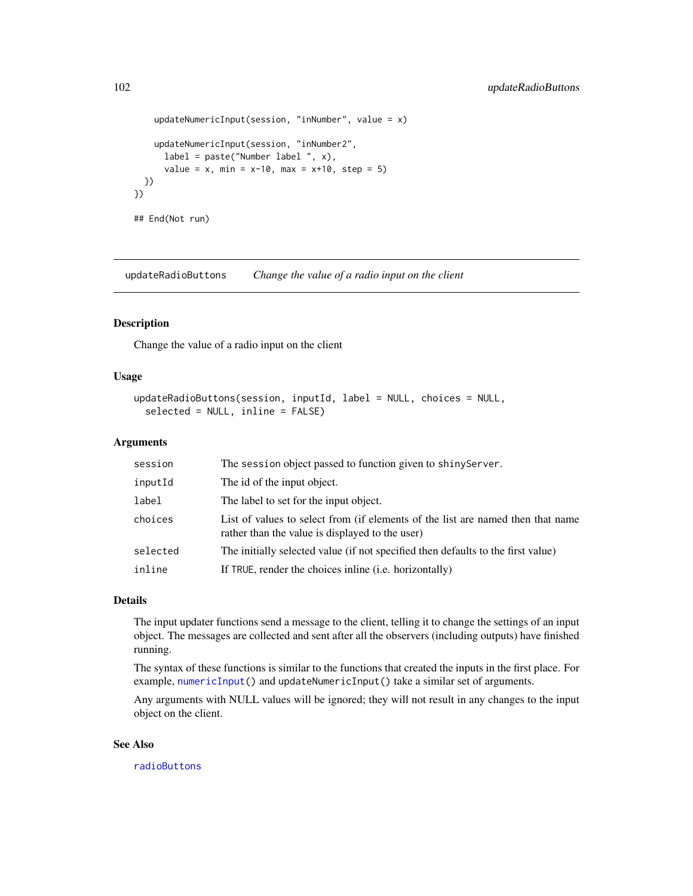```
    updateNumericInput(session, "inNumber", value = x)

    updateNumericInput(session, "inNumber2",
      label = paste("Number label ", x),
      value = x, min = x-10, max = x+10, step = 5)
  })
})

## End(Not run)
```

---

## updateRadioButtons *Change the value of a radio input on the client*

---

### Description

Change the value of a radio input on the client

### Usage

```
updateRadioButtons(session, inputId, label = NULL, choices = NULL,
  selected = NULL, inline = FALSE)
```

### Arguments

| | |
|---|---|
| session | The session object passed to function given to shinyServer. |
| inputId | The id of the input object. |
| label | The label to set for the input object. |
| choices | List of values to select from (if elements of the list are named then that name rather than the value is displayed to the user) |
| selected | The initially selected value (if not specified then defaults to the first value) |
| inline | If TRUE, render the choices inline (i.e. horizontally) |

### Details

The input updater functions send a message to the client, telling it to change the settings of an input object. The messages are collected and sent after all the observers (including outputs) have finished running.

The syntax of these functions is similar to the functions that created the inputs in the first place. For example, numericInput() and updateNumericInput() take a similar set of arguments.

Any arguments with NULL values will be ignored; they will not result in any changes to the input object on the client.

### See Also

radioButtons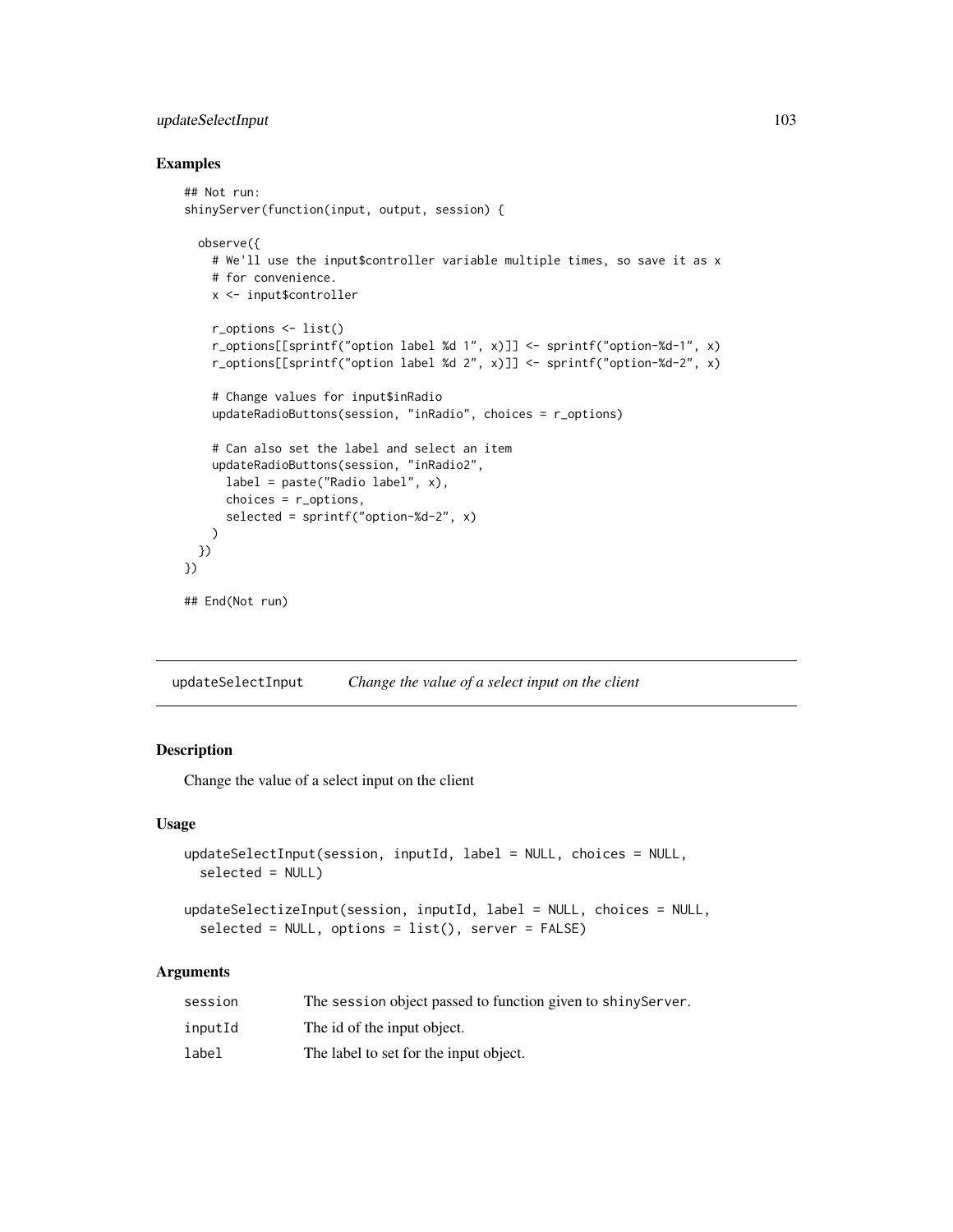## Examples

```
## Not run:
shinyServer(function(input, output, session) {

  observe({
    # We'll use the input$controller variable multiple times, so save it as x
    # for convenience.
    x <- input$controller

    r_options <- list()
    r_options[[sprintf("option label %d 1", x)]] <- sprintf("option-%d-1", x)
    r_options[[sprintf("option label %d 2", x)]] <- sprintf("option-%d-2", x)

    # Change values for input$inRadio
    updateRadioButtons(session, "inRadio", choices = r_options)

    # Can also set the label and select an item
    updateRadioButtons(session, "inRadio2",
      label = paste("Radio label", x),
      choices = r_options,
      selected = sprintf("option-%d-2", x)
    )
  })
})

## End(Not run)
```

---

`updateSelectInput` *Change the value of a select input on the client*

---

## Description

Change the value of a select input on the client

## Usage

```
updateSelectInput(session, inputId, label = NULL, choices = NULL,
  selected = NULL)

updateSelectizeInput(session, inputId, label = NULL, choices = NULL,
  selected = NULL, options = list(), server = FALSE)
```

## Arguments

| | |
|---|---|
| `session` | The `session` object passed to function given to `shinyServer`. |
| `inputId` | The id of the input object. |
| `label` | The label to set for the input object. |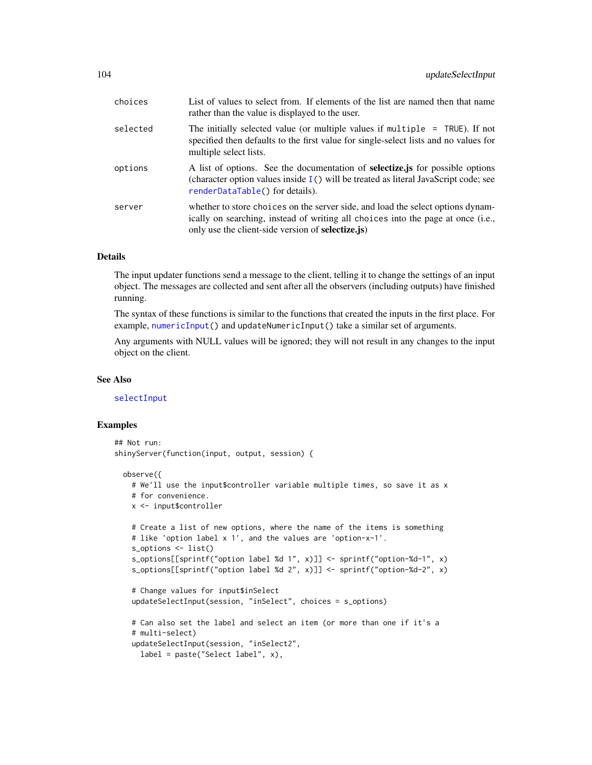| | |
|---|---|
| choices | List of values to select from. If elements of the list are named then that name rather than the value is displayed to the user. |
| selected | The initially selected value (or multiple values if `multiple = TRUE`). If not specified then defaults to the first value for single-select lists and no values for multiple select lists. |
| options | A list of options. See the documentation of **selectize.js** for possible options (character option values inside `I()` will be treated as literal JavaScript code; see `renderDataTable()` for details). |
| server | whether to store `choices` on the server side, and load the select options dynamically on searching, instead of writing all `choices` into the page at once (i.e., only use the client-side version of **selectize.js**) |

## Details

The input updater functions send a message to the client, telling it to change the settings of an input object. The messages are collected and sent after all the observers (including outputs) have finished running.

The syntax of these functions is similar to the functions that created the inputs in the first place. For example, `numericInput()` and `updateNumericInput()` take a similar set of arguments.

Any arguments with NULL values will be ignored; they will not result in any changes to the input object on the client.

## See Also

`selectInput`

## Examples

```
## Not run:
shinyServer(function(input, output, session) {

  observe({
    # We'll use the input$controller variable multiple times, so save it as x
    # for convenience.
    x <- input$controller

    # Create a list of new options, where the name of the items is something
    # like 'option label x 1', and the values are 'option-x-1'.
    s_options <- list()
    s_options[[sprintf("option label %d 1", x)]] <- sprintf("option-%d-1", x)
    s_options[[sprintf("option label %d 2", x)]] <- sprintf("option-%d-2", x)

    # Change values for input$inSelect
    updateSelectInput(session, "inSelect", choices = s_options)

    # Can also set the label and select an item (or more than one if it's a
    # multi-select)
    updateSelectInput(session, "inSelect2",
      label = paste("Select label", x),
```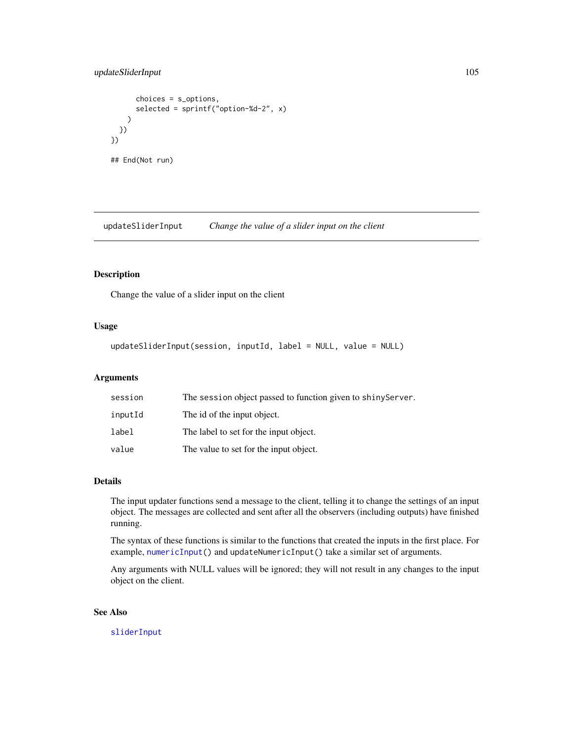```
      choices = s_options,
      selected = sprintf("option-%d-2", x)
    )
  })
})

## End(Not run)
```

---

## updateSliderInput — *Change the value of a slider input on the client*

---

### Description

Change the value of a slider input on the client

### Usage

```
updateSliderInput(session, inputId, label = NULL, value = NULL)
```

### Arguments

| | |
|---|---|
| `session` | The `session` object passed to function given to `shinyServer`. |
| `inputId` | The id of the input object. |
| `label` | The label to set for the input object. |
| `value` | The value to set for the input object. |

### Details

The input updater functions send a message to the client, telling it to change the settings of an input object. The messages are collected and sent after all the observers (including outputs) have finished running.

The syntax of these functions is similar to the functions that created the inputs in the first place. For example, `numericInput()` and `updateNumericInput()` take a similar set of arguments.

Any arguments with NULL values will be ignored; they will not result in any changes to the input object on the client.

### See Also

`sliderInput`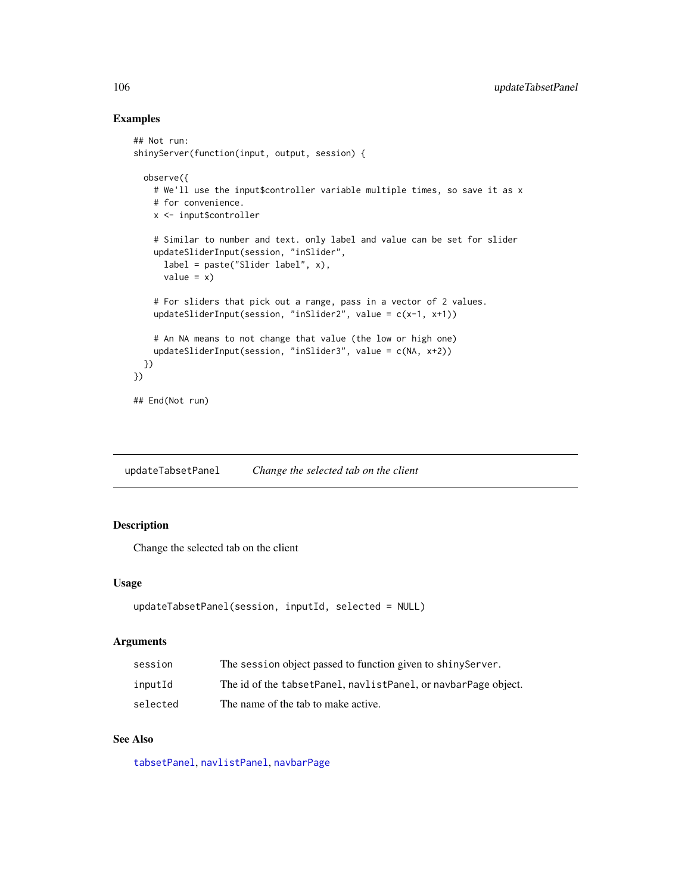## Examples

```
## Not run:
shinyServer(function(input, output, session) {

  observe({
    # We'll use the input$controller variable multiple times, so save it as x
    # for convenience.
    x <- input$controller

    # Similar to number and text. only label and value can be set for slider
    updateSliderInput(session, "inSlider",
      label = paste("Slider label", x),
      value = x)

    # For sliders that pick out a range, pass in a vector of 2 values.
    updateSliderInput(session, "inSlider2", value = c(x-1, x+1))

    # An NA means to not change that value (the low or high one)
    updateSliderInput(session, "inSlider3", value = c(NA, x+2))
  })
})

## End(Not run)
```

---

# updateTabsetPanel — *Change the selected tab on the client*

## Description

Change the selected tab on the client

## Usage

```
updateTabsetPanel(session, inputId, selected = NULL)
```

## Arguments

| | |
|---|---|
| session | The session object passed to function given to shinyServer. |
| inputId | The id of the tabsetPanel, navlistPanel, or navbarPage object. |
| selected | The name of the tab to make active. |

## See Also

tabsetPanel, navlistPanel, navbarPage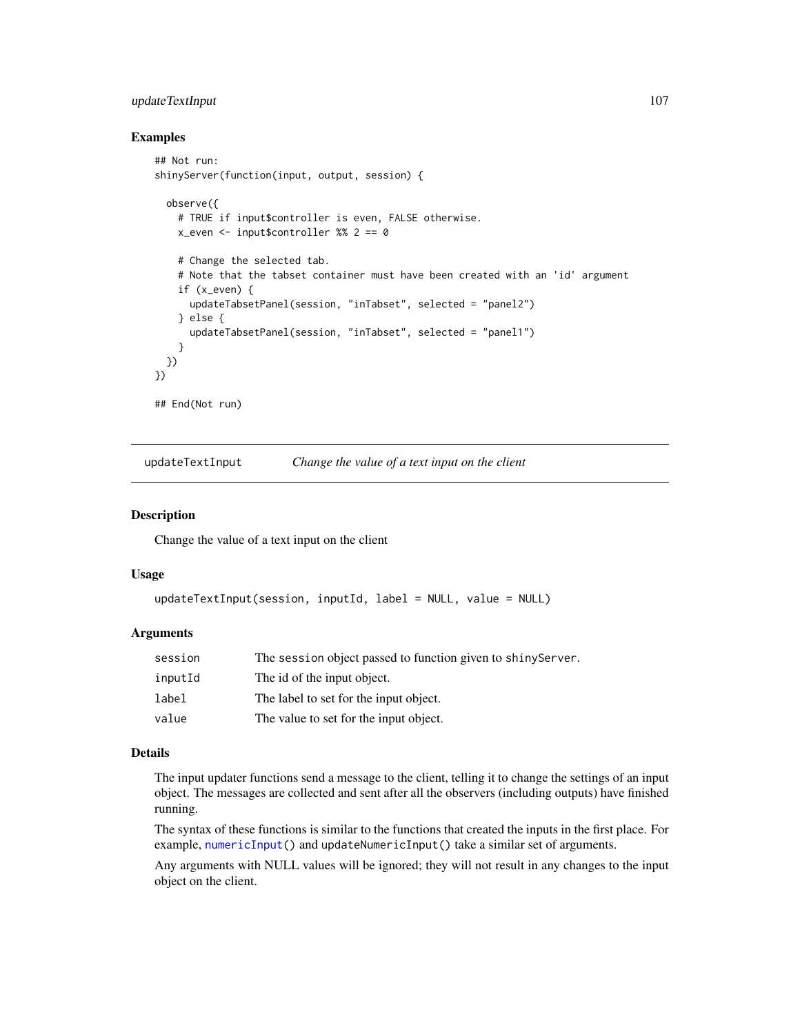### Examples

```
## Not run:
shinyServer(function(input, output, session) {

  observe({
    # TRUE if input$controller is even, FALSE otherwise.
    x_even <- input$controller %% 2 == 0

    # Change the selected tab.
    # Note that the tabset container must have been created with an 'id' argument
    if (x_even) {
      updateTabsetPanel(session, "inTabset", selected = "panel2")
    } else {
      updateTabsetPanel(session, "inTabset", selected = "panel1")
    }
  })
})

## End(Not run)
```

---

## updateTextInput — *Change the value of a text input on the client*

---

### Description

Change the value of a text input on the client

### Usage

```
updateTextInput(session, inputId, label = NULL, value = NULL)
```

### Arguments

| | |
|---|---|
| `session` | The `session` object passed to function given to `shinyServer`. |
| `inputId` | The id of the input object. |
| `label` | The label to set for the input object. |
| `value` | The value to set for the input object. |

### Details

The input updater functions send a message to the client, telling it to change the settings of an input object. The messages are collected and sent after all the observers (including outputs) have finished running.

The syntax of these functions is similar to the functions that created the inputs in the first place. For example, `numericInput()` and `updateNumericInput()` take a similar set of arguments.

Any arguments with NULL values will be ignored; they will not result in any changes to the input object on the client.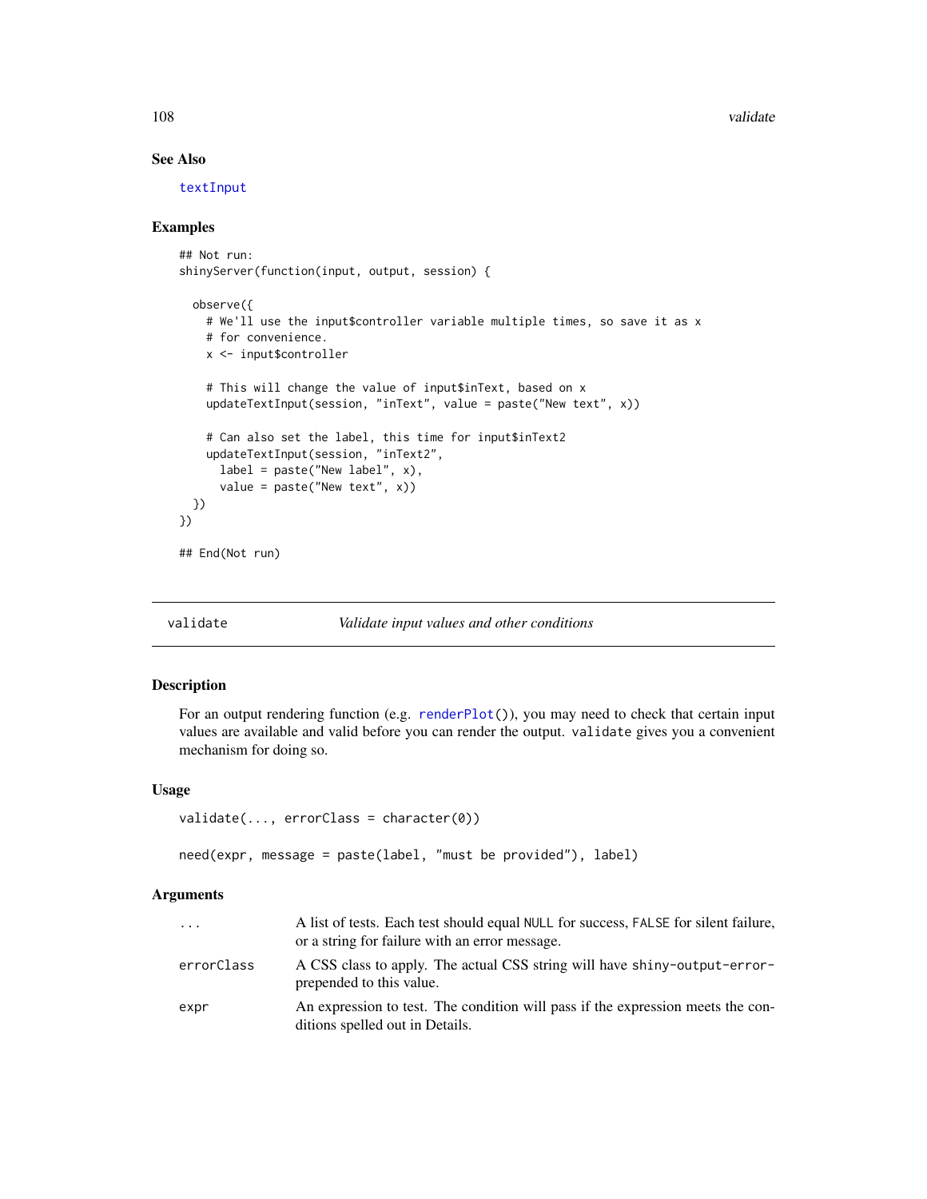### See Also

textInput

### Examples

```
## Not run:
shinyServer(function(input, output, session) {

  observe({
    # We'll use the input$controller variable multiple times, so save it as x
    # for convenience.
    x <- input$controller

    # This will change the value of input$inText, based on x
    updateTextInput(session, "inText", value = paste("New text", x))

    # Can also set the label, this time for input$inText2
    updateTextInput(session, "inText2",
      label = paste("New label", x),
      value = paste("New text", x))
  })
})

## End(Not run)
```

---

## validate — *Validate input values and other conditions*

---

### Description

For an output rendering function (e.g. `renderPlot()`), you may need to check that certain input values are available and valid before you can render the output. `validate` gives you a convenient mechanism for doing so.

### Usage

```
validate(..., errorClass = character(0))

need(expr, message = paste(label, "must be provided"), label)
```

### Arguments

| | |
|---|---|
| `...` | A list of tests. Each test should equal `NULL` for success, `FALSE` for silent failure, or a string for failure with an error message. |
| `errorClass` | A CSS class to apply. The actual CSS string will have `shiny-output-error-` prepended to this value. |
| `expr` | An expression to test. The condition will pass if the expression meets the conditions spelled out in Details. |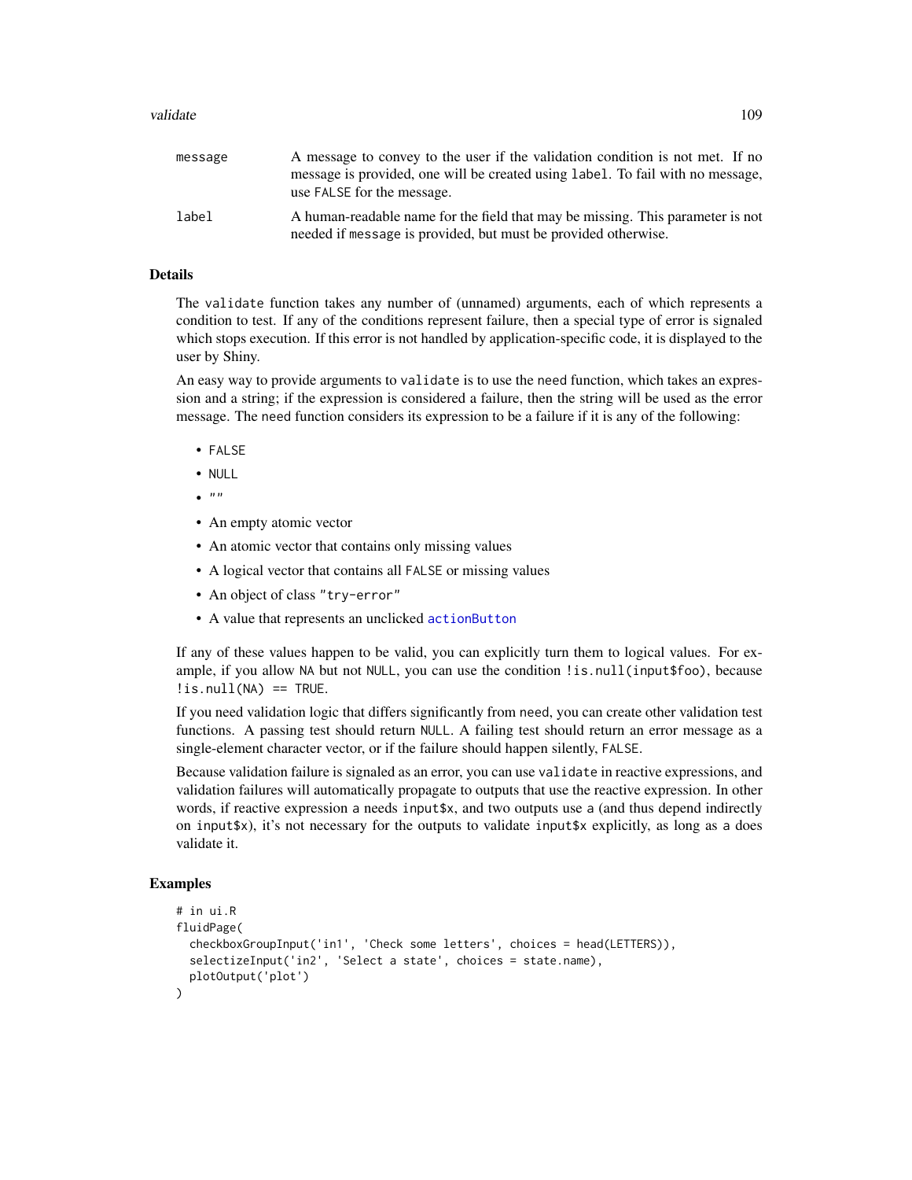message
: A message to convey to the user if the validation condition is not met. If no message is provided, one will be created using `label`. To fail with no message, use `FALSE` for the message.

label
: A human-readable name for the field that may be missing. This parameter is not needed if `message` is provided, but must be provided otherwise.

## Details

The `validate` function takes any number of (unnamed) arguments, each of which represents a condition to test. If any of the conditions represent failure, then a special type of error is signaled which stops execution. If this error is not handled by application-specific code, it is displayed to the user by Shiny.

An easy way to provide arguments to `validate` is to use the `need` function, which takes an expression and a string; if the expression is considered a failure, then the string will be used as the error message. The `need` function considers its expression to be a failure if it is any of the following:

- `FALSE`
- `NULL`
- `""`
- An empty atomic vector
- An atomic vector that contains only missing values
- A logical vector that contains all `FALSE` or missing values
- An object of class `"try-error"`
- A value that represents an unclicked `actionButton`

If any of these values happen to be valid, you can explicitly turn them to logical values. For example, if you allow `NA` but not `NULL`, you can use the condition `!is.null(input$foo)`, because `!is.null(NA) == TRUE`.

If you need validation logic that differs significantly from `need`, you can create other validation test functions. A passing test should return `NULL`. A failing test should return an error message as a single-element character vector, or if the failure should happen silently, `FALSE`.

Because validation failure is signaled as an error, you can use `validate` in reactive expressions, and validation failures will automatically propagate to outputs that use the reactive expression. In other words, if reactive expression `a` needs `input$x`, and two outputs use `a` (and thus depend indirectly on `input$x`), it's not necessary for the outputs to validate `input$x` explicitly, as long as `a` does validate it.

## Examples

```
# in ui.R
fluidPage(
  checkboxGroupInput('in1', 'Check some letters', choices = head(LETTERS)),
  selectizeInput('in2', 'Select a state', choices = state.name),
  plotOutput('plot')
)
```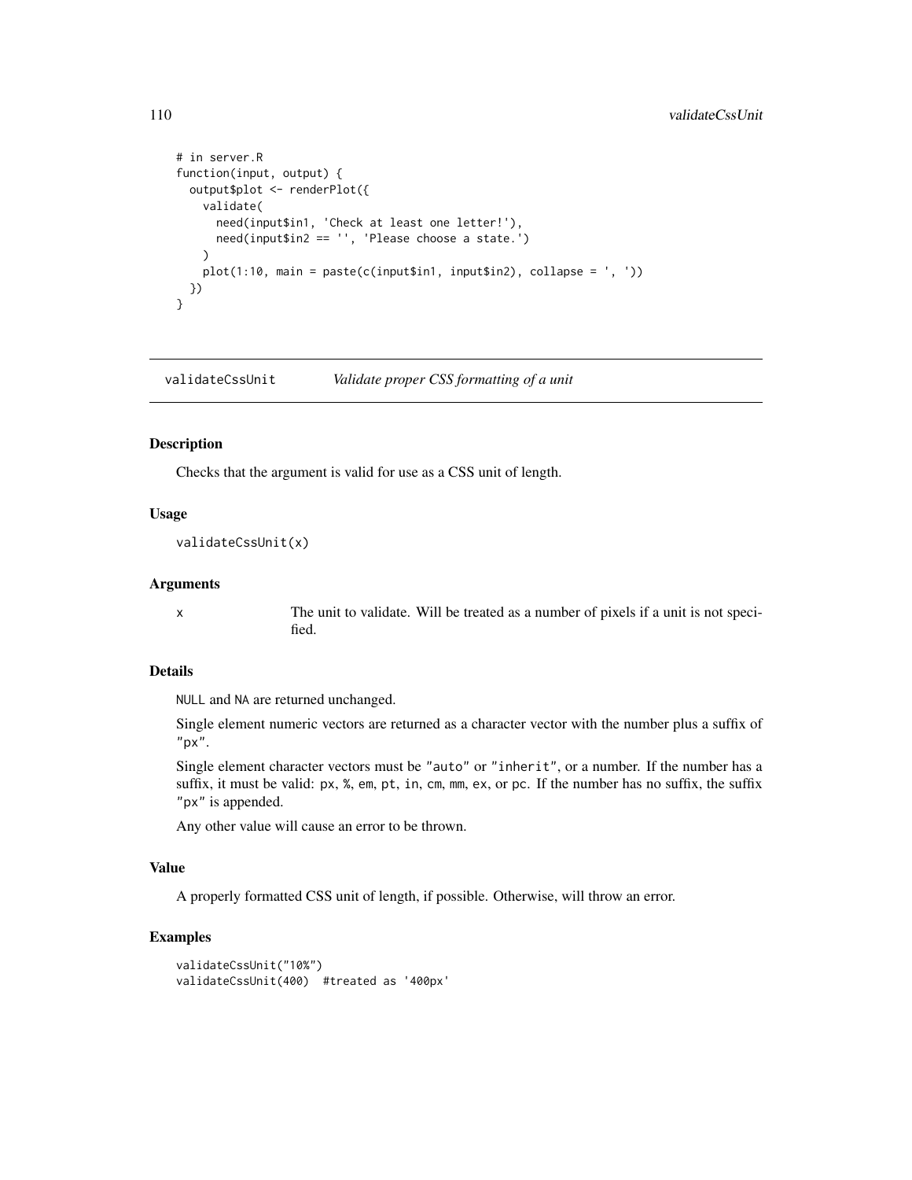```
# in server.R
function(input, output) {
  output$plot <- renderPlot({
    validate(
      need(input$in1, 'Check at least one letter!'),
      need(input$in2 == '', 'Please choose a state.')
    )
    plot(1:10, main = paste(c(input$in1, input$in2), collapse = ', '))
  })
}
```

---

## validateCssUnit — *Validate proper CSS formatting of a unit*

### Description

Checks that the argument is valid for use as a CSS unit of length.

### Usage

```
validateCssUnit(x)
```

### Arguments

| | |
|---|---|
| `x` | The unit to validate. Will be treated as a number of pixels if a unit is not specified. |

### Details

`NULL` and `NA` are returned unchanged.

Single element numeric vectors are returned as a character vector with the number plus a suffix of `"px"`.

Single element character vectors must be `"auto"` or `"inherit"`, or a number. If the number has a suffix, it must be valid: `px`, `%`, `em`, `pt`, `in`, `cm`, `mm`, `ex`, or `pc`. If the number has no suffix, the suffix `"px"` is appended.

Any other value will cause an error to be thrown.

### Value

A properly formatted CSS unit of length, if possible. Otherwise, will throw an error.

### Examples

```
validateCssUnit("10%")
validateCssUnit(400)  #treated as '400px'
```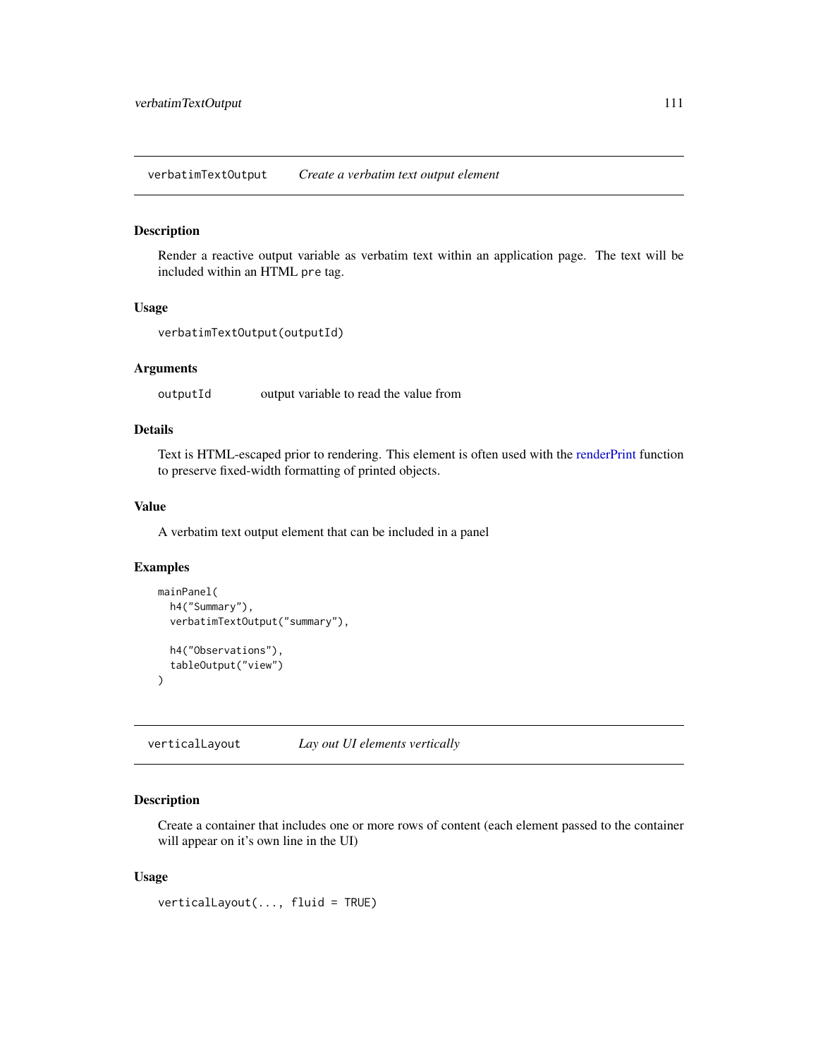## verbatimTextOutput — *Create a verbatim text output element*

### Description

Render a reactive output variable as verbatim text within an application page. The text will be included within an HTML `pre` tag.

### Usage

```
verbatimTextOutput(outputId)
```

### Arguments

| | |
|---|---|
| `outputId` | output variable to read the value from |

### Details

Text is HTML-escaped prior to rendering. This element is often used with the renderPrint function to preserve fixed-width formatting of printed objects.

### Value

A verbatim text output element that can be included in a panel

### Examples

```
mainPanel(
  h4("Summary"),
  verbatimTextOutput("summary"),

  h4("Observations"),
  tableOutput("view")
)
```

## verticalLayout — *Lay out UI elements vertically*

### Description

Create a container that includes one or more rows of content (each element passed to the container will appear on it's own line in the UI)

### Usage

```
verticalLayout(..., fluid = TRUE)
```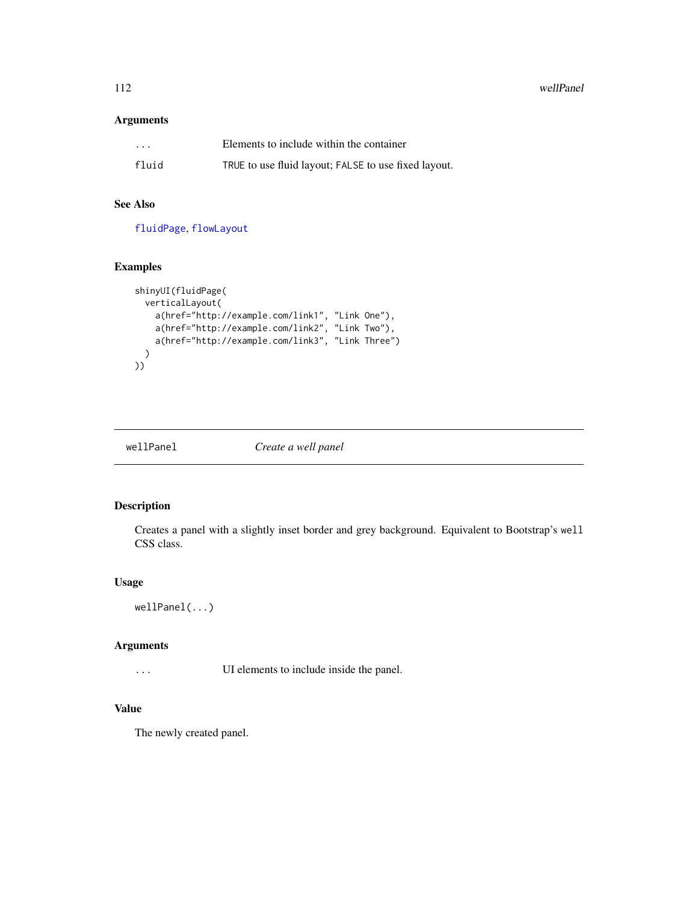### Arguments

| | |
|---|---|
| ... | Elements to include within the container |
| fluid | TRUE to use fluid layout; FALSE to use fixed layout. |

### See Also

fluidPage, flowLayout

### Examples

```
shinyUI(fluidPage(
  verticalLayout(
    a(href="http://example.com/link1", "Link One"),
    a(href="http://example.com/link2", "Link Two"),
    a(href="http://example.com/link3", "Link Three")
  )
))
```

---

## wellPanel *Create a well panel*

---

### Description

Creates a panel with a slightly inset border and grey background. Equivalent to Bootstrap's `well` CSS class.

### Usage

```
wellPanel(...)
```

### Arguments

| | |
|---|---|
| ... | UI elements to include inside the panel. |

### Value

The newly created panel.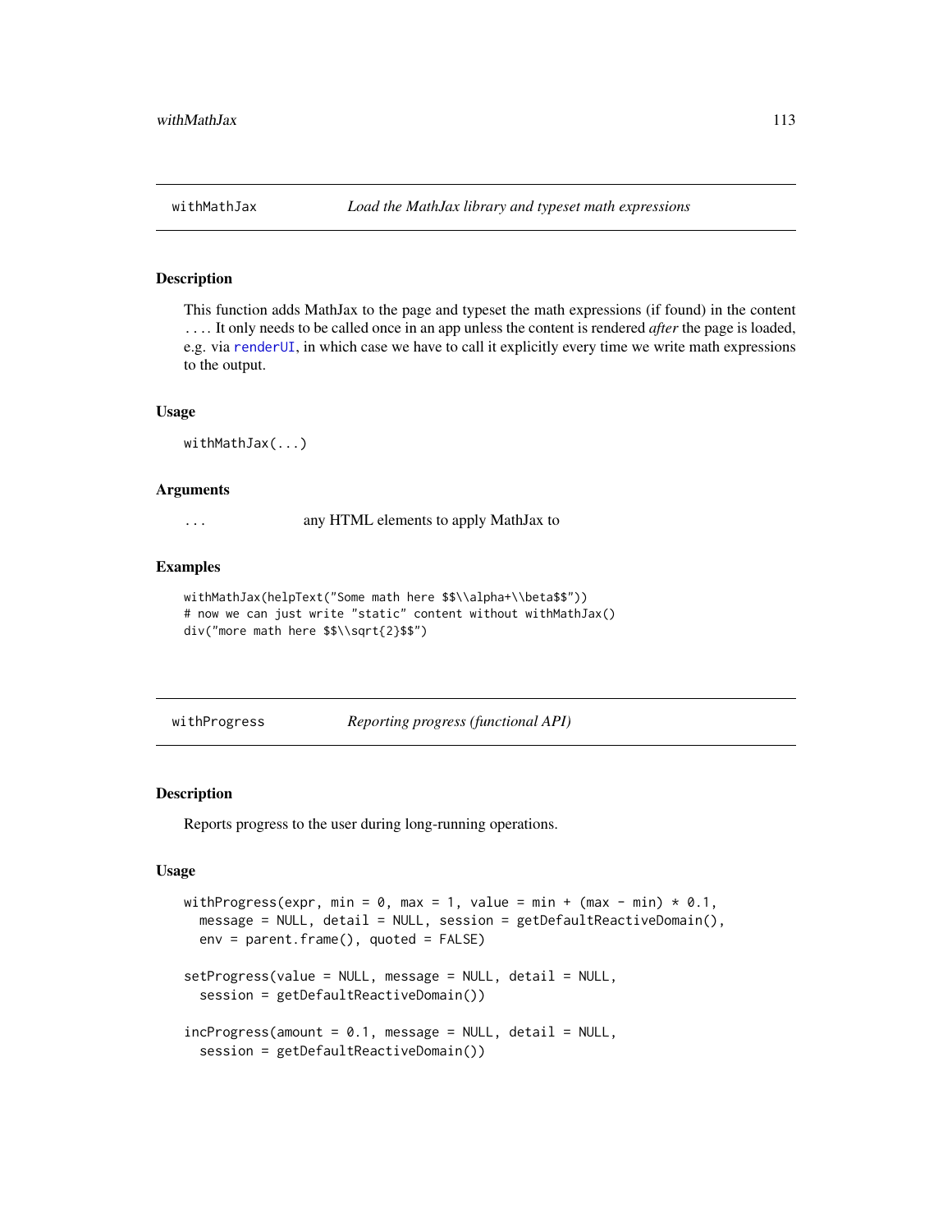## withMathJax *Load the MathJax library and typeset math expressions*

### Description

This function adds MathJax to the page and typeset the math expressions (if found) in the content .... It only needs to be called once in an app unless the content is rendered *after* the page is loaded, e.g. via renderUI, in which case we have to call it explicitly every time we write math expressions to the output.

### Usage

```
withMathJax(...)
```

### Arguments

| | |
|---|---|
| ... | any HTML elements to apply MathJax to |

### Examples

```
withMathJax(helpText("Some math here $$\\alpha+\\beta$$"))
# now we can just write "static" content without withMathJax()
div("more math here $$\\sqrt{2}$$")
```

## withProgress *Reporting progress (functional API)*

### Description

Reports progress to the user during long-running operations.

### Usage

```
withProgress(expr, min = 0, max = 1, value = min + (max - min) * 0.1,
  message = NULL, detail = NULL, session = getDefaultReactiveDomain(),
  env = parent.frame(), quoted = FALSE)

setProgress(value = NULL, message = NULL, detail = NULL,
  session = getDefaultReactiveDomain())

incProgress(amount = 0.1, message = NULL, detail = NULL,
  session = getDefaultReactiveDomain())
```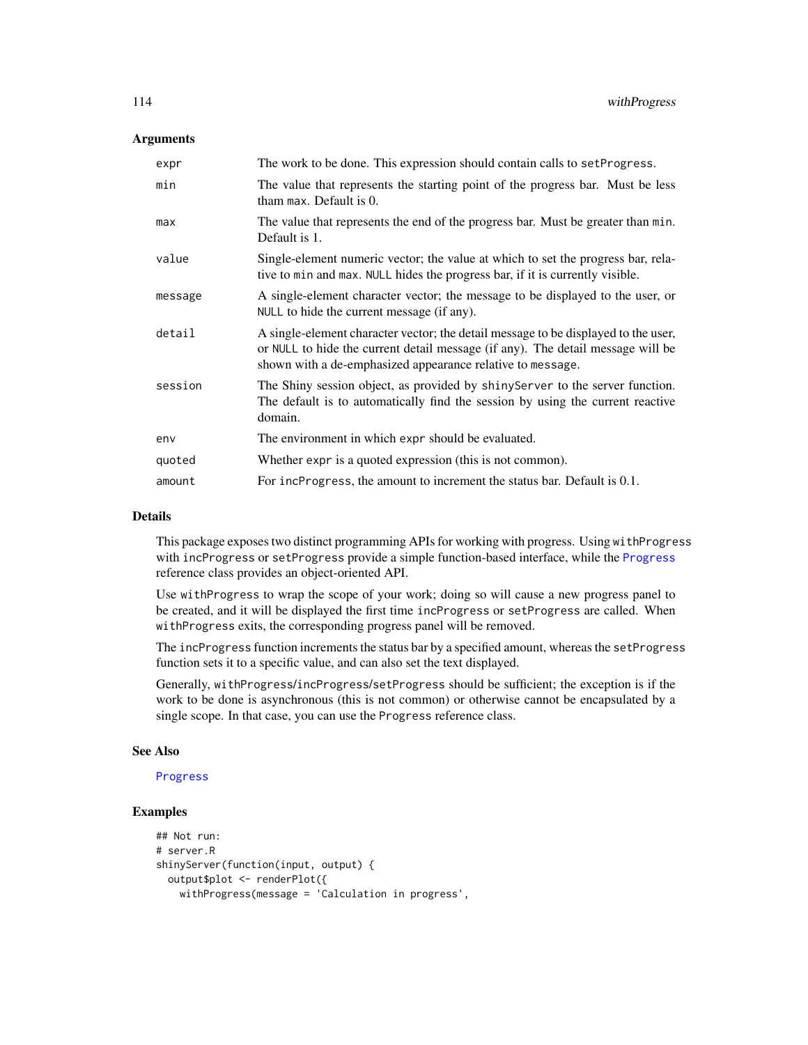### Arguments

| | |
|---|---|
| `expr` | The work to be done. This expression should contain calls to `setProgress`. |
| `min` | The value that represents the starting point of the progress bar. Must be less tham `max`. Default is 0. |
| `max` | The value that represents the end of the progress bar. Must be greater than `min`. Default is 1. |
| `value` | Single-element numeric vector; the value at which to set the progress bar, relative to `min` and `max`. `NULL` hides the progress bar, if it is currently visible. |
| `message` | A single-element character vector; the message to be displayed to the user, or `NULL` to hide the current message (if any). |
| `detail` | A single-element character vector; the detail message to be displayed to the user, or `NULL` to hide the current detail message (if any). The detail message will be shown with a de-emphasized appearance relative to `message`. |
| `session` | The Shiny session object, as provided by `shinyServer` to the server function. The default is to automatically find the session by using the current reactive domain. |
| `env` | The environment in which `expr` should be evaluated. |
| `quoted` | Whether `expr` is a quoted expression (this is not common). |
| `amount` | For `incProgress`, the amount to increment the status bar. Default is 0.1. |

### Details

This package exposes two distinct programming APIs for working with progress. Using `withProgress` with `incProgress` or `setProgress` provide a simple function-based interface, while the `Progress` reference class provides an object-oriented API.

Use `withProgress` to wrap the scope of your work; doing so will cause a new progress panel to be created, and it will be displayed the first time `incProgress` or `setProgress` are called. When `withProgress` exits, the corresponding progress panel will be removed.

The `incProgress` function increments the status bar by a specified amount, whereas the `setProgress` function sets it to a specific value, and can also set the text displayed.

Generally, `withProgress`/`incProgress`/`setProgress` should be sufficient; the exception is if the work to be done is asynchronous (this is not common) or otherwise cannot be encapsulated by a single scope. In that case, you can use the `Progress` reference class.

### See Also

`Progress`

### Examples

```
## Not run:
# server.R
shinyServer(function(input, output) {
  output$plot <- renderPlot({
    withProgress(message = 'Calculation in progress',
```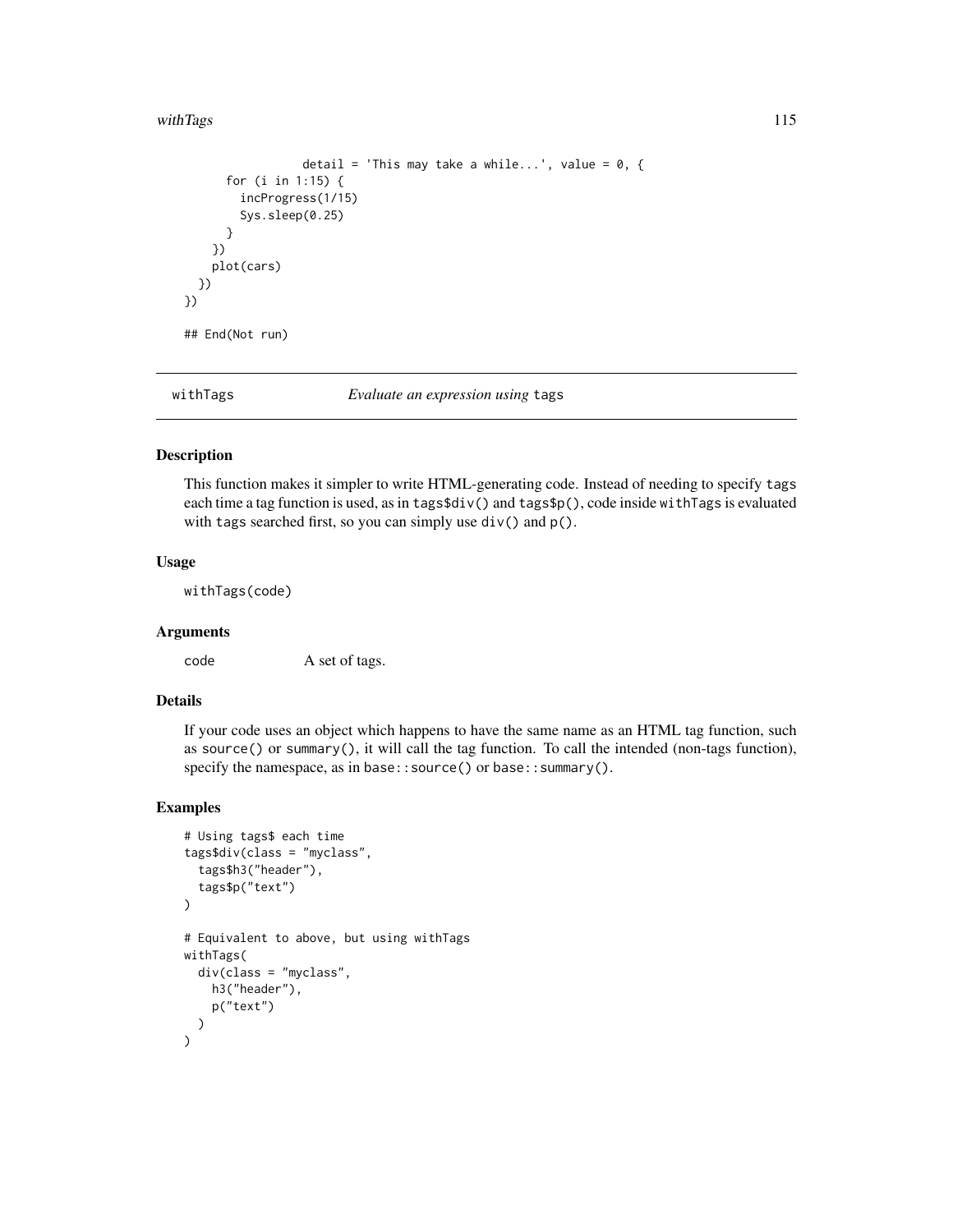```
                detail = 'This may take a while...', value = 0, {
      for (i in 1:15) {
        incProgress(1/15)
        Sys.sleep(0.25)
      }
    })
    plot(cars)
  })
})

## End(Not run)
```

## withTags — *Evaluate an expression using* tags

### Description

This function makes it simpler to write HTML-generating code. Instead of needing to specify `tags` each time a tag function is used, as in `tags$div()` and `tags$p()`, code inside `withTags` is evaluated with `tags` searched first, so you can simply use `div()` and `p()`.

### Usage

```
withTags(code)
```

### Arguments

| | |
|---|---|
| `code` | A set of tags. |

### Details

If your code uses an object which happens to have the same name as an HTML tag function, such as `source()` or `summary()`, it will call the tag function. To call the intended (non-tags function), specify the namespace, as in `base::source()` or `base::summary()`.

### Examples

```
# Using tags$ each time
tags$div(class = "myclass",
  tags$h3("header"),
  tags$p("text")
)

# Equivalent to above, but using withTags
withTags(
  div(class = "myclass",
    h3("header"),
    p("text")
  )
)
```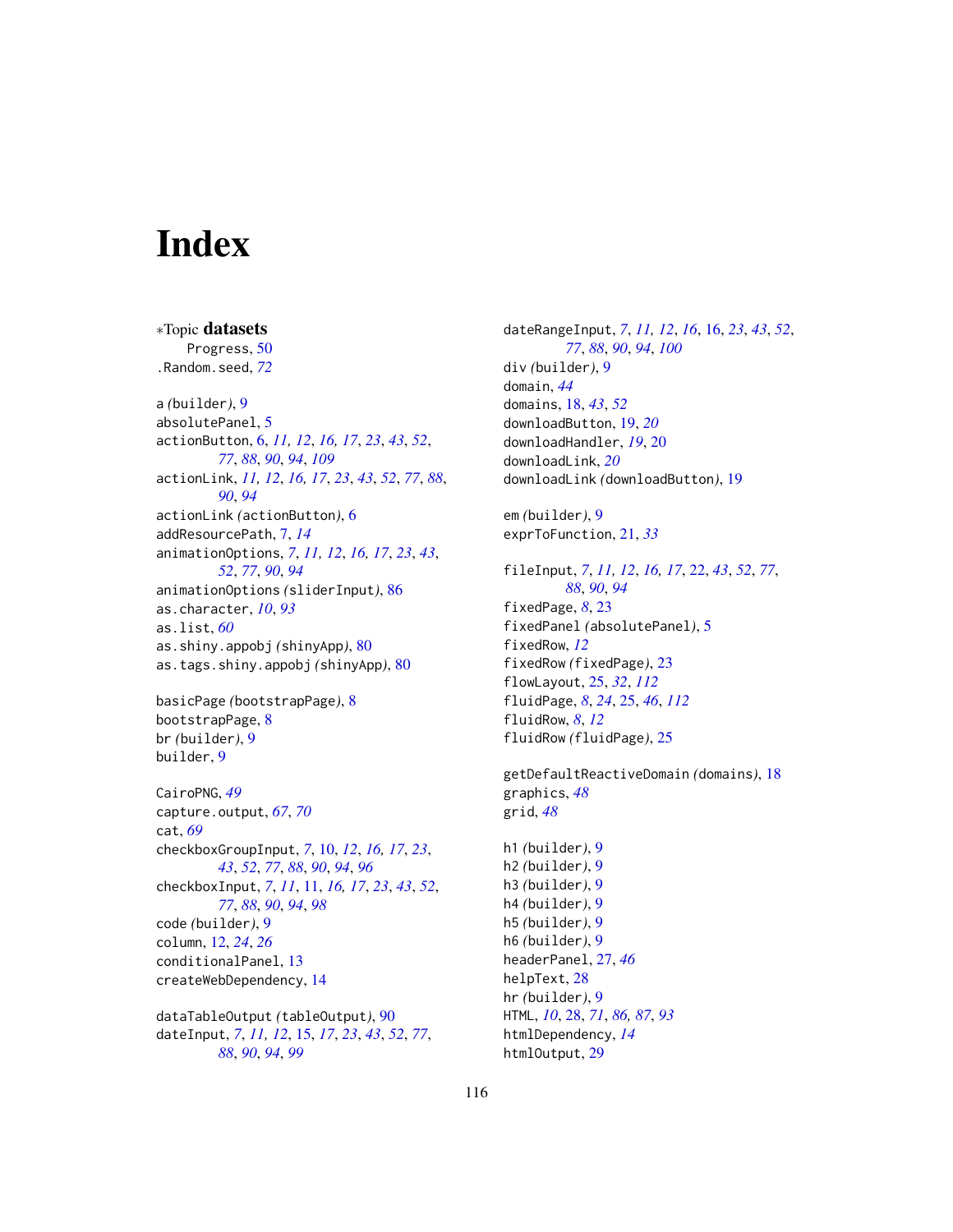# Index

*Topic **datasets**
    Progress, 50
.Random.seed, *72*

a *(builder)*, 9
absolutePanel, 5
actionButton, 6, *11, 12*, *16, 17*, *23*, *43*, *52*, *77*, *88*, *90*, *94*, *109*
actionLink, *11, 12*, *16, 17*, *23*, *43*, *52*, *77*, *88*, *90*, *94*
actionLink *(actionButton)*, 6
addResourcePath, 7, *14*
animationOptions, *7*, *11, 12*, *16, 17*, *23*, *43*, *52*, *77*, *90*, *94*
animationOptions *(sliderInput)*, 86
as.character, *10*, *93*
as.list, *60*
as.shiny.appobj *(shinyApp)*, 80
as.tags.shiny.appobj *(shinyApp)*, 80

basicPage *(bootstrapPage)*, 8
bootstrapPage, 8
br *(builder)*, 9
builder, 9

CairoPNG, *49*
capture.output, *67*, *70*
cat, *69*
checkboxGroupInput, *7*, 10, *12*, *16, 17*, *23*, *43*, *52*, *77*, *88*, *90*, *94*, *96*
checkboxInput, *7*, *11*, 11, *16, 17*, *23*, *43*, *52*, *77*, *88*, *90*, *94*, *98*
code *(builder)*, 9
column, 12, *24*, *26*
conditionalPanel, 13
createWebDependency, 14

dataTableOutput *(tableOutput)*, 90
dateInput, *7*, *11, 12*, 15, *17*, *23*, *43*, *52*, *77*, *88*, *90*, *94*, *99*
dateRangeInput, *7*, *11, 12*, *16*, 16, *23*, *43*, *52*, *77*, *88*, *90*, *94*, *100*
div *(builder)*, 9
domain, *44*
domains, 18, *43*, *52*
downloadButton, 19, *20*
downloadHandler, *19*, 20
downloadLink, *20*
downloadLink *(downloadButton)*, 19

em *(builder)*, 9
exprToFunction, 21, *33*

fileInput, *7*, *11, 12*, *16, 17*, 22, *43*, *52*, *77*, *88*, *90*, *94*
fixedPage, *8*, 23
fixedPanel *(absolutePanel)*, 5
fixedRow, *12*
fixedRow *(fixedPage)*, 23
flowLayout, 25, *32*, *112*
fluidPage, *8*, *24*, 25, *46*, *112*
fluidRow, *8*, *12*
fluidRow *(fluidPage)*, 25

getDefaultReactiveDomain *(domains)*, 18
graphics, *48*
grid, *48*

h1 *(builder)*, 9
h2 *(builder)*, 9
h3 *(builder)*, 9
h4 *(builder)*, 9
h5 *(builder)*, 9
h6 *(builder)*, 9
headerPanel, 27, *46*
helpText, 28
hr *(builder)*, 9
HTML, *10*, 28, *71*, *86, 87*, *93*
htmlDependency, *14*
htmlOutput, 29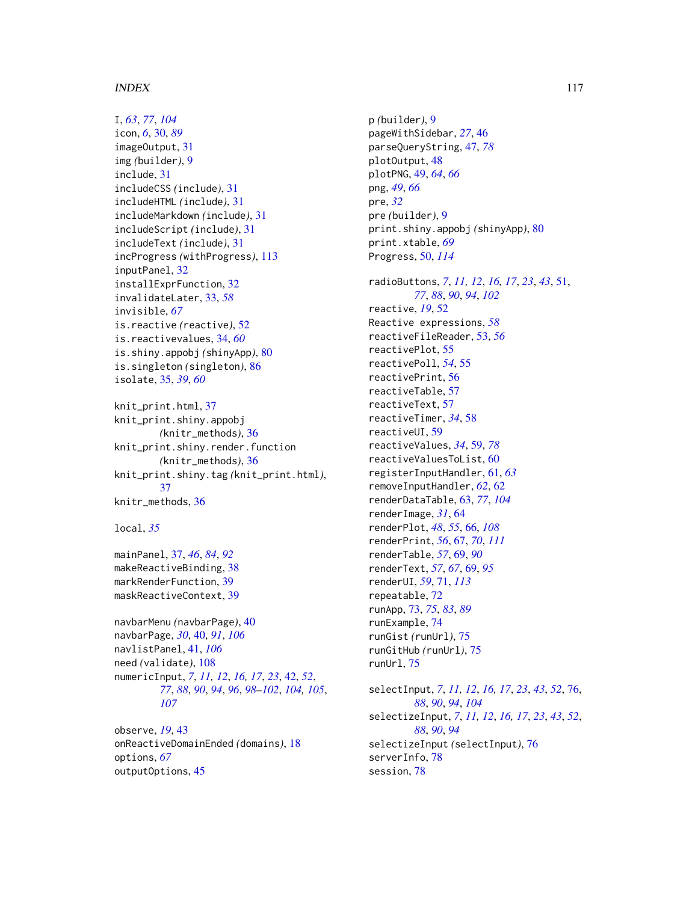I, *63*, *77*, *104*
icon, *6*, 30, *89*
imageOutput, 31
img (builder), 9
include, 31
includeCSS (include), 31
includeHTML (include), 31
includeMarkdown (include), 31
includeScript (include), 31
includeText (include), 31
incProgress (withProgress), 113
inputPanel, 32
installExprFunction, 32
invalidateLater, 33, *58*
invisible, *67*
is.reactive (reactive), 52
is.reactivevalues, 34, *60*
is.shiny.appobj (shinyApp), 80
is.singleton (singleton), 86
isolate, 35, *39*, *60*

knit_print.html, 37
knit_print.shiny.appobj (knitr_methods), 36
knit_print.shiny.render.function (knitr_methods), 36
knit_print.shiny.tag (knit_print.html), 37
knitr_methods, 36

local, *35*

mainPanel, 37, *46*, *84*, *92*
makeReactiveBinding, 38
markRenderFunction, 39
maskReactiveContext, 39

navbarMenu (navbarPage), 40
navbarPage, *30*, 40, *91*, *106*
navlistPanel, 41, *106*
need (validate), 108
numericInput, *7*, *11, 12*, *16, 17*, *23*, 42, *52*, *77*, *88*, *90*, *94*, *96*, *98–102*, *104, 105*, *107*

observe, *19*, 43
onReactiveDomainEnded (domains), 18
options, *67*
outputOptions, 45

p (builder), 9
pageWithSidebar, *27*, 46
parseQueryString, 47, *78*
plotOutput, 48
plotPNG, 49, *64*, *66*
png, *49*, *66*
pre, *32*
pre (builder), 9
print.shiny.appobj (shinyApp), 80
print.xtable, *69*
Progress, 50, *114*

radioButtons, *7*, *11, 12*, *16, 17*, *23*, *43*, 51, *77*, *88*, *90*, *94*, *102*
reactive, *19*, 52
Reactive expressions, *58*
reactiveFileReader, 53, *56*
reactivePlot, 55
reactivePoll, *54*, 55
reactivePrint, 56
reactiveTable, 57
reactiveText, 57
reactiveTimer, *34*, 58
reactiveUI, 59
reactiveValues, *34*, 59, *78*
reactiveValuesToList, 60
registerInputHandler, 61, *63*
removeInputHandler, *62*, 62
renderDataTable, 63, *77*, *104*
renderImage, *31*, 64
renderPlot, *48*, *55*, 66, *108*
renderPrint, *56*, 67, *70*, *111*
renderTable, *57*, 69, *90*
renderText, *57*, *67*, 69, *95*
renderUI, *59*, 71, *113*
repeatable, 72
runApp, 73, *75*, *83*, *89*
runExample, 74
runGist (runUrl), 75
runGitHub (runUrl), 75
runUrl, 75

selectInput, *7*, *11, 12*, *16, 17*, *23*, *43*, *52*, 76, *88*, *90*, *94*, *104*
selectizeInput, *7*, *11, 12*, *16, 17*, *23*, *43*, *52*, *88*, *90*, *94*
selectizeInput (selectInput), 76
serverInfo, 78
session, 78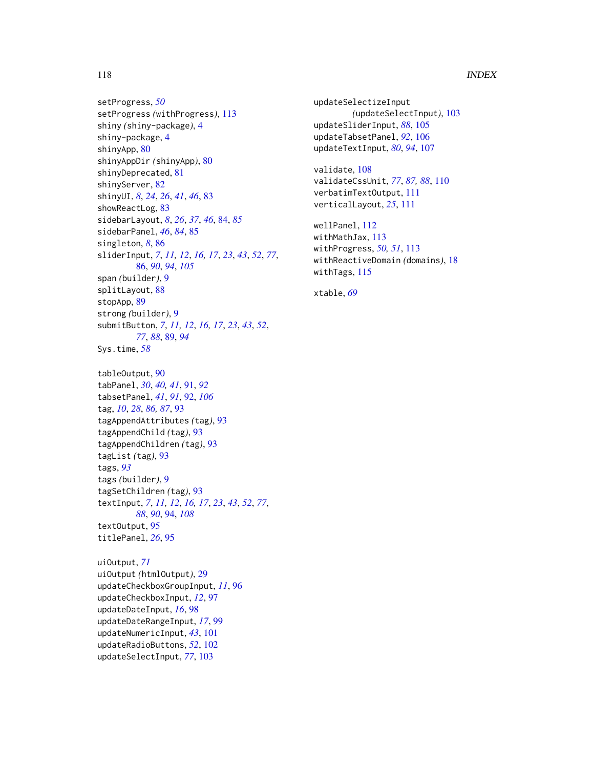setProgress, *50*
setProgress *(*withProgress*)*, 113
shiny *(*shiny-package*)*, 4
shiny-package, 4
shinyApp, 80
shinyAppDir *(*shinyApp*)*, 80
shinyDeprecated, 81
shinyServer, 82
shinyUI, *8*, *24*, *26*, *41*, *46*, 83
showReactLog, 83
sidebarLayout, *8*, *26*, *37*, *46*, 84, *85*
sidebarPanel, *46*, *84*, 85
singleton, *8*, 86
sliderInput, *7*, *11, 12*, *16, 17*, *23*, *43*, *52*, *77*, 86, *90*, *94*, *105*
span *(*builder*)*, 9
splitLayout, 88
stopApp, 89
strong *(*builder*)*, 9
submitButton, *7*, *11, 12*, *16, 17*, *23*, *43*, *52*, *77*, *88*, 89, *94*
Sys.time, *58*

tableOutput, 90
tabPanel, *30*, *40, 41*, 91, *92*
tabsetPanel, *41*, *91*, 92, *106*
tag, *10*, *28*, *86, 87*, 93
tagAppendAttributes *(*tag*)*, 93
tagAppendChild *(*tag*)*, 93
tagAppendChildren *(*tag*)*, 93
tagList *(*tag*)*, 93
tags, *93*
tags *(*builder*)*, 9
tagSetChildren *(*tag*)*, 93
textInput, *7*, *11, 12*, *16, 17*, *23*, *43*, *52*, *77*, *88*, *90*, 94, *108*
textOutput, 95
titlePanel, *26*, 95

uiOutput, *71*
uiOutput *(*htmlOutput*)*, 29
updateCheckboxGroupInput, *11*, 96
updateCheckboxInput, *12*, 97
updateDateInput, *16*, 98
updateDateRangeInput, *17*, 99
updateNumericInput, *43*, 101
updateRadioButtons, *52*, 102
updateSelectInput, *77*, 103
updateSelectizeInput *(*updateSelectInput*)*, 103
updateSliderInput, *88*, 105
updateTabsetPanel, *92*, 106
updateTextInput, *80*, *94*, 107

validate, 108
validateCssUnit, *77*, *87, 88*, 110
verbatimTextOutput, 111
verticalLayout, *25*, 111

wellPanel, 112
withMathJax, 113
withProgress, *50, 51*, 113
withReactiveDomain *(*domains*)*, 18
withTags, 115

xtable, *69*